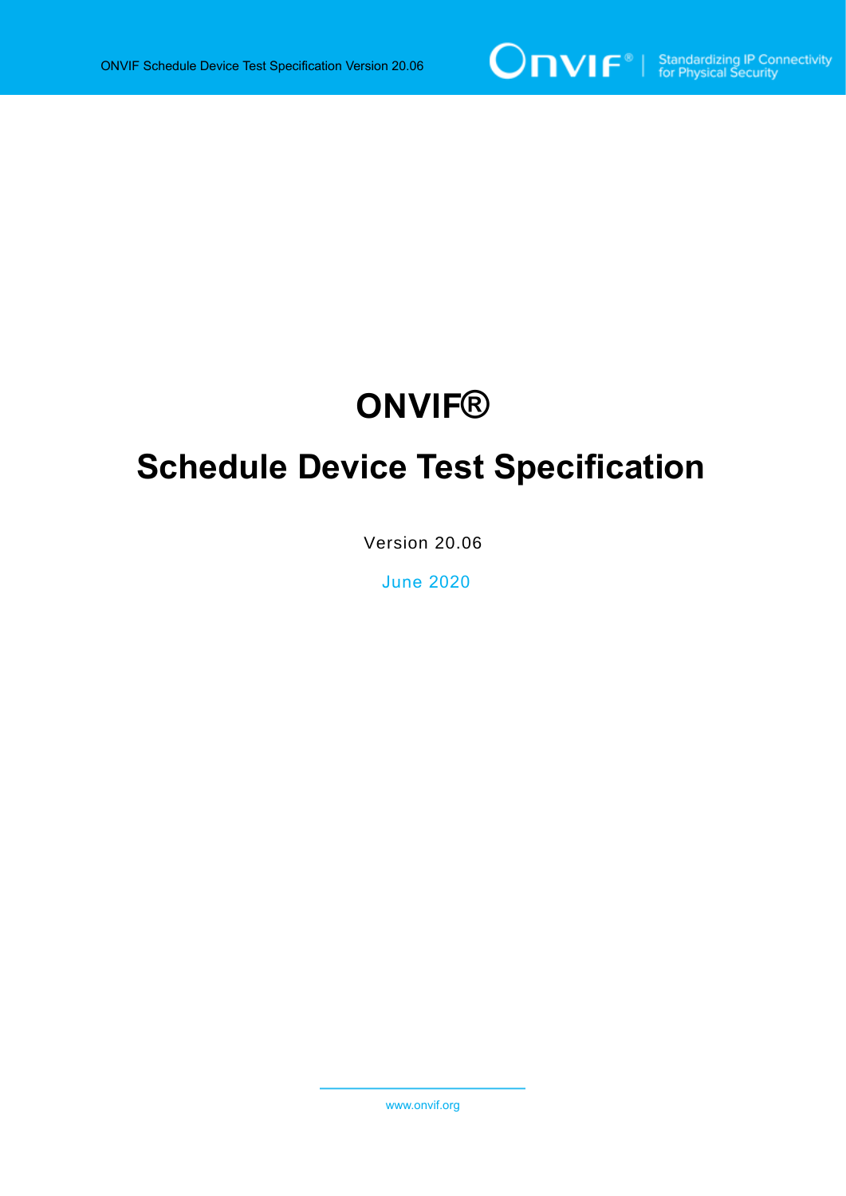# ONVIF®

# Schedule Device Test Specification

Version 20.06

June 2020

www.onvif.org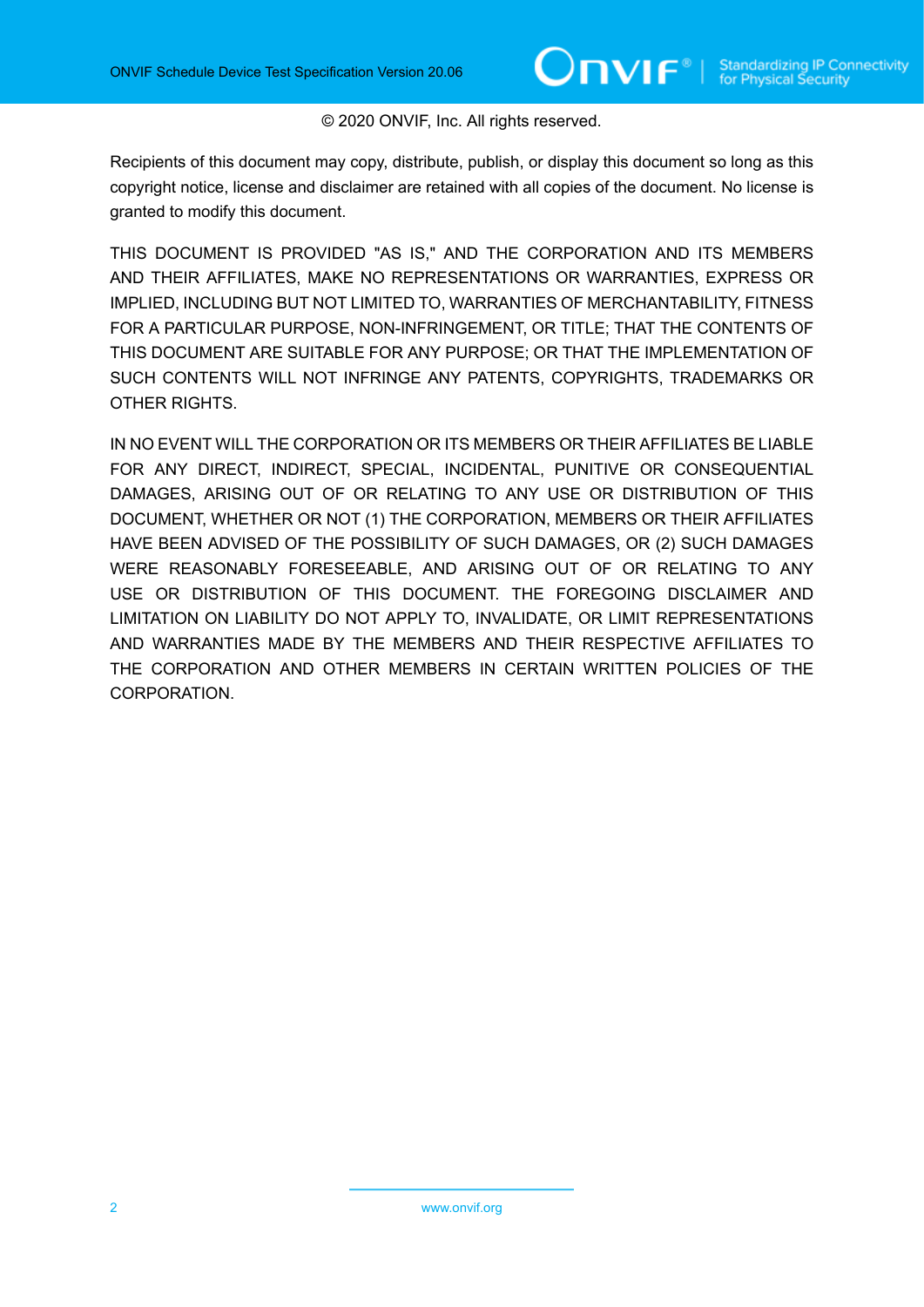© 2020 ONVIF, Inc. All rights reserved.

Recipients of this document may copy, distribute, publish, or display this document so long as this copyright notice, license and disclaimer are retained with all copies of the document. No license is granted to modify this document.

THIS DOCUMENT IS PROVIDED "AS IS," AND THE CORPORATION AND ITS MEMBERS AND THEIR AFFILIATES, MAKE NO REPRESENTATIONS OR WARRANTIES, EXPRESS OR IMPLIED, INCLUDING BUT NOT LIMITED TO, WARRANTIES OF MERCHANTABILITY, FITNESS FOR A PARTICULAR PURPOSE, NON-INFRINGEMENT, OR TITLE; THAT THE CONTENTS OF THIS DOCUMENT ARE SUITABLE FOR ANY PURPOSE; OR THAT THE IMPLEMENTATION OF SUCH CONTENTS WILL NOT INFRINGE ANY PATENTS, COPYRIGHTS, TRADEMARKS OR OTHER RIGHTS.

IN NO EVENT WILL THE CORPORATION OR ITS MEMBERS OR THEIR AFFILIATES BE LIABLE FOR ANY DIRECT, INDIRECT, SPECIAL, INCIDENTAL, PUNITIVE OR CONSEQUENTIAL DAMAGES, ARISING OUT OF OR RELATING TO ANY USE OR DISTRIBUTION OF THIS DOCUMENT, WHETHER OR NOT (1) THE CORPORATION, MEMBERS OR THEIR AFFILIATES HAVE BEEN ADVISED OF THE POSSIBILITY OF SUCH DAMAGES, OR (2) SUCH DAMAGES WERE REASONABLY FORESEEABLE, AND ARISING OUT OF OR RELATING TO ANY USE OR DISTRIBUTION OF THIS DOCUMENT. THE FOREGOING DISCLAIMER AND LIMITATION ON LIABILITY DO NOT APPLY TO, INVALIDATE, OR LIMIT REPRESENTATIONS AND WARRANTIES MADE BY THE MEMBERS AND THEIR RESPECTIVE AFFILIATES TO THE CORPORATION AND OTHER MEMBERS IN CERTAIN WRITTEN POLICIES OF THE CORPORATION.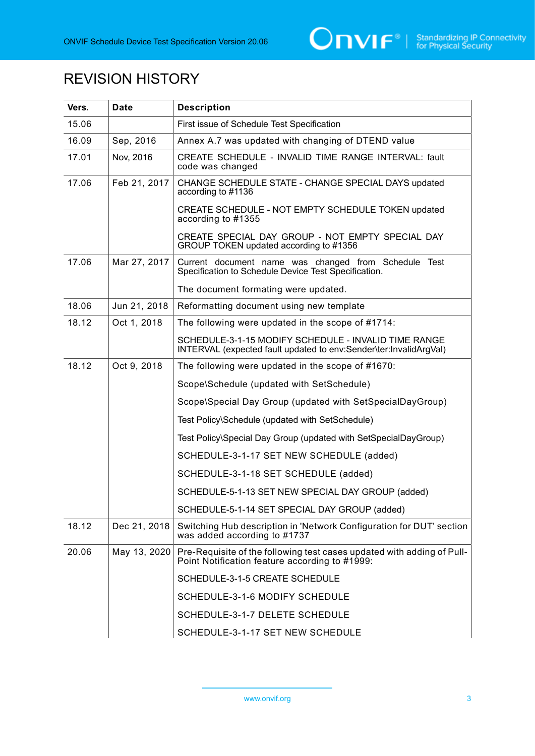# REVISION HISTORY

| Vers. | Date | Description |
|---|---|---|
| 15.06 | | First issue of Schedule Test Specification |
| 16.09 | Sep, 2016 | Annex A.7 was updated with changing of DTEND value |
| 17.01 | Nov, 2016 | CREATE SCHEDULE - INVALID TIME RANGE INTERVAL: fault code was changed |
| 17.06 | Feb 21, 2017 | CHANGE SCHEDULE STATE - CHANGE SPECIAL DAYS updated according to #1136<br><br>CREATE SCHEDULE - NOT EMPTY SCHEDULE TOKEN updated according to #1355<br><br>CREATE SPECIAL DAY GROUP - NOT EMPTY SPECIAL DAY GROUP TOKEN updated according to #1356 |
| 17.06 | Mar 27, 2017 | Current document name was changed from Schedule Test Specification to Schedule Device Test Specification.<br><br>The document formating were updated. |
| 18.06 | Jun 21, 2018 | Reformatting document using new template |
| 18.12 | Oct 1, 2018 | The following were updated in the scope of #1714:<br><br>SCHEDULE-3-1-15 MODIFY SCHEDULE - INVALID TIME RANGE INTERVAL (expected fault updated to env:Sender\ter:InvalidArgVal) |
| 18.12 | Oct 9, 2018 | The following were updated in the scope of #1670:<br><br>Scope\Schedule (updated with SetSchedule)<br><br>Scope\Special Day Group (updated with SetSpecialDayGroup)<br><br>Test Policy\Schedule (updated with SetSchedule)<br><br>Test Policy\Special Day Group (updated with SetSpecialDayGroup)<br><br>SCHEDULE-3-1-17 SET NEW SCHEDULE (added)<br><br>SCHEDULE-3-1-18 SET SCHEDULE (added)<br><br>SCHEDULE-5-1-13 SET NEW SPECIAL DAY GROUP (added)<br><br>SCHEDULE-5-1-14 SET SPECIAL DAY GROUP (added) |
| 18.12 | Dec 21, 2018 | Switching Hub description in 'Network Configuration for DUT' section was added according to #1737 |
| 20.06 | May 13, 2020 | Pre-Requisite of the following test cases updated with adding of Pull-Point Notification feature according to #1999:<br><br>SCHEDULE-3-1-5 CREATE SCHEDULE<br><br>SCHEDULE-3-1-6 MODIFY SCHEDULE<br><br>SCHEDULE-3-1-7 DELETE SCHEDULE<br><br>SCHEDULE-3-1-17 SET NEW SCHEDULE |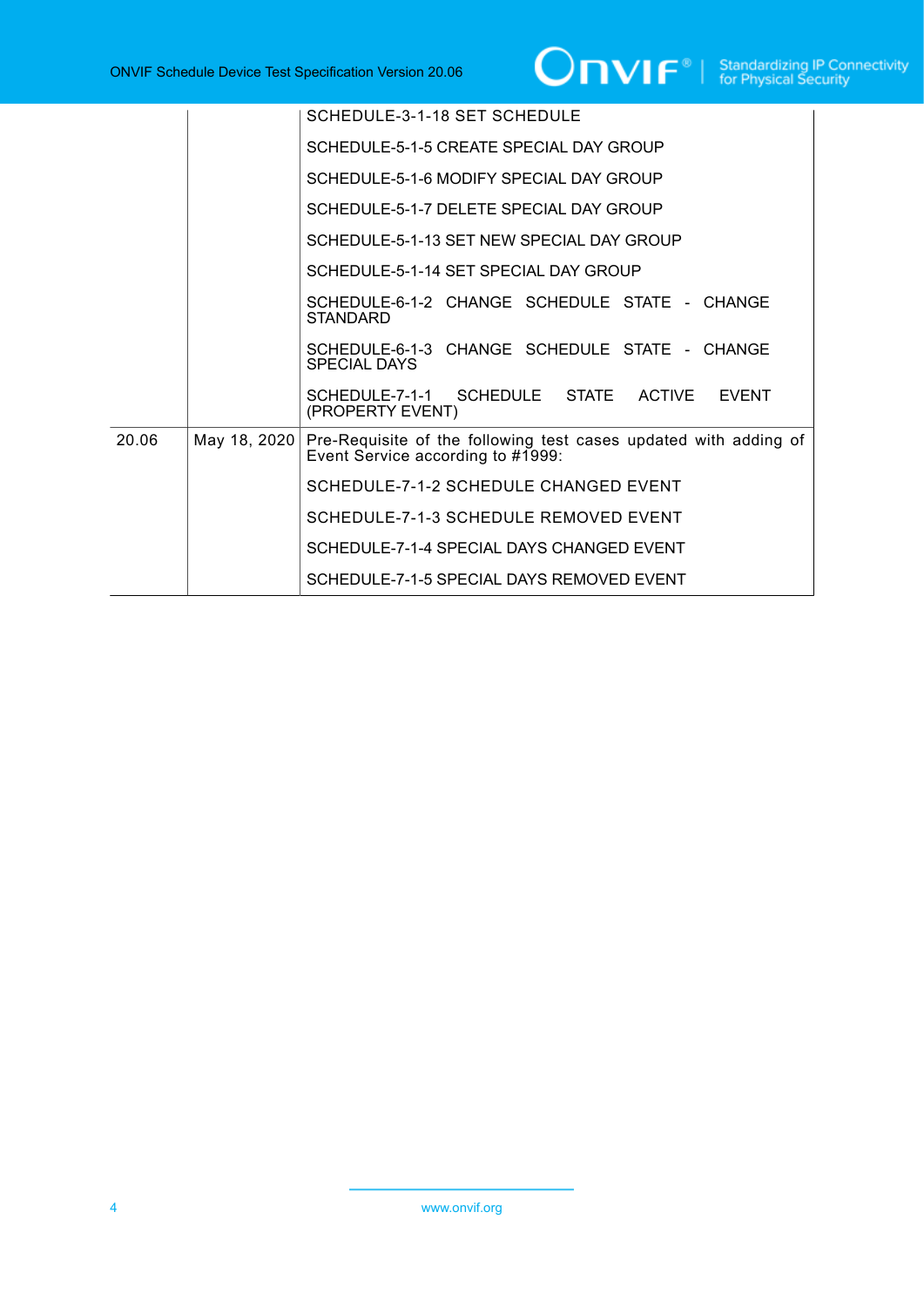| | | |
|---|---|---|
| | | SCHEDULE-3-1-18 SET SCHEDULE<br>SCHEDULE-5-1-5 CREATE SPECIAL DAY GROUP<br>SCHEDULE-5-1-6 MODIFY SPECIAL DAY GROUP<br>SCHEDULE-5-1-7 DELETE SPECIAL DAY GROUP<br>SCHEDULE-5-1-13 SET NEW SPECIAL DAY GROUP<br>SCHEDULE-5-1-14 SET SPECIAL DAY GROUP<br>SCHEDULE-6-1-2 CHANGE SCHEDULE STATE - CHANGE STANDARD<br>SCHEDULE-6-1-3 CHANGE SCHEDULE STATE - CHANGE SPECIAL DAYS<br>SCHEDULE-7-1-1 SCHEDULE STATE ACTIVE EVENT (PROPERTY EVENT) |
| 20.06 | May 18, 2020 | Pre-Requisite of the following test cases updated with adding of Event Service according to #1999:<br>SCHEDULE-7-1-2 SCHEDULE CHANGED EVENT<br>SCHEDULE-7-1-3 SCHEDULE REMOVED EVENT<br>SCHEDULE-7-1-4 SPECIAL DAYS CHANGED EVENT<br>SCHEDULE-7-1-5 SPECIAL DAYS REMOVED EVENT |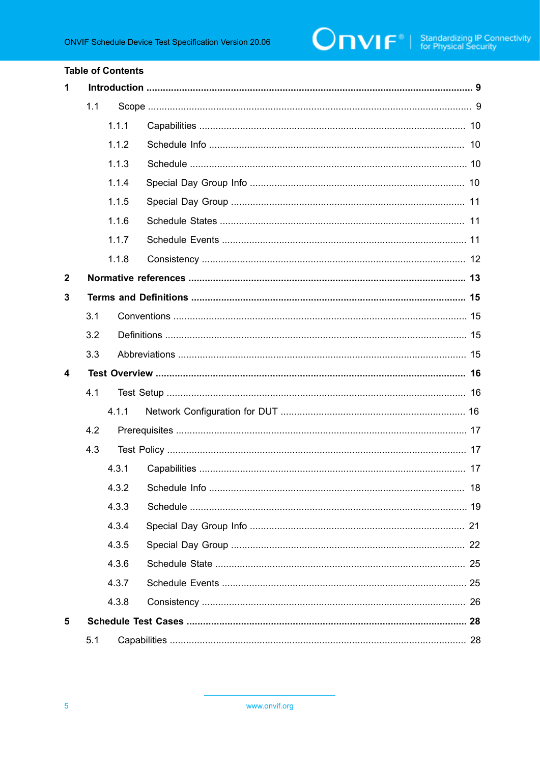**Table of Contents**

**1 Introduction ..... 9**

1.1 Scope ..... 9

1.1.1 Capabilities ..... 10

1.1.2 Schedule Info ..... 10

1.1.3 Schedule ..... 10

1.1.4 Special Day Group Info ..... 10

1.1.5 Special Day Group ..... 11

1.1.6 Schedule States ..... 11

1.1.7 Schedule Events ..... 11

1.1.8 Consistency ..... 12

**2 Normative references ..... 13**

**3 Terms and Definitions ..... 15**

3.1 Conventions ..... 15

3.2 Definitions ..... 15

3.3 Abbreviations ..... 15

**4 Test Overview ..... 16**

4.1 Test Setup ..... 16

4.1.1 Network Configuration for DUT ..... 16

4.2 Prerequisites ..... 17

4.3 Test Policy ..... 17

4.3.1 Capabilities ..... 17

4.3.2 Schedule Info ..... 18

4.3.3 Schedule ..... 19

4.3.4 Special Day Group Info ..... 21

4.3.5 Special Day Group ..... 22

4.3.6 Schedule State ..... 25

4.3.7 Schedule Events ..... 25

4.3.8 Consistency ..... 26

**5 Schedule Test Cases ..... 28**

5.1 Capabilities ..... 28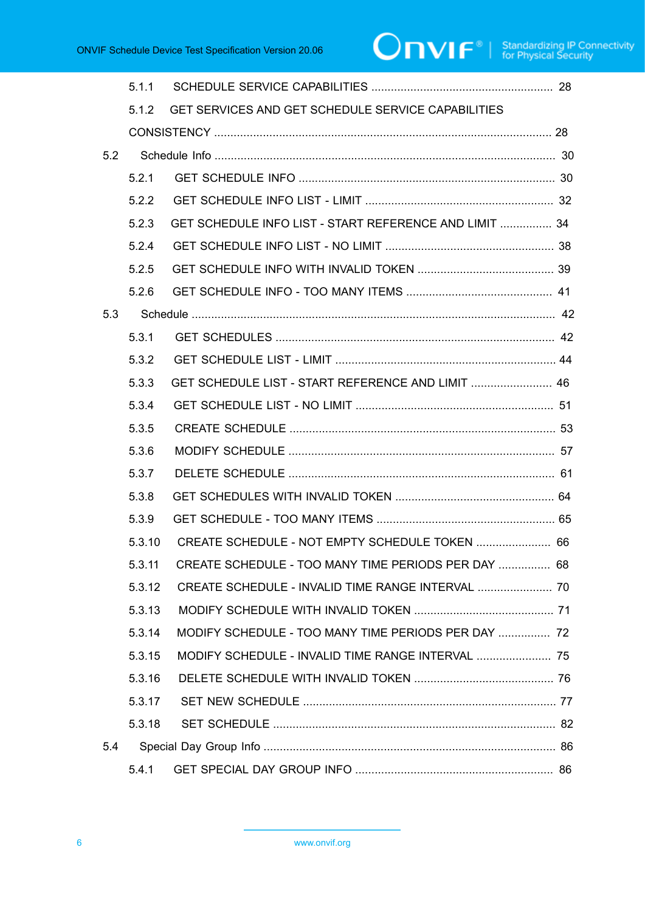5.1.1 SCHEDULE SERVICE CAPABILITIES ........................................................ 28

5.1.2 GET SERVICES AND GET SCHEDULE SERVICE CAPABILITIES CONSISTENCY ........................................................................................................ 28

5.2 Schedule Info ........................................................................................................ 30

5.2.1 GET SCHEDULE INFO .............................................................................. 30

5.2.2 GET SCHEDULE INFO LIST - LIMIT ......................................................... 32

5.2.3 GET SCHEDULE INFO LIST - START REFERENCE AND LIMIT ................ 34

5.2.4 GET SCHEDULE INFO LIST - NO LIMIT .................................................... 38

5.2.5 GET SCHEDULE INFO WITH INVALID TOKEN .......................................... 39

5.2.6 GET SCHEDULE INFO - TOO MANY ITEMS ............................................. 41

5.3 Schedule ............................................................................................................... 42

5.3.1 GET SCHEDULES ..................................................................................... 42

5.3.2 GET SCHEDULE LIST - LIMIT .................................................................... 44

5.3.3 GET SCHEDULE LIST - START REFERENCE AND LIMIT ......................... 46

5.3.4 GET SCHEDULE LIST - NO LIMIT ............................................................. 51

5.3.5 CREATE SCHEDULE ................................................................................. 53

5.3.6 MODIFY SCHEDULE ................................................................................. 57

5.3.7 DELETE SCHEDULE ................................................................................. 61

5.3.8 GET SCHEDULES WITH INVALID TOKEN ................................................. 64

5.3.9 GET SCHEDULE - TOO MANY ITEMS ....................................................... 65

5.3.10 CREATE SCHEDULE - NOT EMPTY SCHEDULE TOKEN ....................... 66

5.3.11 CREATE SCHEDULE - TOO MANY TIME PERIODS PER DAY ................ 68

5.3.12 CREATE SCHEDULE - INVALID TIME RANGE INTERVAL ....................... 70

5.3.13 MODIFY SCHEDULE WITH INVALID TOKEN ........................................... 71

5.3.14 MODIFY SCHEDULE - TOO MANY TIME PERIODS PER DAY ................ 72

5.3.15 MODIFY SCHEDULE - INVALID TIME RANGE INTERVAL ....................... 75

5.3.16 DELETE SCHEDULE WITH INVALID TOKEN ........................................... 76

5.3.17 SET NEW SCHEDULE ............................................................................. 77

5.3.18 SET SCHEDULE ...................................................................................... 82

5.4 Special Day Group Info .......................................................................................... 86

5.4.1 GET SPECIAL DAY GROUP INFO ............................................................. 86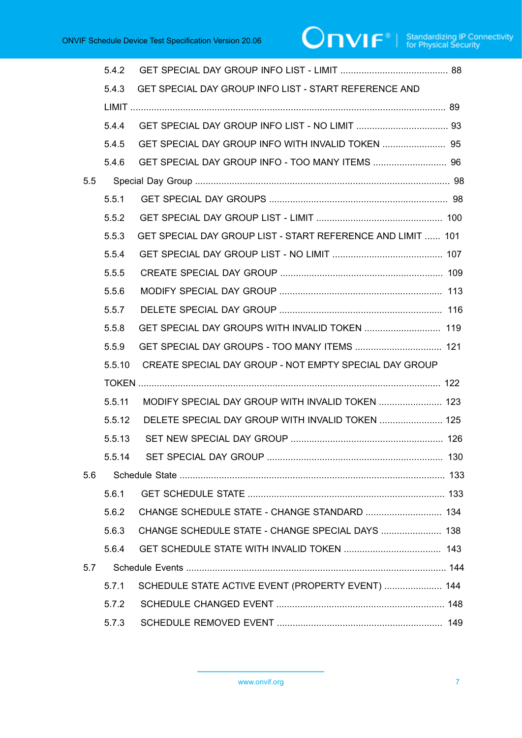5.4.2 GET SPECIAL DAY GROUP INFO LIST - LIMIT ......................................... 88

5.4.3 GET SPECIAL DAY GROUP INFO LIST - START REFERENCE AND LIMIT ........................................................................................................................ 89

5.4.4 GET SPECIAL DAY GROUP INFO LIST - NO LIMIT ................................... 93

5.4.5 GET SPECIAL DAY GROUP INFO WITH INVALID TOKEN ........................ 95

5.4.6 GET SPECIAL DAY GROUP INFO - TOO MANY ITEMS ............................ 96

5.5 Special Day Group ................................................................................................. 98

5.5.1 GET SPECIAL DAY GROUPS .................................................................... 98

5.5.2 GET SPECIAL DAY GROUP LIST - LIMIT ................................................ 100

5.5.3 GET SPECIAL DAY GROUP LIST - START REFERENCE AND LIMIT ...... 101

5.5.4 GET SPECIAL DAY GROUP LIST - NO LIMIT .......................................... 107

5.5.5 CREATE SPECIAL DAY GROUP .............................................................. 109

5.5.6 MODIFY SPECIAL DAY GROUP .............................................................. 113

5.5.7 DELETE SPECIAL DAY GROUP .............................................................. 116

5.5.8 GET SPECIAL DAY GROUPS WITH INVALID TOKEN ............................. 119

5.5.9 GET SPECIAL DAY GROUPS - TOO MANY ITEMS ................................. 121

5.5.10 CREATE SPECIAL DAY GROUP - NOT EMPTY SPECIAL DAY GROUP TOKEN .................................................................................................................. 122

5.5.11 MODIFY SPECIAL DAY GROUP WITH INVALID TOKEN ........................ 123

5.5.12 DELETE SPECIAL DAY GROUP WITH INVALID TOKEN ........................ 125

5.5.13 SET NEW SPECIAL DAY GROUP .......................................................... 126

5.5.14 SET SPECIAL DAY GROUP ................................................................... 130

5.6 Schedule State ..................................................................................................... 133

5.6.1 GET SCHEDULE STATE ........................................................................... 133

5.6.2 CHANGE SCHEDULE STATE - CHANGE STANDARD ............................. 134

5.6.3 CHANGE SCHEDULE STATE - CHANGE SPECIAL DAYS ....................... 138

5.6.4 GET SCHEDULE STATE WITH INVALID TOKEN ..................................... 143

5.7 Schedule Events ................................................................................................... 144

5.7.1 SCHEDULE STATE ACTIVE EVENT (PROPERTY EVENT) ...................... 144

5.7.2 SCHEDULE CHANGED EVENT ................................................................ 148

5.7.3 SCHEDULE REMOVED EVENT ............................................................... 149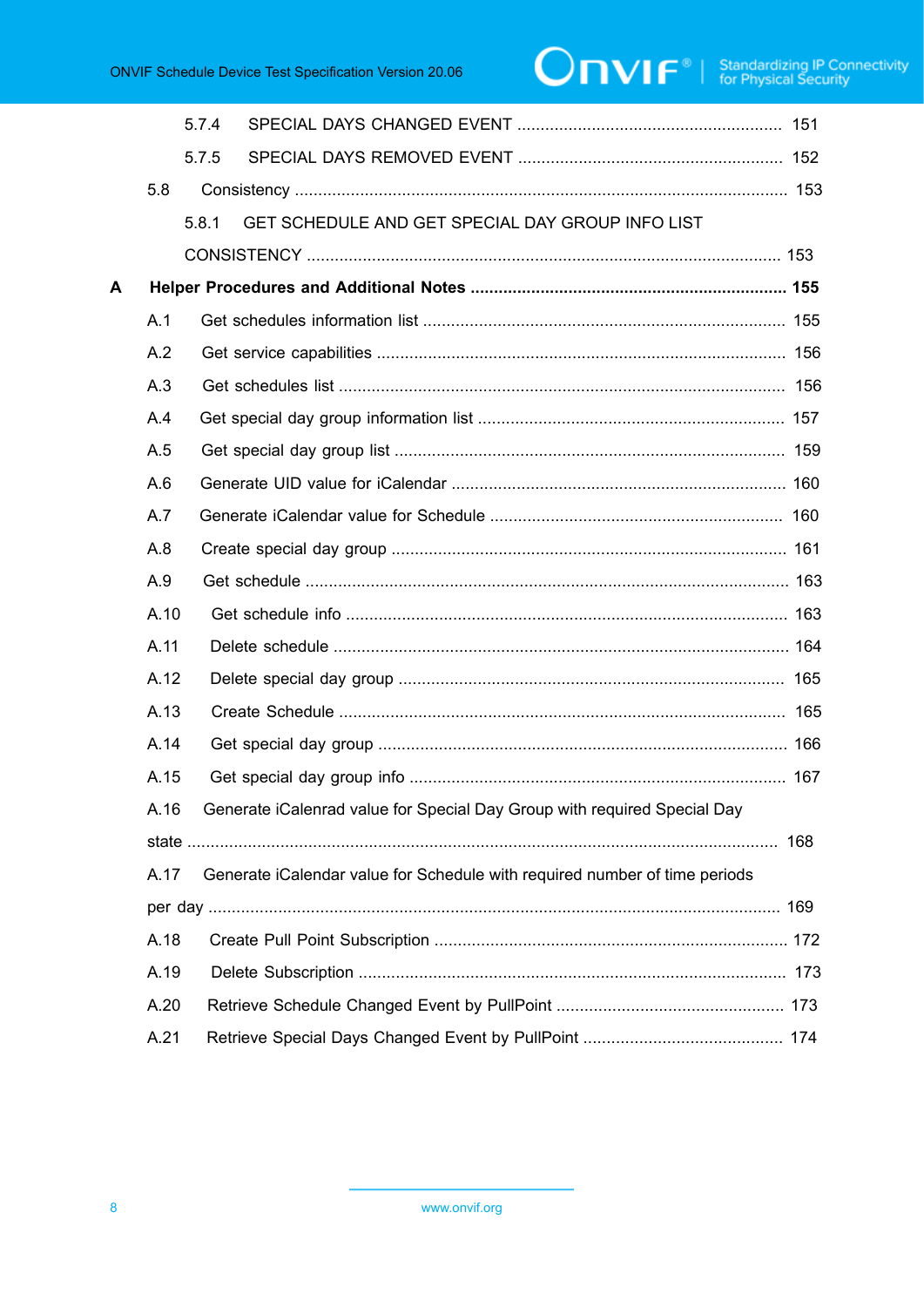5.7.4 SPECIAL DAYS CHANGED EVENT ........................................................ 151

5.7.5 SPECIAL DAYS REMOVED EVENT ........................................................ 152

5.8 Consistency ......................................................................................................... 153

5.8.1 GET SCHEDULE AND GET SPECIAL DAY GROUP INFO LIST CONSISTENCY ..................................................................................................... 153

**A Helper Procedures and Additional Notes .................................................................... 155**

A.1 Get schedules information list ............................................................................. 155

A.2 Get service capabilities ....................................................................................... 156

A.3 Get schedules list ............................................................................................... 156

A.4 Get special day group information list .................................................................. 157

A.5 Get special day group list .................................................................................... 159

A.6 Generate UID value for iCalendar ........................................................................ 160

A.7 Generate iCalendar value for Schedule ............................................................... 160

A.8 Create special day group ..................................................................................... 161

A.9 Get schedule ....................................................................................................... 163

A.10 Get schedule info .............................................................................................. 163

A.11 Delete schedule ................................................................................................. 164

A.12 Delete special day group .................................................................................. 165

A.13 Create Schedule ............................................................................................... 165

A.14 Get special day group ....................................................................................... 166

A.15 Get special day group info ................................................................................ 167

A.16 Generate iCalenrad value for Special Day Group with required Special Day state ............................................................................................................. 168

A.17 Generate iCalendar value for Schedule with required number of time periods per day ......................................................................................................... 169

A.18 Create Pull Point Subscription ........................................................................... 172

A.19 Delete Subscription ........................................................................................... 173

A.20 Retrieve Schedule Changed Event by PullPoint ................................................. 173

A.21 Retrieve Special Days Changed Event by PullPoint ........................................... 174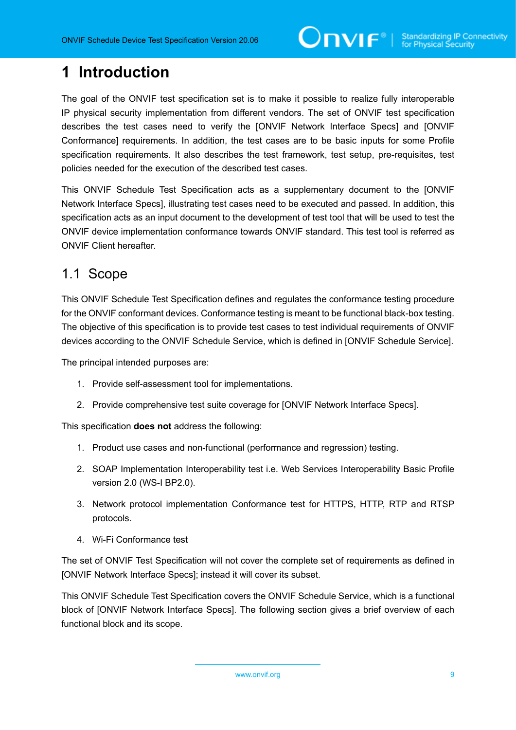# 1 Introduction

The goal of the ONVIF test specification set is to make it possible to realize fully interoperable IP physical security implementation from different vendors. The set of ONVIF test specification describes the test cases need to verify the [ONVIF Network Interface Specs] and [ONVIF Conformance] requirements. In addition, the test cases are to be basic inputs for some Profile specification requirements. It also describes the test framework, test setup, pre-requisites, test policies needed for the execution of the described test cases.

This ONVIF Schedule Test Specification acts as a supplementary document to the [ONVIF Network Interface Specs], illustrating test cases need to be executed and passed. In addition, this specification acts as an input document to the development of test tool that will be used to test the ONVIF device implementation conformance towards ONVIF standard. This test tool is referred as ONVIF Client hereafter.

## 1.1 Scope

This ONVIF Schedule Test Specification defines and regulates the conformance testing procedure for the ONVIF conformant devices. Conformance testing is meant to be functional black-box testing. The objective of this specification is to provide test cases to test individual requirements of ONVIF devices according to the ONVIF Schedule Service, which is defined in [ONVIF Schedule Service].

The principal intended purposes are:

1. Provide self-assessment tool for implementations.
2. Provide comprehensive test suite coverage for [ONVIF Network Interface Specs].

This specification **does not** address the following:

1. Product use cases and non-functional (performance and regression) testing.
2. SOAP Implementation Interoperability test i.e. Web Services Interoperability Basic Profile version 2.0 (WS-I BP2.0).
3. Network protocol implementation Conformance test for HTTPS, HTTP, RTP and RTSP protocols.
4. Wi-Fi Conformance test

The set of ONVIF Test Specification will not cover the complete set of requirements as defined in [ONVIF Network Interface Specs]; instead it will cover its subset.

This ONVIF Schedule Test Specification covers the ONVIF Schedule Service, which is a functional block of [ONVIF Network Interface Specs]. The following section gives a brief overview of each functional block and its scope.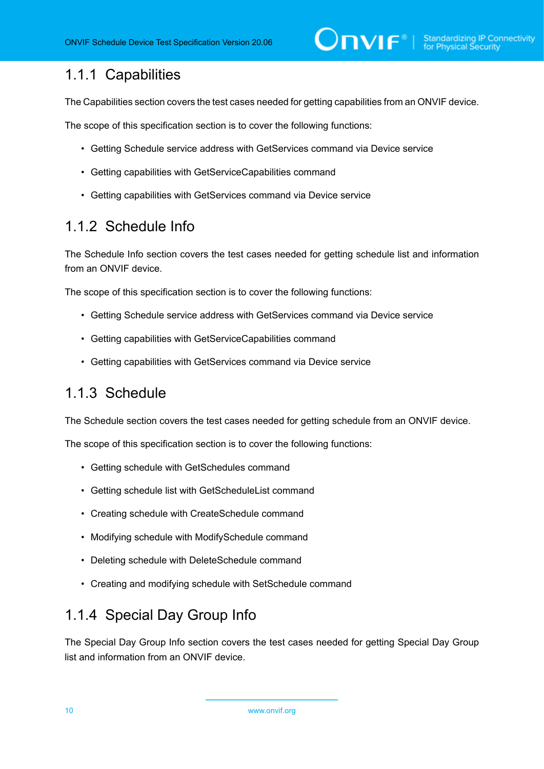### 1.1.1 Capabilities

The Capabilities section covers the test cases needed for getting capabilities from an ONVIF device.

The scope of this specification section is to cover the following functions:

- Getting Schedule service address with GetServices command via Device service
- Getting capabilities with GetServiceCapabilities command
- Getting capabilities with GetServices command via Device service

### 1.1.2 Schedule Info

The Schedule Info section covers the test cases needed for getting schedule list and information from an ONVIF device.

The scope of this specification section is to cover the following functions:

- Getting Schedule service address with GetServices command via Device service
- Getting capabilities with GetServiceCapabilities command
- Getting capabilities with GetServices command via Device service

### 1.1.3 Schedule

The Schedule section covers the test cases needed for getting schedule from an ONVIF device.

The scope of this specification section is to cover the following functions:

- Getting schedule with GetSchedules command
- Getting schedule list with GetScheduleList command
- Creating schedule with CreateSchedule command
- Modifying schedule with ModifySchedule command
- Deleting schedule with DeleteSchedule command
- Creating and modifying schedule with SetSchedule command

### 1.1.4 Special Day Group Info

The Special Day Group Info section covers the test cases needed for getting Special Day Group list and information from an ONVIF device.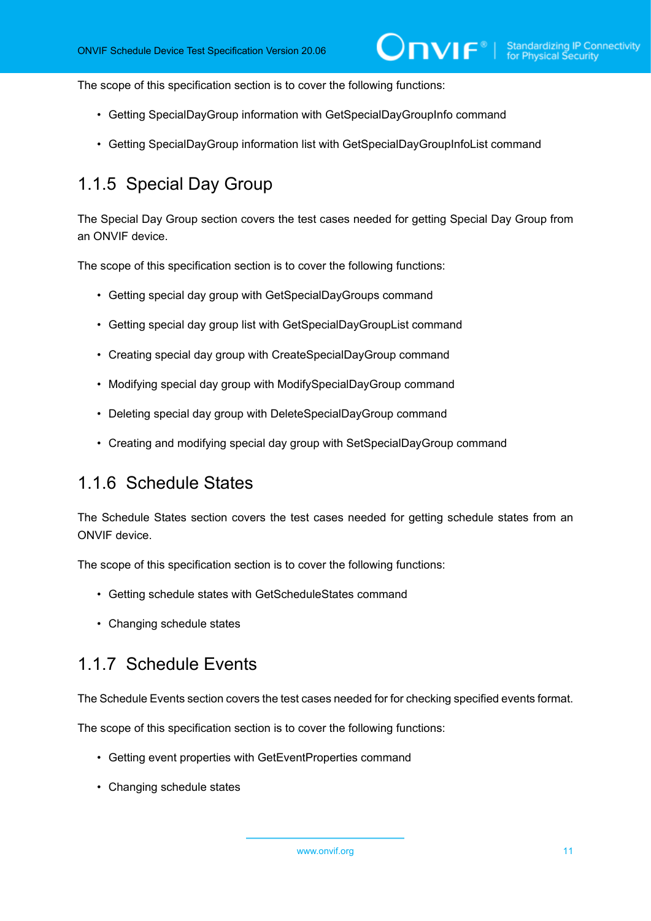The scope of this specification section is to cover the following functions:

- Getting SpecialDayGroup information with GetSpecialDayGroupInfo command
- Getting SpecialDayGroup information list with GetSpecialDayGroupInfoList command

### 1.1.5 Special Day Group

The Special Day Group section covers the test cases needed for getting Special Day Group from an ONVIF device.

The scope of this specification section is to cover the following functions:

- Getting special day group with GetSpecialDayGroups command
- Getting special day group list with GetSpecialDayGroupList command
- Creating special day group with CreateSpecialDayGroup command
- Modifying special day group with ModifySpecialDayGroup command
- Deleting special day group with DeleteSpecialDayGroup command
- Creating and modifying special day group with SetSpecialDayGroup command

### 1.1.6 Schedule States

The Schedule States section covers the test cases needed for getting schedule states from an ONVIF device.

The scope of this specification section is to cover the following functions:

- Getting schedule states with GetScheduleStates command
- Changing schedule states

### 1.1.7 Schedule Events

The Schedule Events section covers the test cases needed for for checking specified events format.

The scope of this specification section is to cover the following functions:

- Getting event properties with GetEventProperties command
- Changing schedule states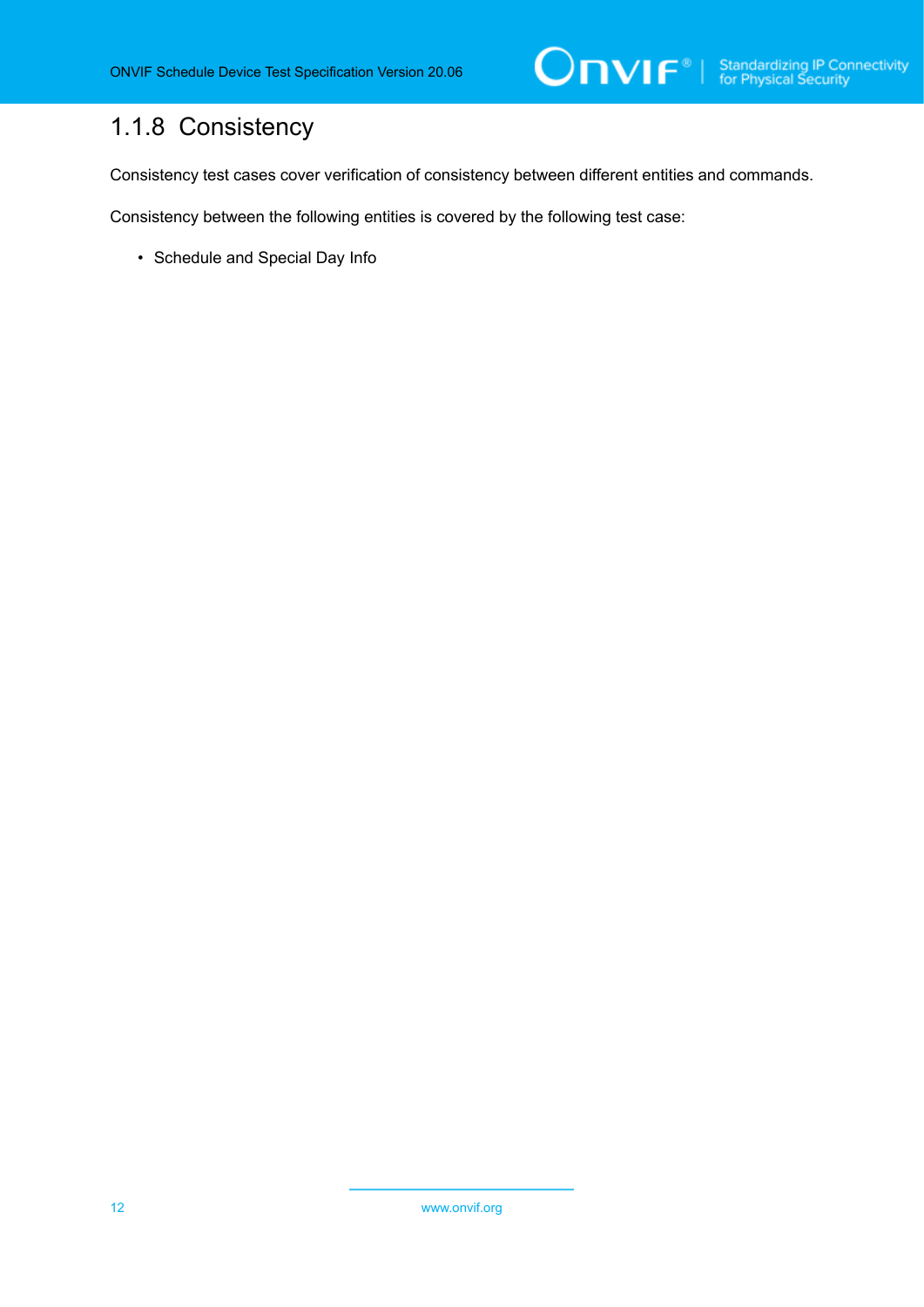### 1.1.8 Consistency

Consistency test cases cover verification of consistency between different entities and commands.

Consistency between the following entities is covered by the following test case:

- Schedule and Special Day Info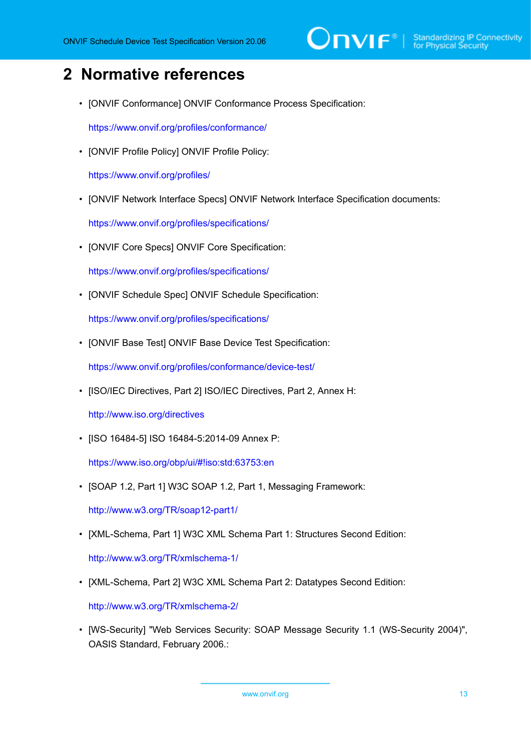# 2 Normative references

- [ONVIF Conformance] ONVIF Conformance Process Specification:

  https://www.onvif.org/profiles/conformance/

- [ONVIF Profile Policy] ONVIF Profile Policy:

  https://www.onvif.org/profiles/

- [ONVIF Network Interface Specs] ONVIF Network Interface Specification documents:

  https://www.onvif.org/profiles/specifications/

- [ONVIF Core Specs] ONVIF Core Specification:

  https://www.onvif.org/profiles/specifications/

- [ONVIF Schedule Spec] ONVIF Schedule Specification:

  https://www.onvif.org/profiles/specifications/

- [ONVIF Base Test] ONVIF Base Device Test Specification:

  https://www.onvif.org/profiles/conformance/device-test/

- [ISO/IEC Directives, Part 2] ISO/IEC Directives, Part 2, Annex H:

  http://www.iso.org/directives

- [ISO 16484-5] ISO 16484-5:2014-09 Annex P:

  https://www.iso.org/obp/ui/#!iso:std:63753:en

- [SOAP 1.2, Part 1] W3C SOAP 1.2, Part 1, Messaging Framework:

  http://www.w3.org/TR/soap12-part1/

- [XML-Schema, Part 1] W3C XML Schema Part 1: Structures Second Edition:

  http://www.w3.org/TR/xmlschema-1/

- [XML-Schema, Part 2] W3C XML Schema Part 2: Datatypes Second Edition:

  http://www.w3.org/TR/xmlschema-2/

- [WS-Security] "Web Services Security: SOAP Message Security 1.1 (WS-Security 2004)", OASIS Standard, February 2006.: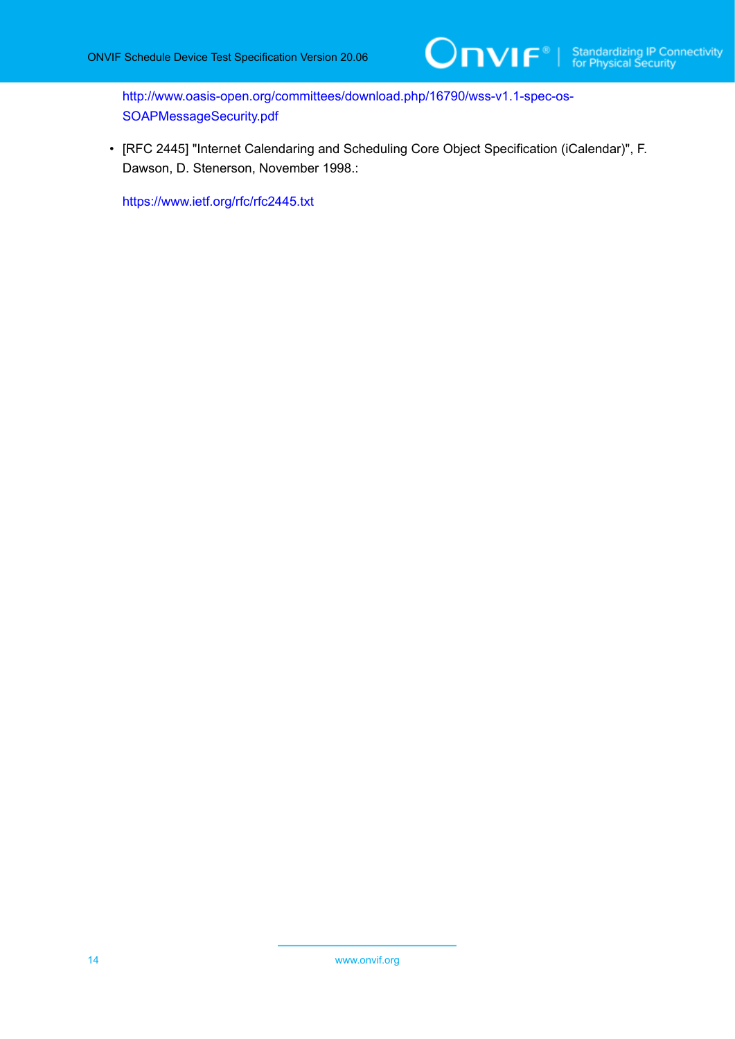http://www.oasis-open.org/committees/download.php/16790/wss-v1.1-spec-os-SOAPMessageSecurity.pdf

- [RFC 2445] "Internet Calendaring and Scheduling Core Object Specification (iCalendar)", F. Dawson, D. Stenerson, November 1998.:

  https://www.ietf.org/rfc/rfc2445.txt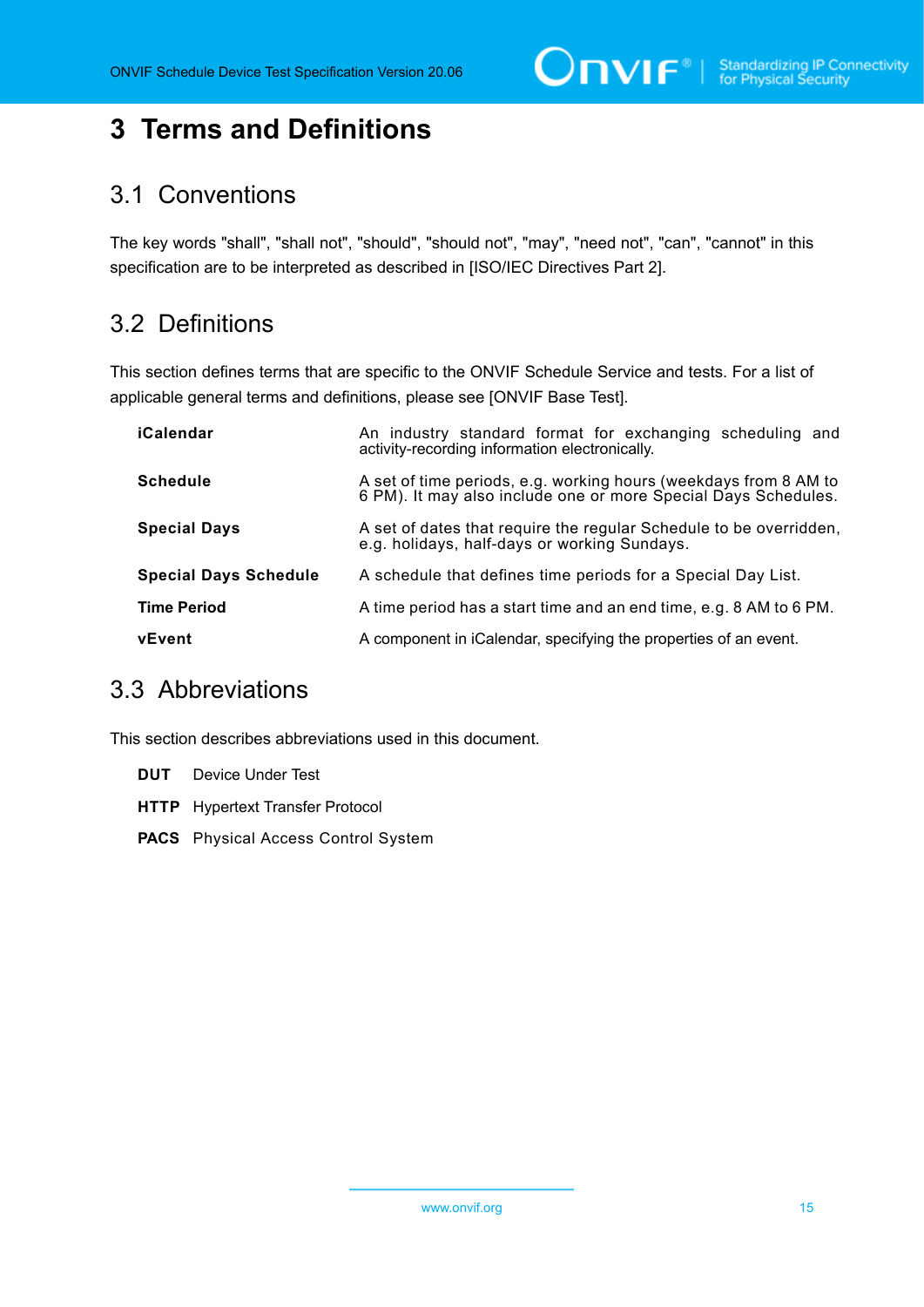# 3 Terms and Definitions

## 3.1 Conventions

The key words "shall", "shall not", "should", "should not", "may", "need not", "can", "cannot" in this specification are to be interpreted as described in [ISO/IEC Directives Part 2].

## 3.2 Definitions

This section defines terms that are specific to the ONVIF Schedule Service and tests. For a list of applicable general terms and definitions, please see [ONVIF Base Test].

| | |
|---|---|
| **iCalendar** | An industry standard format for exchanging scheduling and activity-recording information electronically. |
| **Schedule** | A set of time periods, e.g. working hours (weekdays from 8 AM to 6 PM). It may also include one or more Special Days Schedules. |
| **Special Days** | A set of dates that require the regular Schedule to be overridden, e.g. holidays, half-days or working Sundays. |
| **Special Days Schedule** | A schedule that defines time periods for a Special Day List. |
| **Time Period** | A time period has a start time and an end time, e.g. 8 AM to 6 PM. |
| **vEvent** | A component in iCalendar, specifying the properties of an event. |

## 3.3 Abbreviations

This section describes abbreviations used in this document.

| | |
|---|---|
| **DUT** | Device Under Test |
| **HTTP** | Hypertext Transfer Protocol |
| **PACS** | Physical Access Control System |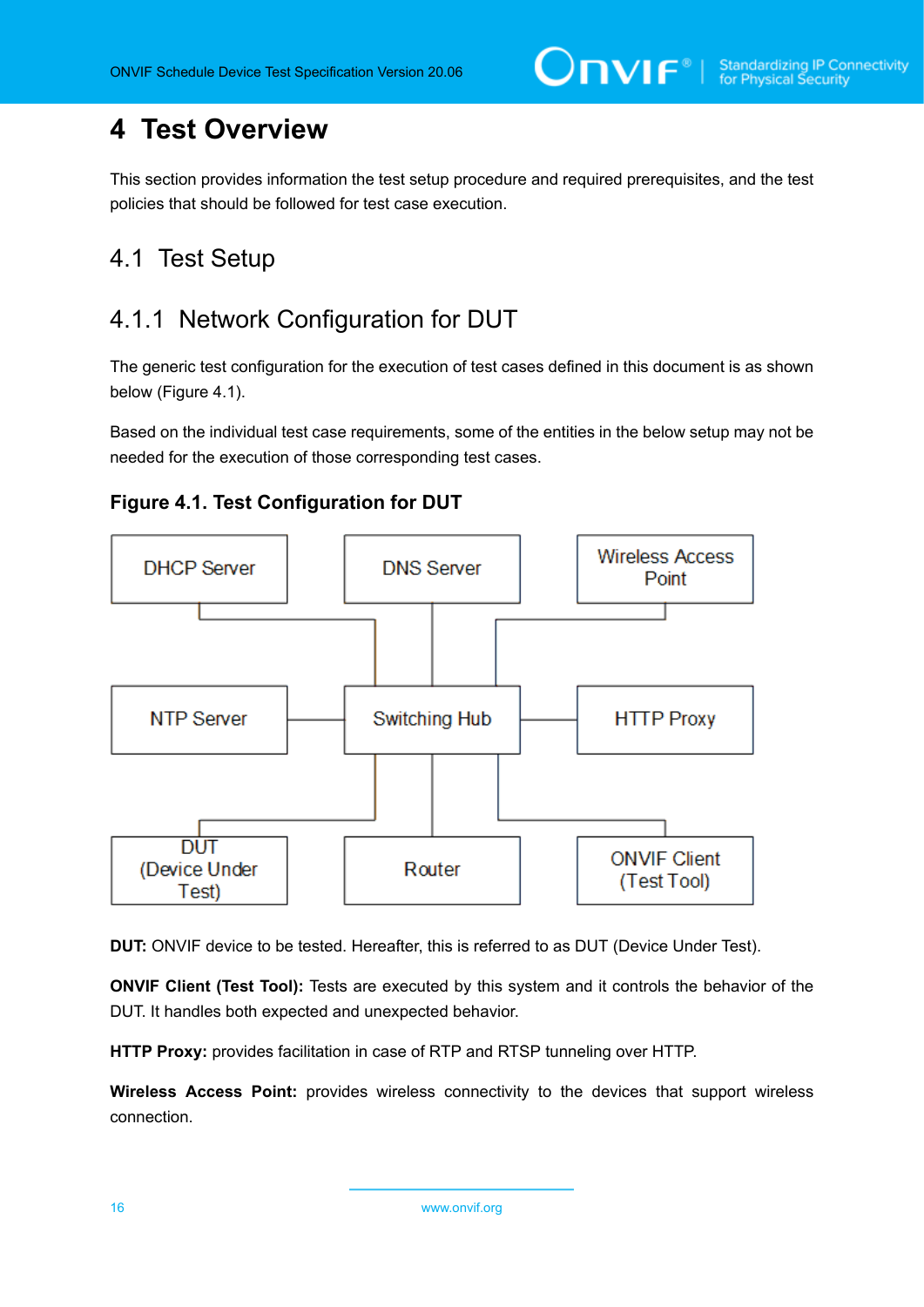# 4 Test Overview

This section provides information the test setup procedure and required prerequisites, and the test policies that should be followed for test case execution.

## 4.1 Test Setup

### 4.1.1 Network Configuration for DUT

The generic test configuration for the execution of test cases defined in this document is as shown below (Figure 4.1).

Based on the individual test case requirements, some of the entities in the below setup may not be needed for the execution of those corresponding test cases.

**Figure 4.1. Test Configuration for DUT**

DHCP Server | DNS Server | Wireless Access Point | NTP Server | Switching Hub | HTTP Proxy | DUT (Device Under Test) | Router | ONVIF Client (Test Tool)

**DUT:** ONVIF device to be tested. Hereafter, this is referred to as DUT (Device Under Test).

**ONVIF Client (Test Tool):** Tests are executed by this system and it controls the behavior of the DUT. It handles both expected and unexpected behavior.

**HTTP Proxy:** provides facilitation in case of RTP and RTSP tunneling over HTTP.

**Wireless Access Point:** provides wireless connectivity to the devices that support wireless connection.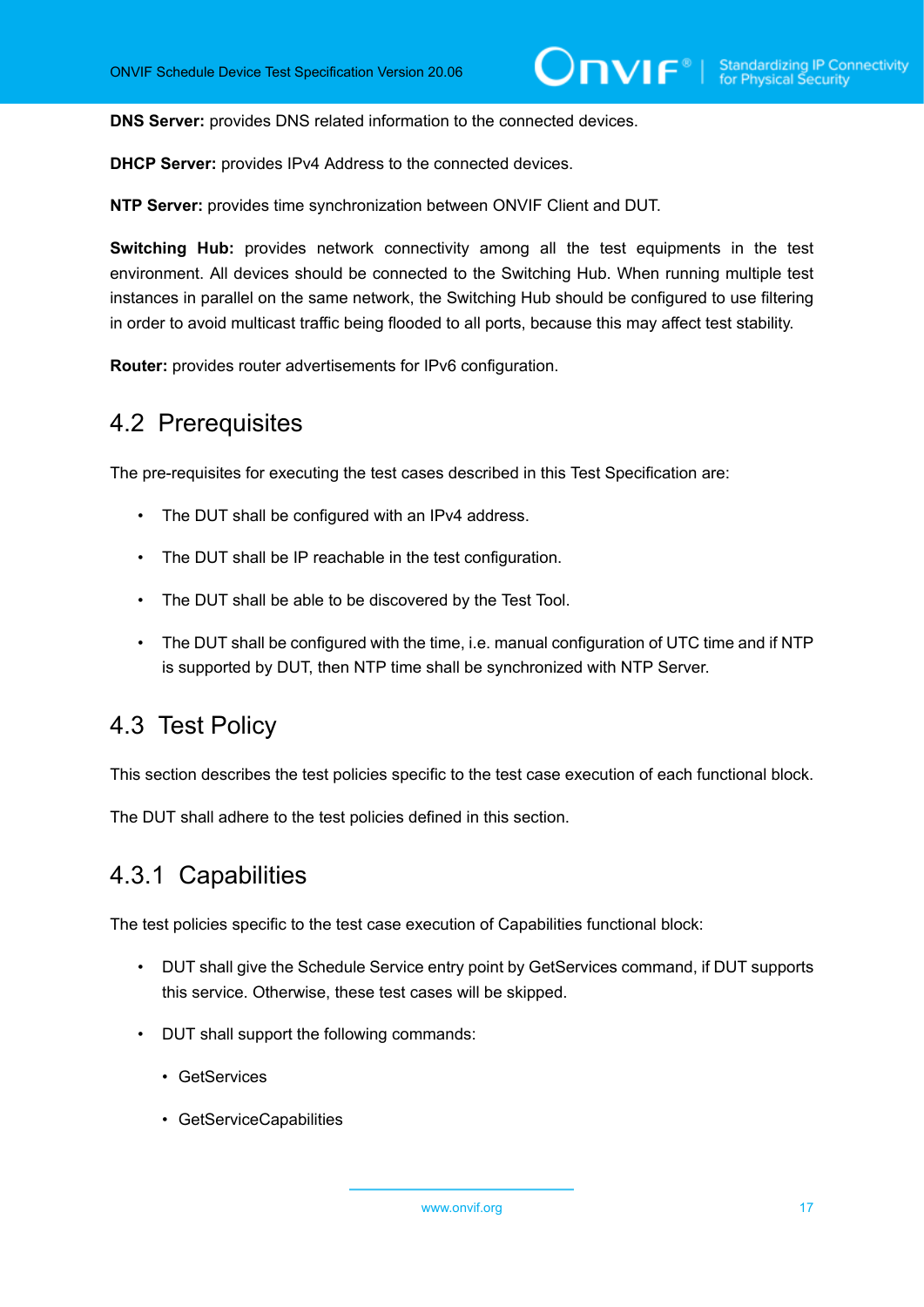**DNS Server:** provides DNS related information to the connected devices.

**DHCP Server:** provides IPv4 Address to the connected devices.

**NTP Server:** provides time synchronization between ONVIF Client and DUT.

**Switching Hub:** provides network connectivity among all the test equipments in the test environment. All devices should be connected to the Switching Hub. When running multiple test instances in parallel on the same network, the Switching Hub should be configured to use filtering in order to avoid multicast traffic being flooded to all ports, because this may affect test stability.

**Router:** provides router advertisements for IPv6 configuration.

## 4.2 Prerequisites

The pre-requisites for executing the test cases described in this Test Specification are:

- The DUT shall be configured with an IPv4 address.
- The DUT shall be IP reachable in the test configuration.
- The DUT shall be able to be discovered by the Test Tool.
- The DUT shall be configured with the time, i.e. manual configuration of UTC time and if NTP is supported by DUT, then NTP time shall be synchronized with NTP Server.

## 4.3 Test Policy

This section describes the test policies specific to the test case execution of each functional block.

The DUT shall adhere to the test policies defined in this section.

### 4.3.1 Capabilities

The test policies specific to the test case execution of Capabilities functional block:

- DUT shall give the Schedule Service entry point by GetServices command, if DUT supports this service. Otherwise, these test cases will be skipped.
- DUT shall support the following commands:
  - GetServices
  - GetServiceCapabilities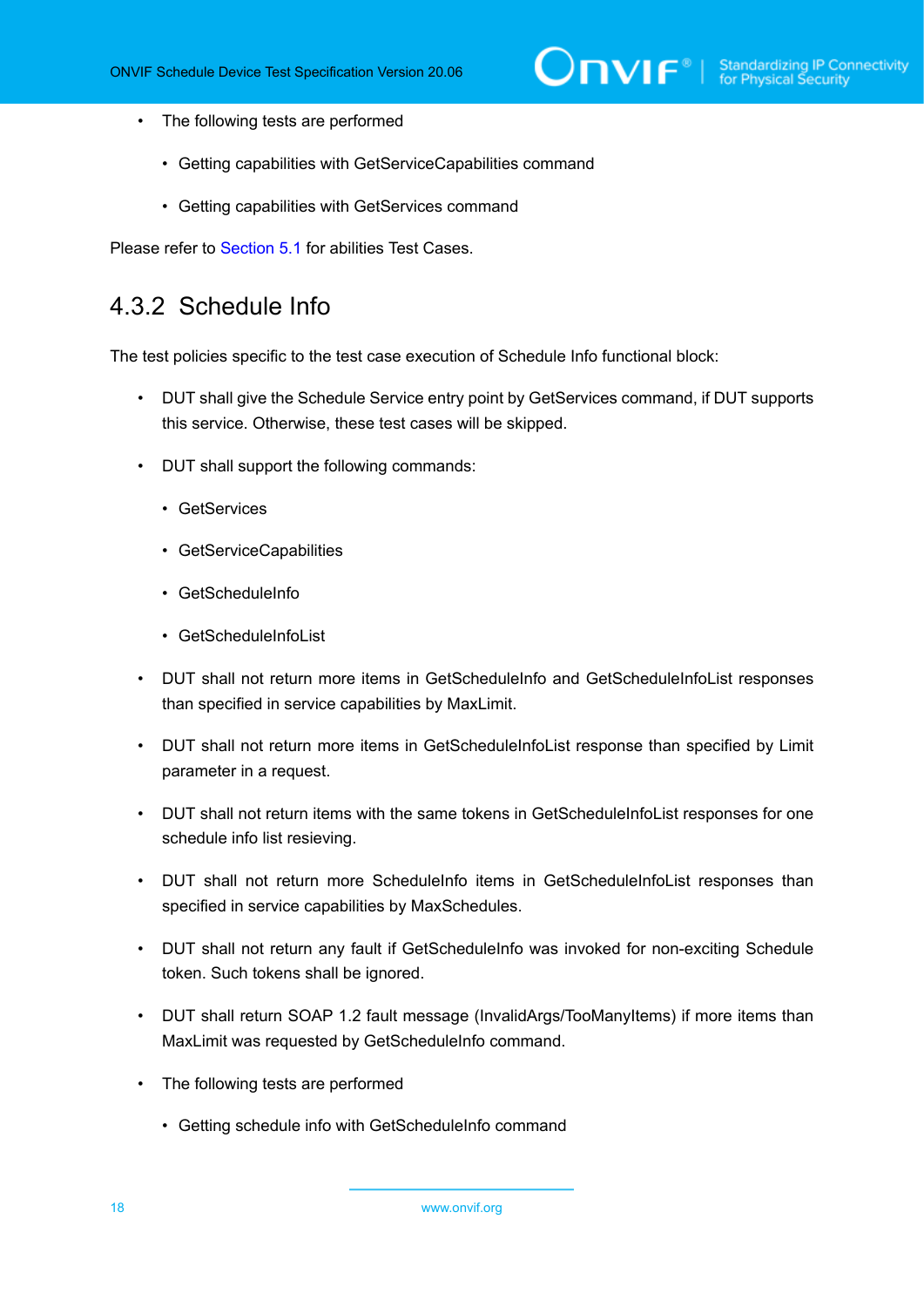- The following tests are performed
  - Getting capabilities with GetServiceCapabilities command
  - Getting capabilities with GetServices command

Please refer to Section 5.1 for abilities Test Cases.

## 4.3.2 Schedule Info

The test policies specific to the test case execution of Schedule Info functional block:

- DUT shall give the Schedule Service entry point by GetServices command, if DUT supports this service. Otherwise, these test cases will be skipped.
- DUT shall support the following commands:
  - GetServices
  - GetServiceCapabilities
  - GetScheduleInfo
  - GetScheduleInfoList
- DUT shall not return more items in GetScheduleInfo and GetScheduleInfoList responses than specified in service capabilities by MaxLimit.
- DUT shall not return more items in GetScheduleInfoList response than specified by Limit parameter in a request.
- DUT shall not return items with the same tokens in GetScheduleInfoList responses for one schedule info list resieving.
- DUT shall not return more ScheduleInfo items in GetScheduleInfoList responses than specified in service capabilities by MaxSchedules.
- DUT shall not return any fault if GetScheduleInfo was invoked for non-exciting Schedule token. Such tokens shall be ignored.
- DUT shall return SOAP 1.2 fault message (InvalidArgs/TooManyItems) if more items than MaxLimit was requested by GetScheduleInfo command.
- The following tests are performed
  - Getting schedule info with GetScheduleInfo command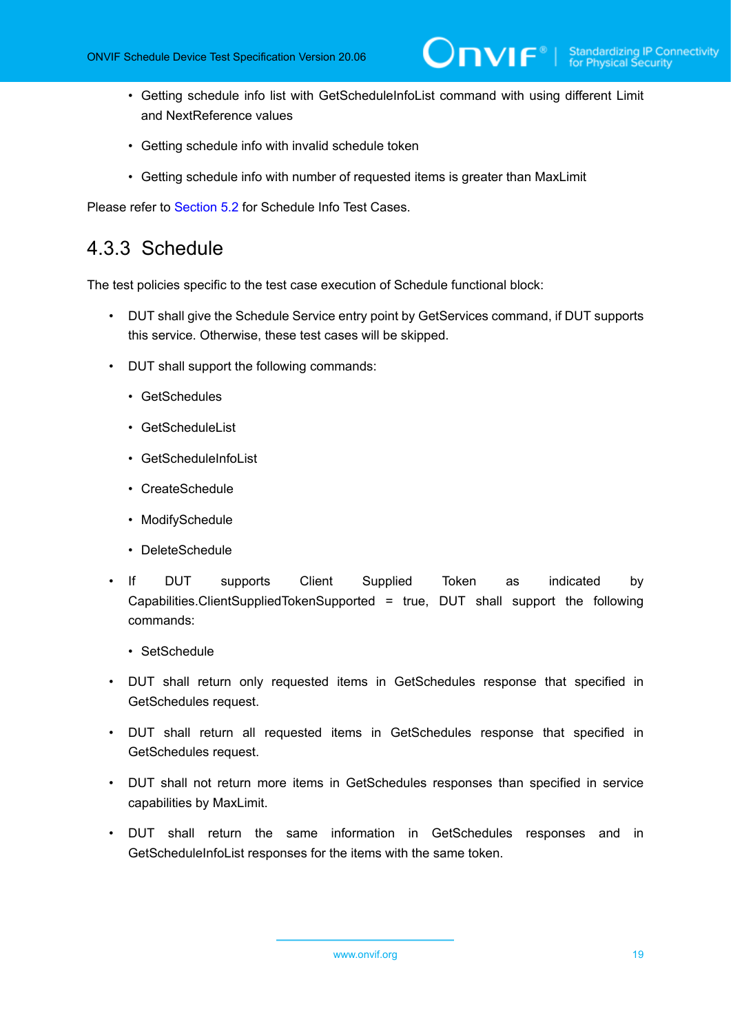- Getting schedule info list with GetScheduleInfoList command with using different Limit and NextReference values
- Getting schedule info with invalid schedule token
- Getting schedule info with number of requested items is greater than MaxLimit

Please refer to Section 5.2 for Schedule Info Test Cases.

### 4.3.3 Schedule

The test policies specific to the test case execution of Schedule functional block:

- DUT shall give the Schedule Service entry point by GetServices command, if DUT supports this service. Otherwise, these test cases will be skipped.
- DUT shall support the following commands:
  - GetSchedules
  - GetScheduleList
  - GetScheduleInfoList
  - CreateSchedule
  - ModifySchedule
  - DeleteSchedule
- If DUT supports Client Supplied Token as indicated by Capabilities.ClientSuppliedTokenSupported = true, DUT shall support the following commands:
  - SetSchedule
- DUT shall return only requested items in GetSchedules response that specified in GetSchedules request.
- DUT shall return all requested items in GetSchedules response that specified in GetSchedules request.
- DUT shall not return more items in GetSchedules responses than specified in service capabilities by MaxLimit.
- DUT shall return the same information in GetSchedules responses and in GetScheduleInfoList responses for the items with the same token.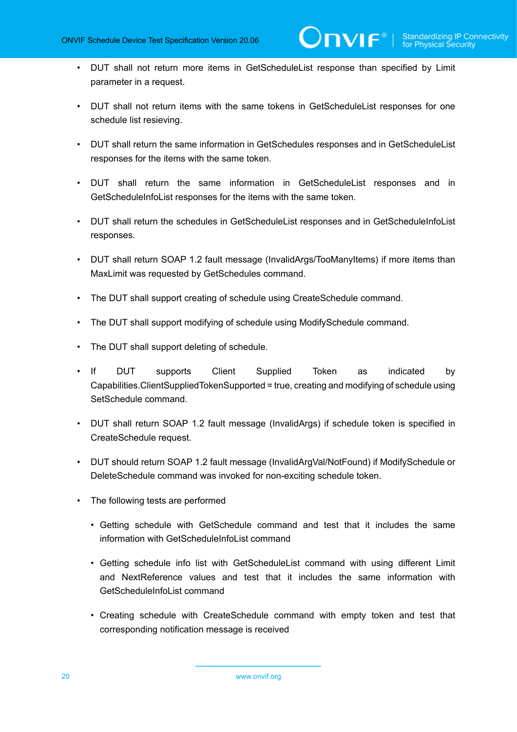- DUT shall not return more items in GetScheduleList response than specified by Limit parameter in a request.
- DUT shall not return items with the same tokens in GetScheduleList responses for one schedule list resieving.
- DUT shall return the same information in GetSchedules responses and in GetScheduleList responses for the items with the same token.
- DUT shall return the same information in GetScheduleList responses and in GetScheduleInfoList responses for the items with the same token.
- DUT shall return the schedules in GetScheduleList responses and in GetScheduleInfoList responses.
- DUT shall return SOAP 1.2 fault message (InvalidArgs/TooManyItems) if more items than MaxLimit was requested by GetSchedules command.
- The DUT shall support creating of schedule using CreateSchedule command.
- The DUT shall support modifying of schedule using ModifySchedule command.
- The DUT shall support deleting of schedule.
- If DUT supports Client Supplied Token as indicated by Capabilities.ClientSuppliedTokenSupported = true, creating and modifying of schedule using SetSchedule command.
- DUT shall return SOAP 1.2 fault message (InvalidArgs) if schedule token is specified in CreateSchedule request.
- DUT should return SOAP 1.2 fault message (InvalidArgVal/NotFound) if ModifySchedule or DeleteSchedule command was invoked for non-exciting schedule token.
- The following tests are performed
  - Getting schedule with GetSchedule command and test that it includes the same information with GetScheduleInfoList command
  - Getting schedule info list with GetScheduleList command with using different Limit and NextReference values and test that it includes the same information with GetScheduleInfoList command
  - Creating schedule with CreateSchedule command with empty token and test that corresponding notification message is received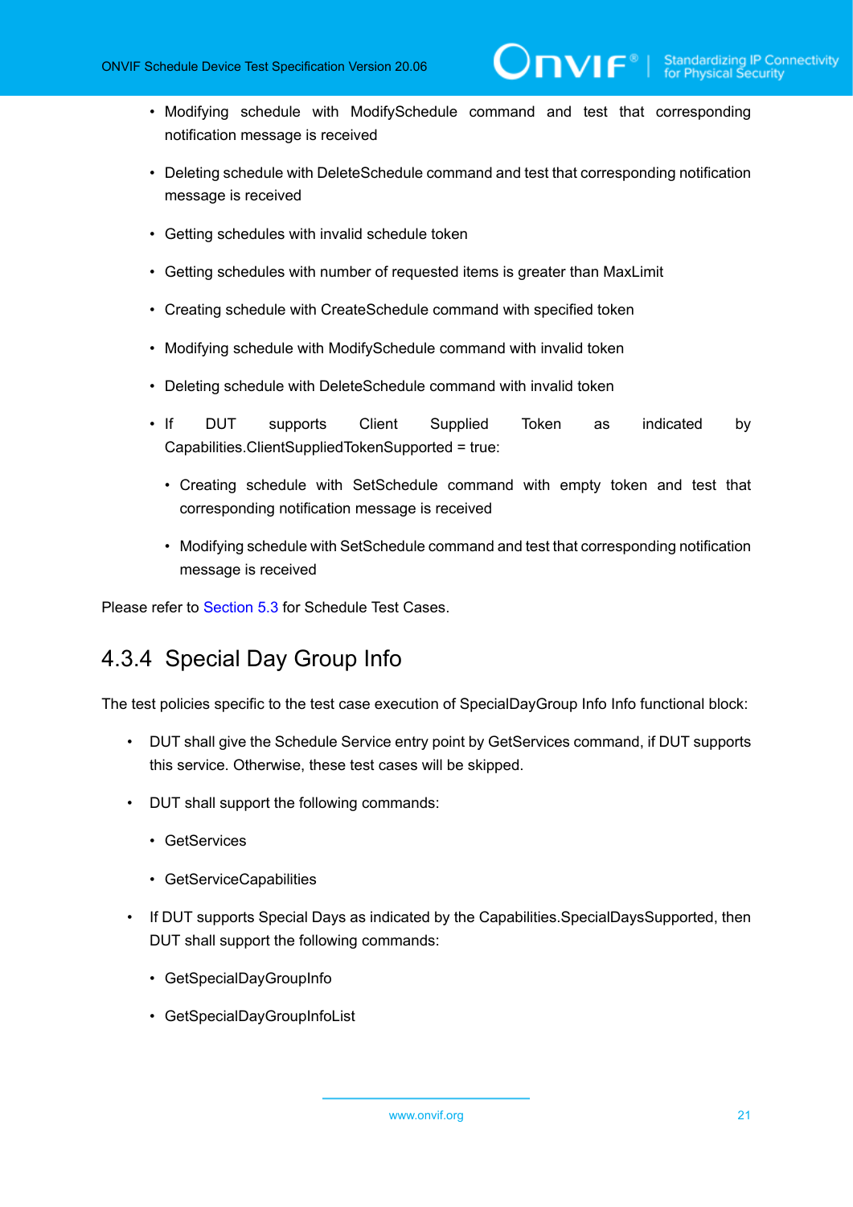- Modifying schedule with ModifySchedule command and test that corresponding notification message is received
- Deleting schedule with DeleteSchedule command and test that corresponding notification message is received
- Getting schedules with invalid schedule token
- Getting schedules with number of requested items is greater than MaxLimit
- Creating schedule with CreateSchedule command with specified token
- Modifying schedule with ModifySchedule command with invalid token
- Deleting schedule with DeleteSchedule command with invalid token
- If DUT supports Client Supplied Token as indicated by Capabilities.ClientSuppliedTokenSupported = true:
  - Creating schedule with SetSchedule command with empty token and test that corresponding notification message is received
  - Modifying schedule with SetSchedule command and test that corresponding notification message is received

Please refer to Section 5.3 for Schedule Test Cases.

### 4.3.4 Special Day Group Info

The test policies specific to the test case execution of SpecialDayGroup Info Info functional block:

- DUT shall give the Schedule Service entry point by GetServices command, if DUT supports this service. Otherwise, these test cases will be skipped.
- DUT shall support the following commands:
  - GetServices
  - GetServiceCapabilities
- If DUT supports Special Days as indicated by the Capabilities.SpecialDaysSupported, then DUT shall support the following commands:
  - GetSpecialDayGroupInfo
  - GetSpecialDayGroupInfoList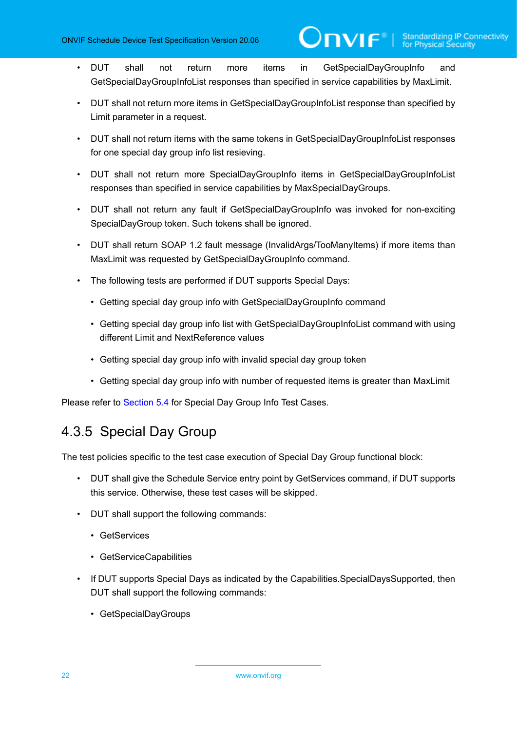- DUT shall not return more items in GetSpecialDayGroupInfo and GetSpecialDayGroupInfoList responses than specified in service capabilities by MaxLimit.
- DUT shall not return more items in GetSpecialDayGroupInfoList response than specified by Limit parameter in a request.
- DUT shall not return items with the same tokens in GetSpecialDayGroupInfoList responses for one special day group info list resieving.
- DUT shall not return more SpecialDayGroupInfo items in GetSpecialDayGroupInfoList responses than specified in service capabilities by MaxSpecialDayGroups.
- DUT shall not return any fault if GetSpecialDayGroupInfo was invoked for non-exciting SpecialDayGroup token. Such tokens shall be ignored.
- DUT shall return SOAP 1.2 fault message (InvalidArgs/TooManyItems) if more items than MaxLimit was requested by GetSpecialDayGroupInfo command.
- The following tests are performed if DUT supports Special Days:
  - Getting special day group info with GetSpecialDayGroupInfo command
  - Getting special day group info list with GetSpecialDayGroupInfoList command with using different Limit and NextReference values
  - Getting special day group info with invalid special day group token
  - Getting special day group info with number of requested items is greater than MaxLimit

Please refer to Section 5.4 for Special Day Group Info Test Cases.

### 4.3.5 Special Day Group

The test policies specific to the test case execution of Special Day Group functional block:

- DUT shall give the Schedule Service entry point by GetServices command, if DUT supports this service. Otherwise, these test cases will be skipped.
- DUT shall support the following commands:
  - GetServices
  - GetServiceCapabilities
- If DUT supports Special Days as indicated by the Capabilities.SpecialDaysSupported, then DUT shall support the following commands:
  - GetSpecialDayGroups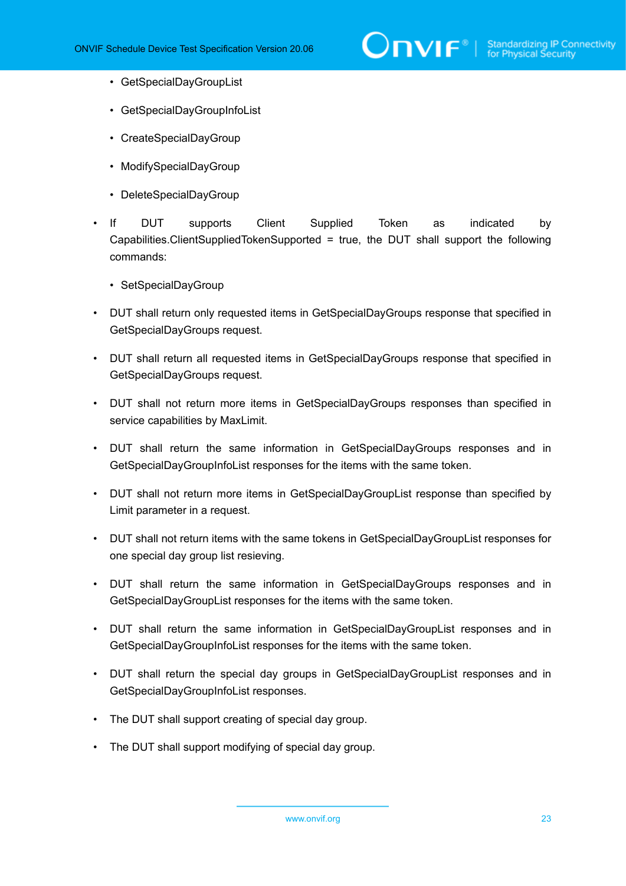- GetSpecialDayGroupList
  - GetSpecialDayGroupInfoList
  - CreateSpecialDayGroup
  - ModifySpecialDayGroup
  - DeleteSpecialDayGroup

- If DUT supports Client Supplied Token as indicated by Capabilities.ClientSuppliedTokenSupported = true, the DUT shall support the following commands:
  - SetSpecialDayGroup
- DUT shall return only requested items in GetSpecialDayGroups response that specified in GetSpecialDayGroups request.
- DUT shall return all requested items in GetSpecialDayGroups response that specified in GetSpecialDayGroups request.
- DUT shall not return more items in GetSpecialDayGroups responses than specified in service capabilities by MaxLimit.
- DUT shall return the same information in GetSpecialDayGroups responses and in GetSpecialDayGroupInfoList responses for the items with the same token.
- DUT shall not return more items in GetSpecialDayGroupList response than specified by Limit parameter in a request.
- DUT shall not return items with the same tokens in GetSpecialDayGroupList responses for one special day group list resieving.
- DUT shall return the same information in GetSpecialDayGroups responses and in GetSpecialDayGroupList responses for the items with the same token.
- DUT shall return the same information in GetSpecialDayGroupList responses and in GetSpecialDayGroupInfoList responses for the items with the same token.
- DUT shall return the special day groups in GetSpecialDayGroupList responses and in GetSpecialDayGroupInfoList responses.
- The DUT shall support creating of special day group.
- The DUT shall support modifying of special day group.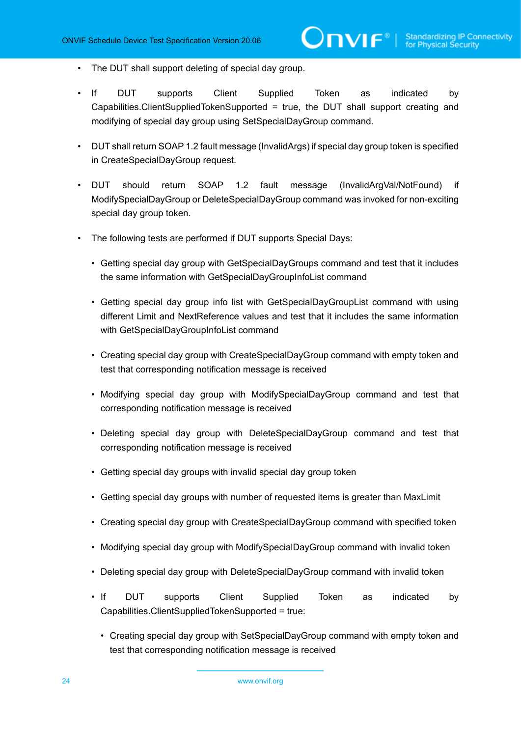- The DUT shall support deleting of special day group.
- If DUT supports Client Supplied Token as indicated by Capabilities.ClientSuppliedTokenSupported = true, the DUT shall support creating and modifying of special day group using SetSpecialDayGroup command.
- DUT shall return SOAP 1.2 fault message (InvalidArgs) if special day group token is specified in CreateSpecialDayGroup request.
- DUT should return SOAP 1.2 fault message (InvalidArgVal/NotFound) if ModifySpecialDayGroup or DeleteSpecialDayGroup command was invoked for non-exciting special day group token.
- The following tests are performed if DUT supports Special Days:
  - Getting special day group with GetSpecialDayGroups command and test that it includes the same information with GetSpecialDayGroupInfoList command
  - Getting special day group info list with GetSpecialDayGroupList command with using different Limit and NextReference values and test that it includes the same information with GetSpecialDayGroupInfoList command
  - Creating special day group with CreateSpecialDayGroup command with empty token and test that corresponding notification message is received
  - Modifying special day group with ModifySpecialDayGroup command and test that corresponding notification message is received
  - Deleting special day group with DeleteSpecialDayGroup command and test that corresponding notification message is received
  - Getting special day groups with invalid special day group token
  - Getting special day groups with number of requested items is greater than MaxLimit
  - Creating special day group with CreateSpecialDayGroup command with specified token
  - Modifying special day group with ModifySpecialDayGroup command with invalid token
  - Deleting special day group with DeleteSpecialDayGroup command with invalid token
  - If DUT supports Client Supplied Token as indicated by Capabilities.ClientSuppliedTokenSupported = true:
    - Creating special day group with SetSpecialDayGroup command with empty token and test that corresponding notification message is received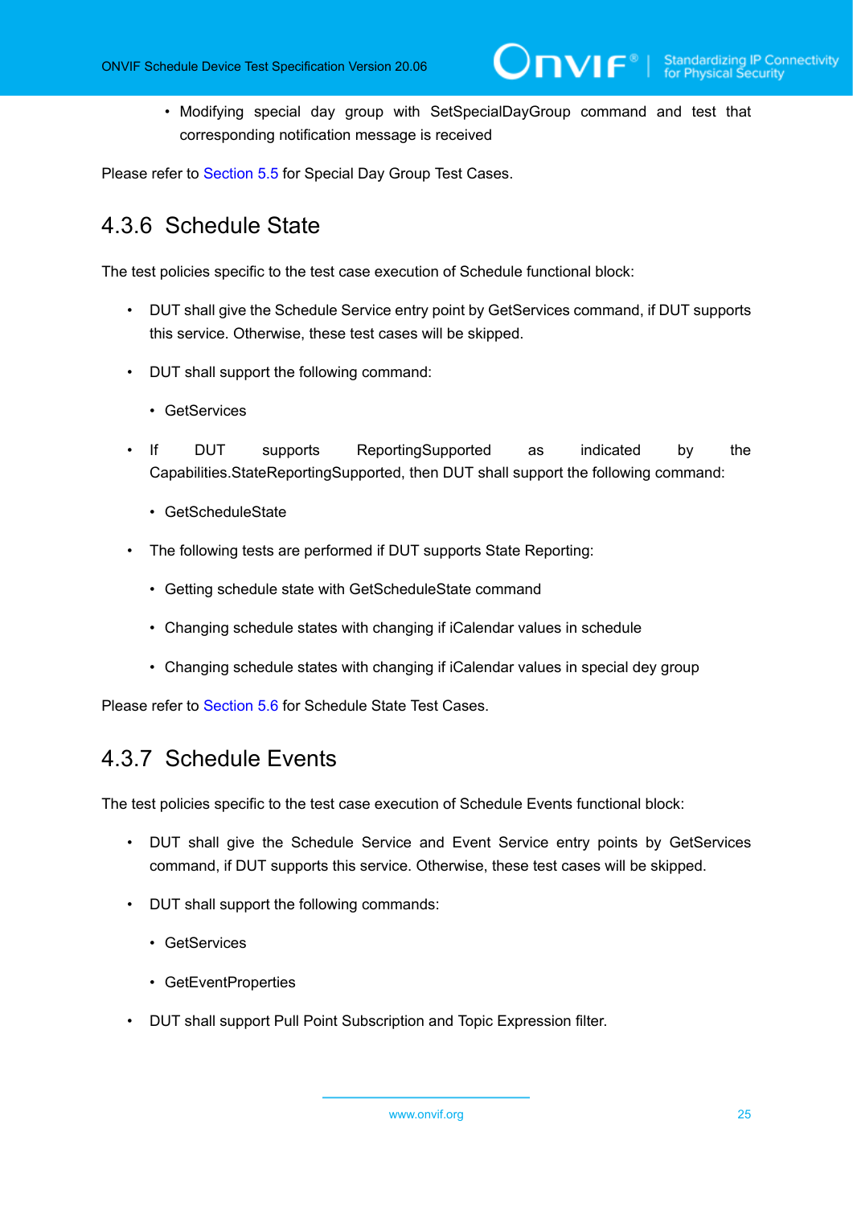- Modifying special day group with SetSpecialDayGroup command and test that corresponding notification message is received

Please refer to Section 5.5 for Special Day Group Test Cases.

### 4.3.6 Schedule State

The test policies specific to the test case execution of Schedule functional block:

- DUT shall give the Schedule Service entry point by GetServices command, if DUT supports this service. Otherwise, these test cases will be skipped.
- DUT shall support the following command:
  - GetServices
- If DUT supports ReportingSupported as indicated by the Capabilities.StateReportingSupported, then DUT shall support the following command:
  - GetScheduleState
- The following tests are performed if DUT supports State Reporting:
  - Getting schedule state with GetScheduleState command
  - Changing schedule states with changing if iCalendar values in schedule
  - Changing schedule states with changing if iCalendar values in special dey group

Please refer to Section 5.6 for Schedule State Test Cases.

### 4.3.7 Schedule Events

The test policies specific to the test case execution of Schedule Events functional block:

- DUT shall give the Schedule Service and Event Service entry points by GetServices command, if DUT supports this service. Otherwise, these test cases will be skipped.
- DUT shall support the following commands:
  - GetServices
  - GetEventProperties
- DUT shall support Pull Point Subscription and Topic Expression filter.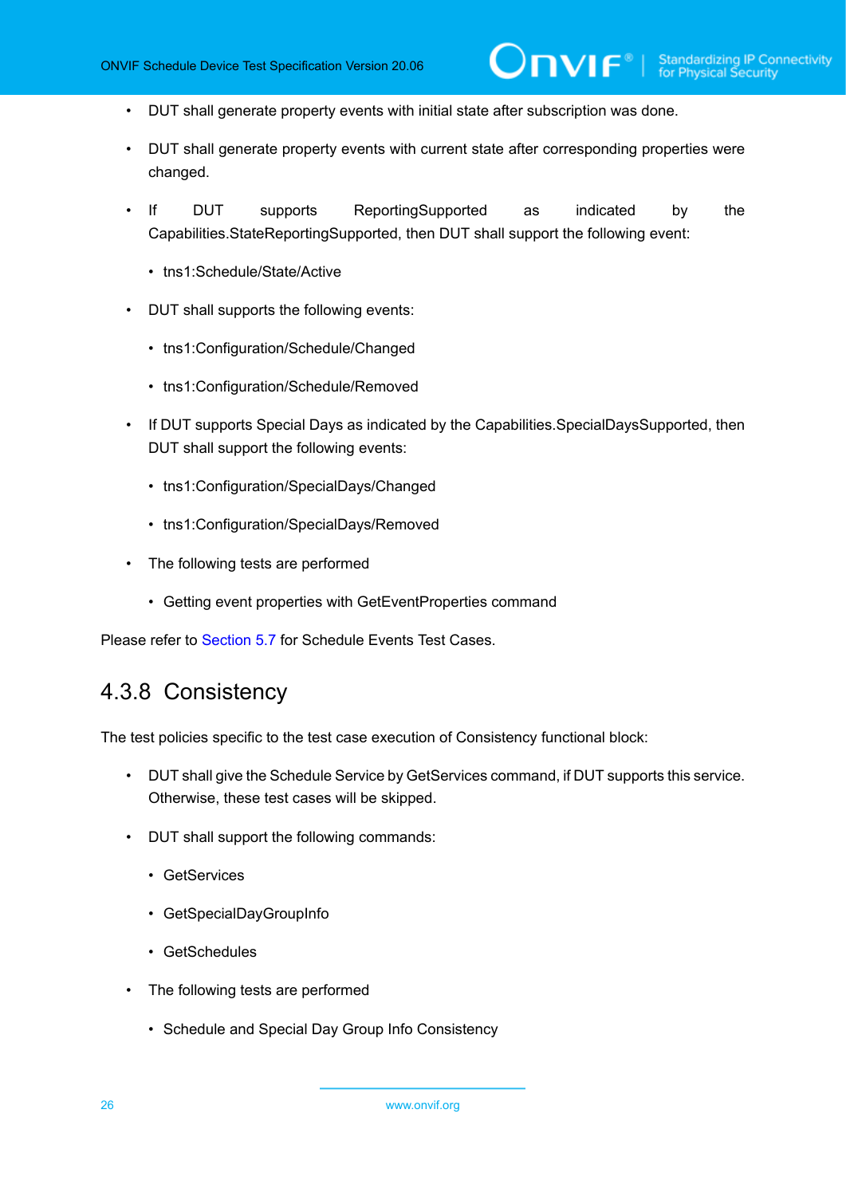- DUT shall generate property events with initial state after subscription was done.
- DUT shall generate property events with current state after corresponding properties were changed.
- If DUT supports ReportingSupported as indicated by the Capabilities.StateReportingSupported, then DUT shall support the following event:
  - tns1:Schedule/State/Active
- DUT shall supports the following events:
  - tns1:Configuration/Schedule/Changed
  - tns1:Configuration/Schedule/Removed
- If DUT supports Special Days as indicated by the Capabilities.SpecialDaysSupported, then DUT shall support the following events:
  - tns1:Configuration/SpecialDays/Changed
  - tns1:Configuration/SpecialDays/Removed
- The following tests are performed
  - Getting event properties with GetEventProperties command

Please refer to Section 5.7 for Schedule Events Test Cases.

### 4.3.8 Consistency

The test policies specific to the test case execution of Consistency functional block:

- DUT shall give the Schedule Service by GetServices command, if DUT supports this service. Otherwise, these test cases will be skipped.
- DUT shall support the following commands:
  - GetServices
  - GetSpecialDayGroupInfo
  - GetSchedules
- The following tests are performed
  - Schedule and Special Day Group Info Consistency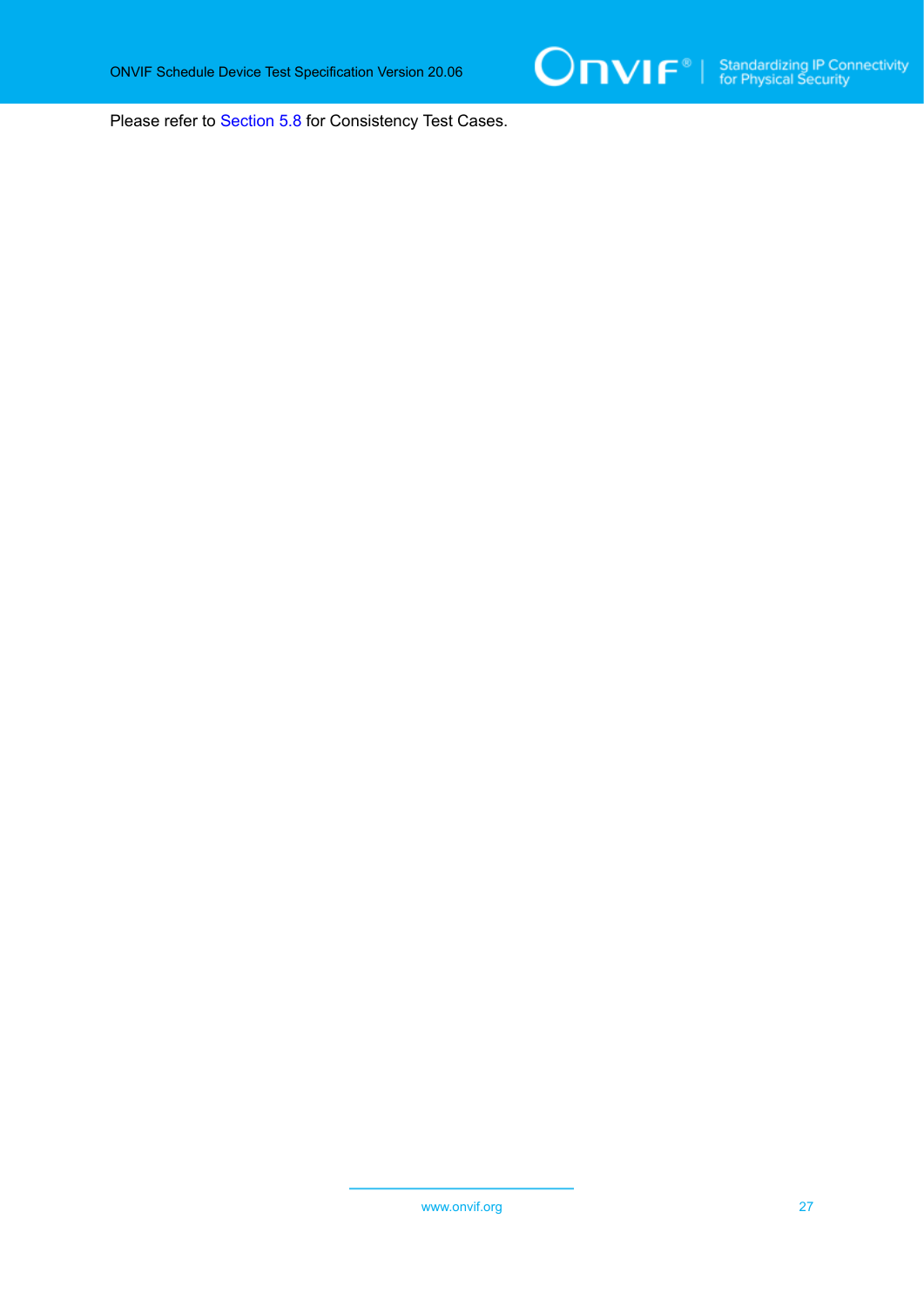Please refer to Section 5.8 for Consistency Test Cases.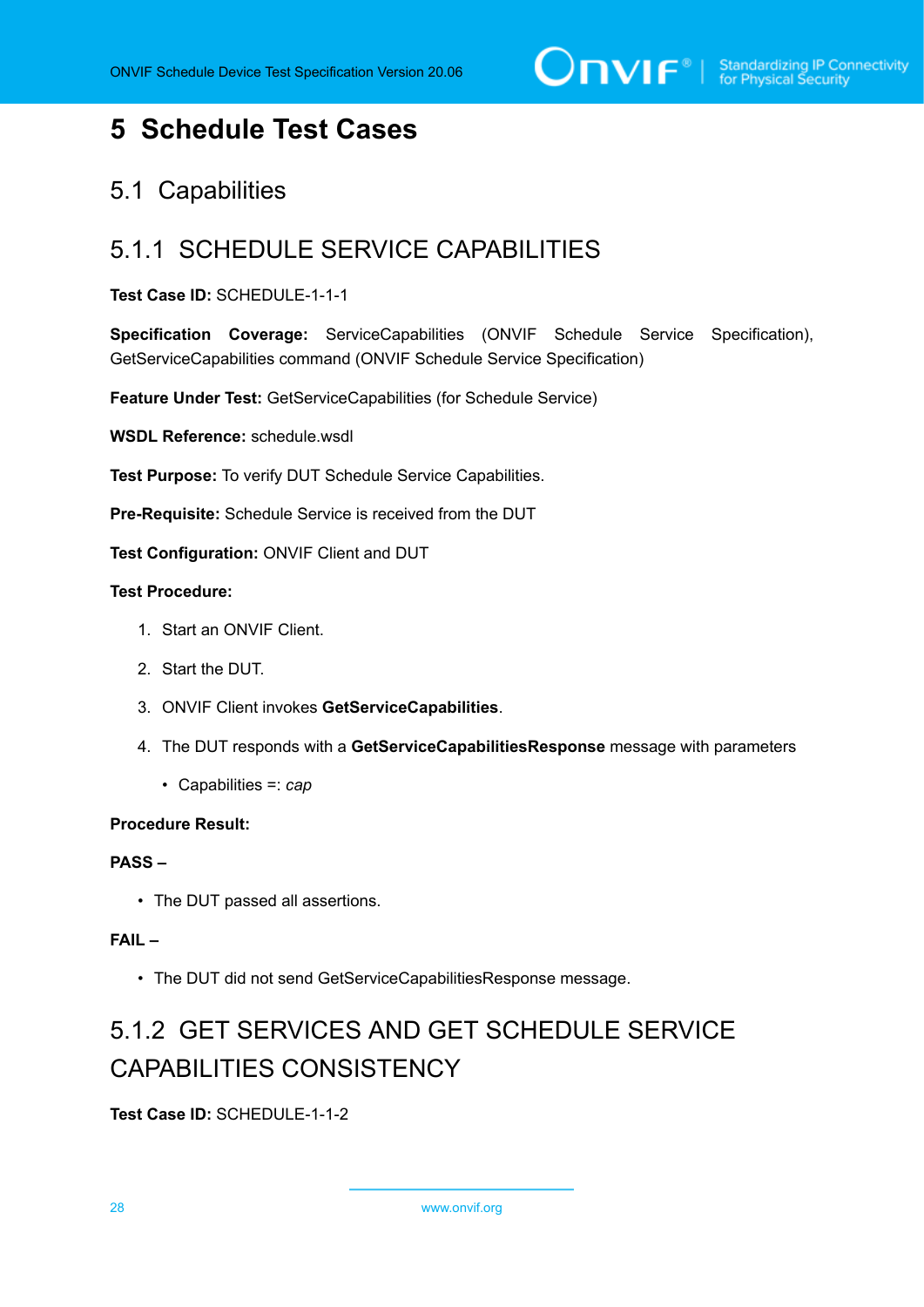# 5 Schedule Test Cases

## 5.1 Capabilities

### 5.1.1 SCHEDULE SERVICE CAPABILITIES

**Test Case ID:** SCHEDULE-1-1-1

**Specification Coverage:** ServiceCapabilities (ONVIF Schedule Service Specification), GetServiceCapabilities command (ONVIF Schedule Service Specification)

**Feature Under Test:** GetServiceCapabilities (for Schedule Service)

**WSDL Reference:** schedule.wsdl

**Test Purpose:** To verify DUT Schedule Service Capabilities.

**Pre-Requisite:** Schedule Service is received from the DUT

**Test Configuration:** ONVIF Client and DUT

**Test Procedure:**

1. Start an ONVIF Client.
2. Start the DUT.
3. ONVIF Client invokes **GetServiceCapabilities**.
4. The DUT responds with a **GetServiceCapabilitiesResponse** message with parameters
   - Capabilities =: *cap*

**Procedure Result:**

**PASS –**

- The DUT passed all assertions.

**FAIL –**

- The DUT did not send GetServiceCapabilitiesResponse message.

### 5.1.2 GET SERVICES AND GET SCHEDULE SERVICE CAPABILITIES CONSISTENCY

**Test Case ID:** SCHEDULE-1-1-2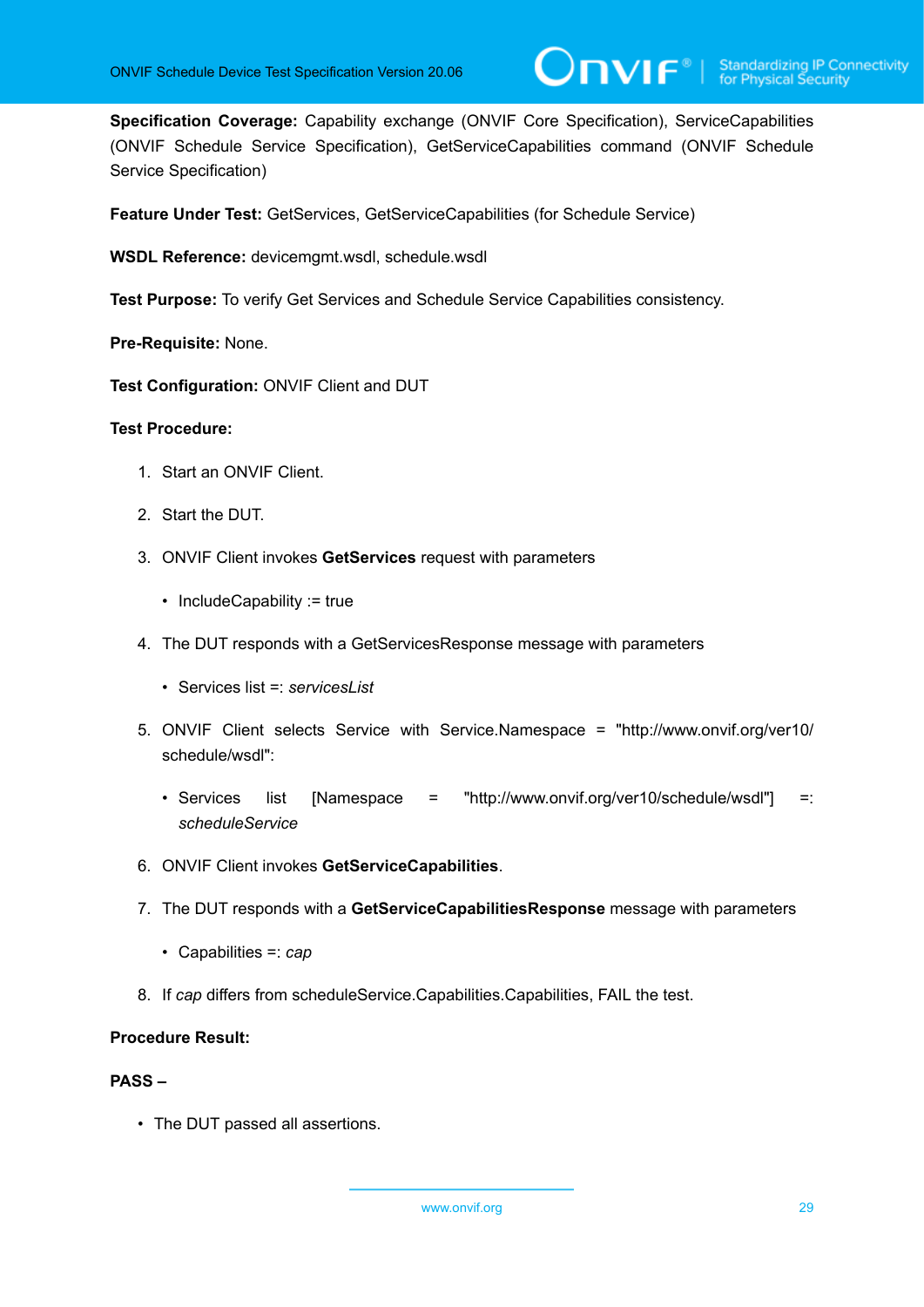**Specification Coverage:** Capability exchange (ONVIF Core Specification), ServiceCapabilities (ONVIF Schedule Service Specification), GetServiceCapabilities command (ONVIF Schedule Service Specification)

**Feature Under Test:** GetServices, GetServiceCapabilities (for Schedule Service)

**WSDL Reference:** devicemgmt.wsdl, schedule.wsdl

**Test Purpose:** To verify Get Services and Schedule Service Capabilities consistency.

**Pre-Requisite:** None.

**Test Configuration:** ONVIF Client and DUT

**Test Procedure:**

1. Start an ONVIF Client.
2. Start the DUT.
3. ONVIF Client invokes **GetServices** request with parameters
   - IncludeCapability := true
4. The DUT responds with a GetServicesResponse message with parameters
   - Services list =: *servicesList*
5. ONVIF Client selects Service with Service.Namespace = "http://www.onvif.org/ver10/schedule/wsdl":
   - Services list [Namespace = "http://www.onvif.org/ver10/schedule/wsdl"] =: *scheduleService*
6. ONVIF Client invokes **GetServiceCapabilities**.
7. The DUT responds with a **GetServiceCapabilitiesResponse** message with parameters
   - Capabilities =: *cap*
8. If *cap* differs from scheduleService.Capabilities.Capabilities, FAIL the test.

**Procedure Result:**

**PASS –**

- The DUT passed all assertions.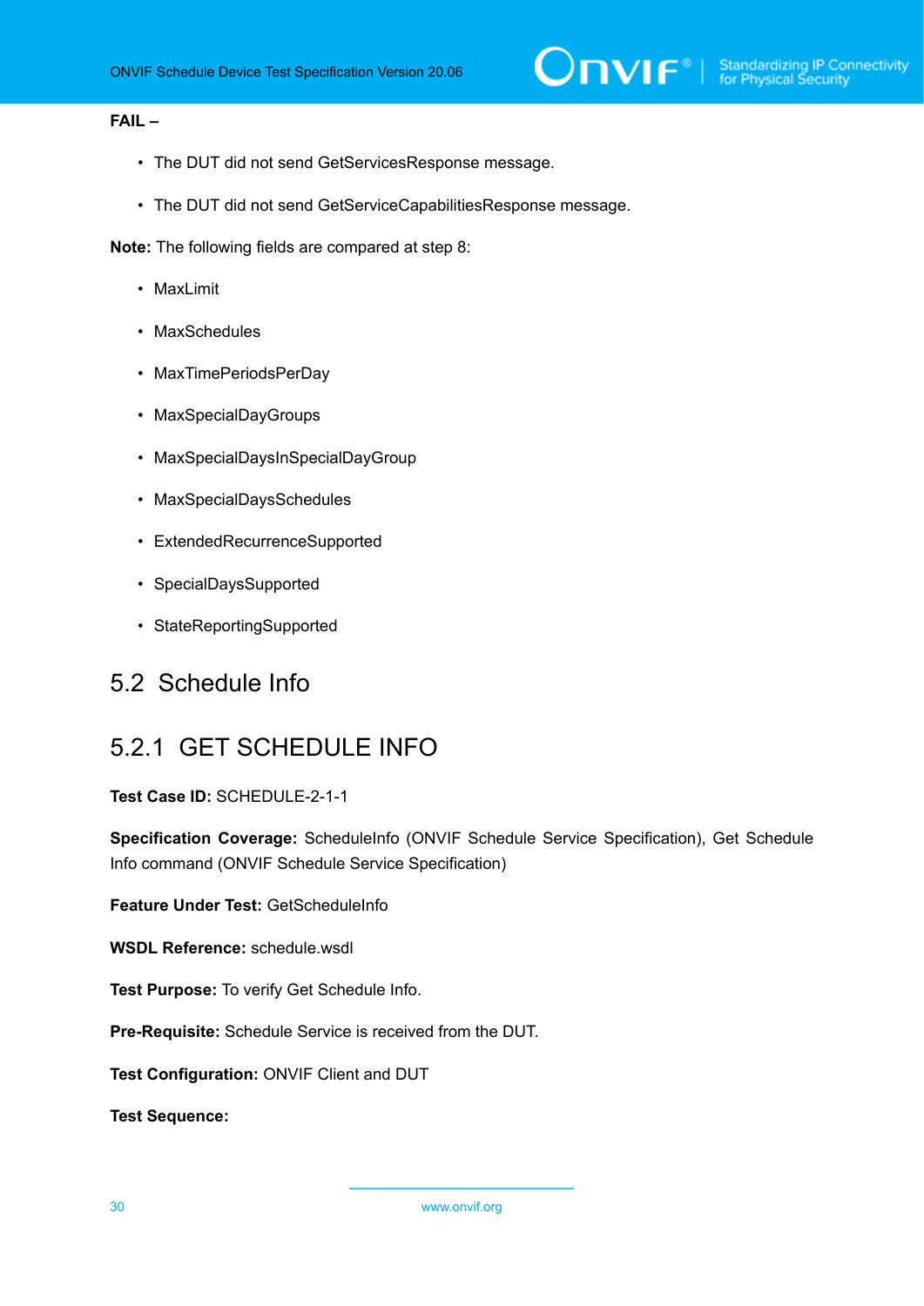**FAIL –**

- The DUT did not send GetServicesResponse message.
- The DUT did not send GetServiceCapabilitiesResponse message.

**Note:** The following fields are compared at step 8:

- MaxLimit
- MaxSchedules
- MaxTimePeriodsPerDay
- MaxSpecialDayGroups
- MaxSpecialDaysInSpecialDayGroup
- MaxSpecialDaysSchedules
- ExtendedRecurrenceSupported
- SpecialDaysSupported
- StateReportingSupported

## 5.2 Schedule Info

### 5.2.1 GET SCHEDULE INFO

**Test Case ID:** SCHEDULE-2-1-1

**Specification Coverage:** ScheduleInfo (ONVIF Schedule Service Specification), Get Schedule Info command (ONVIF Schedule Service Specification)

**Feature Under Test:** GetScheduleInfo

**WSDL Reference:** schedule.wsdl

**Test Purpose:** To verify Get Schedule Info.

**Pre-Requisite:** Schedule Service is received from the DUT.

**Test Configuration:** ONVIF Client and DUT

**Test Sequence:**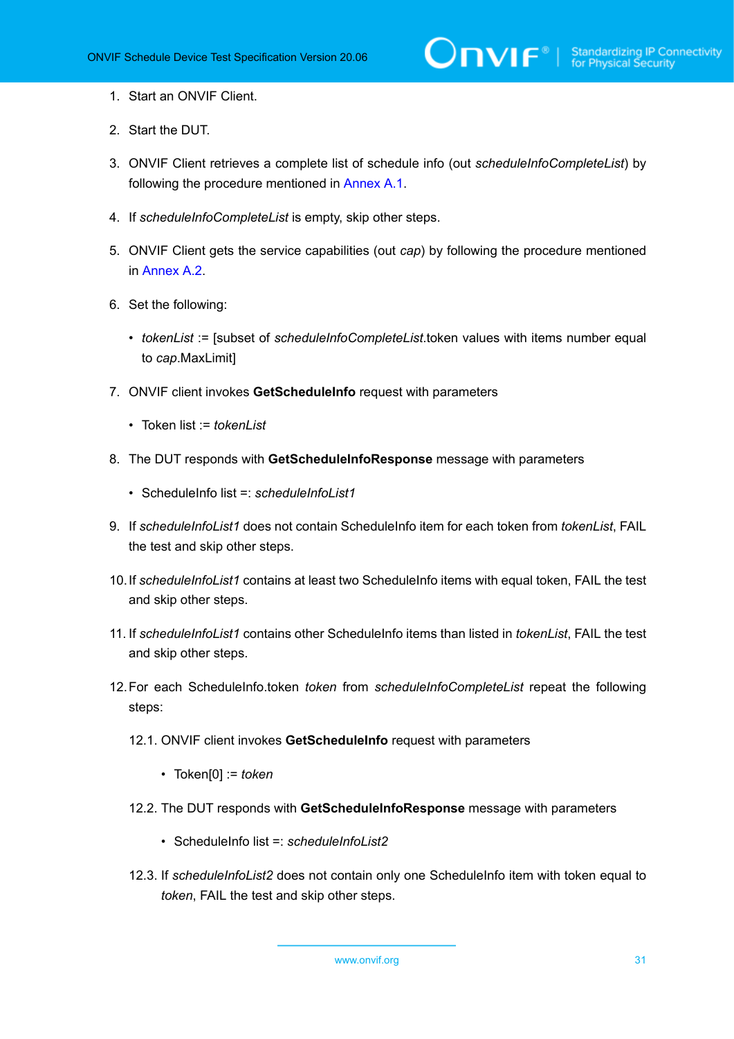1. Start an ONVIF Client.

2. Start the DUT.

3. ONVIF Client retrieves a complete list of schedule info (out *scheduleInfoCompleteList*) by following the procedure mentioned in Annex A.1.

4. If *scheduleInfoCompleteList* is empty, skip other steps.

5. ONVIF Client gets the service capabilities (out *cap*) by following the procedure mentioned in Annex A.2.

6. Set the following:

   - *tokenList* := [subset of *scheduleInfoCompleteList*.token values with items number equal to *cap*.MaxLimit]

7. ONVIF client invokes **GetScheduleInfo** request with parameters

   - Token list := *tokenList*

8. The DUT responds with **GetScheduleInfoResponse** message with parameters

   - ScheduleInfo list =: *scheduleInfoList1*

9. If *scheduleInfoList1* does not contain ScheduleInfo item for each token from *tokenList*, FAIL the test and skip other steps.

10. If *scheduleInfoList1* contains at least two ScheduleInfo items with equal token, FAIL the test and skip other steps.

11. If *scheduleInfoList1* contains other ScheduleInfo items than listed in *tokenList*, FAIL the test and skip other steps.

12. For each ScheduleInfo.token *token* from *scheduleInfoCompleteList* repeat the following steps:

    12.1. ONVIF client invokes **GetScheduleInfo** request with parameters

    - Token[0] := *token*

    12.2. The DUT responds with **GetScheduleInfoResponse** message with parameters

    - ScheduleInfo list =: *scheduleInfoList2*

    12.3. If *scheduleInfoList2* does not contain only one ScheduleInfo item with token equal to *token*, FAIL the test and skip other steps.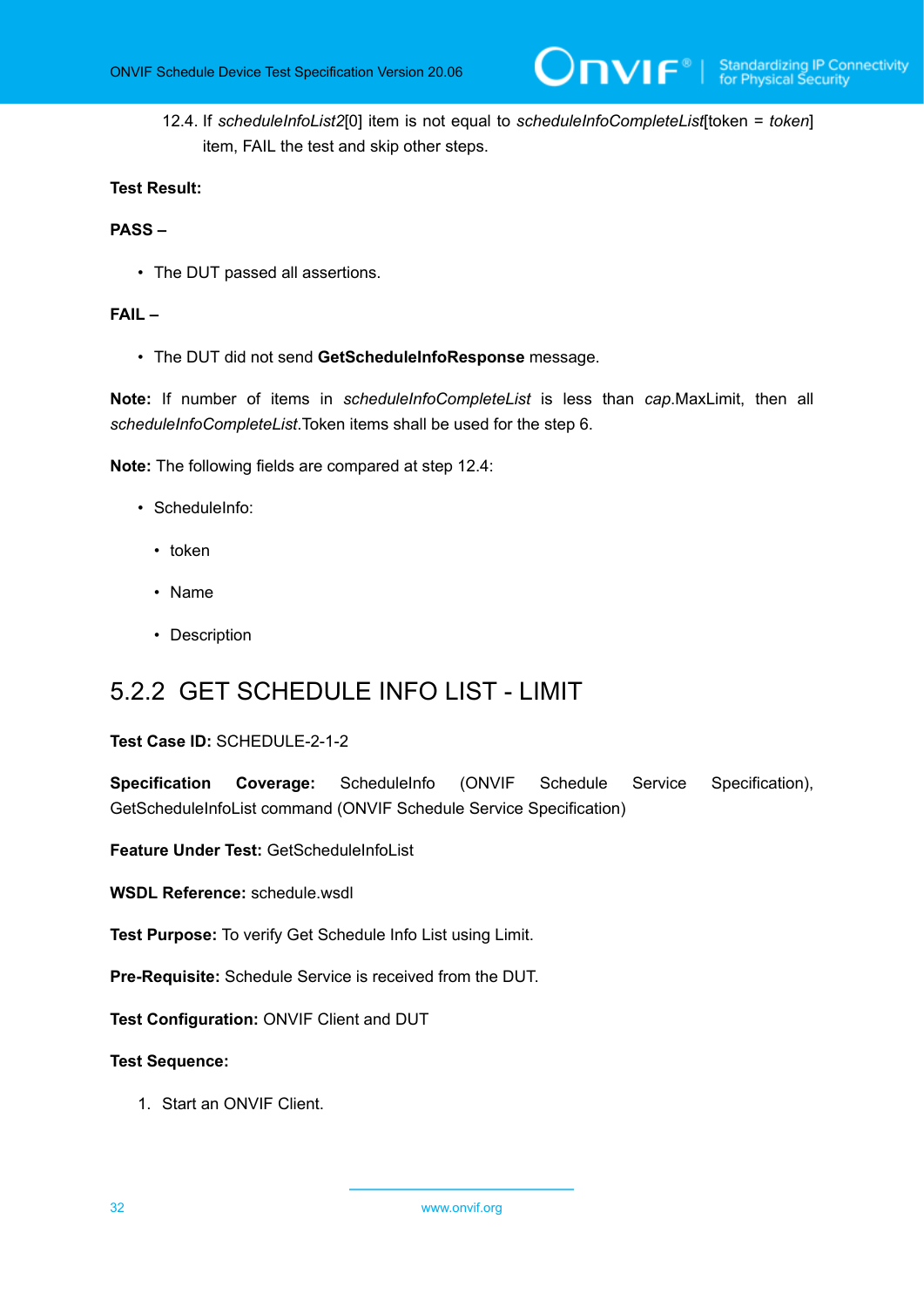12.4. If *scheduleInfoList2*[0] item is not equal to *scheduleInfoCompleteList*[token = *token*] item, FAIL the test and skip other steps.

**Test Result:**

**PASS –**

- The DUT passed all assertions.

**FAIL –**

- The DUT did not send **GetScheduleInfoResponse** message.

**Note:** If number of items in *scheduleInfoCompleteList* is less than *cap*.MaxLimit, then all *scheduleInfoCompleteList*.Token items shall be used for the step 6.

**Note:** The following fields are compared at step 12.4:

- ScheduleInfo:
  - token
  - Name
  - Description

### 5.2.2 GET SCHEDULE INFO LIST - LIMIT

**Test Case ID:** SCHEDULE-2-1-2

**Specification Coverage:** ScheduleInfo (ONVIF Schedule Service Specification), GetScheduleInfoList command (ONVIF Schedule Service Specification)

**Feature Under Test:** GetScheduleInfoList

**WSDL Reference:** schedule.wsdl

**Test Purpose:** To verify Get Schedule Info List using Limit.

**Pre-Requisite:** Schedule Service is received from the DUT.

**Test Configuration:** ONVIF Client and DUT

**Test Sequence:**

1. Start an ONVIF Client.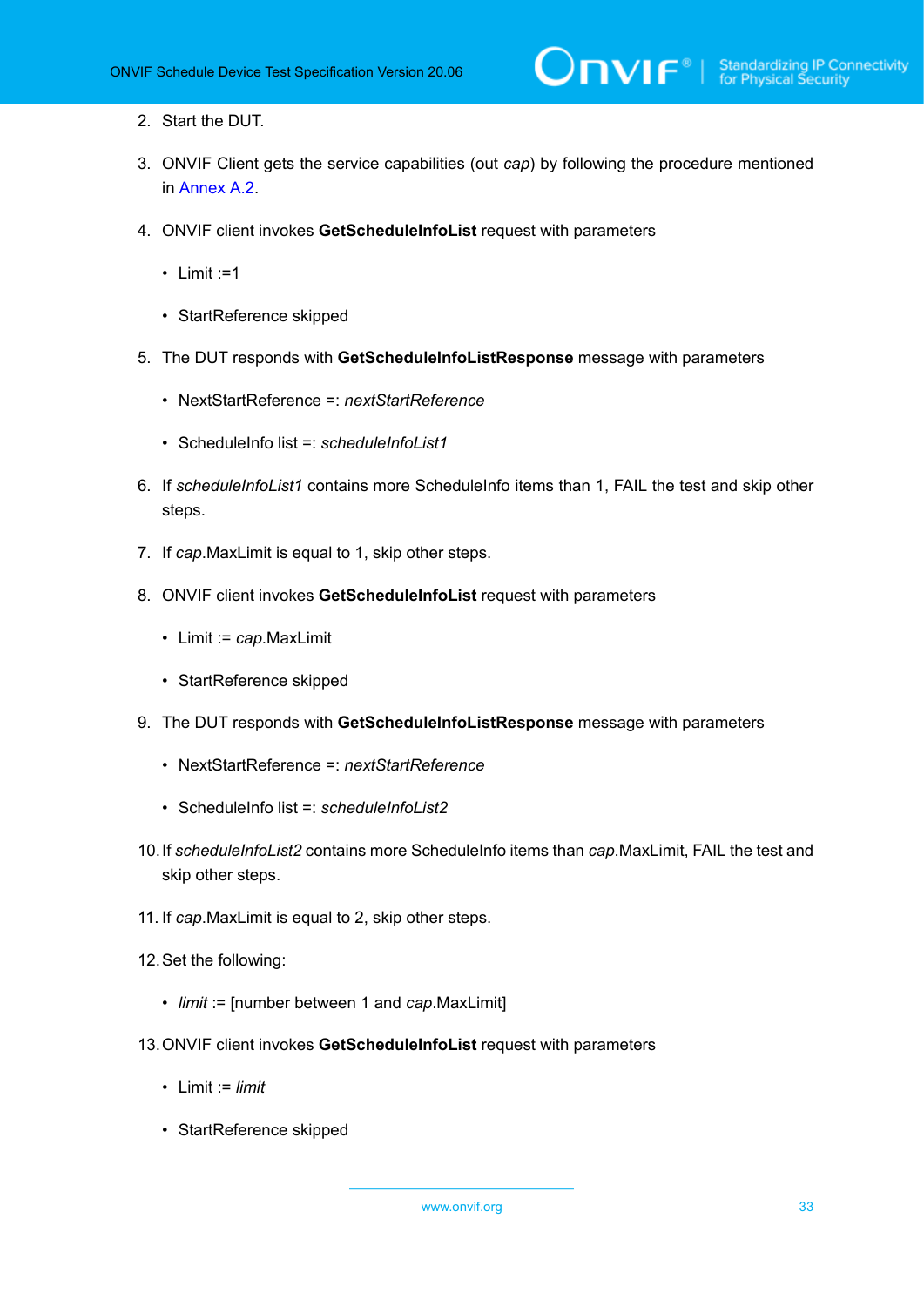2. Start the DUT.

3. ONVIF Client gets the service capabilities (out *cap*) by following the procedure mentioned in Annex A.2.

4. ONVIF client invokes **GetScheduleInfoList** request with parameters

   - Limit :=1

   - StartReference skipped

5. The DUT responds with **GetScheduleInfoListResponse** message with parameters

   - NextStartReference =: *nextStartReference*

   - ScheduleInfo list =: *scheduleInfoList1*

6. If *scheduleInfoList1* contains more ScheduleInfo items than 1, FAIL the test and skip other steps.

7. If *cap*.MaxLimit is equal to 1, skip other steps.

8. ONVIF client invokes **GetScheduleInfoList** request with parameters

   - Limit := *cap*.MaxLimit

   - StartReference skipped

9. The DUT responds with **GetScheduleInfoListResponse** message with parameters

   - NextStartReference =: *nextStartReference*

   - ScheduleInfo list =: *scheduleInfoList2*

10. If *scheduleInfoList2* contains more ScheduleInfo items than *cap*.MaxLimit, FAIL the test and skip other steps.

11. If *cap*.MaxLimit is equal to 2, skip other steps.

12. Set the following:

    - *limit* := [number between 1 and *cap*.MaxLimit]

13. ONVIF client invokes **GetScheduleInfoList** request with parameters

    - Limit := *limit*

    - StartReference skipped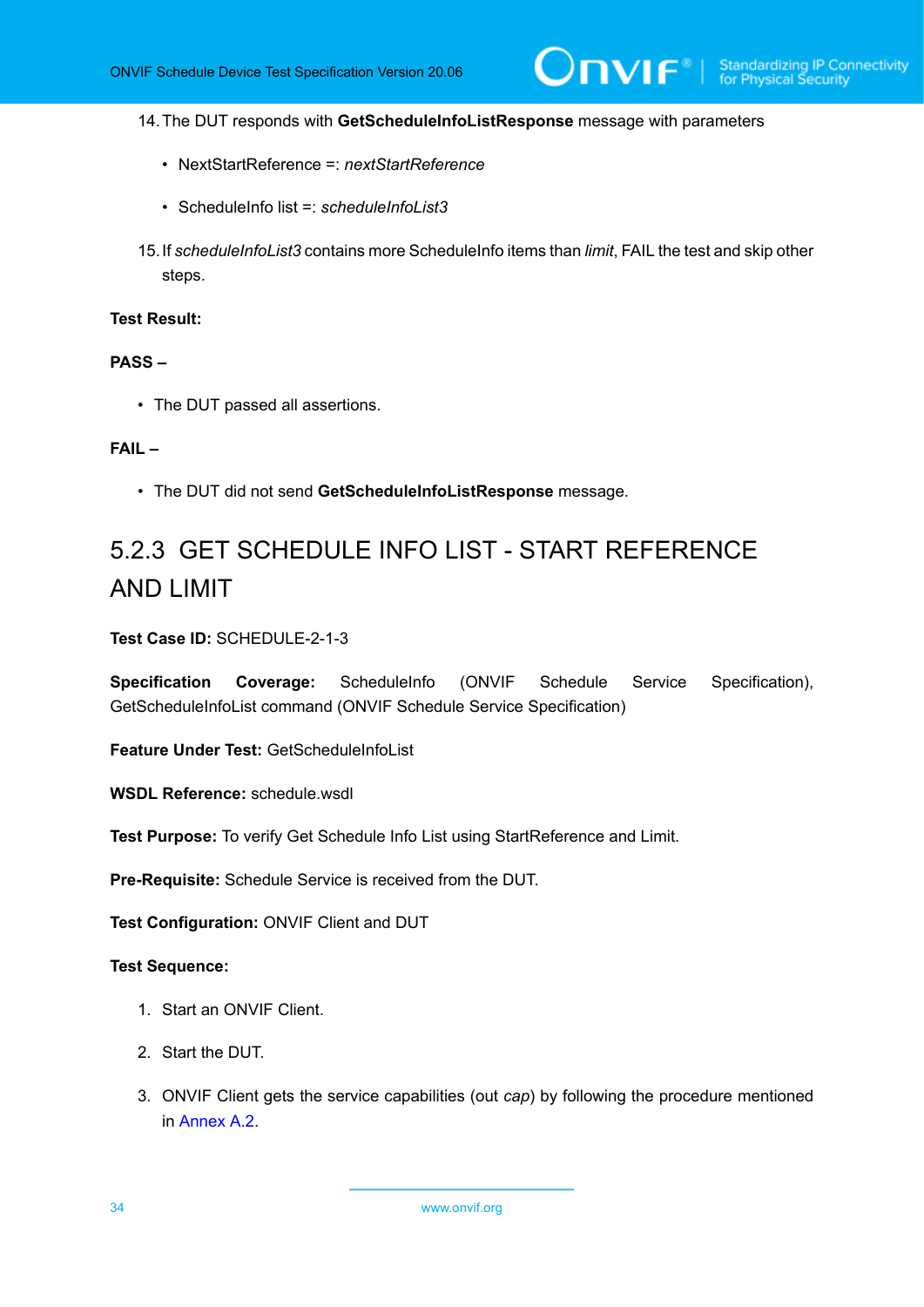14. The DUT responds with **GetScheduleInfoListResponse** message with parameters

    - NextStartReference =: *nextStartReference*

    - ScheduleInfo list =: *scheduleInfoList3*

15. If *scheduleInfoList3* contains more ScheduleInfo items than *limit*, FAIL the test and skip other steps.

**Test Result:**

**PASS –**

- The DUT passed all assertions.

**FAIL –**

- The DUT did not send **GetScheduleInfoListResponse** message.

### 5.2.3 GET SCHEDULE INFO LIST - START REFERENCE AND LIMIT

**Test Case ID:** SCHEDULE-2-1-3

**Specification Coverage:** ScheduleInfo (ONVIF Schedule Service Specification), GetScheduleInfoList command (ONVIF Schedule Service Specification)

**Feature Under Test:** GetScheduleInfoList

**WSDL Reference:** schedule.wsdl

**Test Purpose:** To verify Get Schedule Info List using StartReference and Limit.

**Pre-Requisite:** Schedule Service is received from the DUT.

**Test Configuration:** ONVIF Client and DUT

**Test Sequence:**

1. Start an ONVIF Client.

2. Start the DUT.

3. ONVIF Client gets the service capabilities (out *cap*) by following the procedure mentioned in Annex A.2.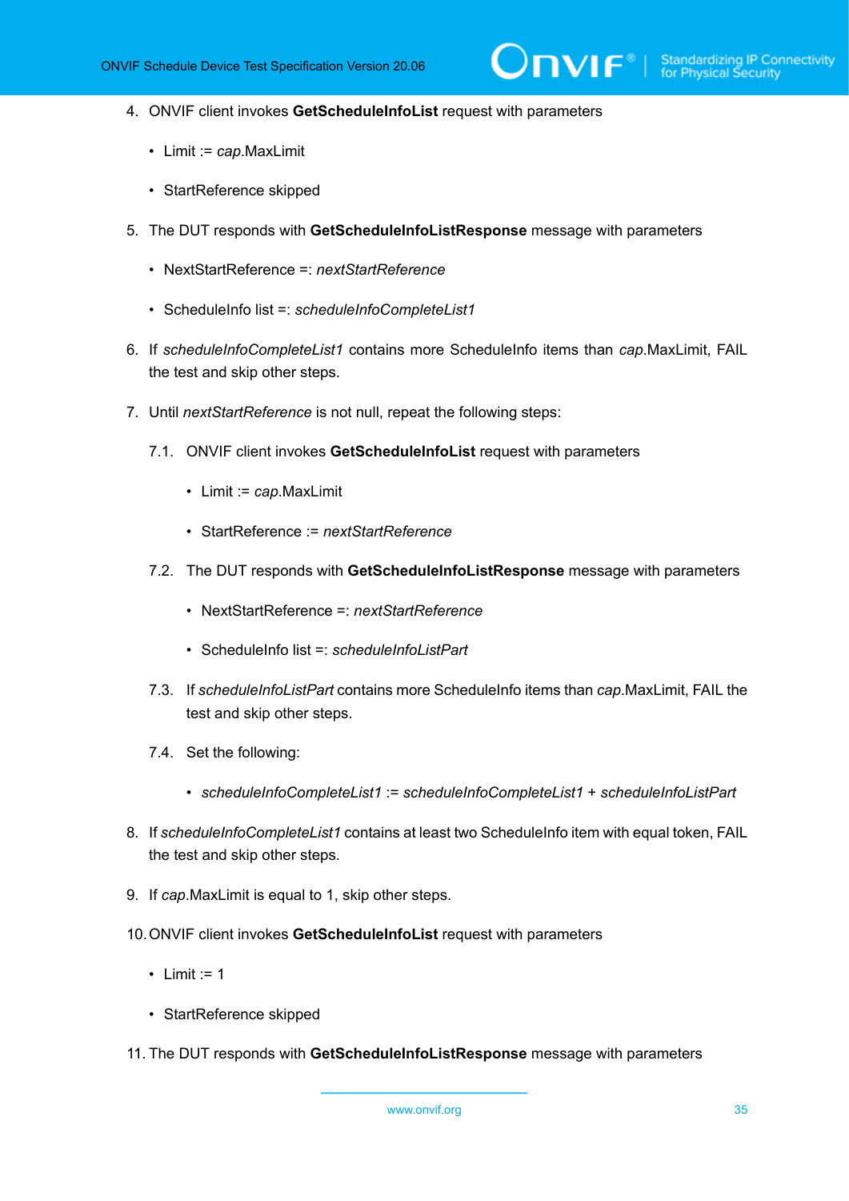4. ONVIF client invokes **GetScheduleInfoList** request with parameters

   - Limit := *cap*.MaxLimit

   - StartReference skipped

5. The DUT responds with **GetScheduleInfoListResponse** message with parameters

   - NextStartReference =: *nextStartReference*

   - ScheduleInfo list =: *scheduleInfoCompleteList1*

6. If *scheduleInfoCompleteList1* contains more ScheduleInfo items than *cap*.MaxLimit, FAIL the test and skip other steps.

7. Until *nextStartReference* is not null, repeat the following steps:

   7.1. ONVIF client invokes **GetScheduleInfoList** request with parameters

      - Limit := *cap*.MaxLimit

      - StartReference := *nextStartReference*

   7.2. The DUT responds with **GetScheduleInfoListResponse** message with parameters

      - NextStartReference =: *nextStartReference*

      - ScheduleInfo list =: *scheduleInfoListPart*

   7.3. If *scheduleInfoListPart* contains more ScheduleInfo items than *cap*.MaxLimit, FAIL the test and skip other steps.

   7.4. Set the following:

      - *scheduleInfoCompleteList1* := *scheduleInfoCompleteList1* + *scheduleInfoListPart*

8. If *scheduleInfoCompleteList1* contains at least two ScheduleInfo item with equal token, FAIL the test and skip other steps.

9. If *cap*.MaxLimit is equal to 1, skip other steps.

10. ONVIF client invokes **GetScheduleInfoList** request with parameters

    - Limit := 1

    - StartReference skipped

11. The DUT responds with **GetScheduleInfoListResponse** message with parameters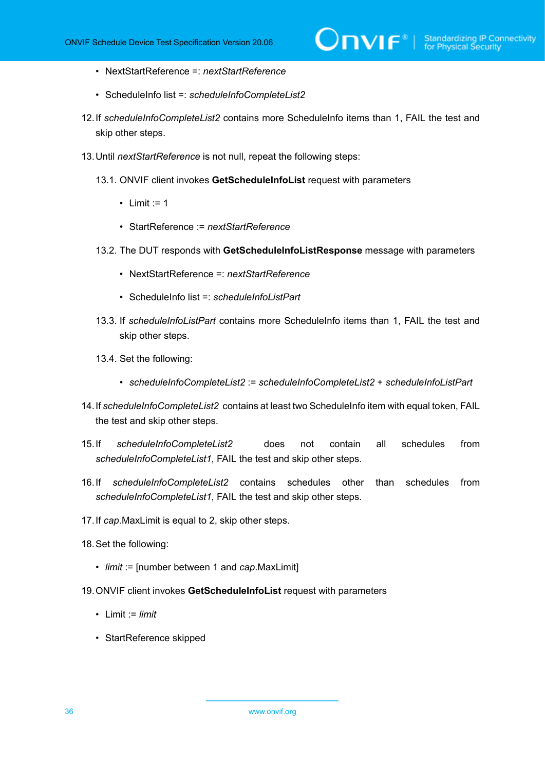- NextStartReference =: *nextStartReference*
- ScheduleInfo list =: *scheduleInfoCompleteList2*

12. If *scheduleInfoCompleteList2* contains more ScheduleInfo items than 1, FAIL the test and skip other steps.

13. Until *nextStartReference* is not null, repeat the following steps:

    13.1. ONVIF client invokes **GetScheduleInfoList** request with parameters

    - Limit := 1
    - StartReference := *nextStartReference*

    13.2. The DUT responds with **GetScheduleInfoListResponse** message with parameters

    - NextStartReference =: *nextStartReference*
    - ScheduleInfo list =: *scheduleInfoListPart*

    13.3. If *scheduleInfoListPart* contains more ScheduleInfo items than 1, FAIL the test and skip other steps.

    13.4. Set the following:

    - *scheduleInfoCompleteList2* := *scheduleInfoCompleteList2* + *scheduleInfoListPart*

14. If *scheduleInfoCompleteList2* contains at least two ScheduleInfo item with equal token, FAIL the test and skip other steps.

15. If *scheduleInfoCompleteList2* does not contain all schedules from *scheduleInfoCompleteList1*, FAIL the test and skip other steps.

16. If *scheduleInfoCompleteList2* contains schedules other than schedules from *scheduleInfoCompleteList1*, FAIL the test and skip other steps.

17. If *cap*.MaxLimit is equal to 2, skip other steps.

18. Set the following:

    - *limit* := [number between 1 and *cap*.MaxLimit]

19. ONVIF client invokes **GetScheduleInfoList** request with parameters

    - Limit := *limit*
    - StartReference skipped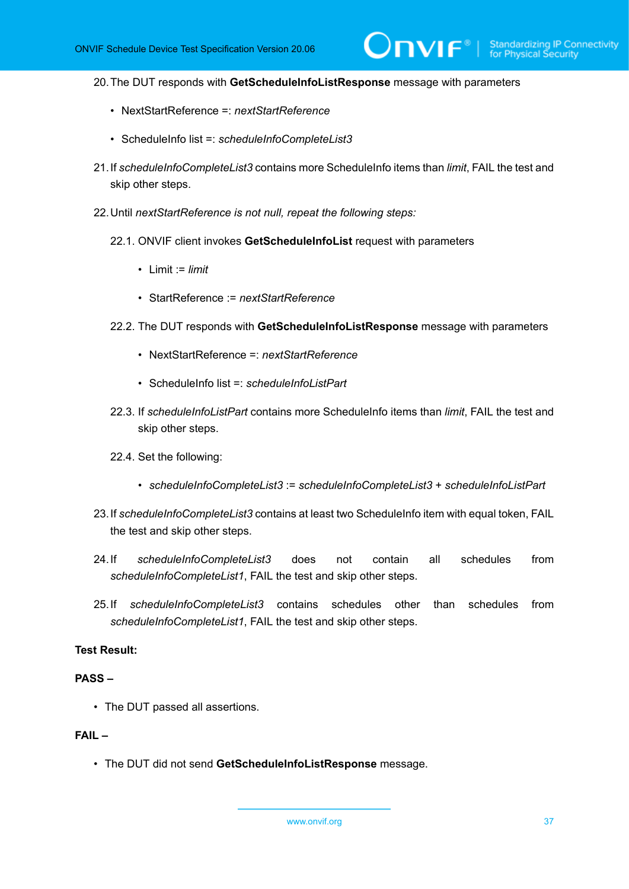20. The DUT responds with **GetScheduleInfoListResponse** message with parameters

    - NextStartReference =: *nextStartReference*

    - ScheduleInfo list =: *scheduleInfoCompleteList3*

21. If *scheduleInfoCompleteList3* contains more ScheduleInfo items than *limit*, FAIL the test and skip other steps.

22. Until *nextStartReference is not null, repeat the following steps:*

    22.1. ONVIF client invokes **GetScheduleInfoList** request with parameters

    - Limit := *limit*

    - StartReference := *nextStartReference*

    22.2. The DUT responds with **GetScheduleInfoListResponse** message with parameters

    - NextStartReference =: *nextStartReference*

    - ScheduleInfo list =: *scheduleInfoListPart*

    22.3. If *scheduleInfoListPart* contains more ScheduleInfo items than *limit*, FAIL the test and skip other steps.

    22.4. Set the following:

    - *scheduleInfoCompleteList3* := *scheduleInfoCompleteList3* + *scheduleInfoListPart*

23. If *scheduleInfoCompleteList3* contains at least two ScheduleInfo item with equal token, FAIL the test and skip other steps.

24. If *scheduleInfoCompleteList3* does not contain all schedules from *scheduleInfoCompleteList1*, FAIL the test and skip other steps.

25. If *scheduleInfoCompleteList3* contains schedules other than schedules from *scheduleInfoCompleteList1*, FAIL the test and skip other steps.

**Test Result:**

**PASS –**

- The DUT passed all assertions.

**FAIL –**

- The DUT did not send **GetScheduleInfoListResponse** message.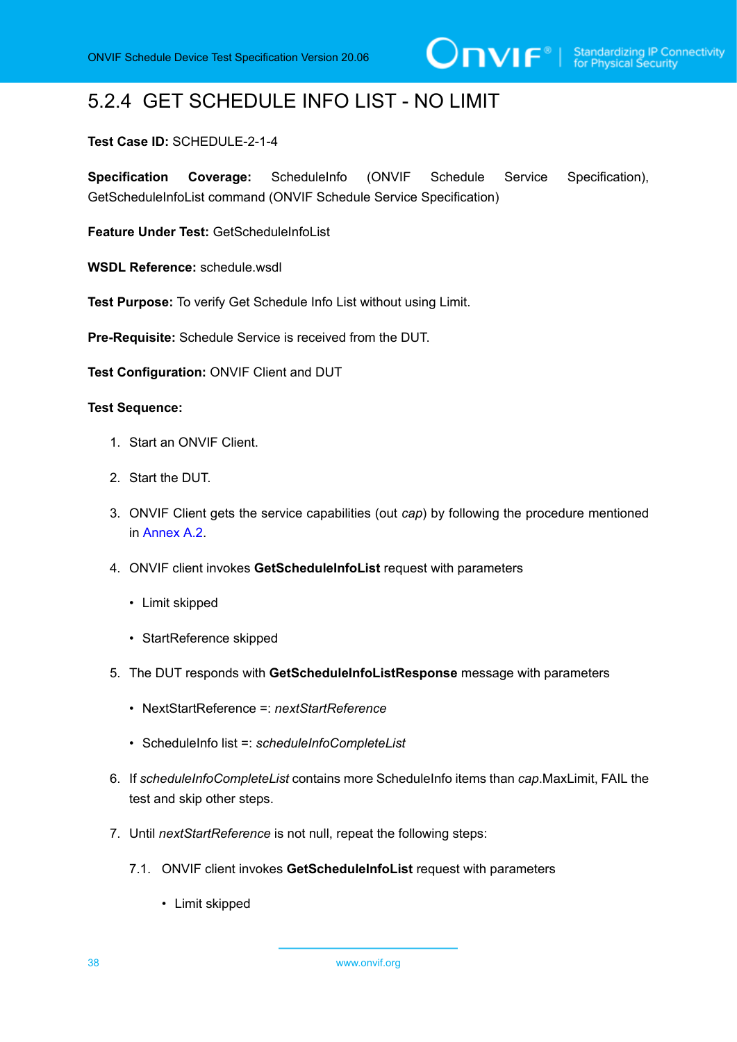### 5.2.4 GET SCHEDULE INFO LIST - NO LIMIT

**Test Case ID:** SCHEDULE-2-1-4

**Specification Coverage:** ScheduleInfo (ONVIF Schedule Service Specification), GetScheduleInfoList command (ONVIF Schedule Service Specification)

**Feature Under Test:** GetScheduleInfoList

**WSDL Reference:** schedule.wsdl

**Test Purpose:** To verify Get Schedule Info List without using Limit.

**Pre-Requisite:** Schedule Service is received from the DUT.

**Test Configuration:** ONVIF Client and DUT

**Test Sequence:**

1. Start an ONVIF Client.
2. Start the DUT.
3. ONVIF Client gets the service capabilities (out *cap*) by following the procedure mentioned in Annex A.2.
4. ONVIF client invokes **GetScheduleInfoList** request with parameters
   - Limit skipped
   - StartReference skipped
5. The DUT responds with **GetScheduleInfoListResponse** message with parameters
   - NextStartReference =: *nextStartReference*
   - ScheduleInfo list =: *scheduleInfoCompleteList*
6. If *scheduleInfoCompleteList* contains more ScheduleInfo items than *cap*.MaxLimit, FAIL the test and skip other steps.
7. Until *nextStartReference* is not null, repeat the following steps:

   7.1. ONVIF client invokes **GetScheduleInfoList** request with parameters

   - Limit skipped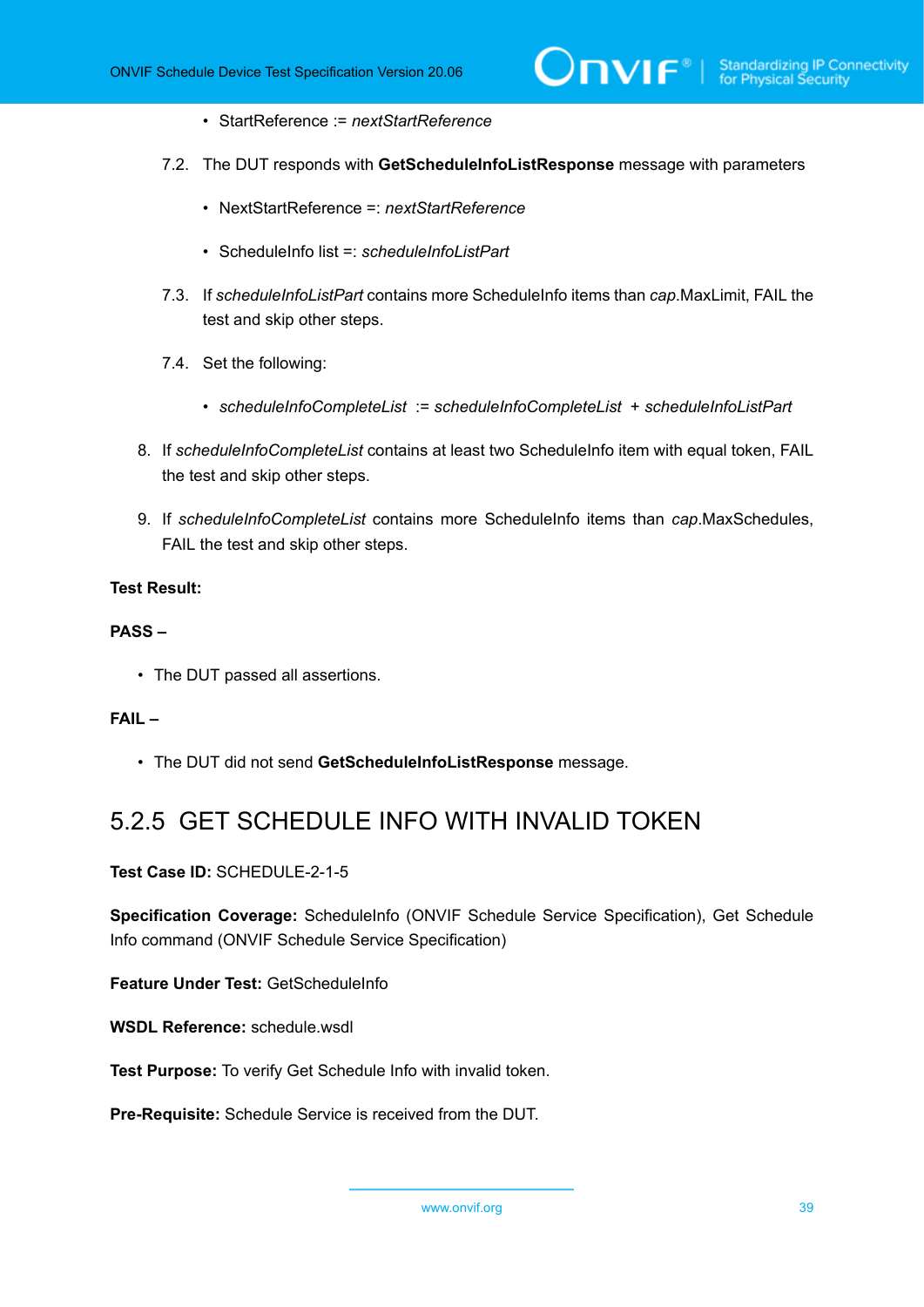- StartReference := *nextStartReference*

7.2. The DUT responds with **GetScheduleInfoListResponse** message with parameters

- NextStartReference =: *nextStartReference*
- ScheduleInfo list =: *scheduleInfoListPart*

7.3. If *scheduleInfoListPart* contains more ScheduleInfo items than *cap*.MaxLimit, FAIL the test and skip other steps.

7.4. Set the following:

- *scheduleInfoCompleteList* := *scheduleInfoCompleteList* + *scheduleInfoListPart*

8. If *scheduleInfoCompleteList* contains at least two ScheduleInfo item with equal token, FAIL the test and skip other steps.

9. If *scheduleInfoCompleteList* contains more ScheduleInfo items than *cap*.MaxSchedules, FAIL the test and skip other steps.

**Test Result:**

**PASS –**

- The DUT passed all assertions.

**FAIL –**

- The DUT did not send **GetScheduleInfoListResponse** message.

### 5.2.5 GET SCHEDULE INFO WITH INVALID TOKEN

**Test Case ID:** SCHEDULE-2-1-5

**Specification Coverage:** ScheduleInfo (ONVIF Schedule Service Specification), Get Schedule Info command (ONVIF Schedule Service Specification)

**Feature Under Test:** GetScheduleInfo

**WSDL Reference:** schedule.wsdl

**Test Purpose:** To verify Get Schedule Info with invalid token.

**Pre-Requisite:** Schedule Service is received from the DUT.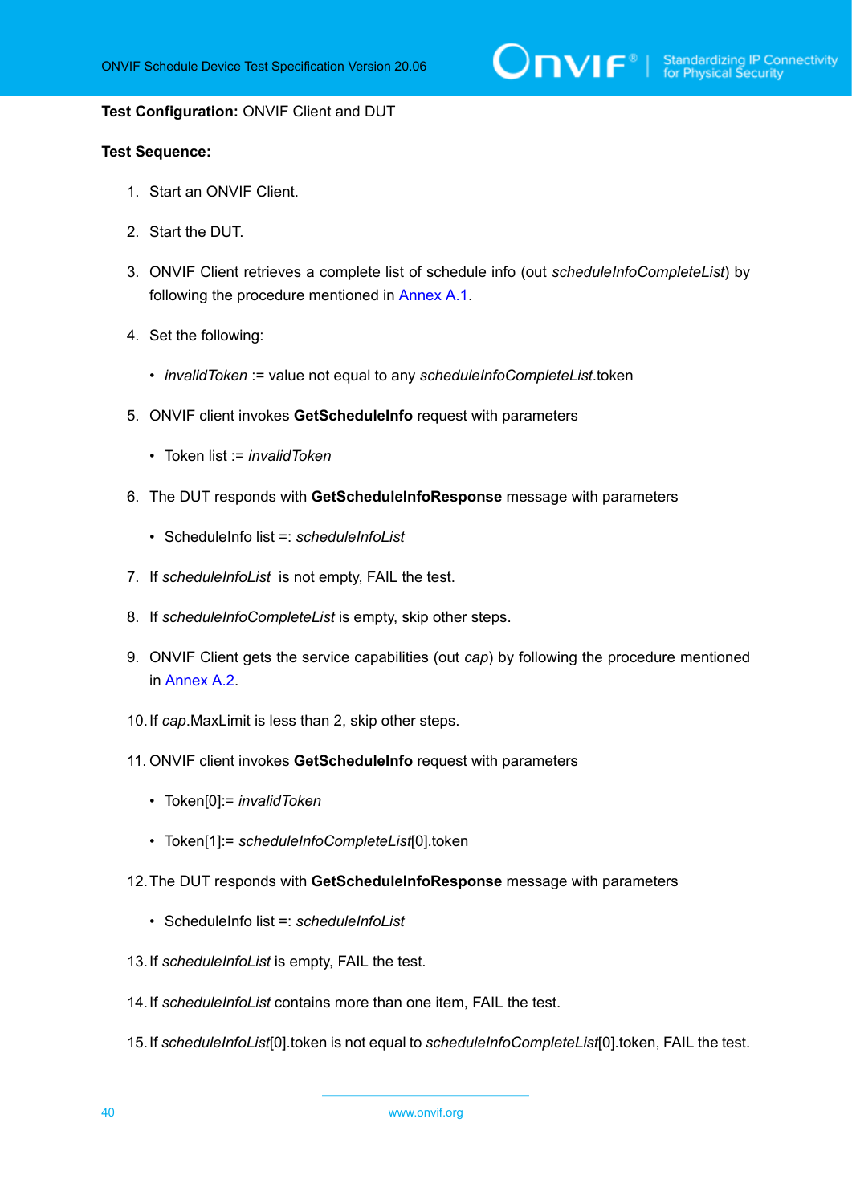**Test Configuration:** ONVIF Client and DUT

**Test Sequence:**

1. Start an ONVIF Client.
2. Start the DUT.
3. ONVIF Client retrieves a complete list of schedule info (out *scheduleInfoCompleteList*) by following the procedure mentioned in Annex A.1.
4. Set the following:
   - *invalidToken* := value not equal to any *scheduleInfoCompleteList*.token
5. ONVIF client invokes **GetScheduleInfo** request with parameters
   - Token list := *invalidToken*
6. The DUT responds with **GetScheduleInfoResponse** message with parameters
   - ScheduleInfo list =: *scheduleInfoList*
7. If *scheduleInfoList* is not empty, FAIL the test.
8. If *scheduleInfoCompleteList* is empty, skip other steps.
9. ONVIF Client gets the service capabilities (out *cap*) by following the procedure mentioned in Annex A.2.
10. If *cap*.MaxLimit is less than 2, skip other steps.
11. ONVIF client invokes **GetScheduleInfo** request with parameters
    - Token[0]:= *invalidToken*
    - Token[1]:= *scheduleInfoCompleteList*[0].token
12. The DUT responds with **GetScheduleInfoResponse** message with parameters
    - ScheduleInfo list =: *scheduleInfoList*
13. If *scheduleInfoList* is empty, FAIL the test.
14. If *scheduleInfoList* contains more than one item, FAIL the test.
15. If *scheduleInfoList*[0].token is not equal to *scheduleInfoCompleteList*[0].token, FAIL the test.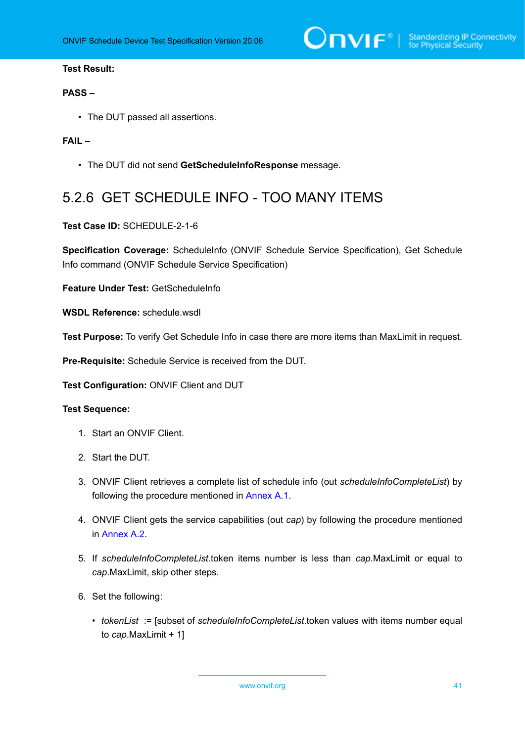**Test Result:**

**PASS –**

- The DUT passed all assertions.

**FAIL –**

- The DUT did not send **GetScheduleInfoResponse** message.

## 5.2.6 GET SCHEDULE INFO - TOO MANY ITEMS

**Test Case ID:** SCHEDULE-2-1-6

**Specification Coverage:** ScheduleInfo (ONVIF Schedule Service Specification), Get Schedule Info command (ONVIF Schedule Service Specification)

**Feature Under Test:** GetScheduleInfo

**WSDL Reference:** schedule.wsdl

**Test Purpose:** To verify Get Schedule Info in case there are more items than MaxLimit in request.

**Pre-Requisite:** Schedule Service is received from the DUT.

**Test Configuration:** ONVIF Client and DUT

**Test Sequence:**

1. Start an ONVIF Client.
2. Start the DUT.
3. ONVIF Client retrieves a complete list of schedule info (out *scheduleInfoCompleteList*) by following the procedure mentioned in Annex A.1.
4. ONVIF Client gets the service capabilities (out *cap*) by following the procedure mentioned in Annex A.2.
5. If *scheduleInfoCompleteList*.token items number is less than *cap*.MaxLimit or equal to *cap*.MaxLimit, skip other steps.
6. Set the following:
   - *tokenList* := [subset of *scheduleInfoCompleteList*.token values with items number equal to *cap*.MaxLimit + 1]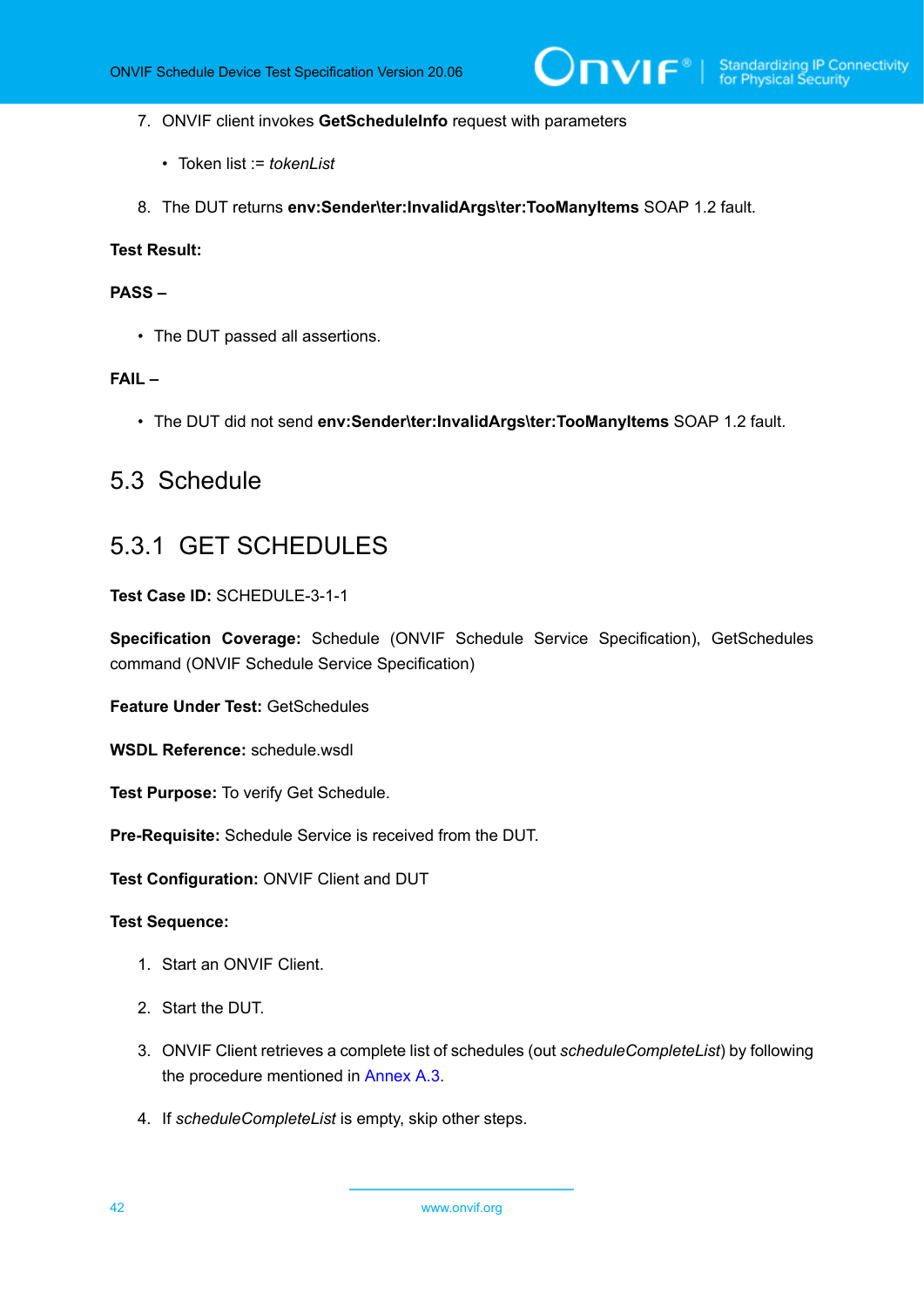7. ONVIF client invokes **GetScheduleInfo** request with parameters

   - Token list := *tokenList*

8. The DUT returns **env:Sender\ter:InvalidArgs\ter:TooManyItems** SOAP 1.2 fault.

**Test Result:**

**PASS –**

- The DUT passed all assertions.

**FAIL –**

- The DUT did not send **env:Sender\ter:InvalidArgs\ter:TooManyItems** SOAP 1.2 fault.

## 5.3 Schedule

### 5.3.1 GET SCHEDULES

**Test Case ID:** SCHEDULE-3-1-1

**Specification Coverage:** Schedule (ONVIF Schedule Service Specification), GetSchedules command (ONVIF Schedule Service Specification)

**Feature Under Test:** GetSchedules

**WSDL Reference:** schedule.wsdl

**Test Purpose:** To verify Get Schedule.

**Pre-Requisite:** Schedule Service is received from the DUT.

**Test Configuration:** ONVIF Client and DUT

**Test Sequence:**

1. Start an ONVIF Client.

2. Start the DUT.

3. ONVIF Client retrieves a complete list of schedules (out *scheduleCompleteList*) by following the procedure mentioned in Annex A.3.

4. If *scheduleCompleteList* is empty, skip other steps.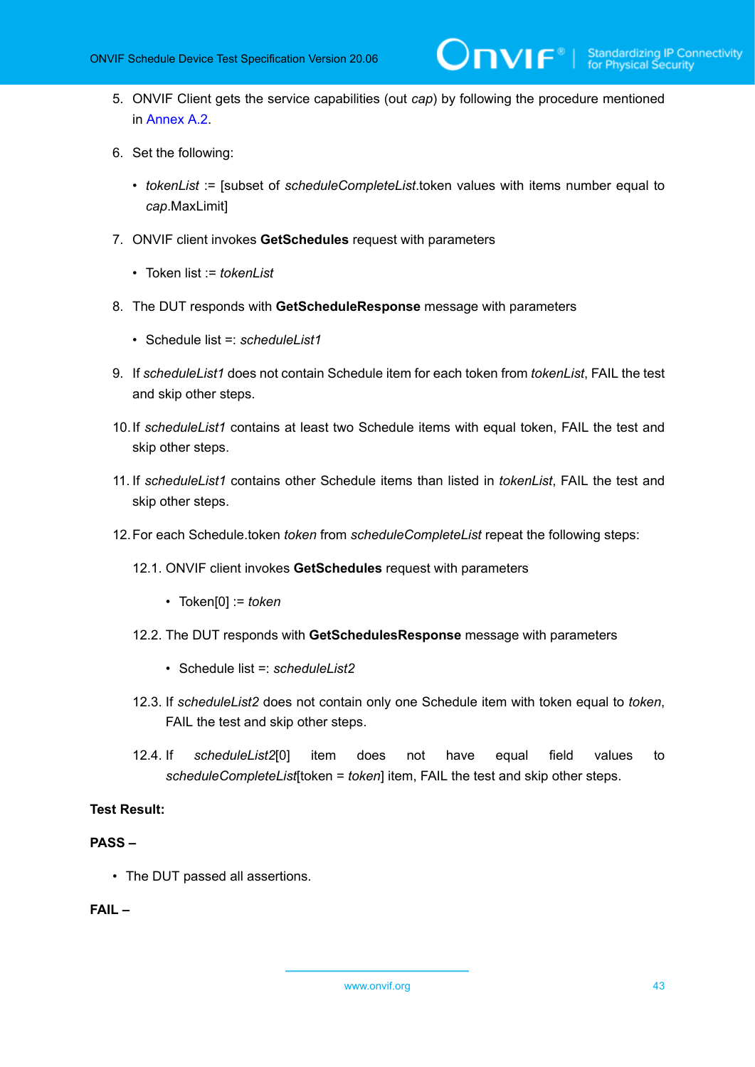5. ONVIF Client gets the service capabilities (out *cap*) by following the procedure mentioned in Annex A.2.

6. Set the following:

   - *tokenList* := [subset of *scheduleCompleteList*.token values with items number equal to *cap*.MaxLimit]

7. ONVIF client invokes **GetSchedules** request with parameters

   - Token list := *tokenList*

8. The DUT responds with **GetScheduleResponse** message with parameters

   - Schedule list =: *scheduleList1*

9. If *scheduleList1* does not contain Schedule item for each token from *tokenList*, FAIL the test and skip other steps.

10. If *scheduleList1* contains at least two Schedule items with equal token, FAIL the test and skip other steps.

11. If *scheduleList1* contains other Schedule items than listed in *tokenList*, FAIL the test and skip other steps.

12. For each Schedule.token *token* from *scheduleCompleteList* repeat the following steps:

    12.1. ONVIF client invokes **GetSchedules** request with parameters

    - Token[0] := *token*

    12.2. The DUT responds with **GetSchedulesResponse** message with parameters

    - Schedule list =: *scheduleList2*

    12.3. If *scheduleList2* does not contain only one Schedule item with token equal to *token*, FAIL the test and skip other steps.

    12.4. If *scheduleList2*[0] item does not have equal field values to *scheduleCompleteList*[token = *token*] item, FAIL the test and skip other steps.

**Test Result:**

**PASS –**

- The DUT passed all assertions.

**FAIL –**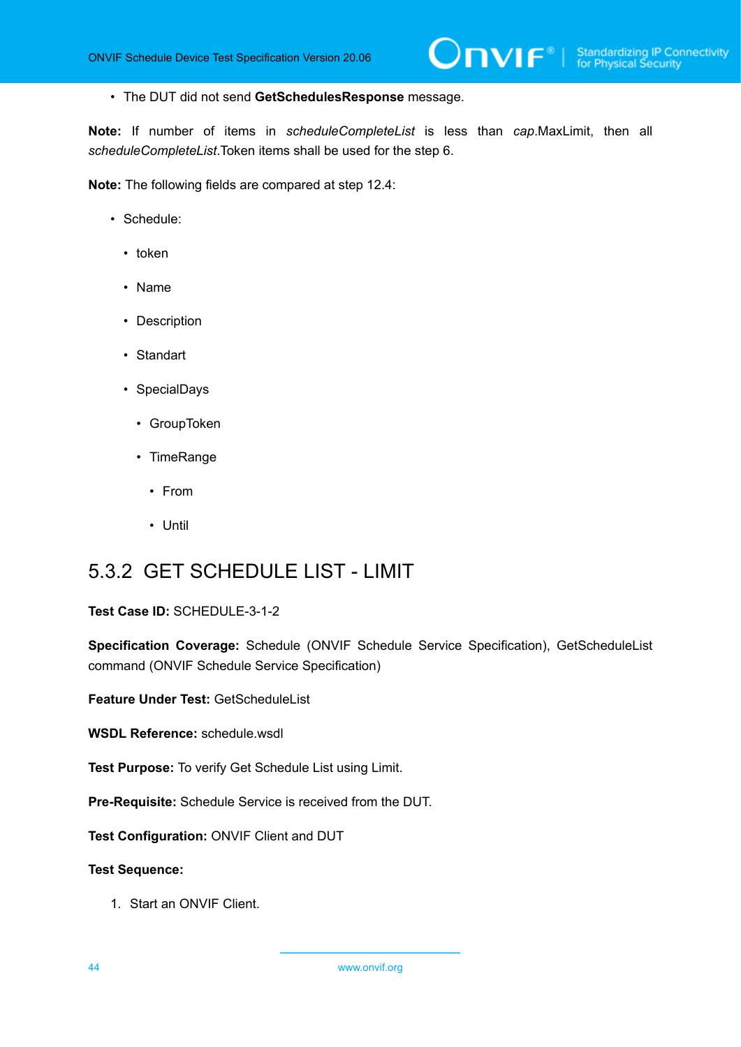- The DUT did not send **GetSchedulesResponse** message.

**Note:** If number of items in *scheduleCompleteList* is less than *cap*.MaxLimit, then all *scheduleCompleteList*.Token items shall be used for the step 6.

**Note:** The following fields are compared at step 12.4:

- Schedule:
  - token
  - Name
  - Description
  - Standart
  - SpecialDays
    - GroupToken
    - TimeRange
      - From
      - Until

## 5.3.2 GET SCHEDULE LIST - LIMIT

**Test Case ID:** SCHEDULE-3-1-2

**Specification Coverage:** Schedule (ONVIF Schedule Service Specification), GetScheduleList command (ONVIF Schedule Service Specification)

**Feature Under Test:** GetScheduleList

**WSDL Reference:** schedule.wsdl

**Test Purpose:** To verify Get Schedule List using Limit.

**Pre-Requisite:** Schedule Service is received from the DUT.

**Test Configuration:** ONVIF Client and DUT

**Test Sequence:**

1. Start an ONVIF Client.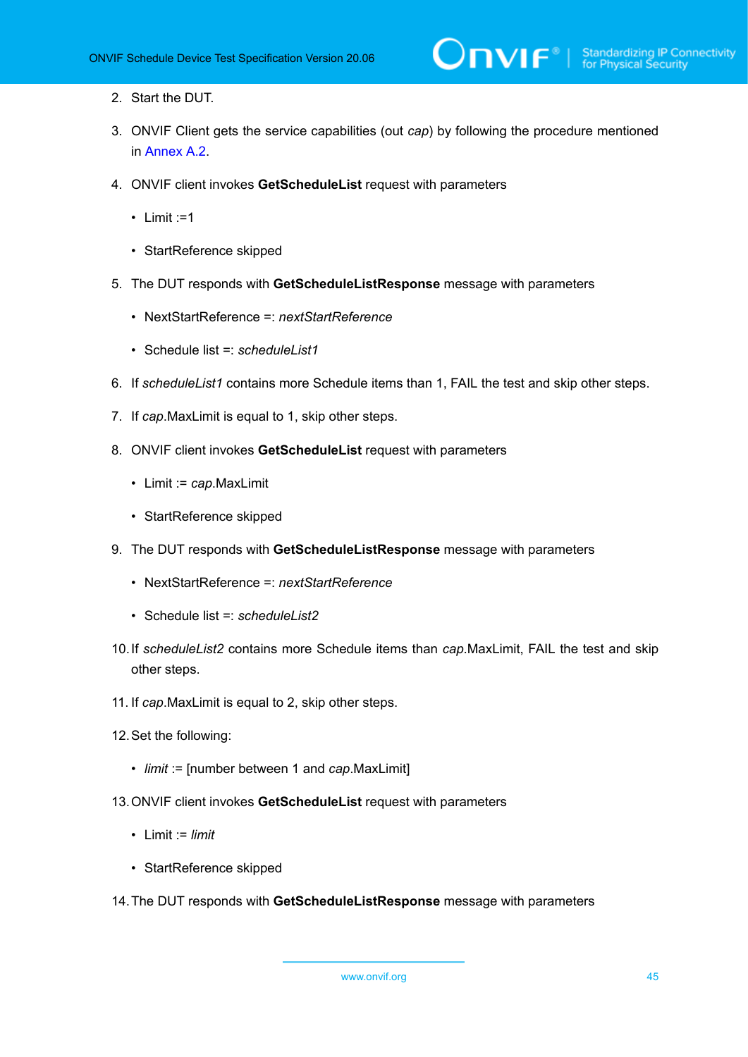2. Start the DUT.

3. ONVIF Client gets the service capabilities (out *cap*) by following the procedure mentioned in Annex A.2.

4. ONVIF client invokes **GetScheduleList** request with parameters

   - Limit :=1

   - StartReference skipped

5. The DUT responds with **GetScheduleListResponse** message with parameters

   - NextStartReference =: *nextStartReference*

   - Schedule list =: *scheduleList1*

6. If *scheduleList1* contains more Schedule items than 1, FAIL the test and skip other steps.

7. If *cap*.MaxLimit is equal to 1, skip other steps.

8. ONVIF client invokes **GetScheduleList** request with parameters

   - Limit := *cap*.MaxLimit

   - StartReference skipped

9. The DUT responds with **GetScheduleListResponse** message with parameters

   - NextStartReference =: *nextStartReference*

   - Schedule list =: *scheduleList2*

10. If *scheduleList2* contains more Schedule items than *cap*.MaxLimit, FAIL the test and skip other steps.

11. If *cap*.MaxLimit is equal to 2, skip other steps.

12. Set the following:

    - *limit* := [number between 1 and *cap*.MaxLimit]

13. ONVIF client invokes **GetScheduleList** request with parameters

    - Limit := *limit*

    - StartReference skipped

14. The DUT responds with **GetScheduleListResponse** message with parameters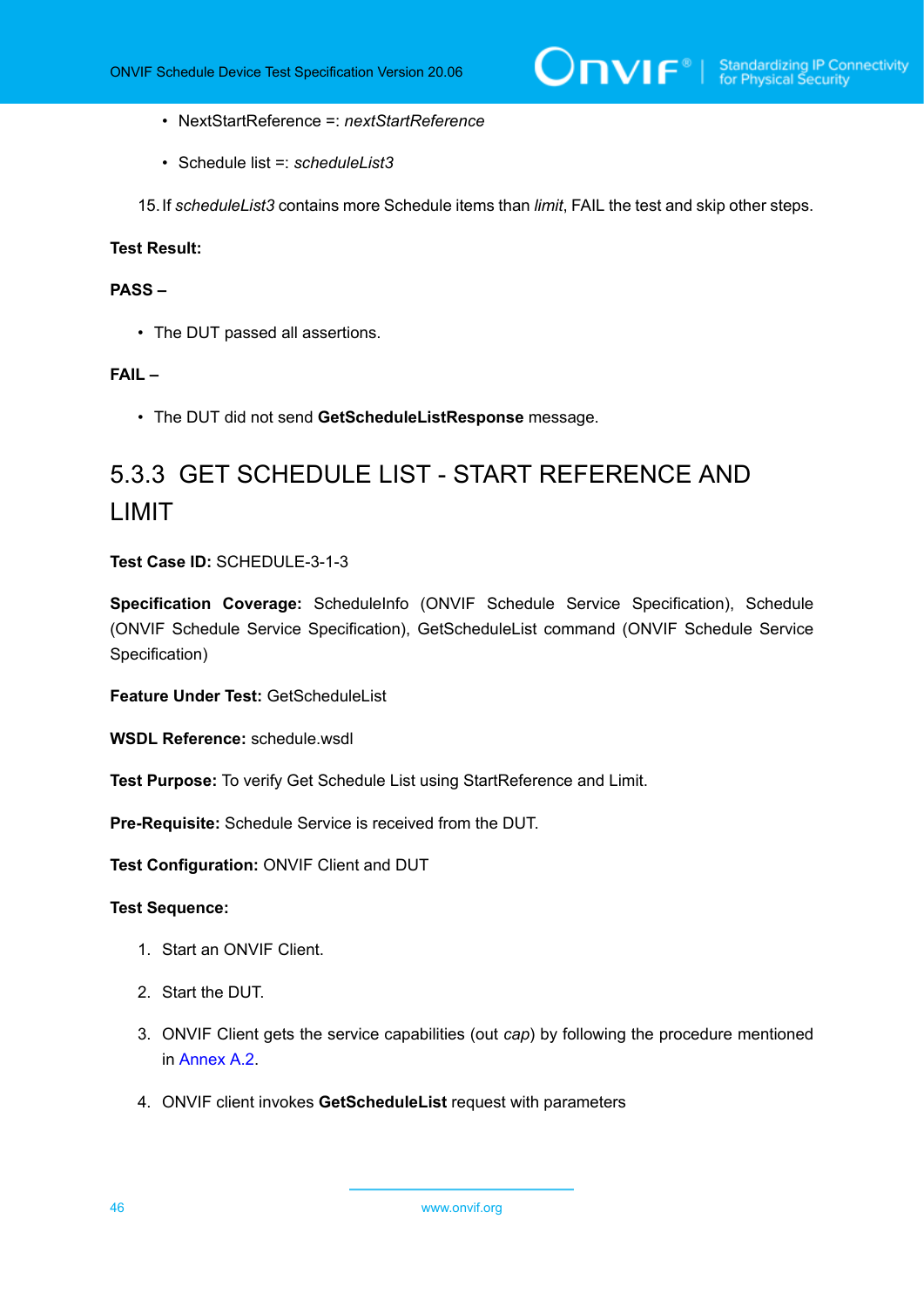- NextStartReference =: *nextStartReference*

- Schedule list =: *scheduleList3*

15. If *scheduleList3* contains more Schedule items than *limit*, FAIL the test and skip other steps.

**Test Result:**

**PASS –**

- The DUT passed all assertions.

**FAIL –**

- The DUT did not send **GetScheduleListResponse** message.

### 5.3.3 GET SCHEDULE LIST - START REFERENCE AND LIMIT

**Test Case ID:** SCHEDULE-3-1-3

**Specification Coverage:** ScheduleInfo (ONVIF Schedule Service Specification), Schedule (ONVIF Schedule Service Specification), GetScheduleList command (ONVIF Schedule Service Specification)

**Feature Under Test:** GetScheduleList

**WSDL Reference:** schedule.wsdl

**Test Purpose:** To verify Get Schedule List using StartReference and Limit.

**Pre-Requisite:** Schedule Service is received from the DUT.

**Test Configuration:** ONVIF Client and DUT

**Test Sequence:**

1. Start an ONVIF Client.

2. Start the DUT.

3. ONVIF Client gets the service capabilities (out *cap*) by following the procedure mentioned in Annex A.2.

4. ONVIF client invokes **GetScheduleList** request with parameters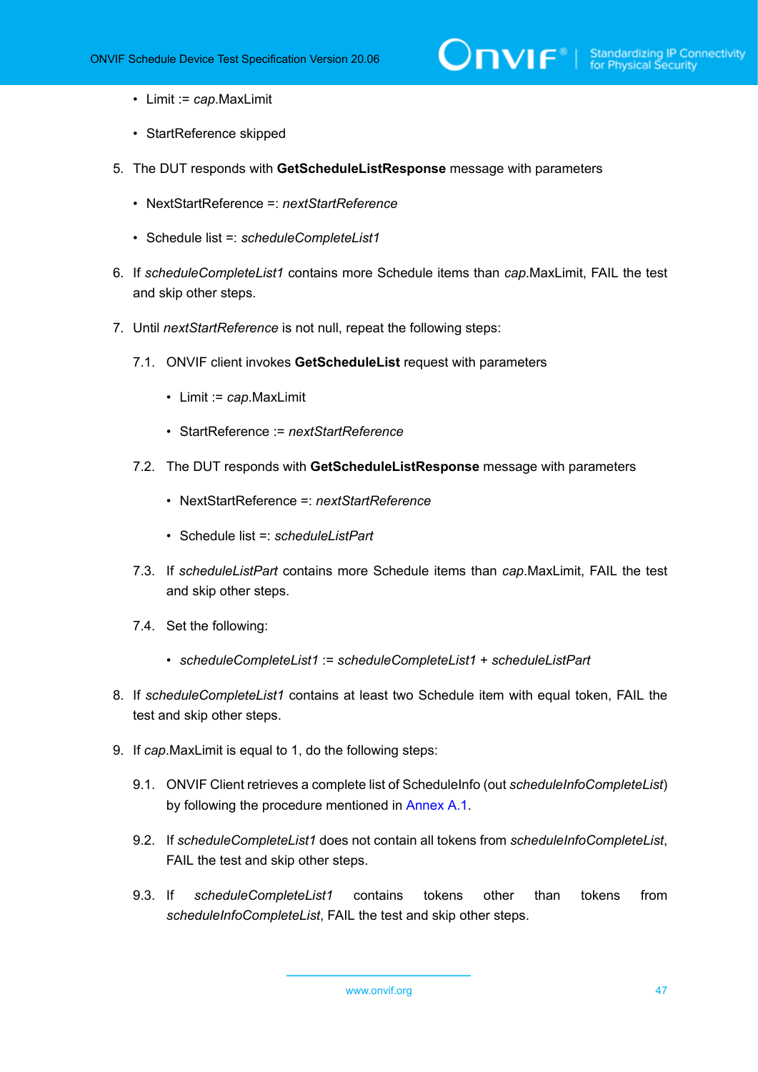- Limit := *cap*.MaxLimit

- StartReference skipped

5. The DUT responds with **GetScheduleListResponse** message with parameters

   - NextStartReference =: *nextStartReference*

   - Schedule list =: *scheduleCompleteList1*

6. If *scheduleCompleteList1* contains more Schedule items than *cap*.MaxLimit, FAIL the test and skip other steps.

7. Until *nextStartReference* is not null, repeat the following steps:

   7.1. ONVIF client invokes **GetScheduleList** request with parameters

   - Limit := *cap*.MaxLimit

   - StartReference := *nextStartReference*

   7.2. The DUT responds with **GetScheduleListResponse** message with parameters

   - NextStartReference =: *nextStartReference*

   - Schedule list =: *scheduleListPart*

   7.3. If *scheduleListPart* contains more Schedule items than *cap*.MaxLimit, FAIL the test and skip other steps.

   7.4. Set the following:

   - *scheduleCompleteList1* := *scheduleCompleteList1* + *scheduleListPart*

8. If *scheduleCompleteList1* contains at least two Schedule item with equal token, FAIL the test and skip other steps.

9. If *cap*.MaxLimit is equal to 1, do the following steps:

   9.1. ONVIF Client retrieves a complete list of ScheduleInfo (out *scheduleInfoCompleteList*) by following the procedure mentioned in Annex A.1.

   9.2. If *scheduleCompleteList1* does not contain all tokens from *scheduleInfoCompleteList*, FAIL the test and skip other steps.

   9.3. If *scheduleCompleteList1* contains tokens other than tokens from *scheduleInfoCompleteList*, FAIL the test and skip other steps.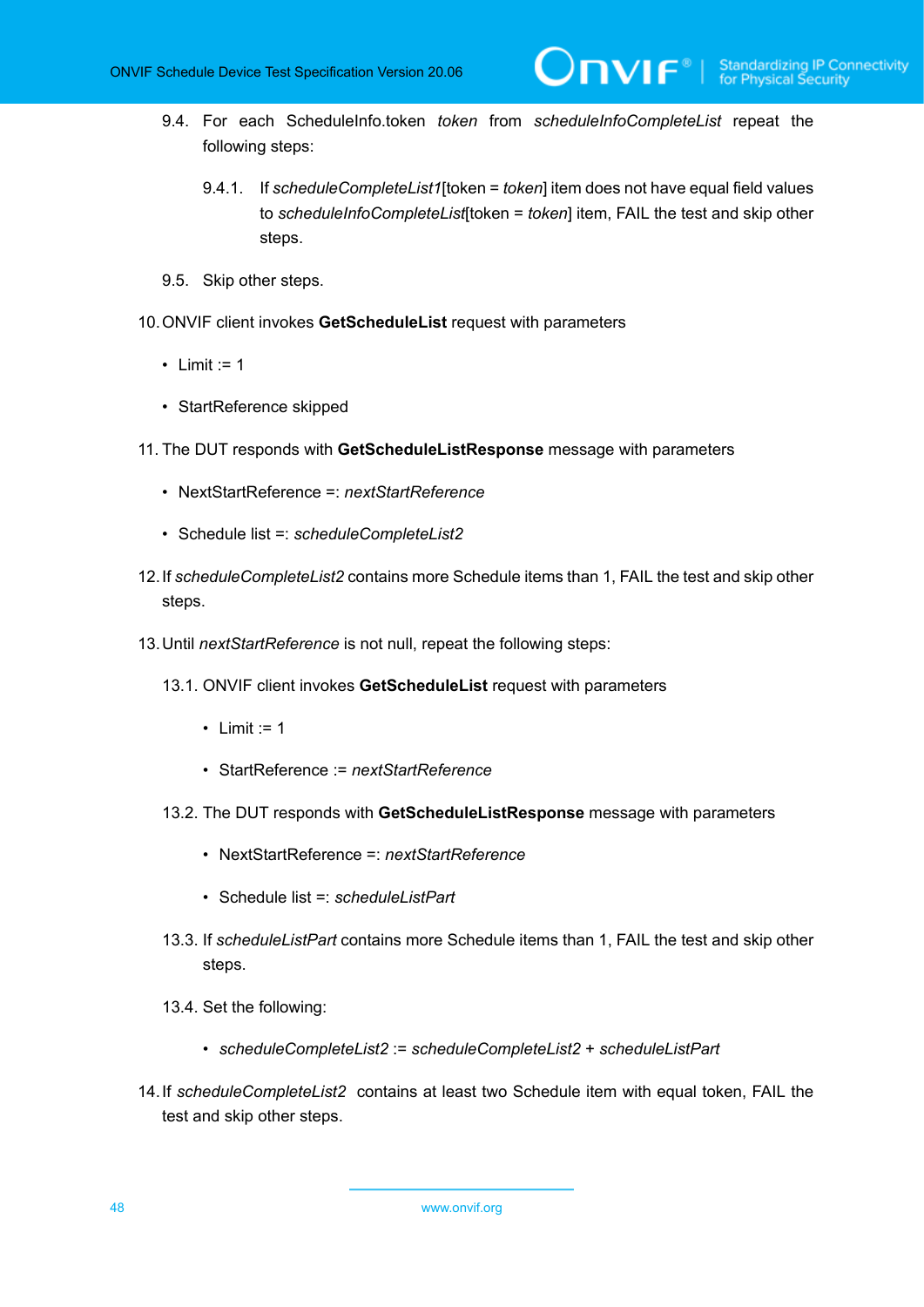9.4. For each ScheduleInfo.token *token* from *scheduleInfoCompleteList* repeat the following steps:

   9.4.1. If *scheduleCompleteList1*[token = *token*] item does not have equal field values to *scheduleInfoCompleteList*[token = *token*] item, FAIL the test and skip other steps.

9.5. Skip other steps.

10. ONVIF client invokes **GetScheduleList** request with parameters

    - Limit := 1
    - StartReference skipped

11. The DUT responds with **GetScheduleListResponse** message with parameters

    - NextStartReference =: *nextStartReference*
    - Schedule list =: *scheduleCompleteList2*

12. If *scheduleCompleteList2* contains more Schedule items than 1, FAIL the test and skip other steps.

13. Until *nextStartReference* is not null, repeat the following steps:

    13.1. ONVIF client invokes **GetScheduleList** request with parameters

    - Limit := 1
    - StartReference := *nextStartReference*

    13.2. The DUT responds with **GetScheduleListResponse** message with parameters

    - NextStartReference =: *nextStartReference*
    - Schedule list =: *scheduleListPart*

    13.3. If *scheduleListPart* contains more Schedule items than 1, FAIL the test and skip other steps.

    13.4. Set the following:

    - *scheduleCompleteList2* := *scheduleCompleteList2* + *scheduleListPart*

14. If *scheduleCompleteList2* contains at least two Schedule item with equal token, FAIL the test and skip other steps.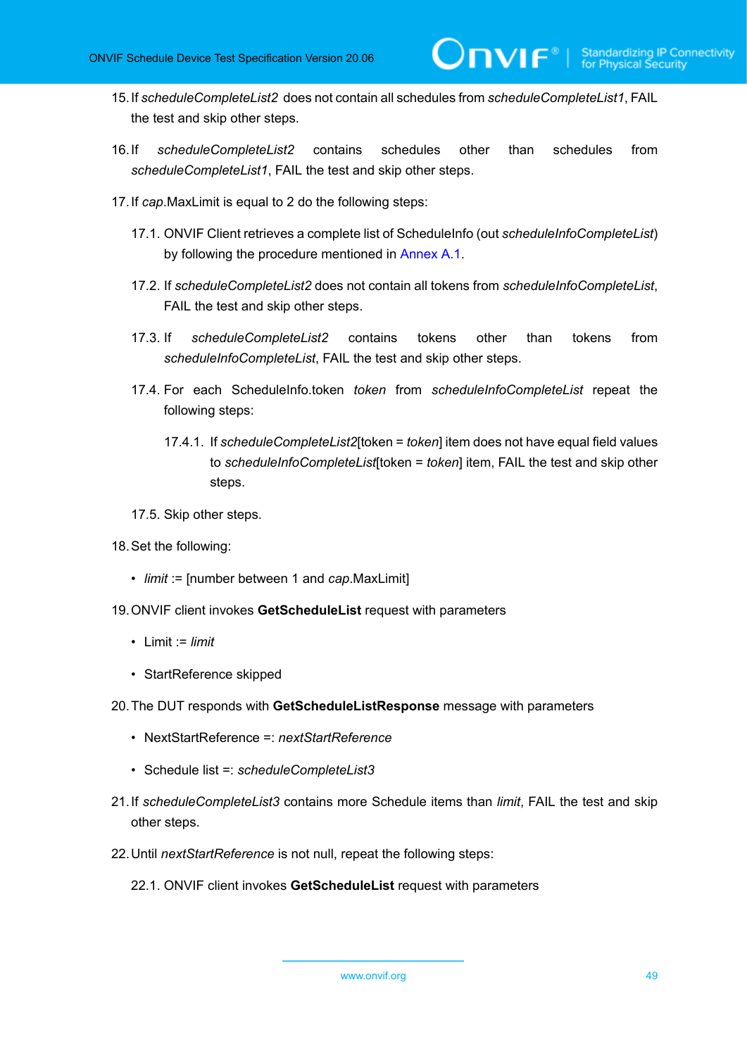15. If *scheduleCompleteList2* does not contain all schedules from *scheduleCompleteList1*, FAIL the test and skip other steps.

16. If *scheduleCompleteList2* contains schedules other than schedules from *scheduleCompleteList1*, FAIL the test and skip other steps.

17. If *cap*.MaxLimit is equal to 2 do the following steps:

    17.1. ONVIF Client retrieves a complete list of ScheduleInfo (out *scheduleInfoCompleteList*) by following the procedure mentioned in Annex A.1.

    17.2. If *scheduleCompleteList2* does not contain all tokens from *scheduleInfoCompleteList*, FAIL the test and skip other steps.

    17.3. If *scheduleCompleteList2* contains tokens other than tokens from *scheduleInfoCompleteList*, FAIL the test and skip other steps.

    17.4. For each ScheduleInfo.token *token* from *scheduleInfoCompleteList* repeat the following steps:

        17.4.1. If *scheduleCompleteList2*[token = *token*] item does not have equal field values to *scheduleInfoCompleteList*[token = *token*] item, FAIL the test and skip other steps.

    17.5. Skip other steps.

18. Set the following:

    - *limit* := [number between 1 and *cap*.MaxLimit]

19. ONVIF client invokes **GetScheduleList** request with parameters

    - Limit := *limit*
    - StartReference skipped

20. The DUT responds with **GetScheduleListResponse** message with parameters

    - NextStartReference =: *nextStartReference*
    - Schedule list =: *scheduleCompleteList3*

21. If *scheduleCompleteList3* contains more Schedule items than *limit*, FAIL the test and skip other steps.

22. Until *nextStartReference* is not null, repeat the following steps:

    22.1. ONVIF client invokes **GetScheduleList** request with parameters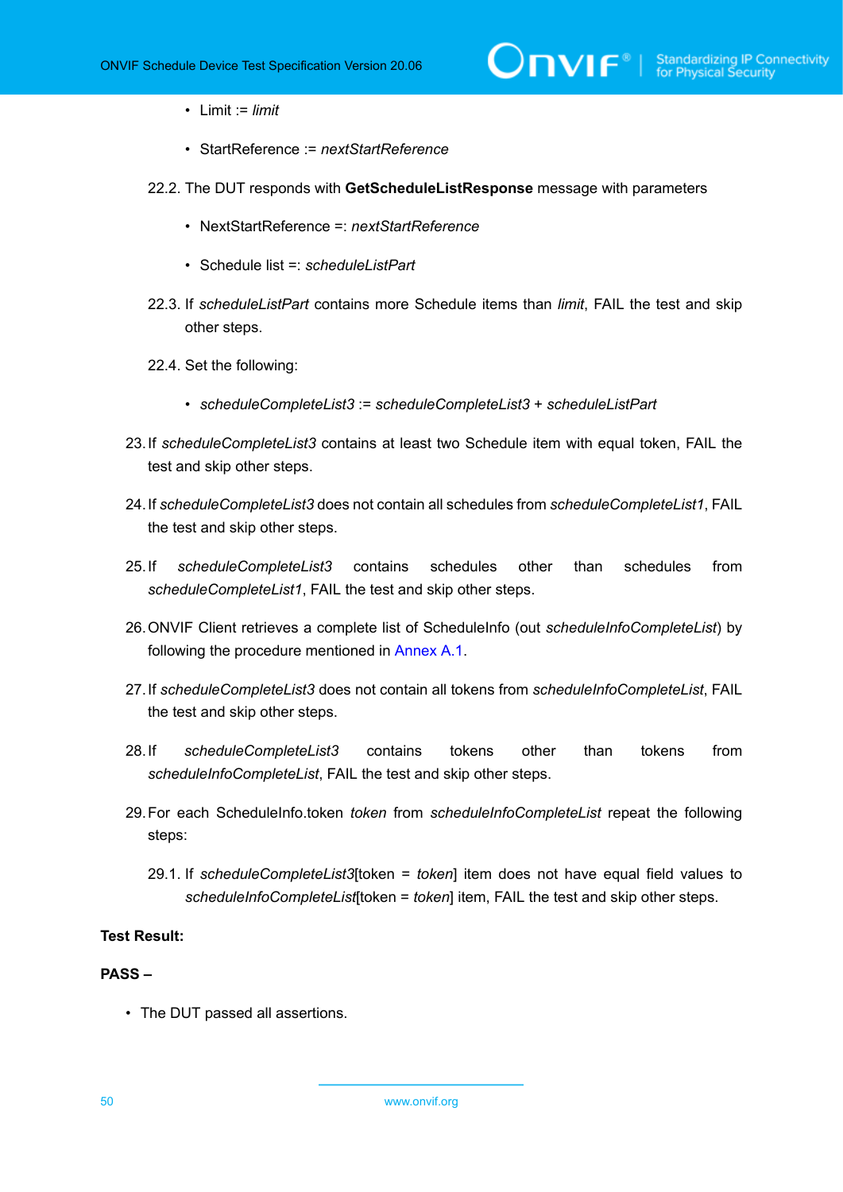- Limit := *limit*

   - StartReference := *nextStartReference*

22.2. The DUT responds with **GetScheduleListResponse** message with parameters

   - NextStartReference =: *nextStartReference*

   - Schedule list =: *scheduleListPart*

22.3. If *scheduleListPart* contains more Schedule items than *limit*, FAIL the test and skip other steps.

22.4. Set the following:

   - *scheduleCompleteList3* := *scheduleCompleteList3* + *scheduleListPart*

23. If *scheduleCompleteList3* contains at least two Schedule item with equal token, FAIL the test and skip other steps.

24. If *scheduleCompleteList3* does not contain all schedules from *scheduleCompleteList1*, FAIL the test and skip other steps.

25. If *scheduleCompleteList3* contains schedules other than schedules from *scheduleCompleteList1*, FAIL the test and skip other steps.

26. ONVIF Client retrieves a complete list of ScheduleInfo (out *scheduleInfoCompleteList*) by following the procedure mentioned in Annex A.1.

27. If *scheduleCompleteList3* does not contain all tokens from *scheduleInfoCompleteList*, FAIL the test and skip other steps.

28. If *scheduleCompleteList3* contains tokens other than tokens from *scheduleInfoCompleteList*, FAIL the test and skip other steps.

29. For each ScheduleInfo.token *token* from *scheduleInfoCompleteList* repeat the following steps:

    29.1. If *scheduleCompleteList3*[token = *token*] item does not have equal field values to *scheduleInfoCompleteList*[token = *token*] item, FAIL the test and skip other steps.

**Test Result:**

**PASS –**

- The DUT passed all assertions.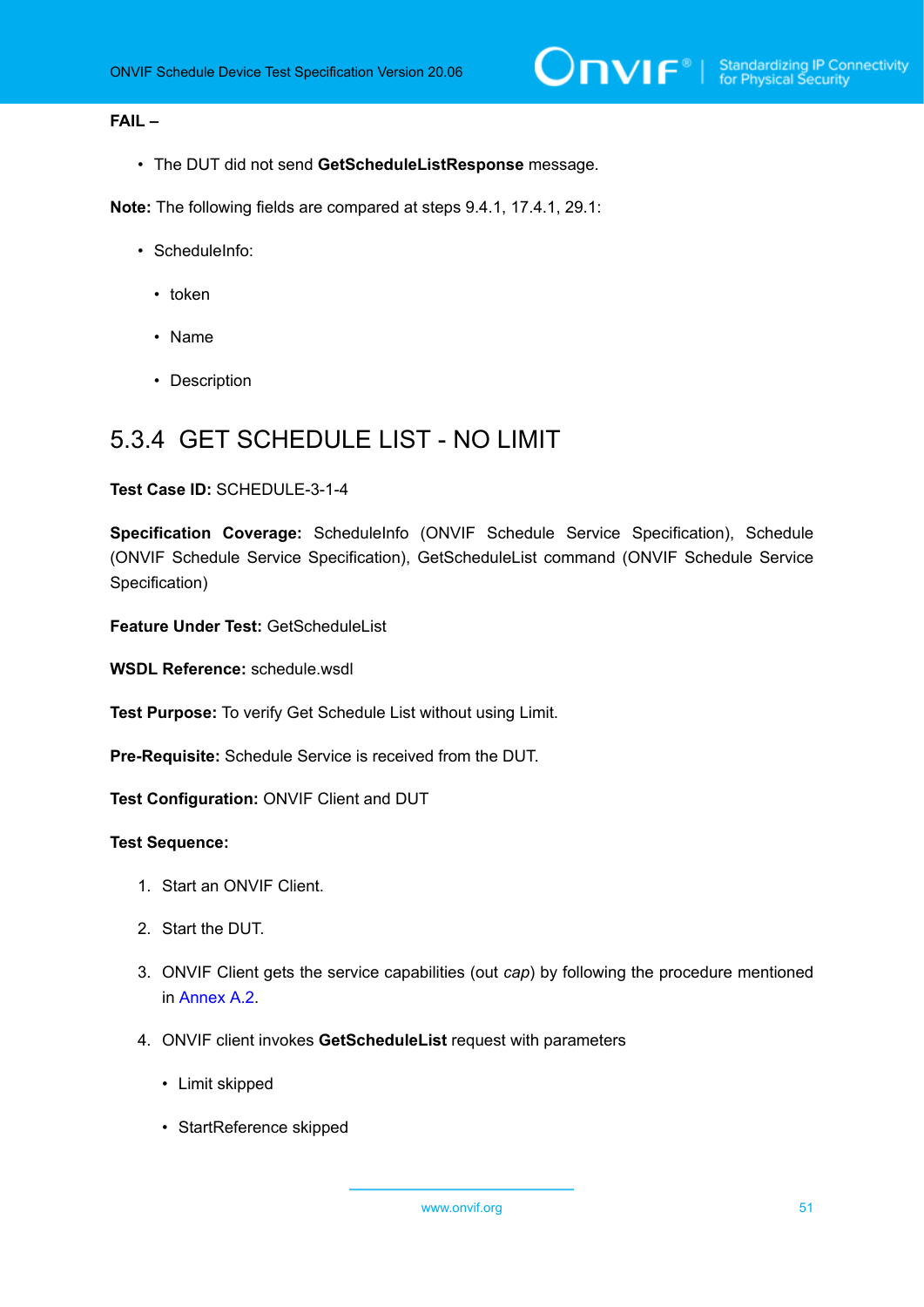**FAIL –**

- The DUT did not send **GetScheduleListResponse** message.

**Note:** The following fields are compared at steps 9.4.1, 17.4.1, 29.1:

- ScheduleInfo:
  - token
  - Name
  - Description

### 5.3.4 GET SCHEDULE LIST - NO LIMIT

**Test Case ID:** SCHEDULE-3-1-4

**Specification Coverage:** ScheduleInfo (ONVIF Schedule Service Specification), Schedule (ONVIF Schedule Service Specification), GetScheduleList command (ONVIF Schedule Service Specification)

**Feature Under Test:** GetScheduleList

**WSDL Reference:** schedule.wsdl

**Test Purpose:** To verify Get Schedule List without using Limit.

**Pre-Requisite:** Schedule Service is received from the DUT.

**Test Configuration:** ONVIF Client and DUT

**Test Sequence:**

1. Start an ONVIF Client.
2. Start the DUT.
3. ONVIF Client gets the service capabilities (out *cap*) by following the procedure mentioned in Annex A.2.
4. ONVIF client invokes **GetScheduleList** request with parameters
   - Limit skipped
   - StartReference skipped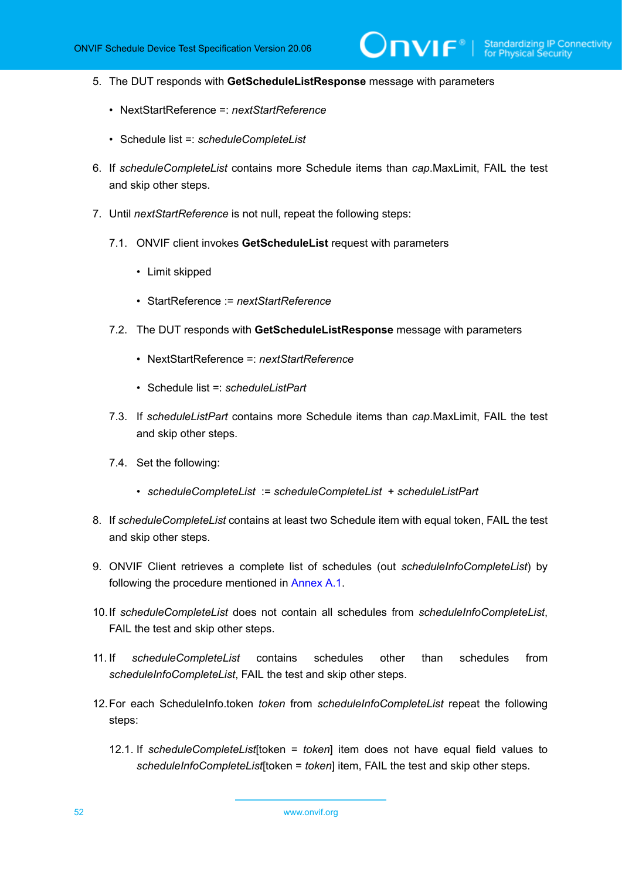5. The DUT responds with **GetScheduleListResponse** message with parameters

   - NextStartReference =: *nextStartReference*

   - Schedule list =: *scheduleCompleteList*

6. If *scheduleCompleteList* contains more Schedule items than *cap*.MaxLimit, FAIL the test and skip other steps.

7. Until *nextStartReference* is not null, repeat the following steps:

   7.1. ONVIF client invokes **GetScheduleList** request with parameters

   - Limit skipped

   - StartReference := *nextStartReference*

   7.2. The DUT responds with **GetScheduleListResponse** message with parameters

   - NextStartReference =: *nextStartReference*

   - Schedule list =: *scheduleListPart*

   7.3. If *scheduleListPart* contains more Schedule items than *cap*.MaxLimit, FAIL the test and skip other steps.

   7.4. Set the following:

   - *scheduleCompleteList* := *scheduleCompleteList* + *scheduleListPart*

8. If *scheduleCompleteList* contains at least two Schedule item with equal token, FAIL the test and skip other steps.

9. ONVIF Client retrieves a complete list of schedules (out *scheduleInfoCompleteList*) by following the procedure mentioned in Annex A.1.

10. If *scheduleCompleteList* does not contain all schedules from *scheduleInfoCompleteList*, FAIL the test and skip other steps.

11. If *scheduleCompleteList* contains schedules other than schedules from *scheduleInfoCompleteList*, FAIL the test and skip other steps.

12. For each ScheduleInfo.token *token* from *scheduleInfoCompleteList* repeat the following steps:

    12.1. If *scheduleCompleteList*[token = *token*] item does not have equal field values to *scheduleInfoCompleteList*[token = *token*] item, FAIL the test and skip other steps.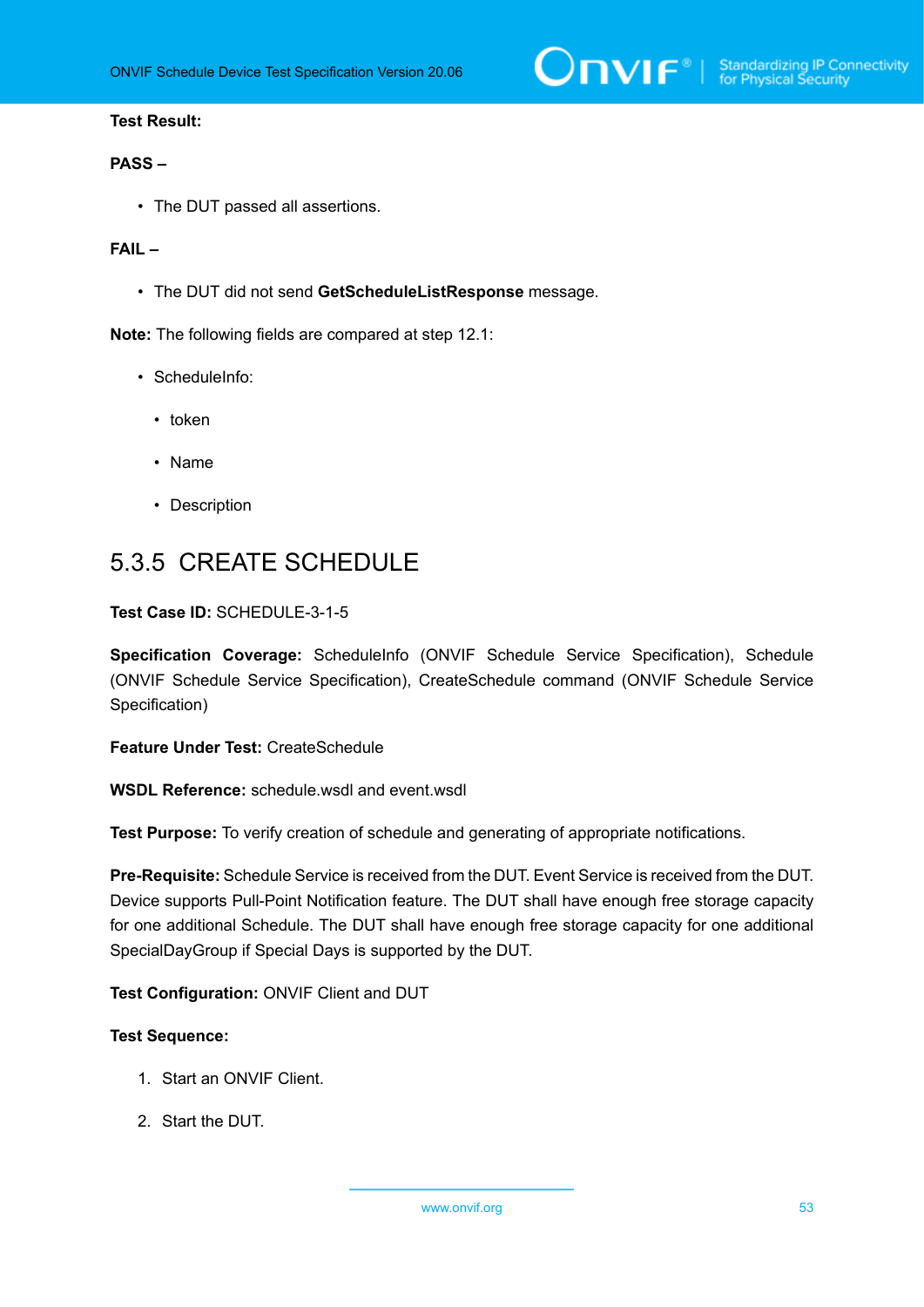**Test Result:**

**PASS –**

- The DUT passed all assertions.

**FAIL –**

- The DUT did not send **GetScheduleListResponse** message.

**Note:** The following fields are compared at step 12.1:

- ScheduleInfo:
  - token
  - Name
  - Description

### 5.3.5 CREATE SCHEDULE

**Test Case ID:** SCHEDULE-3-1-5

**Specification Coverage:** ScheduleInfo (ONVIF Schedule Service Specification), Schedule (ONVIF Schedule Service Specification), CreateSchedule command (ONVIF Schedule Service Specification)

**Feature Under Test:** CreateSchedule

**WSDL Reference:** schedule.wsdl and event.wsdl

**Test Purpose:** To verify creation of schedule and generating of appropriate notifications.

**Pre-Requisite:** Schedule Service is received from the DUT. Event Service is received from the DUT. Device supports Pull-Point Notification feature. The DUT shall have enough free storage capacity for one additional Schedule. The DUT shall have enough free storage capacity for one additional SpecialDayGroup if Special Days is supported by the DUT.

**Test Configuration:** ONVIF Client and DUT

**Test Sequence:**

1. Start an ONVIF Client.
2. Start the DUT.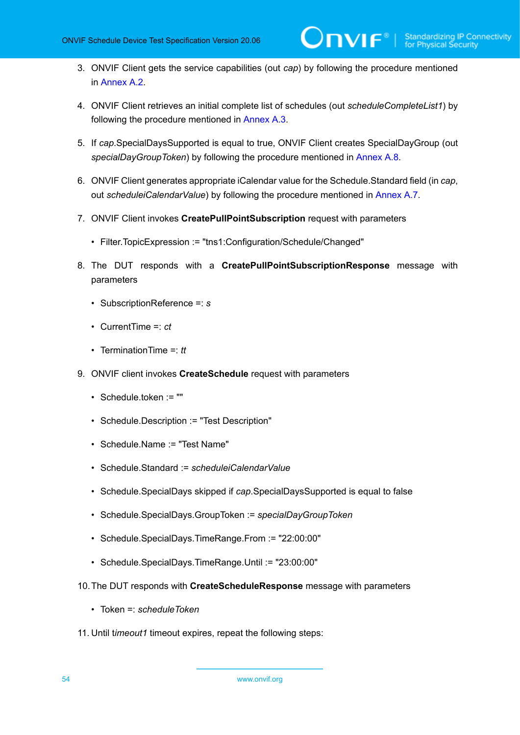3. ONVIF Client gets the service capabilities (out *cap*) by following the procedure mentioned in Annex A.2.

4. ONVIF Client retrieves an initial complete list of schedules (out *scheduleCompleteList1*) by following the procedure mentioned in Annex A.3.

5. If *cap*.SpecialDaysSupported is equal to true, ONVIF Client creates SpecialDayGroup (out *specialDayGroupToken*) by following the procedure mentioned in Annex A.8.

6. ONVIF Client generates appropriate iCalendar value for the Schedule.Standard field (in *cap*, out *scheduleiCalendarValue*) by following the procedure mentioned in Annex A.7.

7. ONVIF Client invokes **CreatePullPointSubscription** request with parameters

   - Filter.TopicExpression := "tns1:Configuration/Schedule/Changed"

8. The DUT responds with a **CreatePullPointSubscriptionResponse** message with parameters

   - SubscriptionReference =: *s*
   - CurrentTime =: *ct*
   - TerminationTime =: *tt*

9. ONVIF client invokes **CreateSchedule** request with parameters

   - Schedule.token := ""
   - Schedule.Description := "Test Description"
   - Schedule.Name := "Test Name"
   - Schedule.Standard := *scheduleiCalendarValue*
   - Schedule.SpecialDays skipped if *cap*.SpecialDaysSupported is equal to false
   - Schedule.SpecialDays.GroupToken := *specialDayGroupToken*
   - Schedule.SpecialDays.TimeRange.From := "22:00:00"
   - Schedule.SpecialDays.TimeRange.Until := "23:00:00"

10. The DUT responds with **CreateScheduleResponse** message with parameters

    - Token =: *scheduleToken*

11. Until t*imeout1* timeout expires, repeat the following steps: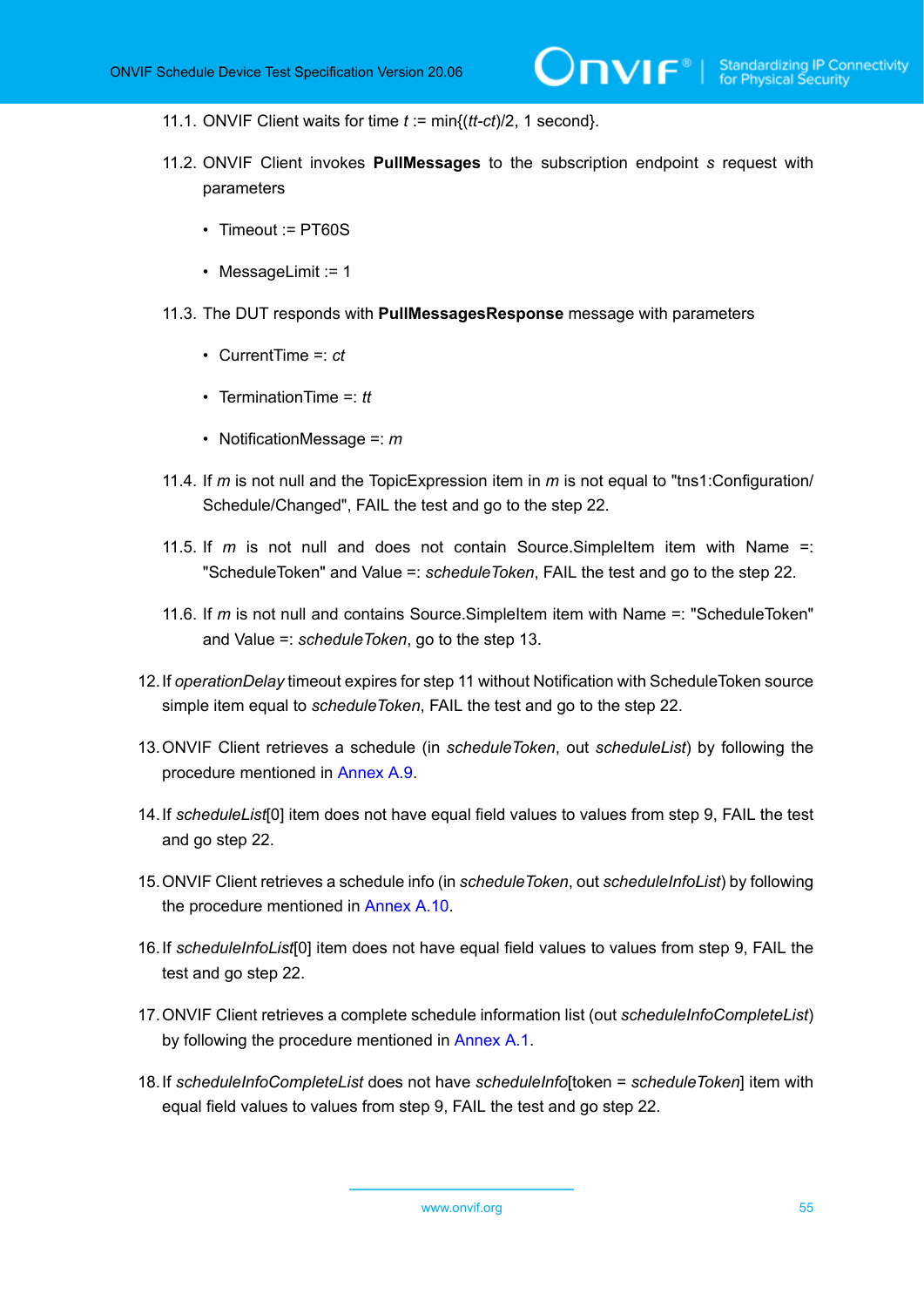11.1. ONVIF Client waits for time *t* := min{(*tt*-*ct*)/2, 1 second}.

11.2. ONVIF Client invokes **PullMessages** to the subscription endpoint *s* request with parameters

- Timeout := PT60S
- MessageLimit := 1

11.3. The DUT responds with **PullMessagesResponse** message with parameters

- CurrentTime =: *ct*
- TerminationTime =: *tt*
- NotificationMessage =: *m*

11.4. If *m* is not null and the TopicExpression item in *m* is not equal to "tns1:Configuration/Schedule/Changed", FAIL the test and go to the step 22.

11.5. If *m* is not null and does not contain Source.SimpleItem item with Name =: "ScheduleToken" and Value =: *scheduleToken*, FAIL the test and go to the step 22.

11.6. If *m* is not null and contains Source.SimpleItem item with Name =: "ScheduleToken" and Value =: *scheduleToken*, go to the step 13.

12. If *operationDelay* timeout expires for step 11 without Notification with ScheduleToken source simple item equal to *scheduleToken*, FAIL the test and go to the step 22.

13. ONVIF Client retrieves a schedule (in *scheduleToken*, out *scheduleList*) by following the procedure mentioned in Annex A.9.

14. If *scheduleList*[0] item does not have equal field values to values from step 9, FAIL the test and go step 22.

15. ONVIF Client retrieves a schedule info (in *scheduleToken*, out *scheduleInfoList*) by following the procedure mentioned in Annex A.10.

16. If *scheduleInfoList*[0] item does not have equal field values to values from step 9, FAIL the test and go step 22.

17. ONVIF Client retrieves a complete schedule information list (out *scheduleInfoCompleteList*) by following the procedure mentioned in Annex A.1.

18. If *scheduleInfoCompleteList* does not have *scheduleInfo*[token = *scheduleToken*] item with equal field values to values from step 9, FAIL the test and go step 22.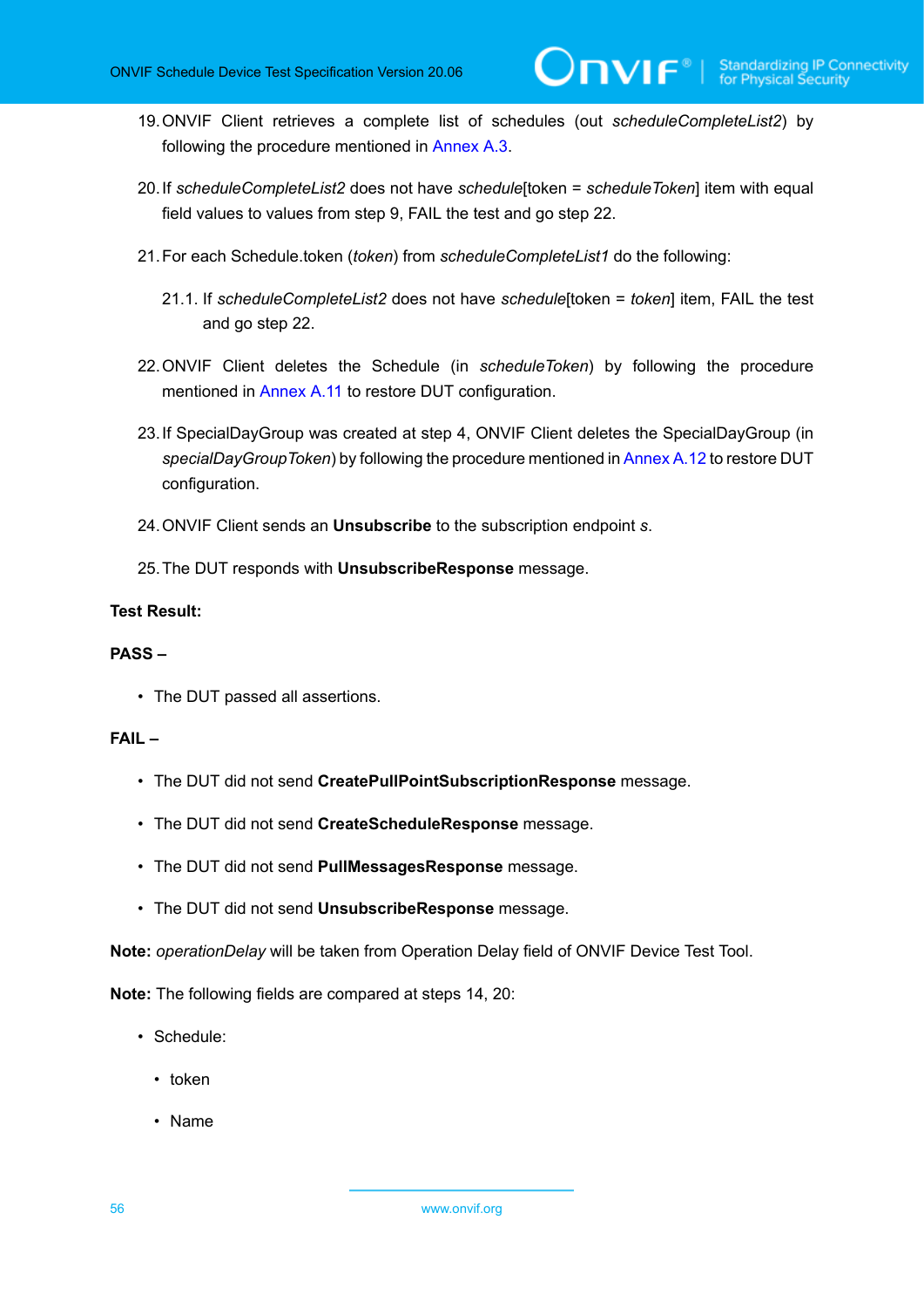19. ONVIF Client retrieves a complete list of schedules (out *scheduleCompleteList2*) by following the procedure mentioned in Annex A.3.

20. If *scheduleCompleteList2* does not have *schedule*[token = *scheduleToken*] item with equal field values to values from step 9, FAIL the test and go step 22.

21. For each Schedule.token (*token*) from *scheduleCompleteList1* do the following:

    21.1. If *scheduleCompleteList2* does not have *schedule*[token = *token*] item, FAIL the test and go step 22.

22. ONVIF Client deletes the Schedule (in *scheduleToken*) by following the procedure mentioned in Annex A.11 to restore DUT configuration.

23. If SpecialDayGroup was created at step 4, ONVIF Client deletes the SpecialDayGroup (in *specialDayGroupToken*) by following the procedure mentioned in Annex A.12 to restore DUT configuration.

24. ONVIF Client sends an **Unsubscribe** to the subscription endpoint *s*.

25. The DUT responds with **UnsubscribeResponse** message.

**Test Result:**

**PASS –**

- The DUT passed all assertions.

**FAIL –**

- The DUT did not send **CreatePullPointSubscriptionResponse** message.
- The DUT did not send **CreateScheduleResponse** message.
- The DUT did not send **PullMessagesResponse** message.
- The DUT did not send **UnsubscribeResponse** message.

**Note:** *operationDelay* will be taken from Operation Delay field of ONVIF Device Test Tool.

**Note:** The following fields are compared at steps 14, 20:

- Schedule:
  - token
  - Name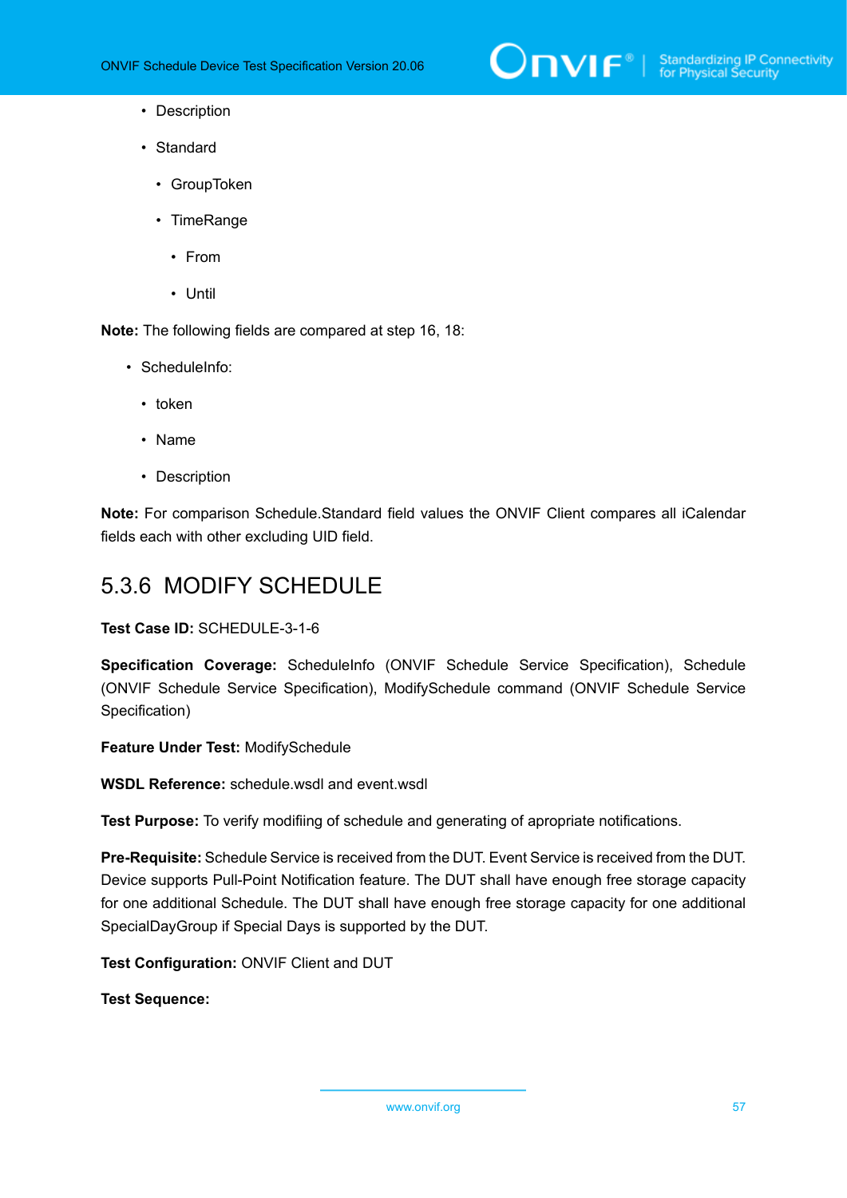- Description
  - Standard
    - GroupToken
    - TimeRange
      - From
      - Until

**Note:** The following fields are compared at step 16, 18:

- ScheduleInfo:
  - token
  - Name
  - Description

**Note:** For comparison Schedule.Standard field values the ONVIF Client compares all iCalendar fields each with other excluding UID field.

### 5.3.6 MODIFY SCHEDULE

**Test Case ID:** SCHEDULE-3-1-6

**Specification Coverage:** ScheduleInfo (ONVIF Schedule Service Specification), Schedule (ONVIF Schedule Service Specification), ModifySchedule command (ONVIF Schedule Service Specification)

**Feature Under Test:** ModifySchedule

**WSDL Reference:** schedule.wsdl and event.wsdl

**Test Purpose:** To verify modifiing of schedule and generating of apropriate notifications.

**Pre-Requisite:** Schedule Service is received from the DUT. Event Service is received from the DUT. Device supports Pull-Point Notification feature. The DUT shall have enough free storage capacity for one additional Schedule. The DUT shall have enough free storage capacity for one additional SpecialDayGroup if Special Days is supported by the DUT.

**Test Configuration:** ONVIF Client and DUT

**Test Sequence:**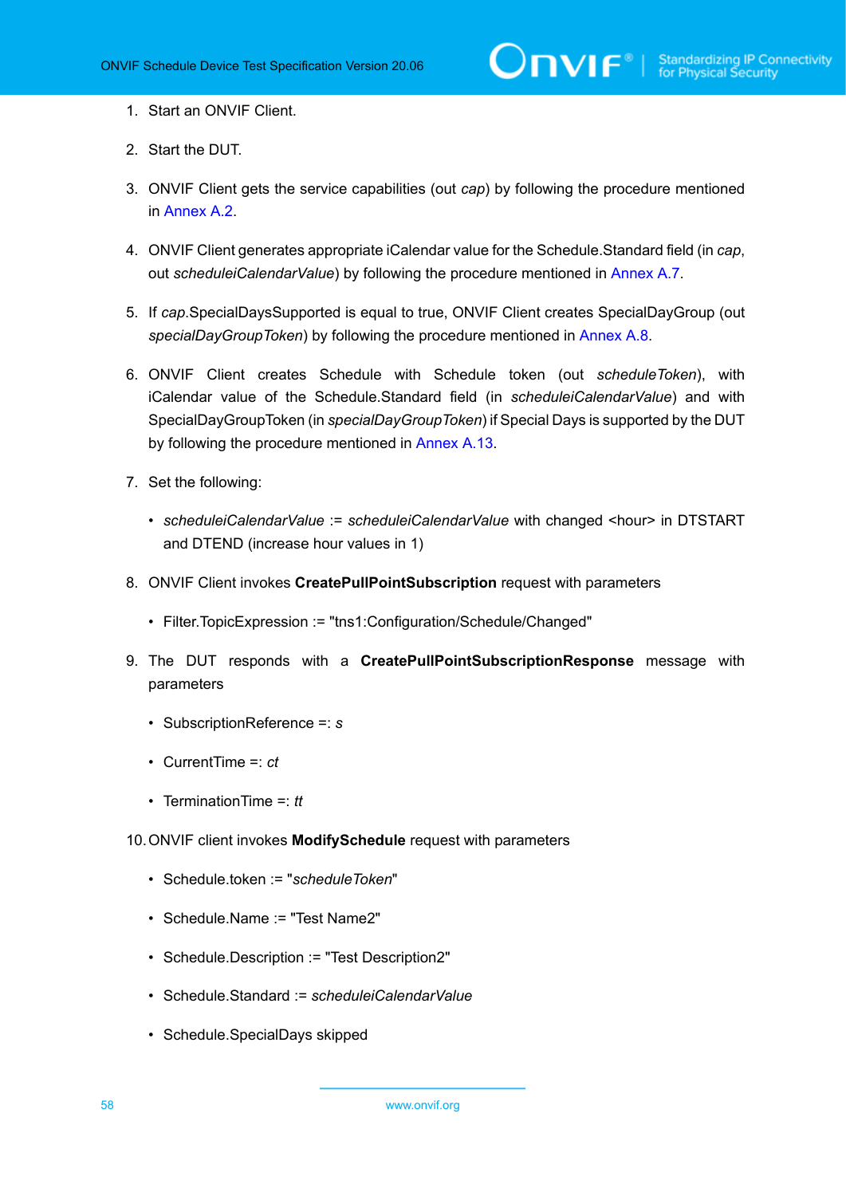1. Start an ONVIF Client.

2. Start the DUT.

3. ONVIF Client gets the service capabilities (out *cap*) by following the procedure mentioned in Annex A.2.

4. ONVIF Client generates appropriate iCalendar value for the Schedule.Standard field (in *cap*, out *scheduleiCalendarValue*) by following the procedure mentioned in Annex A.7.

5. If *cap*.SpecialDaysSupported is equal to true, ONVIF Client creates SpecialDayGroup (out *specialDayGroupToken*) by following the procedure mentioned in Annex A.8.

6. ONVIF Client creates Schedule with Schedule token (out *scheduleToken*), with iCalendar value of the Schedule.Standard field (in *scheduleiCalendarValue*) and with SpecialDayGroupToken (in *specialDayGroupToken*) if Special Days is supported by the DUT by following the procedure mentioned in Annex A.13.

7. Set the following:

   - *scheduleiCalendarValue* := *scheduleiCalendarValue* with changed <hour> in DTSTART and DTEND (increase hour values in 1)

8. ONVIF Client invokes **CreatePullPointSubscription** request with parameters

   - Filter.TopicExpression := "tns1:Configuration/Schedule/Changed"

9. The DUT responds with a **CreatePullPointSubscriptionResponse** message with parameters

   - SubscriptionReference =: *s*
   - CurrentTime =: *ct*
   - TerminationTime =: *tt*

10. ONVIF client invokes **ModifySchedule** request with parameters

    - Schedule.token := "*scheduleToken*"
    - Schedule.Name := "Test Name2"
    - Schedule.Description := "Test Description2"
    - Schedule.Standard := *scheduleiCalendarValue*
    - Schedule.SpecialDays skipped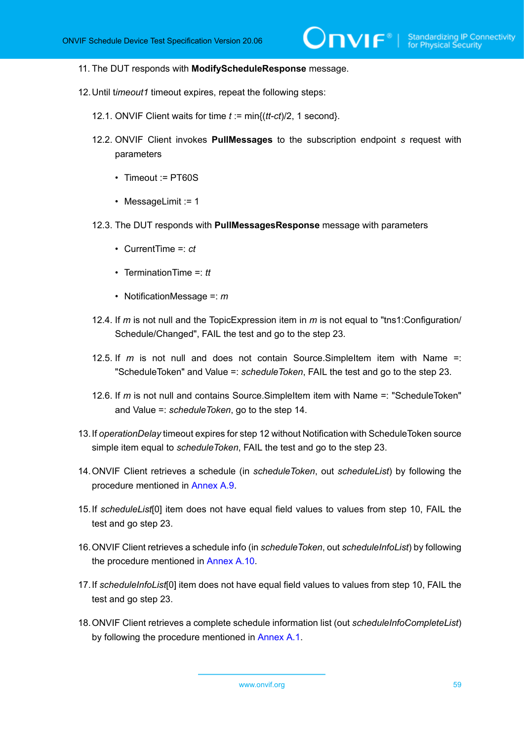11. The DUT responds with **ModifyScheduleResponse** message.

12. Until t*imeout1* timeout expires, repeat the following steps:

    12.1. ONVIF Client waits for time *t* := min{(*tt*-*ct*)/2, 1 second}.

    12.2. ONVIF Client invokes **PullMessages** to the subscription endpoint *s* request with parameters

    - Timeout := PT60S
    - MessageLimit := 1

    12.3. The DUT responds with **PullMessagesResponse** message with parameters

    - CurrentTime =: *ct*
    - TerminationTime =: *tt*
    - NotificationMessage =: *m*

    12.4. If *m* is not null and the TopicExpression item in *m* is not equal to "tns1:Configuration/Schedule/Changed", FAIL the test and go to the step 23.

    12.5. If *m* is not null and does not contain Source.SimpleItem item with Name =: "ScheduleToken" and Value =: *scheduleToken*, FAIL the test and go to the step 23.

    12.6. If *m* is not null and contains Source.SimpleItem item with Name =: "ScheduleToken" and Value =: *scheduleToken*, go to the step 14.

13. If *operationDelay* timeout expires for step 12 without Notification with ScheduleToken source simple item equal to *scheduleToken*, FAIL the test and go to the step 23.

14. ONVIF Client retrieves a schedule (in *scheduleToken*, out *scheduleList*) by following the procedure mentioned in Annex A.9.

15. If *scheduleList*[0] item does not have equal field values to values from step 10, FAIL the test and go step 23.

16. ONVIF Client retrieves a schedule info (in *scheduleToken*, out *scheduleInfoList*) by following the procedure mentioned in Annex A.10.

17. If *scheduleInfoList*[0] item does not have equal field values to values from step 10, FAIL the test and go step 23.

18. ONVIF Client retrieves a complete schedule information list (out *scheduleInfoCompleteList*) by following the procedure mentioned in Annex A.1.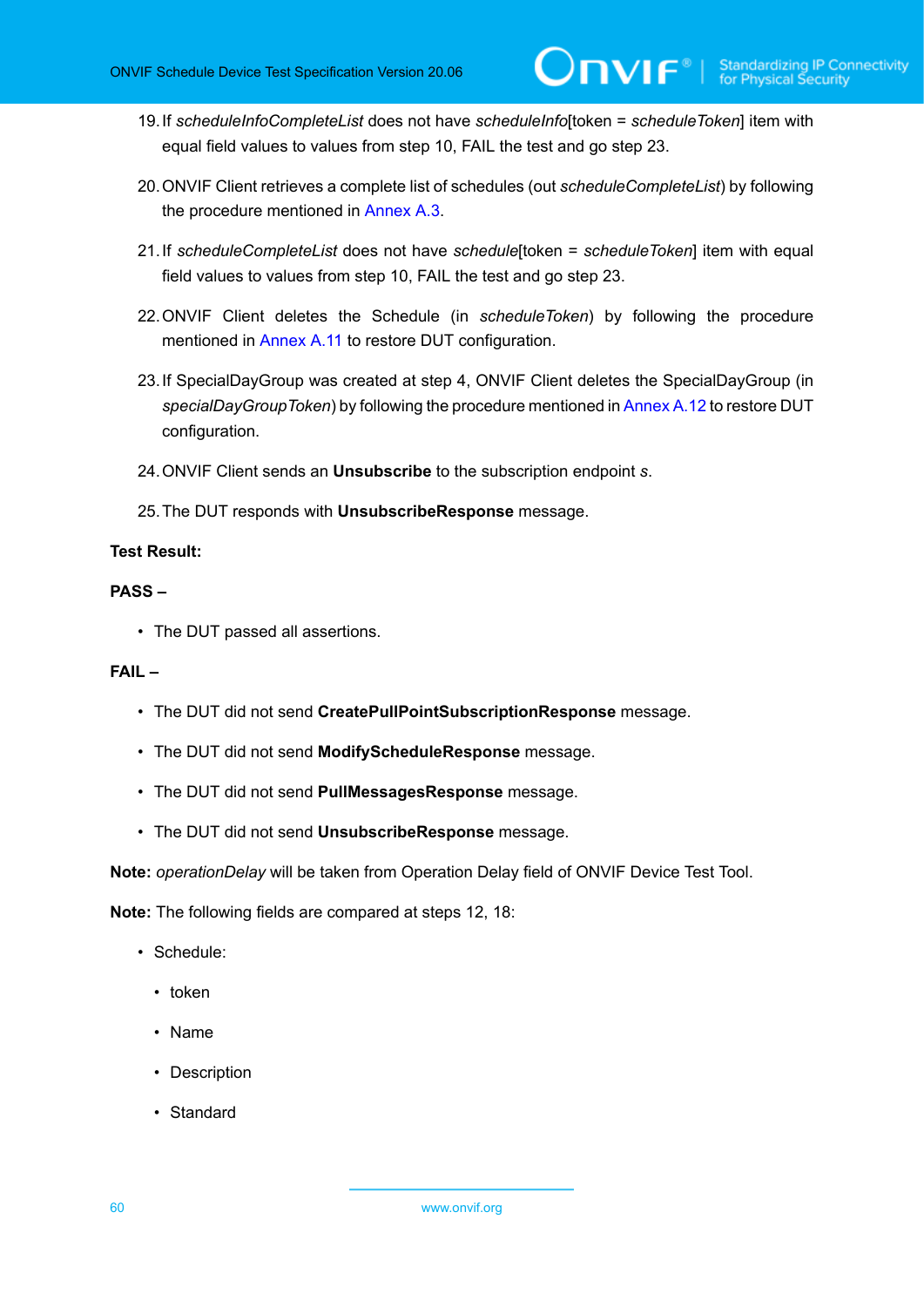19. If *scheduleInfoCompleteList* does not have *scheduleInfo*[token = *scheduleToken*] item with equal field values to values from step 10, FAIL the test and go step 23.

20. ONVIF Client retrieves a complete list of schedules (out *scheduleCompleteList*) by following the procedure mentioned in Annex A.3.

21. If *scheduleCompleteList* does not have *schedule*[token = *scheduleToken*] item with equal field values to values from step 10, FAIL the test and go step 23.

22. ONVIF Client deletes the Schedule (in *scheduleToken*) by following the procedure mentioned in Annex A.11 to restore DUT configuration.

23. If SpecialDayGroup was created at step 4, ONVIF Client deletes the SpecialDayGroup (in *specialDayGroupToken*) by following the procedure mentioned in Annex A.12 to restore DUT configuration.

24. ONVIF Client sends an **Unsubscribe** to the subscription endpoint *s*.

25. The DUT responds with **UnsubscribeResponse** message.

**Test Result:**

**PASS –**

- The DUT passed all assertions.

**FAIL –**

- The DUT did not send **CreatePullPointSubscriptionResponse** message.
- The DUT did not send **ModifyScheduleResponse** message.
- The DUT did not send **PullMessagesResponse** message.
- The DUT did not send **UnsubscribeResponse** message.

**Note:** *operationDelay* will be taken from Operation Delay field of ONVIF Device Test Tool.

**Note:** The following fields are compared at steps 12, 18:

- Schedule:
  - token
  - Name
  - Description
  - Standard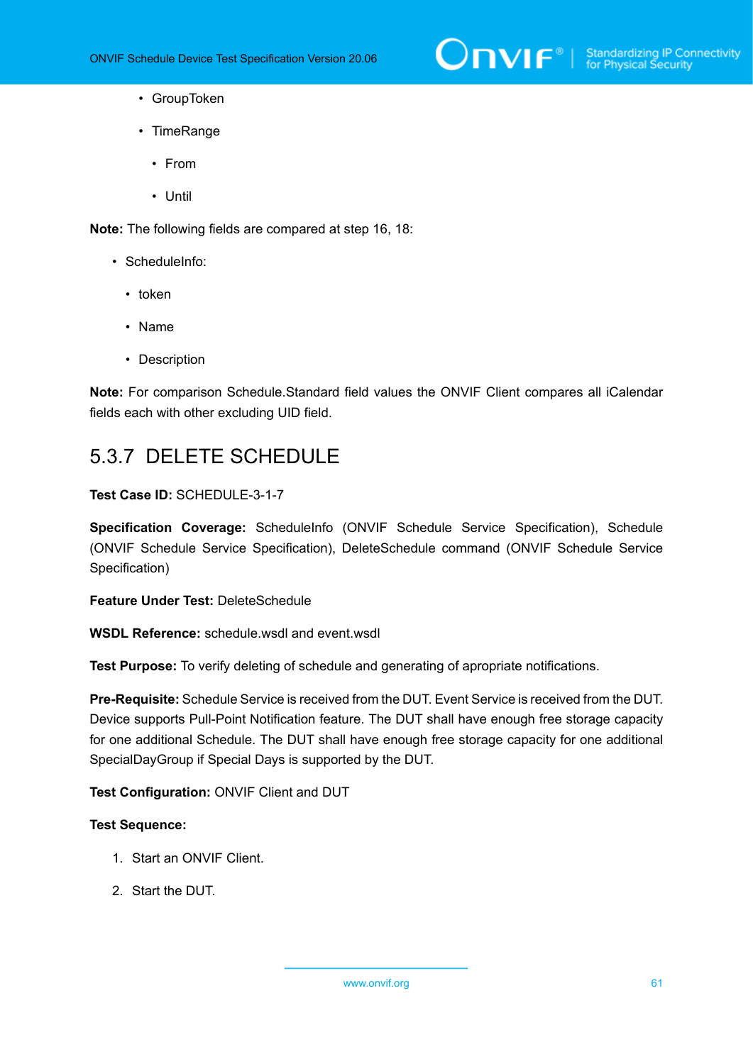- GroupToken
- TimeRange
  - From
  - Until

**Note:** The following fields are compared at step 16, 18:

- ScheduleInfo:
  - token
  - Name
  - Description

**Note:** For comparison Schedule.Standard field values the ONVIF Client compares all iCalendar fields each with other excluding UID field.

## 5.3.7 DELETE SCHEDULE

**Test Case ID:** SCHEDULE-3-1-7

**Specification Coverage:** ScheduleInfo (ONVIF Schedule Service Specification), Schedule (ONVIF Schedule Service Specification), DeleteSchedule command (ONVIF Schedule Service Specification)

**Feature Under Test:** DeleteSchedule

**WSDL Reference:** schedule.wsdl and event.wsdl

**Test Purpose:** To verify deleting of schedule and generating of apropriate notifications.

**Pre-Requisite:** Schedule Service is received from the DUT. Event Service is received from the DUT. Device supports Pull-Point Notification feature. The DUT shall have enough free storage capacity for one additional Schedule. The DUT shall have enough free storage capacity for one additional SpecialDayGroup if Special Days is supported by the DUT.

**Test Configuration:** ONVIF Client and DUT

**Test Sequence:**

1. Start an ONVIF Client.
2. Start the DUT.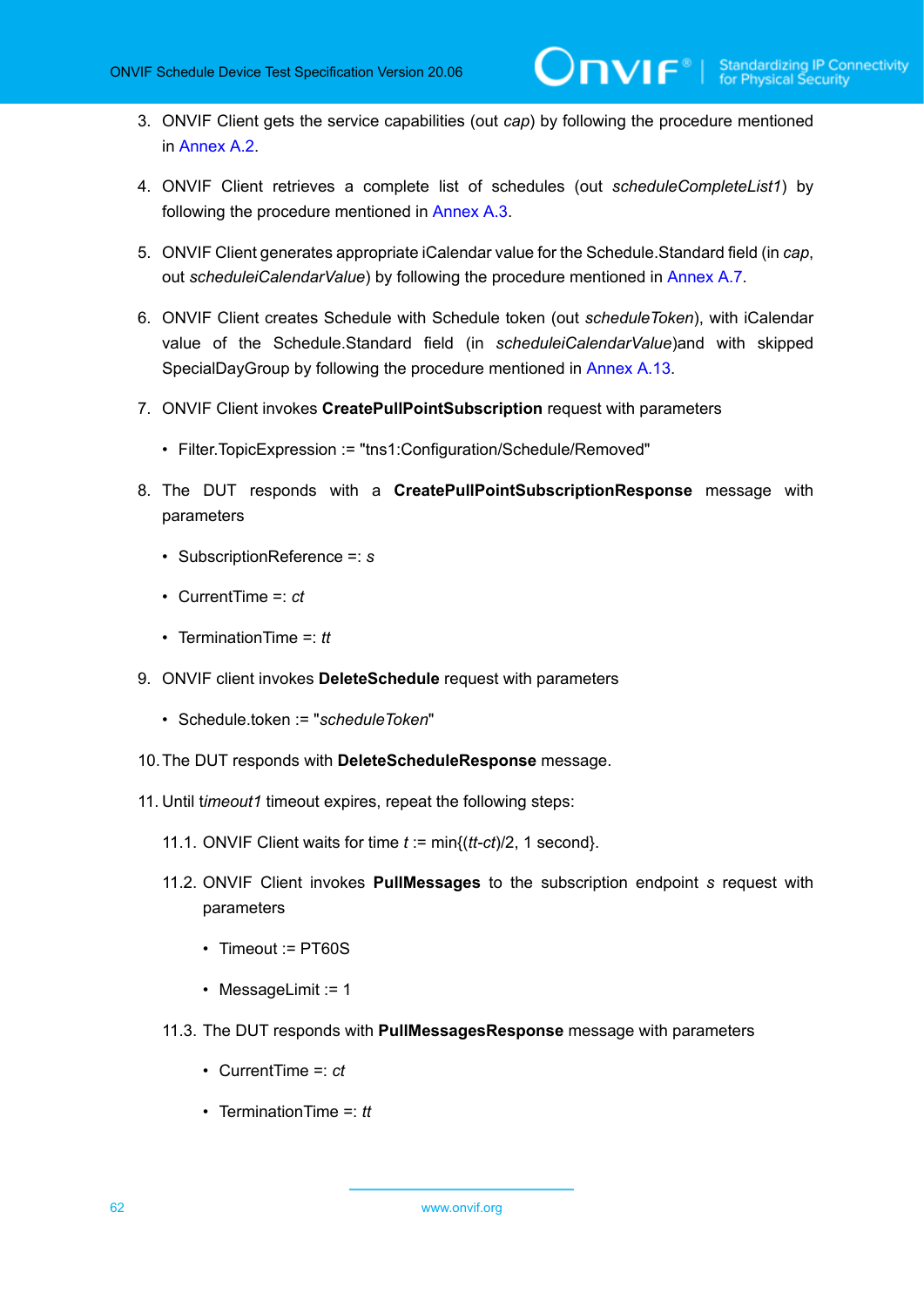3. ONVIF Client gets the service capabilities (out *cap*) by following the procedure mentioned in Annex A.2.

4. ONVIF Client retrieves a complete list of schedules (out *scheduleCompleteList1*) by following the procedure mentioned in Annex A.3.

5. ONVIF Client generates appropriate iCalendar value for the Schedule.Standard field (in *cap*, out *scheduleiCalendarValue*) by following the procedure mentioned in Annex A.7.

6. ONVIF Client creates Schedule with Schedule token (out *scheduleToken*), with iCalendar value of the Schedule.Standard field (in *scheduleiCalendarValue*)and with skipped SpecialDayGroup by following the procedure mentioned in Annex A.13.

7. ONVIF Client invokes **CreatePullPointSubscription** request with parameters

   - Filter.TopicExpression := "tns1:Configuration/Schedule/Removed"

8. The DUT responds with a **CreatePullPointSubscriptionResponse** message with parameters

   - SubscriptionReference =: *s*
   - CurrentTime =: *ct*
   - TerminationTime =: *tt*

9. ONVIF client invokes **DeleteSchedule** request with parameters

   - Schedule.token := "*scheduleToken*"

10. The DUT responds with **DeleteScheduleResponse** message.

11. Until t*imeout1* timeout expires, repeat the following steps:

    11.1. ONVIF Client waits for time *t* := min{(*tt*-*ct*)/2, 1 second}.

    11.2. ONVIF Client invokes **PullMessages** to the subscription endpoint *s* request with parameters

    - Timeout := PT60S
    - MessageLimit := 1

    11.3. The DUT responds with **PullMessagesResponse** message with parameters

    - CurrentTime =: *ct*
    - TerminationTime =: *tt*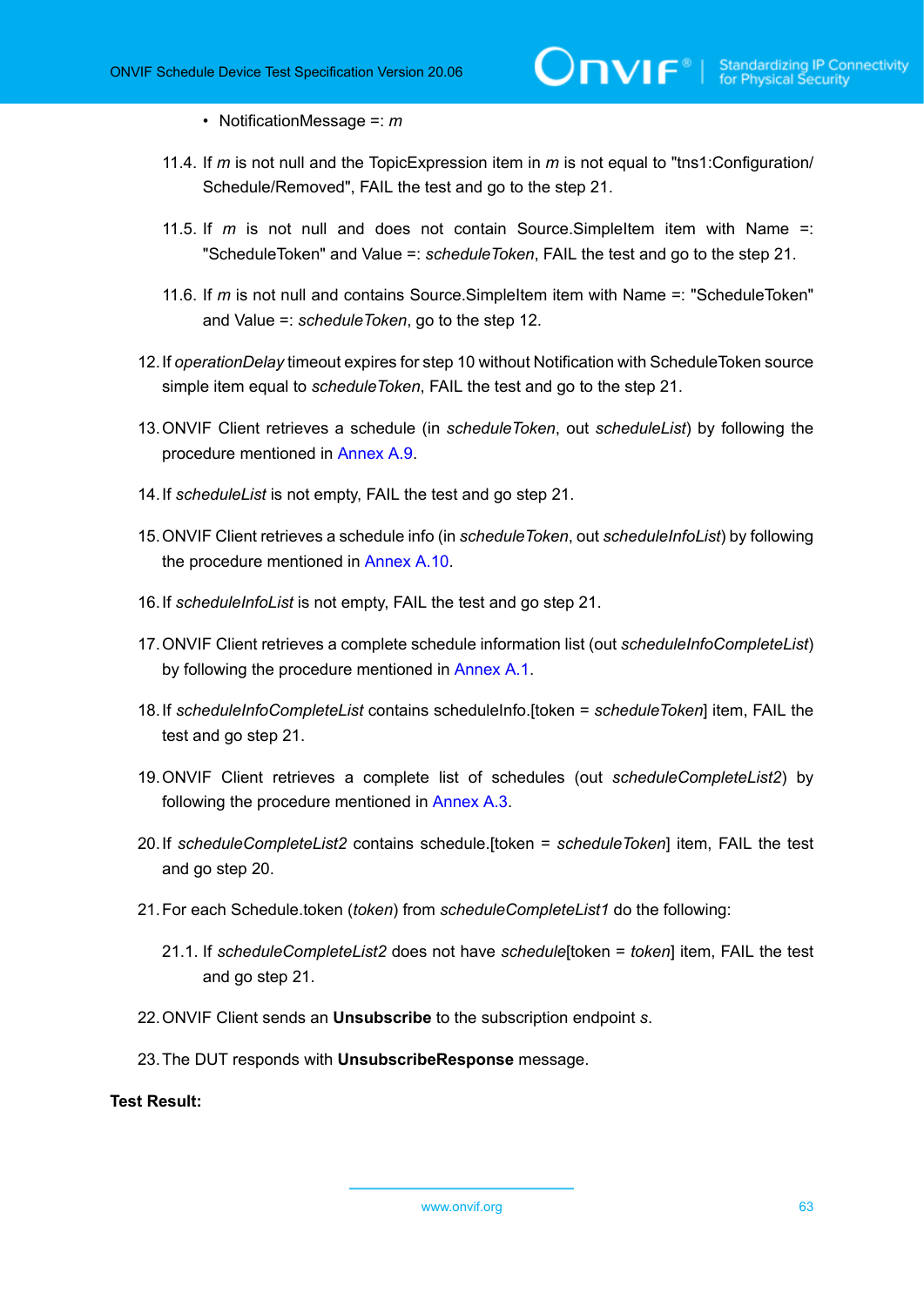- NotificationMessage =: *m*

11.4. If *m* is not null and the TopicExpression item in *m* is not equal to "tns1:Configuration/Schedule/Removed", FAIL the test and go to the step 21.

11.5. If *m* is not null and does not contain Source.SimpleItem item with Name =: "ScheduleToken" and Value =: *scheduleToken*, FAIL the test and go to the step 21.

11.6. If *m* is not null and contains Source.SimpleItem item with Name =: "ScheduleToken" and Value =: *scheduleToken*, go to the step 12.

12. If *operationDelay* timeout expires for step 10 without Notification with ScheduleToken source simple item equal to *scheduleToken*, FAIL the test and go to the step 21.

13. ONVIF Client retrieves a schedule (in *scheduleToken*, out *scheduleList*) by following the procedure mentioned in Annex A.9.

14. If *scheduleList* is not empty, FAIL the test and go step 21.

15. ONVIF Client retrieves a schedule info (in *scheduleToken*, out *scheduleInfoList*) by following the procedure mentioned in Annex A.10.

16. If *scheduleInfoList* is not empty, FAIL the test and go step 21.

17. ONVIF Client retrieves a complete schedule information list (out *scheduleInfoCompleteList*) by following the procedure mentioned in Annex A.1.

18. If *scheduleInfoCompleteList* contains scheduleInfo.[token = *scheduleToken*] item, FAIL the test and go step 21.

19. ONVIF Client retrieves a complete list of schedules (out *scheduleCompleteList2*) by following the procedure mentioned in Annex A.3.

20. If *scheduleCompleteList2* contains schedule.[token = *scheduleToken*] item, FAIL the test and go step 20.

21. For each Schedule.token (*token*) from *scheduleCompleteList1* do the following:

    21.1. If *scheduleCompleteList2* does not have *schedule*[token = *token*] item, FAIL the test and go step 21.

22. ONVIF Client sends an **Unsubscribe** to the subscription endpoint *s*.

23. The DUT responds with **UnsubscribeResponse** message.

**Test Result:**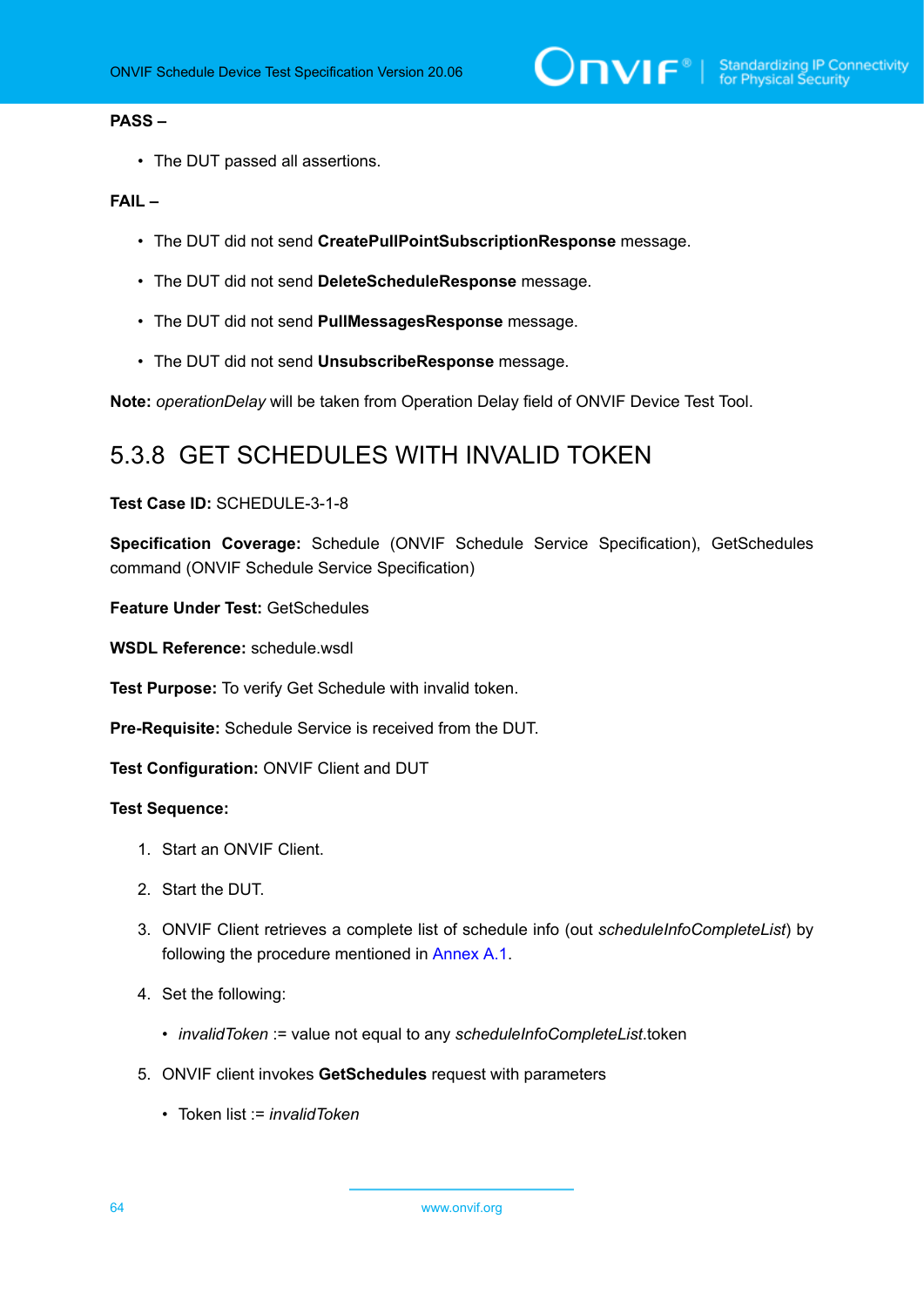**PASS –**

- The DUT passed all assertions.

**FAIL –**

- The DUT did not send **CreatePullPointSubscriptionResponse** message.
- The DUT did not send **DeleteScheduleResponse** message.
- The DUT did not send **PullMessagesResponse** message.
- The DUT did not send **UnsubscribeResponse** message.

**Note:** *operationDelay* will be taken from Operation Delay field of ONVIF Device Test Tool.

### 5.3.8 GET SCHEDULES WITH INVALID TOKEN

**Test Case ID:** SCHEDULE-3-1-8

**Specification Coverage:** Schedule (ONVIF Schedule Service Specification), GetSchedules command (ONVIF Schedule Service Specification)

**Feature Under Test:** GetSchedules

**WSDL Reference:** schedule.wsdl

**Test Purpose:** To verify Get Schedule with invalid token.

**Pre-Requisite:** Schedule Service is received from the DUT.

**Test Configuration:** ONVIF Client and DUT

**Test Sequence:**

1. Start an ONVIF Client.
2. Start the DUT.
3. ONVIF Client retrieves a complete list of schedule info (out *scheduleInfoCompleteList*) by following the procedure mentioned in Annex A.1.
4. Set the following:
   - *invalidToken* := value not equal to any *scheduleInfoCompleteList*.token
5. ONVIF client invokes **GetSchedules** request with parameters
   - Token list := *invalidToken*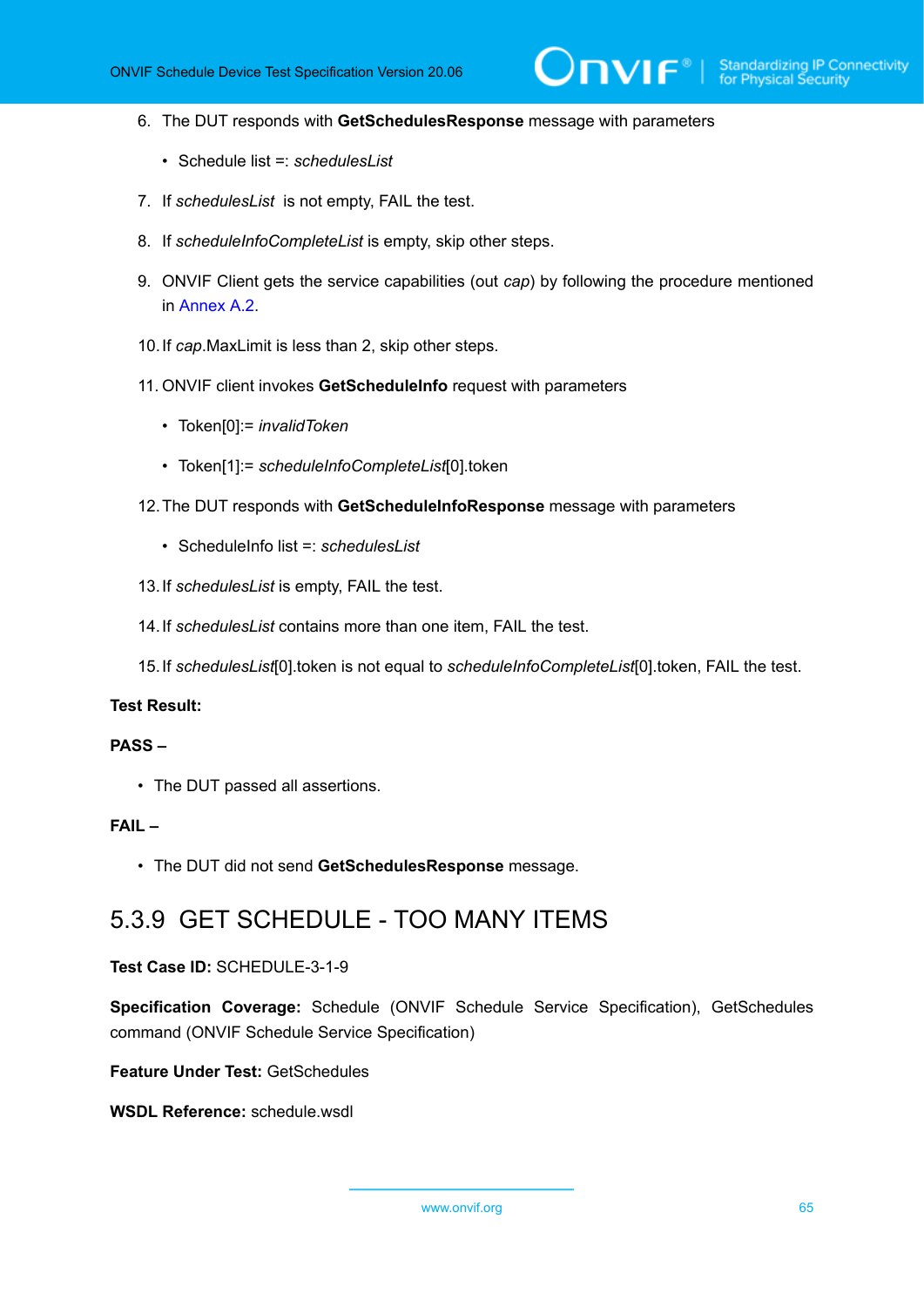6. The DUT responds with **GetSchedulesResponse** message with parameters

   - Schedule list =: *schedulesList*

7. If *schedulesList* is not empty, FAIL the test.

8. If *scheduleInfoCompleteList* is empty, skip other steps.

9. ONVIF Client gets the service capabilities (out *cap*) by following the procedure mentioned in Annex A.2.

10. If *cap*.MaxLimit is less than 2, skip other steps.

11. ONVIF client invokes **GetScheduleInfo** request with parameters

    - Token[0]:= *invalidToken*
    - Token[1]:= *scheduleInfoCompleteList*[0].token

12. The DUT responds with **GetScheduleInfoResponse** message with parameters

    - ScheduleInfo list =: *schedulesList*

13. If *schedulesList* is empty, FAIL the test.

14. If *schedulesList* contains more than one item, FAIL the test.

15. If *schedulesList*[0].token is not equal to *scheduleInfoCompleteList*[0].token, FAIL the test.

**Test Result:**

**PASS –**

- The DUT passed all assertions.

**FAIL –**

- The DUT did not send **GetSchedulesResponse** message.

## 5.3.9 GET SCHEDULE - TOO MANY ITEMS

**Test Case ID:** SCHEDULE-3-1-9

**Specification Coverage:** Schedule (ONVIF Schedule Service Specification), GetSchedules command (ONVIF Schedule Service Specification)

**Feature Under Test:** GetSchedules

**WSDL Reference:** schedule.wsdl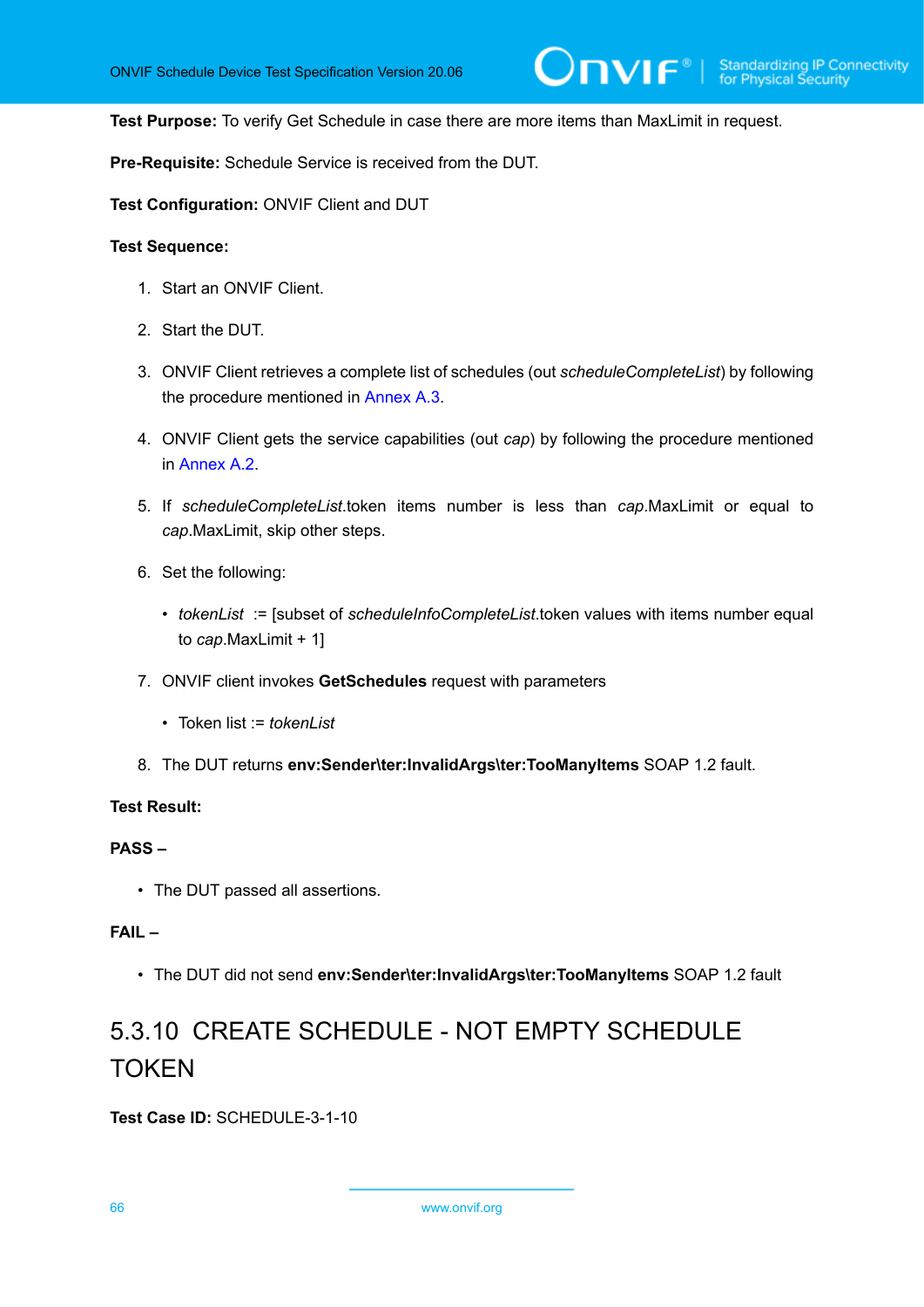**Test Purpose:** To verify Get Schedule in case there are more items than MaxLimit in request.

**Pre-Requisite:** Schedule Service is received from the DUT.

**Test Configuration:** ONVIF Client and DUT

**Test Sequence:**

1. Start an ONVIF Client.
2. Start the DUT.
3. ONVIF Client retrieves a complete list of schedules (out *scheduleCompleteList*) by following the procedure mentioned in Annex A.3.
4. ONVIF Client gets the service capabilities (out *cap*) by following the procedure mentioned in Annex A.2.
5. If *scheduleCompleteList*.token items number is less than *cap*.MaxLimit or equal to *cap*.MaxLimit, skip other steps.
6. Set the following:
   - *tokenList* := [subset of *scheduleInfoCompleteList*.token values with items number equal to *cap*.MaxLimit + 1]
7. ONVIF client invokes **GetSchedules** request with parameters
   - Token list := *tokenList*
8. The DUT returns **env:Sender\ter:InvalidArgs\ter:TooManyItems** SOAP 1.2 fault.

**Test Result:**

**PASS –**

- The DUT passed all assertions.

**FAIL –**

- The DUT did not send **env:Sender\ter:InvalidArgs\ter:TooManyItems** SOAP 1.2 fault

## 5.3.10 CREATE SCHEDULE - NOT EMPTY SCHEDULE TOKEN

**Test Case ID:** SCHEDULE-3-1-10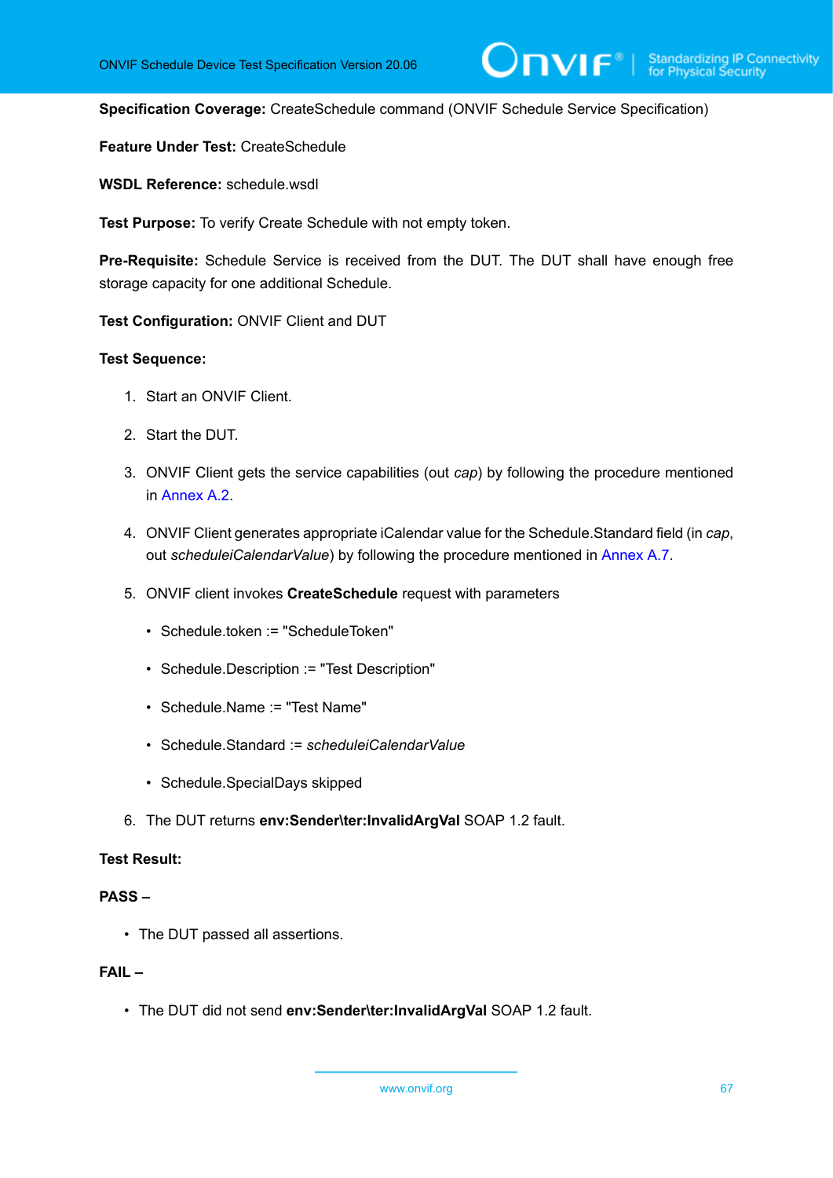**Specification Coverage:** CreateSchedule command (ONVIF Schedule Service Specification)

**Feature Under Test:** CreateSchedule

**WSDL Reference:** schedule.wsdl

**Test Purpose:** To verify Create Schedule with not empty token.

**Pre-Requisite:** Schedule Service is received from the DUT. The DUT shall have enough free storage capacity for one additional Schedule.

**Test Configuration:** ONVIF Client and DUT

**Test Sequence:**

1. Start an ONVIF Client.
2. Start the DUT.
3. ONVIF Client gets the service capabilities (out *cap*) by following the procedure mentioned in Annex A.2.
4. ONVIF Client generates appropriate iCalendar value for the Schedule.Standard field (in *cap*, out *scheduleiCalendarValue*) by following the procedure mentioned in Annex A.7.
5. ONVIF client invokes **CreateSchedule** request with parameters
   - Schedule.token := "ScheduleToken"
   - Schedule.Description := "Test Description"
   - Schedule.Name := "Test Name"
   - Schedule.Standard := *scheduleiCalendarValue*
   - Schedule.SpecialDays skipped
6. The DUT returns **env:Sender\ter:InvalidArgVal** SOAP 1.2 fault.

**Test Result:**

**PASS –**

- The DUT passed all assertions.

**FAIL –**

- The DUT did not send **env:Sender\ter:InvalidArgVal** SOAP 1.2 fault.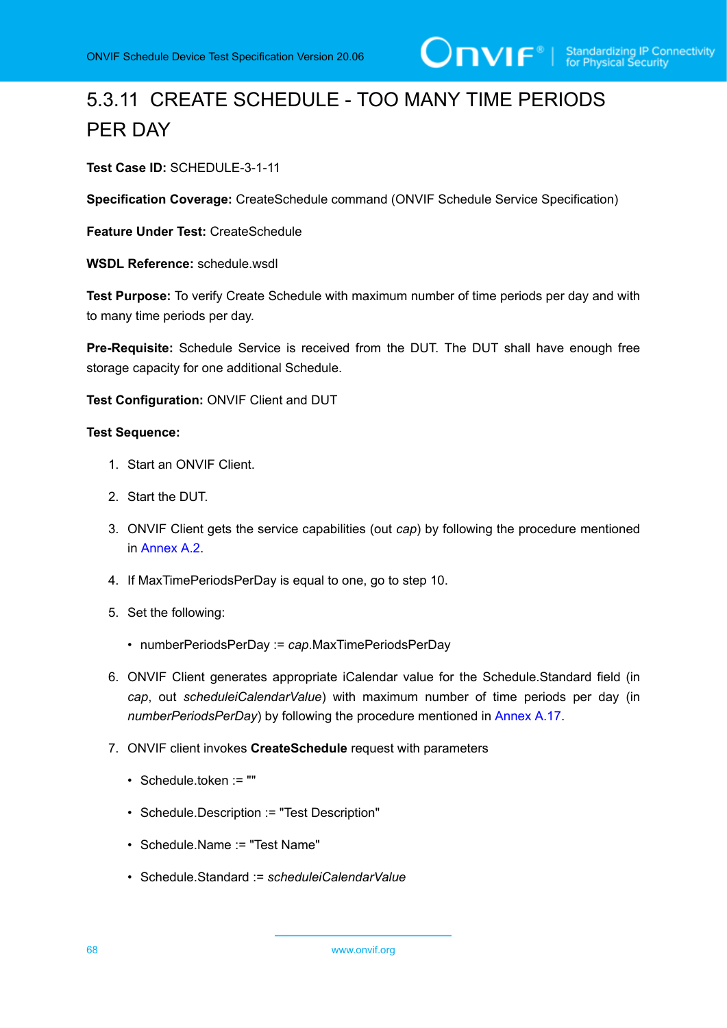### 5.3.11 CREATE SCHEDULE - TOO MANY TIME PERIODS PER DAY

**Test Case ID:** SCHEDULE-3-1-11

**Specification Coverage:** CreateSchedule command (ONVIF Schedule Service Specification)

**Feature Under Test:** CreateSchedule

**WSDL Reference:** schedule.wsdl

**Test Purpose:** To verify Create Schedule with maximum number of time periods per day and with to many time periods per day.

**Pre-Requisite:** Schedule Service is received from the DUT. The DUT shall have enough free storage capacity for one additional Schedule.

**Test Configuration:** ONVIF Client and DUT

**Test Sequence:**

1. Start an ONVIF Client.
2. Start the DUT.
3. ONVIF Client gets the service capabilities (out *cap*) by following the procedure mentioned in Annex A.2.
4. If MaxTimePeriodsPerDay is equal to one, go to step 10.
5. Set the following:
   - numberPeriodsPerDay := *cap*.MaxTimePeriodsPerDay
6. ONVIF Client generates appropriate iCalendar value for the Schedule.Standard field (in *cap*, out *scheduleiCalendarValue*) with maximum number of time periods per day (in *numberPeriodsPerDay*) by following the procedure mentioned in Annex A.17.
7. ONVIF client invokes **CreateSchedule** request with parameters
   - Schedule.token := ""
   - Schedule.Description := "Test Description"
   - Schedule.Name := "Test Name"
   - Schedule.Standard := *scheduleiCalendarValue*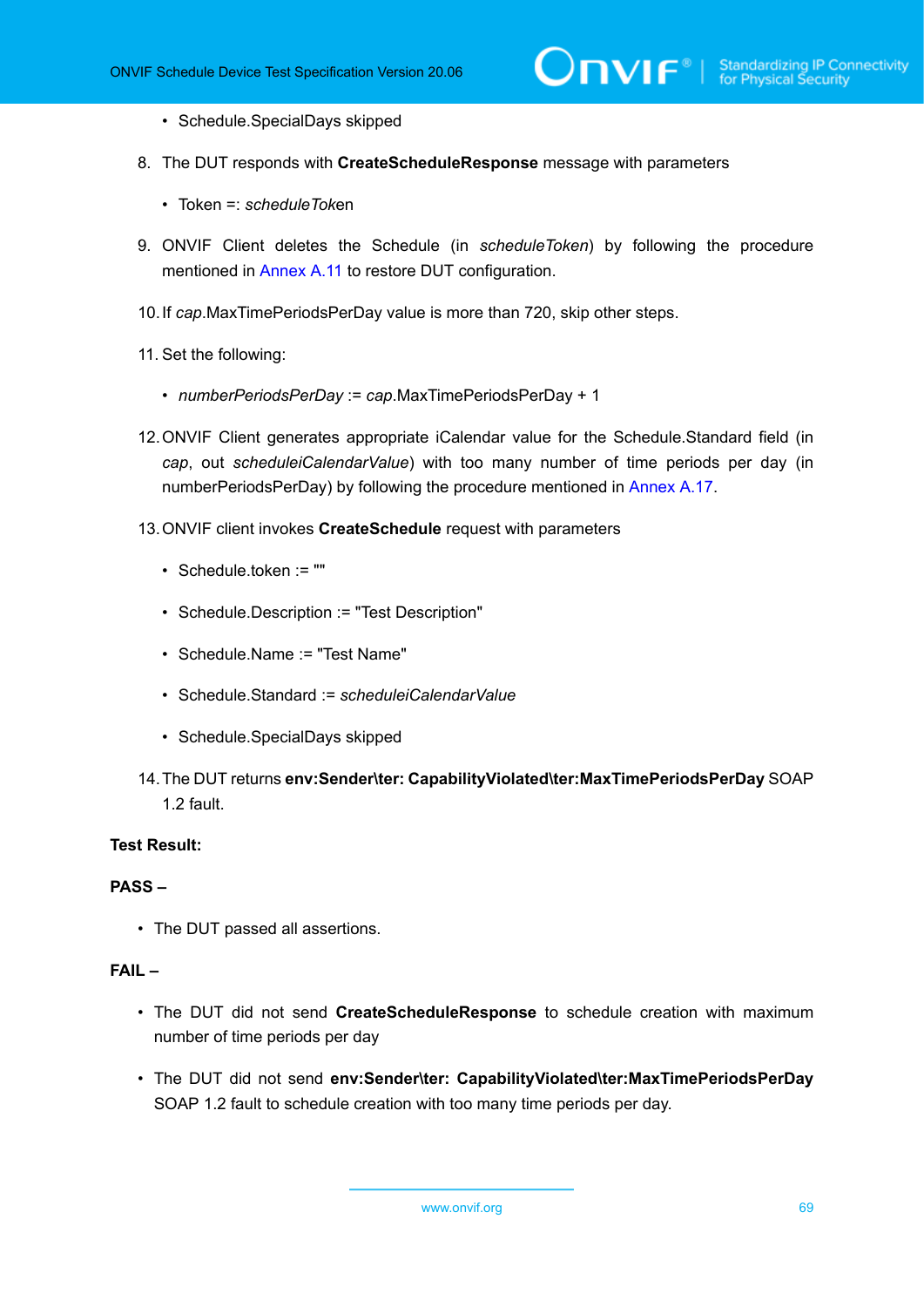- Schedule.SpecialDays skipped

8. The DUT responds with **CreateScheduleResponse** message with parameters

    - Token =: *scheduleToken*

9. ONVIF Client deletes the Schedule (in *scheduleToken*) by following the procedure mentioned in Annex A.11 to restore DUT configuration.

10. If *cap*.MaxTimePeriodsPerDay value is more than 720, skip other steps.

11. Set the following:

    - *numberPeriodsPerDay* := *cap*.MaxTimePeriodsPerDay + 1

12. ONVIF Client generates appropriate iCalendar value for the Schedule.Standard field (in *cap*, out *scheduleiCalendarValue*) with too many number of time periods per day (in numberPeriodsPerDay) by following the procedure mentioned in Annex A.17.

13. ONVIF client invokes **CreateSchedule** request with parameters

    - Schedule.token := ""
    - Schedule.Description := "Test Description"
    - Schedule.Name := "Test Name"
    - Schedule.Standard := *scheduleiCalendarValue*
    - Schedule.SpecialDays skipped

14. The DUT returns **env:Sender\ter: CapabilityViolated\ter:MaxTimePeriodsPerDay** SOAP 1.2 fault.

**Test Result:**

**PASS –**

- The DUT passed all assertions.

**FAIL –**

- The DUT did not send **CreateScheduleResponse** to schedule creation with maximum number of time periods per day
- The DUT did not send **env:Sender\ter: CapabilityViolated\ter:MaxTimePeriodsPerDay** SOAP 1.2 fault to schedule creation with too many time periods per day.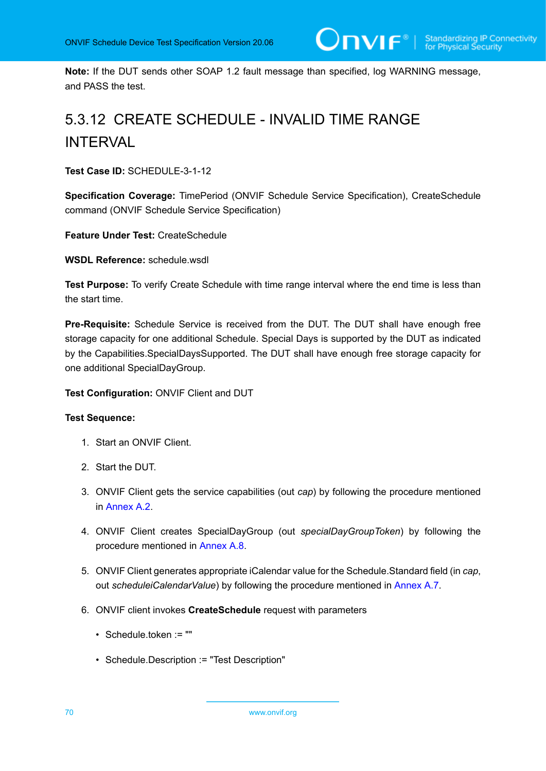**Note:** If the DUT sends other SOAP 1.2 fault message than specified, log WARNING message, and PASS the test.

### 5.3.12 CREATE SCHEDULE - INVALID TIME RANGE INTERVAL

**Test Case ID:** SCHEDULE-3-1-12

**Specification Coverage:** TimePeriod (ONVIF Schedule Service Specification), CreateSchedule command (ONVIF Schedule Service Specification)

**Feature Under Test:** CreateSchedule

**WSDL Reference:** schedule.wsdl

**Test Purpose:** To verify Create Schedule with time range interval where the end time is less than the start time.

**Pre-Requisite:** Schedule Service is received from the DUT. The DUT shall have enough free storage capacity for one additional Schedule. Special Days is supported by the DUT as indicated by the Capabilities.SpecialDaysSupported. The DUT shall have enough free storage capacity for one additional SpecialDayGroup.

**Test Configuration:** ONVIF Client and DUT

**Test Sequence:**

1. Start an ONVIF Client.
2. Start the DUT.
3. ONVIF Client gets the service capabilities (out *cap*) by following the procedure mentioned in Annex A.2.
4. ONVIF Client creates SpecialDayGroup (out *specialDayGroupToken*) by following the procedure mentioned in Annex A.8.
5. ONVIF Client generates appropriate iCalendar value for the Schedule.Standard field (in *cap*, out *scheduleiCalendarValue*) by following the procedure mentioned in Annex A.7.
6. ONVIF client invokes **CreateSchedule** request with parameters
   - Schedule.token := ""
   - Schedule.Description := "Test Description"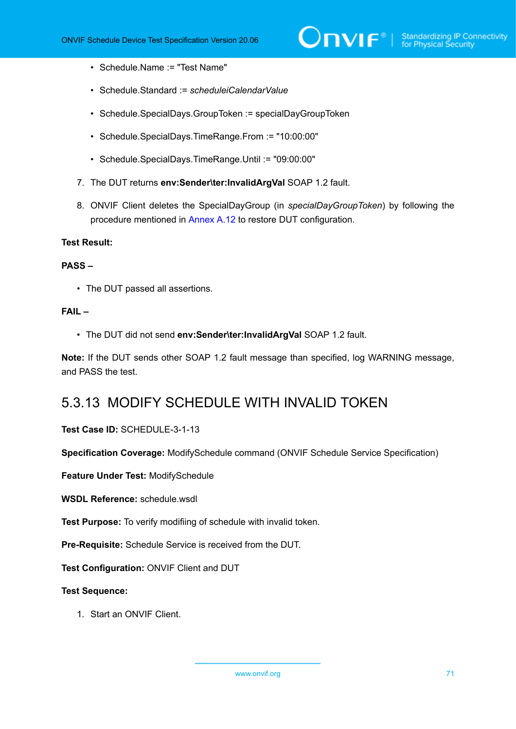- Schedule.Name := "Test Name"
- Schedule.Standard := *scheduleiCalendarValue*
- Schedule.SpecialDays.GroupToken := specialDayGroupToken
- Schedule.SpecialDays.TimeRange.From := "10:00:00"
- Schedule.SpecialDays.TimeRange.Until := "09:00:00"

7. The DUT returns **env:Sender\ter:InvalidArgVal** SOAP 1.2 fault.

8. ONVIF Client deletes the SpecialDayGroup (in *specialDayGroupToken*) by following the procedure mentioned in Annex A.12 to restore DUT configuration.

**Test Result:**

**PASS –**

- The DUT passed all assertions.

**FAIL –**

- The DUT did not send **env:Sender\ter:InvalidArgVal** SOAP 1.2 fault.

**Note:** If the DUT sends other SOAP 1.2 fault message than specified, log WARNING message, and PASS the test.

### 5.3.13 MODIFY SCHEDULE WITH INVALID TOKEN

**Test Case ID:** SCHEDULE-3-1-13

**Specification Coverage:** ModifySchedule command (ONVIF Schedule Service Specification)

**Feature Under Test:** ModifySchedule

**WSDL Reference:** schedule.wsdl

**Test Purpose:** To verify modifiing of schedule with invalid token.

**Pre-Requisite:** Schedule Service is received from the DUT.

**Test Configuration:** ONVIF Client and DUT

**Test Sequence:**

1. Start an ONVIF Client.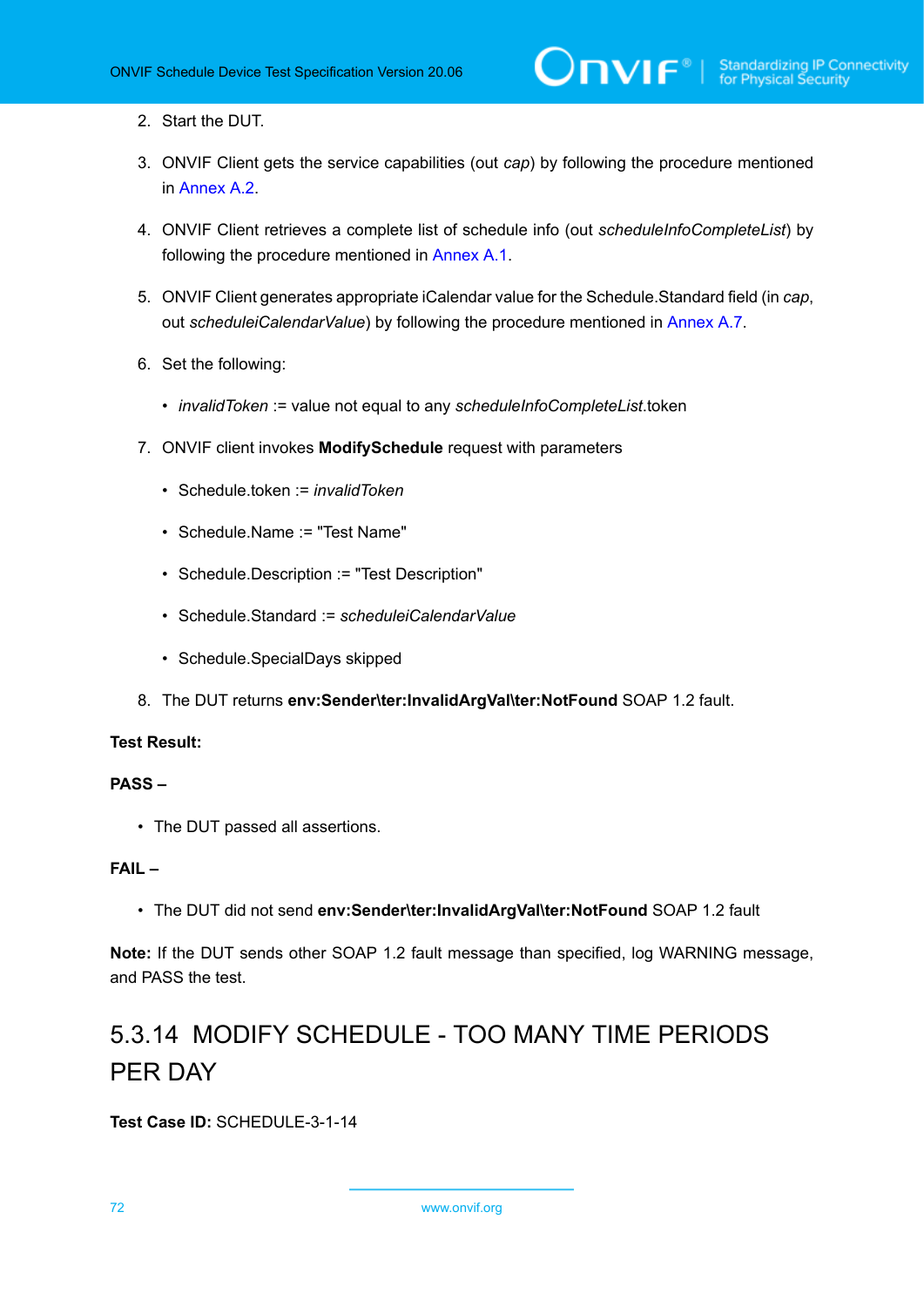2. Start the DUT.

3. ONVIF Client gets the service capabilities (out *cap*) by following the procedure mentioned in Annex A.2.

4. ONVIF Client retrieves a complete list of schedule info (out *scheduleInfoCompleteList*) by following the procedure mentioned in Annex A.1.

5. ONVIF Client generates appropriate iCalendar value for the Schedule.Standard field (in *cap*, out *scheduleiCalendarValue*) by following the procedure mentioned in Annex A.7.

6. Set the following:

   - *invalidToken* := value not equal to any *scheduleInfoCompleteList*.token

7. ONVIF client invokes **ModifySchedule** request with parameters

   - Schedule.token := *invalidToken*
   - Schedule.Name := "Test Name"
   - Schedule.Description := "Test Description"
   - Schedule.Standard := *scheduleiCalendarValue*
   - Schedule.SpecialDays skipped

8. The DUT returns **env:Sender\ter:InvalidArgVal\ter:NotFound** SOAP 1.2 fault.

**Test Result:**

**PASS –**

- The DUT passed all assertions.

**FAIL –**

- The DUT did not send **env:Sender\ter:InvalidArgVal\ter:NotFound** SOAP 1.2 fault

**Note:** If the DUT sends other SOAP 1.2 fault message than specified, log WARNING message, and PASS the test.

### 5.3.14 MODIFY SCHEDULE - TOO MANY TIME PERIODS PER DAY

**Test Case ID:** SCHEDULE-3-1-14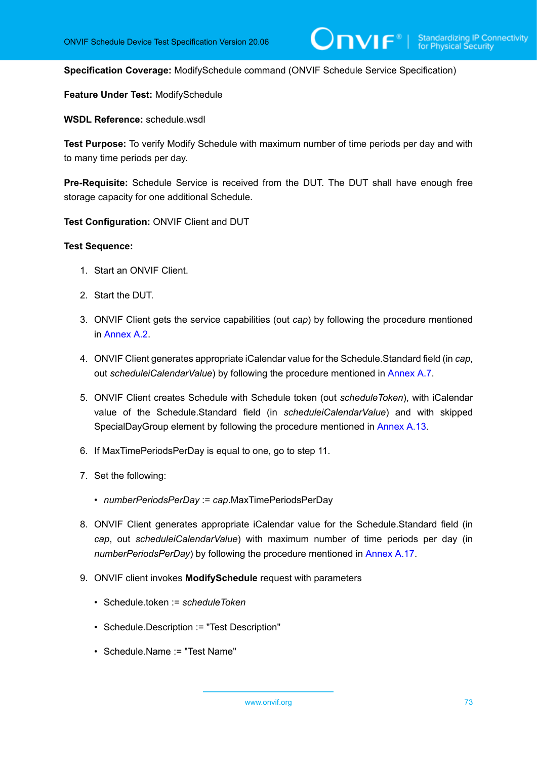**Specification Coverage:** ModifySchedule command (ONVIF Schedule Service Specification)

**Feature Under Test:** ModifySchedule

**WSDL Reference:** schedule.wsdl

**Test Purpose:** To verify Modify Schedule with maximum number of time periods per day and with to many time periods per day.

**Pre-Requisite:** Schedule Service is received from the DUT. The DUT shall have enough free storage capacity for one additional Schedule.

**Test Configuration:** ONVIF Client and DUT

**Test Sequence:**

1. Start an ONVIF Client.

2. Start the DUT.

3. ONVIF Client gets the service capabilities (out *cap*) by following the procedure mentioned in Annex A.2.

4. ONVIF Client generates appropriate iCalendar value for the Schedule.Standard field (in *cap*, out *scheduleiCalendarValue*) by following the procedure mentioned in Annex A.7.

5. ONVIF Client creates Schedule with Schedule token (out *scheduleToken*), with iCalendar value of the Schedule.Standard field (in *scheduleiCalendarValue*) and with skipped SpecialDayGroup element by following the procedure mentioned in Annex A.13.

6. If MaxTimePeriodsPerDay is equal to one, go to step 11.

7. Set the following:

   - *numberPeriodsPerDay* := *cap*.MaxTimePeriodsPerDay

8. ONVIF Client generates appropriate iCalendar value for the Schedule.Standard field (in *cap*, out *scheduleiCalendarValue*) with maximum number of time periods per day (in *numberPeriodsPerDay*) by following the procedure mentioned in Annex A.17.

9. ONVIF client invokes **ModifySchedule** request with parameters

   - Schedule.token := *scheduleToken*

   - Schedule.Description := "Test Description"

   - Schedule.Name := "Test Name"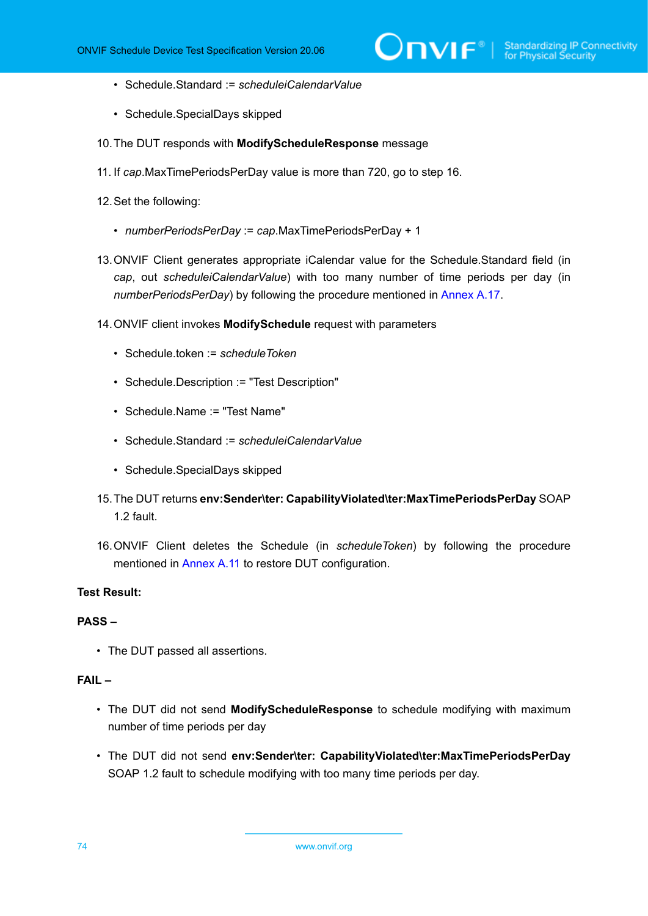- Schedule.Standard := *scheduleiCalendarValue*
- Schedule.SpecialDays skipped

10. The DUT responds with **ModifyScheduleResponse** message

11. If *cap*.MaxTimePeriodsPerDay value is more than 720, go to step 16.

12. Set the following:

    - *numberPeriodsPerDay* := *cap*.MaxTimePeriodsPerDay + 1

13. ONVIF Client generates appropriate iCalendar value for the Schedule.Standard field (in *cap*, out *scheduleiCalendarValue*) with too many number of time periods per day (in *numberPeriodsPerDay*) by following the procedure mentioned in Annex A.17.

14. ONVIF client invokes **ModifySchedule** request with parameters

    - Schedule.token := *scheduleToken*
    - Schedule.Description := "Test Description"
    - Schedule.Name := "Test Name"
    - Schedule.Standard := *scheduleiCalendarValue*
    - Schedule.SpecialDays skipped

15. The DUT returns **env:Sender\ter: CapabilityViolated\ter:MaxTimePeriodsPerDay** SOAP 1.2 fault.

16. ONVIF Client deletes the Schedule (in *scheduleToken*) by following the procedure mentioned in Annex A.11 to restore DUT configuration.

**Test Result:**

**PASS –**

- The DUT passed all assertions.

**FAIL –**

- The DUT did not send **ModifyScheduleResponse** to schedule modifying with maximum number of time periods per day
- The DUT did not send **env:Sender\ter: CapabilityViolated\ter:MaxTimePeriodsPerDay** SOAP 1.2 fault to schedule modifying with too many time periods per day.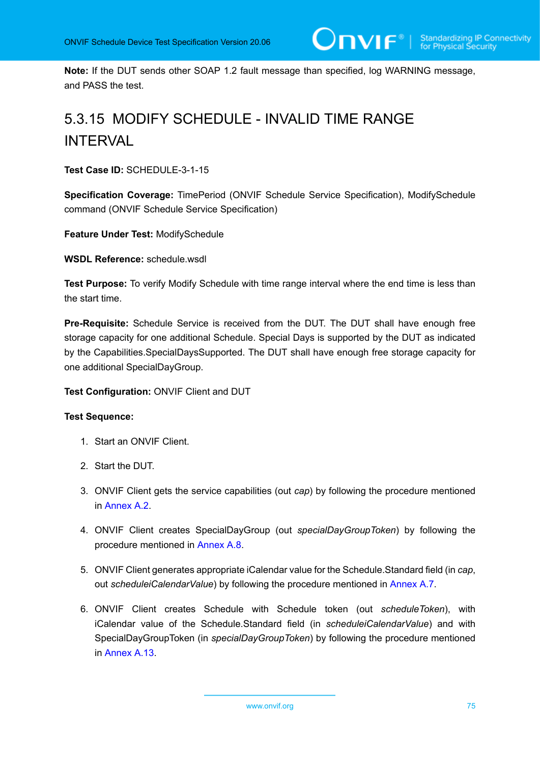**Note:** If the DUT sends other SOAP 1.2 fault message than specified, log WARNING message, and PASS the test.

### 5.3.15 MODIFY SCHEDULE - INVALID TIME RANGE INTERVAL

**Test Case ID:** SCHEDULE-3-1-15

**Specification Coverage:** TimePeriod (ONVIF Schedule Service Specification), ModifySchedule command (ONVIF Schedule Service Specification)

**Feature Under Test:** ModifySchedule

**WSDL Reference:** schedule.wsdl

**Test Purpose:** To verify Modify Schedule with time range interval where the end time is less than the start time.

**Pre-Requisite:** Schedule Service is received from the DUT. The DUT shall have enough free storage capacity for one additional Schedule. Special Days is supported by the DUT as indicated by the Capabilities.SpecialDaysSupported. The DUT shall have enough free storage capacity for one additional SpecialDayGroup.

**Test Configuration:** ONVIF Client and DUT

**Test Sequence:**

1. Start an ONVIF Client.
2. Start the DUT.
3. ONVIF Client gets the service capabilities (out *cap*) by following the procedure mentioned in Annex A.2.
4. ONVIF Client creates SpecialDayGroup (out *specialDayGroupToken*) by following the procedure mentioned in Annex A.8.
5. ONVIF Client generates appropriate iCalendar value for the Schedule.Standard field (in *cap*, out *scheduleiCalendarValue*) by following the procedure mentioned in Annex A.7.
6. ONVIF Client creates Schedule with Schedule token (out *scheduleToken*), with iCalendar value of the Schedule.Standard field (in *scheduleiCalendarValue*) and with SpecialDayGroupToken (in *specialDayGroupToken*) by following the procedure mentioned in Annex A.13.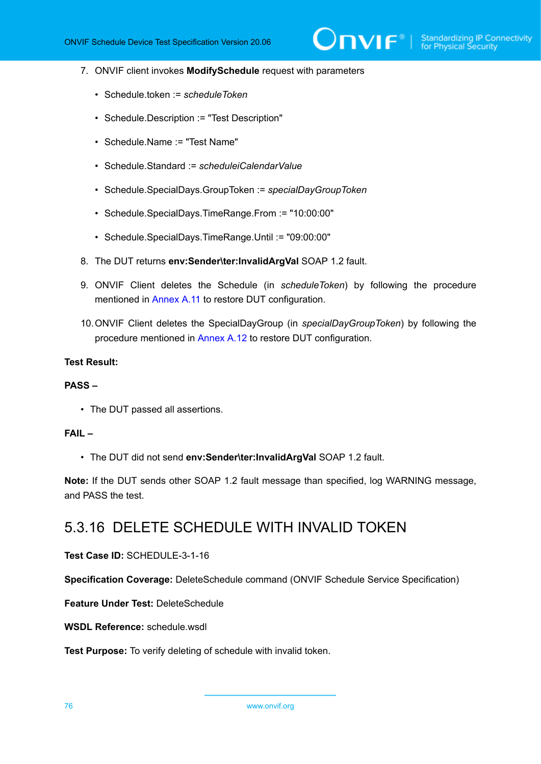7. ONVIF client invokes **ModifySchedule** request with parameters

   - Schedule.token := *scheduleToken*
   - Schedule.Description := "Test Description"
   - Schedule.Name := "Test Name"
   - Schedule.Standard := *scheduleiCalendarValue*
   - Schedule.SpecialDays.GroupToken := *specialDayGroupToken*
   - Schedule.SpecialDays.TimeRange.From := "10:00:00"
   - Schedule.SpecialDays.TimeRange.Until := "09:00:00"

8. The DUT returns **env:Sender\ter:InvalidArgVal** SOAP 1.2 fault.

9. ONVIF Client deletes the Schedule (in *scheduleToken*) by following the procedure mentioned in Annex A.11 to restore DUT configuration.

10. ONVIF Client deletes the SpecialDayGroup (in *specialDayGroupToken*) by following the procedure mentioned in Annex A.12 to restore DUT configuration.

**Test Result:**

**PASS –**

- The DUT passed all assertions.

**FAIL –**

- The DUT did not send **env:Sender\ter:InvalidArgVal** SOAP 1.2 fault.

**Note:** If the DUT sends other SOAP 1.2 fault message than specified, log WARNING message, and PASS the test.

### 5.3.16 DELETE SCHEDULE WITH INVALID TOKEN

**Test Case ID:** SCHEDULE-3-1-16

**Specification Coverage:** DeleteSchedule command (ONVIF Schedule Service Specification)

**Feature Under Test:** DeleteSchedule

**WSDL Reference:** schedule.wsdl

**Test Purpose:** To verify deleting of schedule with invalid token.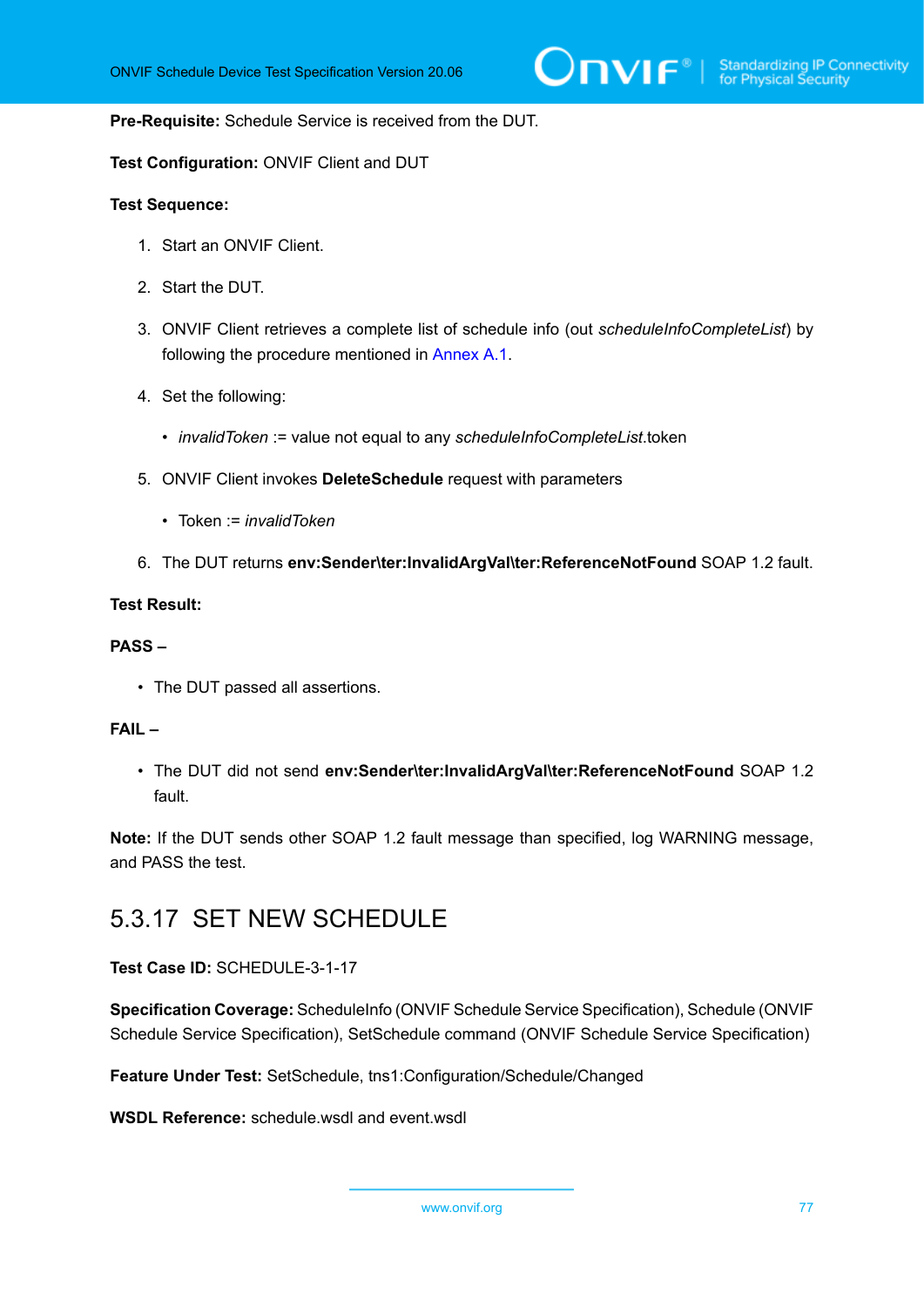**Pre-Requisite:** Schedule Service is received from the DUT.

**Test Configuration:** ONVIF Client and DUT

**Test Sequence:**

1. Start an ONVIF Client.
2. Start the DUT.
3. ONVIF Client retrieves a complete list of schedule info (out *scheduleInfoCompleteList*) by following the procedure mentioned in Annex A.1.
4. Set the following:
   - *invalidToken* := value not equal to any *scheduleInfoCompleteList*.token
5. ONVIF Client invokes **DeleteSchedule** request with parameters
   - Token := *invalidToken*
6. The DUT returns **env:Sender\ter:InvalidArgVal\ter:ReferenceNotFound** SOAP 1.2 fault.

**Test Result:**

**PASS –**

- The DUT passed all assertions.

**FAIL –**

- The DUT did not send **env:Sender\ter:InvalidArgVal\ter:ReferenceNotFound** SOAP 1.2 fault.

**Note:** If the DUT sends other SOAP 1.2 fault message than specified, log WARNING message, and PASS the test.

### 5.3.17 SET NEW SCHEDULE

**Test Case ID:** SCHEDULE-3-1-17

**Specification Coverage:** ScheduleInfo (ONVIF Schedule Service Specification), Schedule (ONVIF Schedule Service Specification), SetSchedule command (ONVIF Schedule Service Specification)

**Feature Under Test:** SetSchedule, tns1:Configuration/Schedule/Changed

**WSDL Reference:** schedule.wsdl and event.wsdl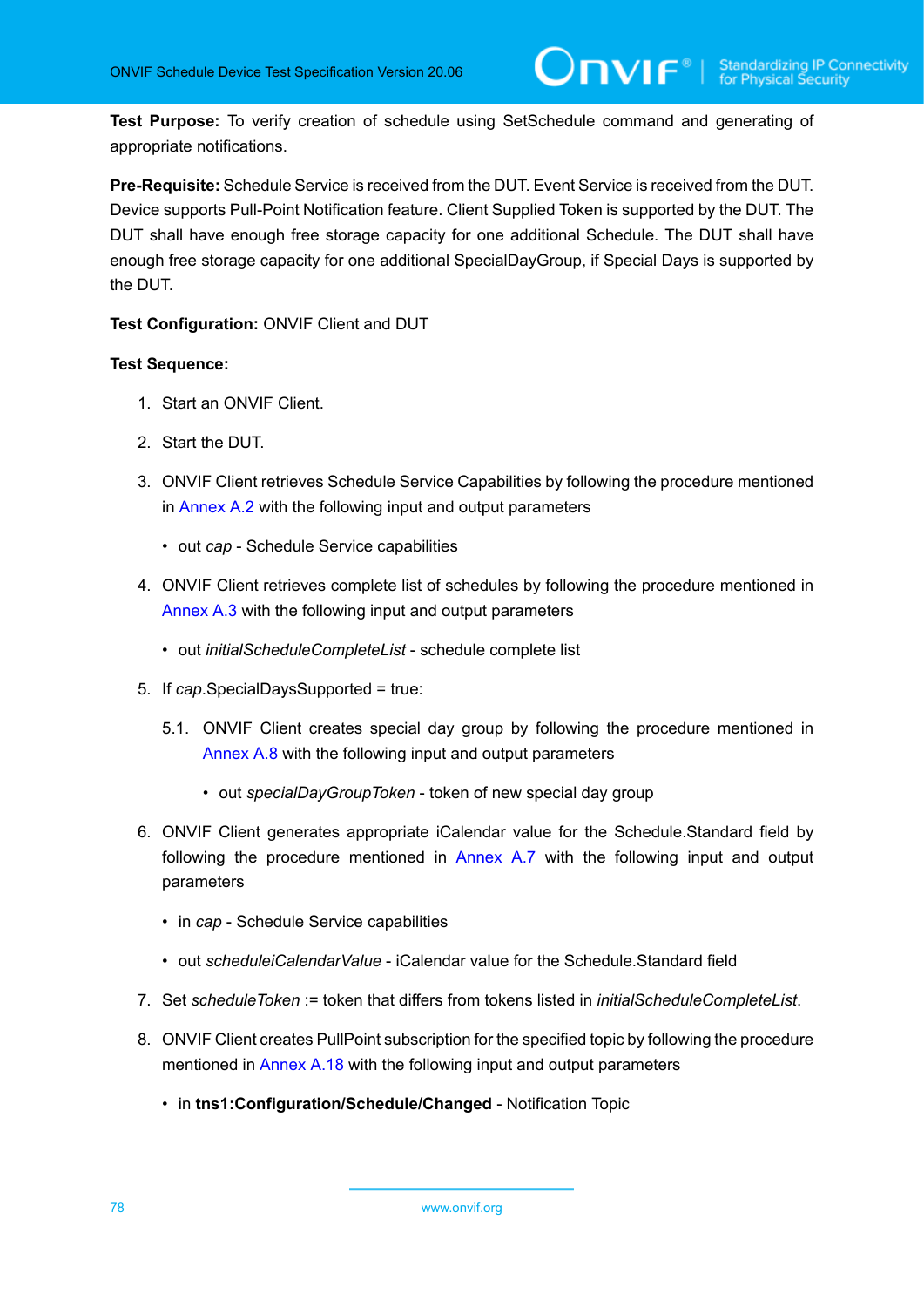**Test Purpose:** To verify creation of schedule using SetSchedule command and generating of appropriate notifications.

**Pre-Requisite:** Schedule Service is received from the DUT. Event Service is received from the DUT. Device supports Pull-Point Notification feature. Client Supplied Token is supported by the DUT. The DUT shall have enough free storage capacity for one additional Schedule. The DUT shall have enough free storage capacity for one additional SpecialDayGroup, if Special Days is supported by the DUT.

**Test Configuration:** ONVIF Client and DUT

**Test Sequence:**

1. Start an ONVIF Client.
2. Start the DUT.
3. ONVIF Client retrieves Schedule Service Capabilities by following the procedure mentioned in Annex A.2 with the following input and output parameters
   - out *cap* - Schedule Service capabilities
4. ONVIF Client retrieves complete list of schedules by following the procedure mentioned in Annex A.3 with the following input and output parameters
   - out *initialScheduleCompleteList* - schedule complete list
5. If *cap*.SpecialDaysSupported = true:

   5.1. ONVIF Client creates special day group by following the procedure mentioned in Annex A.8 with the following input and output parameters

   - out *specialDayGroupToken* - token of new special day group
6. ONVIF Client generates appropriate iCalendar value for the Schedule.Standard field by following the procedure mentioned in Annex A.7 with the following input and output parameters
   - in *cap* - Schedule Service capabilities
   - out *scheduleiCalendarValue* - iCalendar value for the Schedule.Standard field
7. Set *scheduleToken* := token that differs from tokens listed in *initialScheduleCompleteList*.
8. ONVIF Client creates PullPoint subscription for the specified topic by following the procedure mentioned in Annex A.18 with the following input and output parameters
   - in **tns1:Configuration/Schedule/Changed** - Notification Topic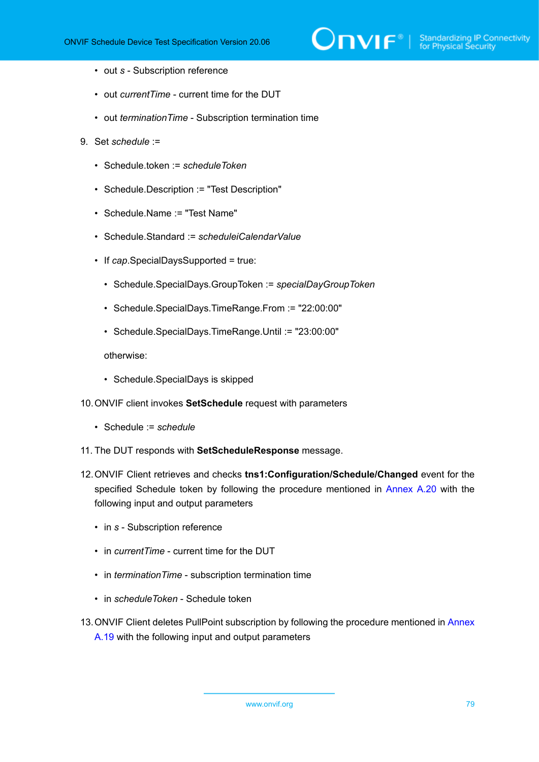- out *s* - Subscription reference
- out *currentTime* - current time for the DUT
- out *terminationTime* - Subscription termination time

9. Set *schedule* :=
   - Schedule.token := *scheduleToken*
   - Schedule.Description := "Test Description"
   - Schedule.Name := "Test Name"
   - Schedule.Standard := *scheduleiCalendarValue*
   - If *cap*.SpecialDaysSupported = true:
     - Schedule.SpecialDays.GroupToken := *specialDayGroupToken*
     - Schedule.SpecialDays.TimeRange.From := "22:00:00"
     - Schedule.SpecialDays.TimeRange.Until := "23:00:00"

     otherwise:

     - Schedule.SpecialDays is skipped

10. ONVIF client invokes **SetSchedule** request with parameters
    - Schedule := *schedule*

11. The DUT responds with **SetScheduleResponse** message.

12. ONVIF Client retrieves and checks **tns1:Configuration/Schedule/Changed** event for the specified Schedule token by following the procedure mentioned in Annex A.20 with the following input and output parameters
    - in *s* - Subscription reference
    - in *currentTime* - current time for the DUT
    - in *terminationTime* - subscription termination time
    - in *scheduleToken* - Schedule token

13. ONVIF Client deletes PullPoint subscription by following the procedure mentioned in Annex A.19 with the following input and output parameters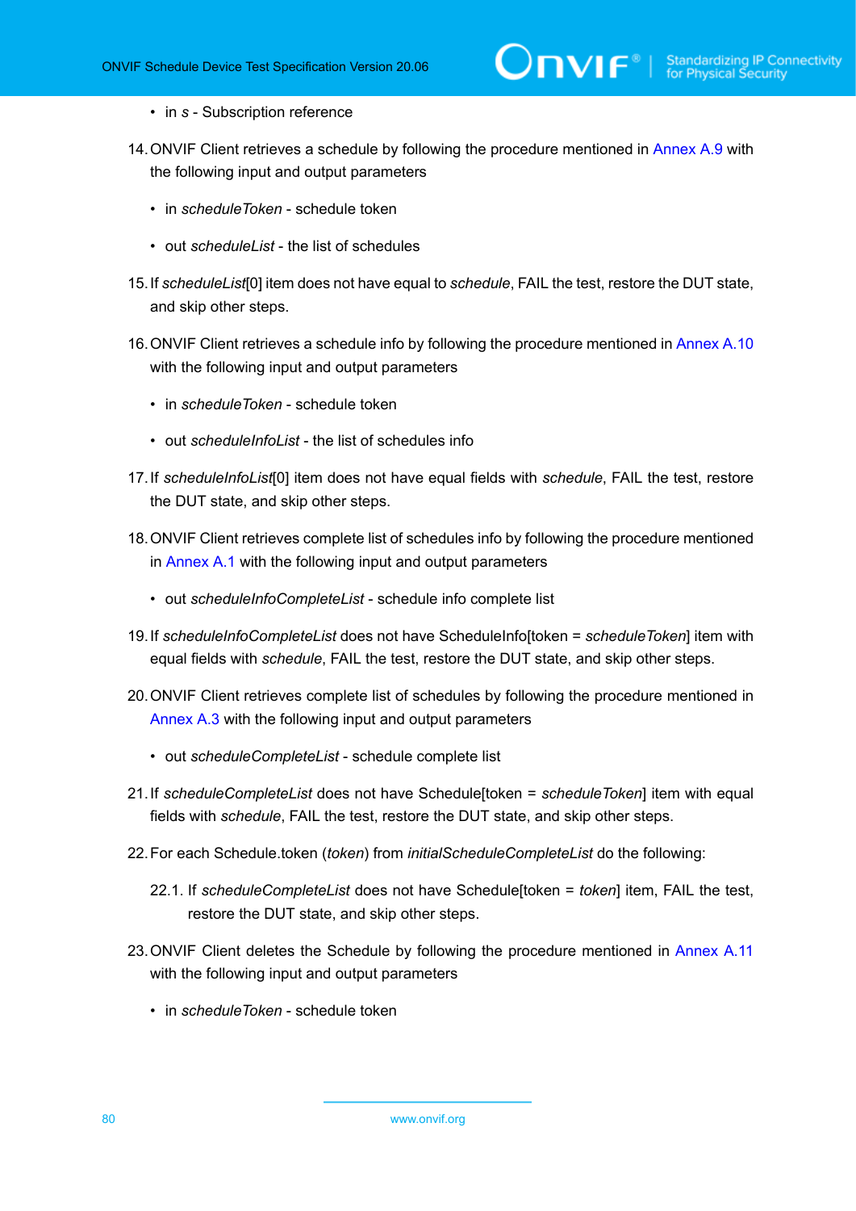- in *s* - Subscription reference

14. ONVIF Client retrieves a schedule by following the procedure mentioned in Annex A.9 with the following input and output parameters

    - in *scheduleToken* - schedule token

    - out *scheduleList* - the list of schedules

15. If *scheduleList*[0] item does not have equal to *schedule*, FAIL the test, restore the DUT state, and skip other steps.

16. ONVIF Client retrieves a schedule info by following the procedure mentioned in Annex A.10 with the following input and output parameters

    - in *scheduleToken* - schedule token

    - out *scheduleInfoList* - the list of schedules info

17. If *scheduleInfoList*[0] item does not have equal fields with *schedule*, FAIL the test, restore the DUT state, and skip other steps.

18. ONVIF Client retrieves complete list of schedules info by following the procedure mentioned in Annex A.1 with the following input and output parameters

    - out *scheduleInfoCompleteList* - schedule info complete list

19. If *scheduleInfoCompleteList* does not have ScheduleInfo[token = *scheduleToken*] item with equal fields with *schedule*, FAIL the test, restore the DUT state, and skip other steps.

20. ONVIF Client retrieves complete list of schedules by following the procedure mentioned in Annex A.3 with the following input and output parameters

    - out *scheduleCompleteList* - schedule complete list

21. If *scheduleCompleteList* does not have Schedule[token = *scheduleToken*] item with equal fields with *schedule*, FAIL the test, restore the DUT state, and skip other steps.

22. For each Schedule.token (*token*) from *initialScheduleCompleteList* do the following:

    22.1. If *scheduleCompleteList* does not have Schedule[token = *token*] item, FAIL the test, restore the DUT state, and skip other steps.

23. ONVIF Client deletes the Schedule by following the procedure mentioned in Annex A.11 with the following input and output parameters

    - in *scheduleToken* - schedule token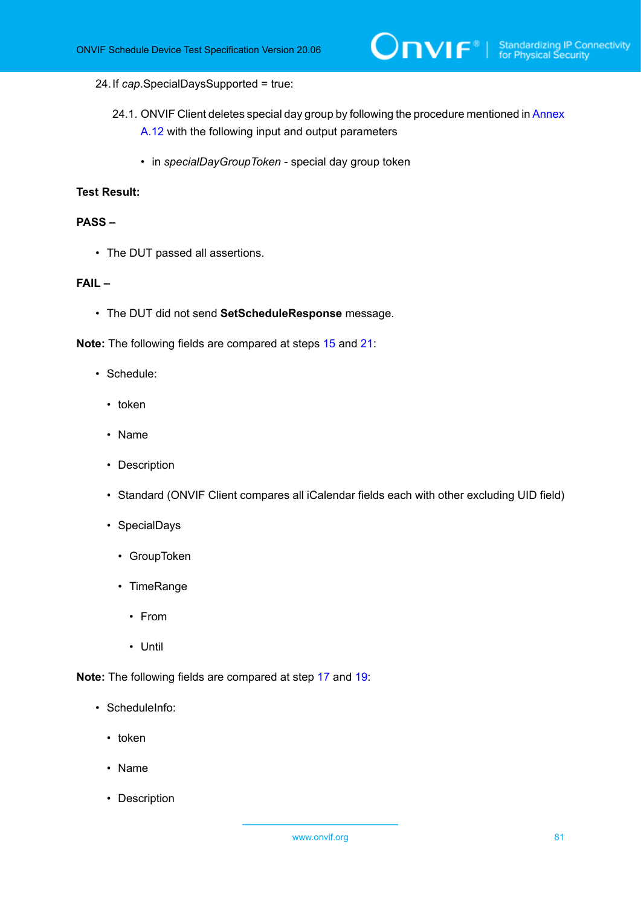24. If *cap*.SpecialDaysSupported = true:

    24.1. ONVIF Client deletes special day group by following the procedure mentioned in Annex A.12 with the following input and output parameters

    - in *specialDayGroupToken* - special day group token

**Test Result:**

**PASS –**

- The DUT passed all assertions.

**FAIL –**

- The DUT did not send **SetScheduleResponse** message.

**Note:** The following fields are compared at steps 15 and 21:

- Schedule:
  - token
  - Name
  - Description
  - Standard (ONVIF Client compares all iCalendar fields each with other excluding UID field)
  - SpecialDays
    - GroupToken
    - TimeRange
      - From
      - Until

**Note:** The following fields are compared at step 17 and 19:

- ScheduleInfo:
  - token
  - Name
  - Description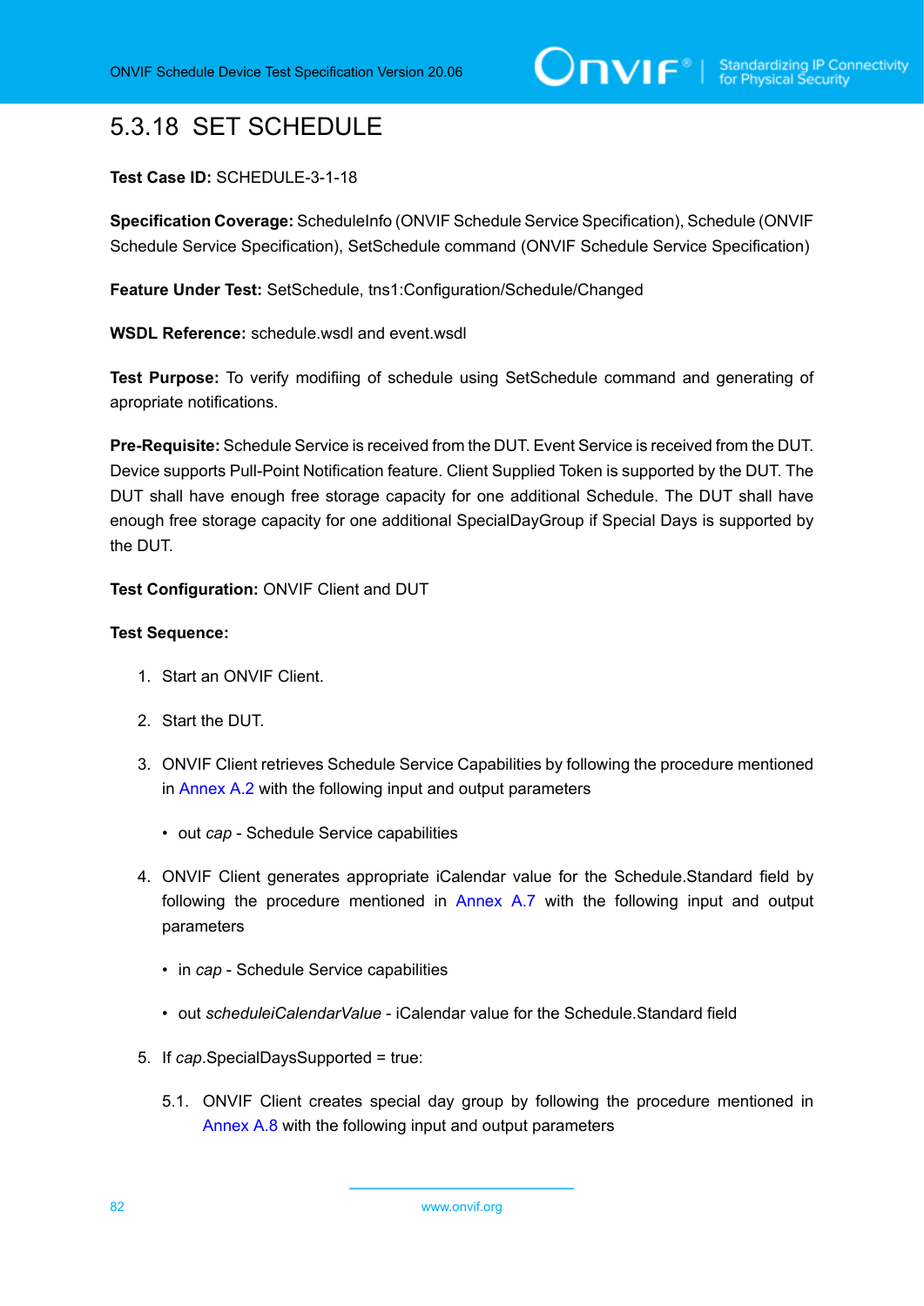### 5.3.18 SET SCHEDULE

**Test Case ID:** SCHEDULE-3-1-18

**Specification Coverage:** ScheduleInfo (ONVIF Schedule Service Specification), Schedule (ONVIF Schedule Service Specification), SetSchedule command (ONVIF Schedule Service Specification)

**Feature Under Test:** SetSchedule, tns1:Configuration/Schedule/Changed

**WSDL Reference:** schedule.wsdl and event.wsdl

**Test Purpose:** To verify modifiing of schedule using SetSchedule command and generating of apropriate notifications.

**Pre-Requisite:** Schedule Service is received from the DUT. Event Service is received from the DUT. Device supports Pull-Point Notification feature. Client Supplied Token is supported by the DUT. The DUT shall have enough free storage capacity for one additional Schedule. The DUT shall have enough free storage capacity for one additional SpecialDayGroup if Special Days is supported by the DUT.

**Test Configuration:** ONVIF Client and DUT

**Test Sequence:**

1. Start an ONVIF Client.
2. Start the DUT.
3. ONVIF Client retrieves Schedule Service Capabilities by following the procedure mentioned in Annex A.2 with the following input and output parameters
   - out *cap* - Schedule Service capabilities
4. ONVIF Client generates appropriate iCalendar value for the Schedule.Standard field by following the procedure mentioned in Annex A.7 with the following input and output parameters
   - in *cap* - Schedule Service capabilities
   - out *scheduleiCalendarValue* - iCalendar value for the Schedule.Standard field
5. If *cap*.SpecialDaysSupported = true:

   5.1. ONVIF Client creates special day group by following the procedure mentioned in Annex A.8 with the following input and output parameters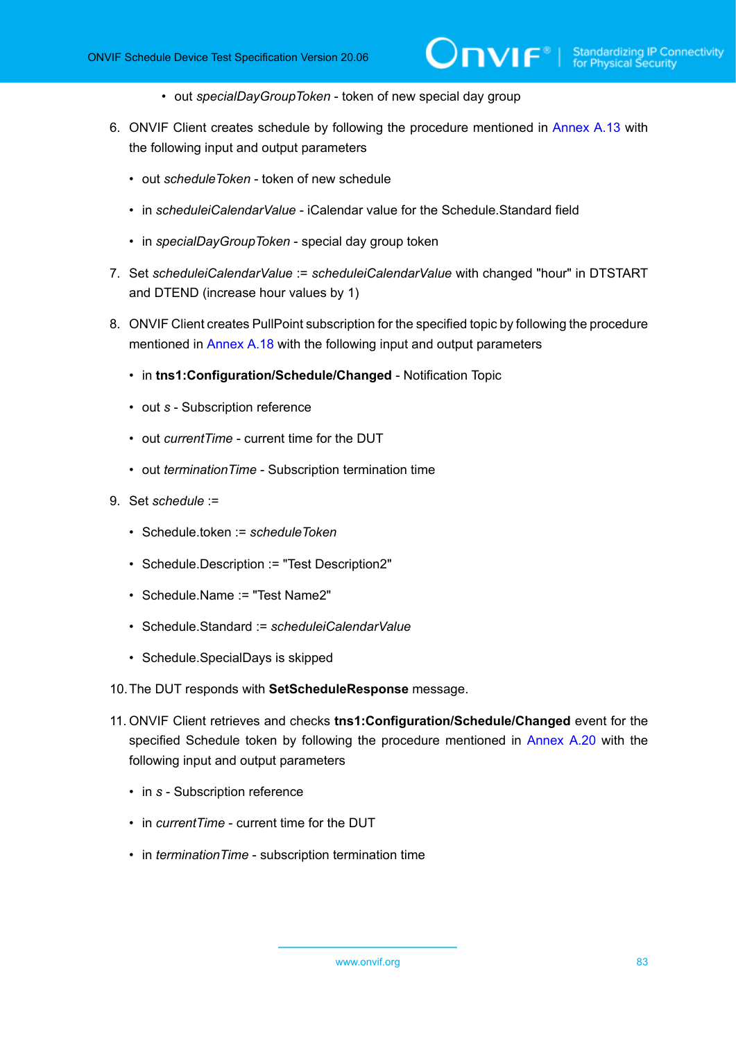- out *specialDayGroupToken* - token of new special day group

6. ONVIF Client creates schedule by following the procedure mentioned in Annex A.13 with the following input and output parameters

   - out *scheduleToken* - token of new schedule
   - in *scheduleiCalendarValue* - iCalendar value for the Schedule.Standard field
   - in *specialDayGroupToken* - special day group token

7. Set *scheduleiCalendarValue* := *scheduleiCalendarValue* with changed "hour" in DTSTART and DTEND (increase hour values by 1)

8. ONVIF Client creates PullPoint subscription for the specified topic by following the procedure mentioned in Annex A.18 with the following input and output parameters

   - in **tns1:Configuration/Schedule/Changed** - Notification Topic
   - out *s* - Subscription reference
   - out *currentTime* - current time for the DUT
   - out *terminationTime* - Subscription termination time

9. Set *schedule* :=

   - Schedule.token := *scheduleToken*
   - Schedule.Description := "Test Description2"
   - Schedule.Name := "Test Name2"
   - Schedule.Standard := *scheduleiCalendarValue*
   - Schedule.SpecialDays is skipped

10. The DUT responds with **SetScheduleResponse** message.

11. ONVIF Client retrieves and checks **tns1:Configuration/Schedule/Changed** event for the specified Schedule token by following the procedure mentioned in Annex A.20 with the following input and output parameters

    - in *s* - Subscription reference
    - in *currentTime* - current time for the DUT
    - in *terminationTime* - subscription termination time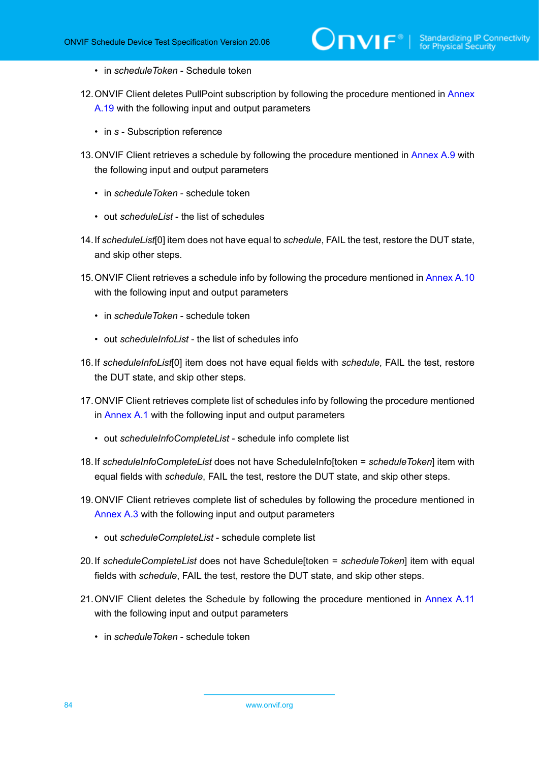- in *scheduleToken* - Schedule token

12. ONVIF Client deletes PullPoint subscription by following the procedure mentioned in Annex A.19 with the following input and output parameters

    - in *s* - Subscription reference

13. ONVIF Client retrieves a schedule by following the procedure mentioned in Annex A.9 with the following input and output parameters

    - in *scheduleToken* - schedule token
    - out *scheduleList* - the list of schedules

14. If *scheduleList*[0] item does not have equal to *schedule*, FAIL the test, restore the DUT state, and skip other steps.

15. ONVIF Client retrieves a schedule info by following the procedure mentioned in Annex A.10 with the following input and output parameters

    - in *scheduleToken* - schedule token
    - out *scheduleInfoList* - the list of schedules info

16. If *scheduleInfoList*[0] item does not have equal fields with *schedule*, FAIL the test, restore the DUT state, and skip other steps.

17. ONVIF Client retrieves complete list of schedules info by following the procedure mentioned in Annex A.1 with the following input and output parameters

    - out *scheduleInfoCompleteList* - schedule info complete list

18. If *scheduleInfoCompleteList* does not have ScheduleInfo[token = *scheduleToken*] item with equal fields with *schedule*, FAIL the test, restore the DUT state, and skip other steps.

19. ONVIF Client retrieves complete list of schedules by following the procedure mentioned in Annex A.3 with the following input and output parameters

    - out *scheduleCompleteList* - schedule complete list

20. If *scheduleCompleteList* does not have Schedule[token = *scheduleToken*] item with equal fields with *schedule*, FAIL the test, restore the DUT state, and skip other steps.

21. ONVIF Client deletes the Schedule by following the procedure mentioned in Annex A.11 with the following input and output parameters

    - in *scheduleToken* - schedule token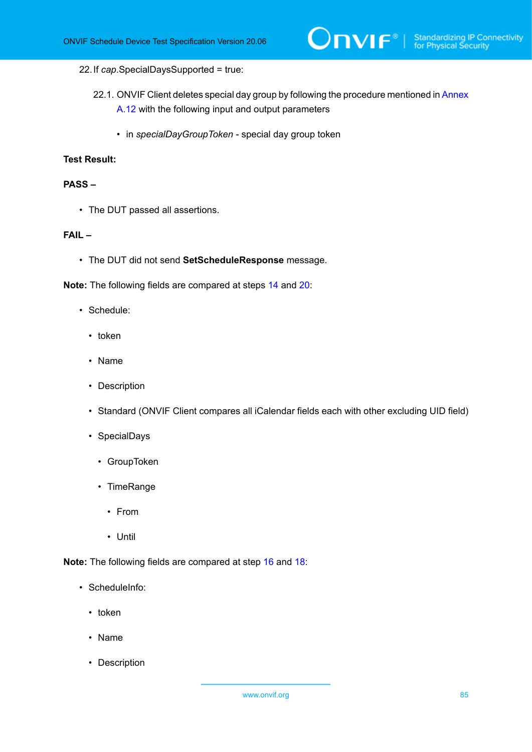22. If *cap*.SpecialDaysSupported = true:

    22.1. ONVIF Client deletes special day group by following the procedure mentioned in Annex A.12 with the following input and output parameters

    - in *specialDayGroupToken* - special day group token

**Test Result:**

**PASS –**

- The DUT passed all assertions.

**FAIL –**

- The DUT did not send **SetScheduleResponse** message.

**Note:** The following fields are compared at steps 14 and 20:

- Schedule:
  - token
  - Name
  - Description
  - Standard (ONVIF Client compares all iCalendar fields each with other excluding UID field)
  - SpecialDays
    - GroupToken
    - TimeRange
      - From
      - Until

**Note:** The following fields are compared at step 16 and 18:

- ScheduleInfo:
  - token
  - Name
  - Description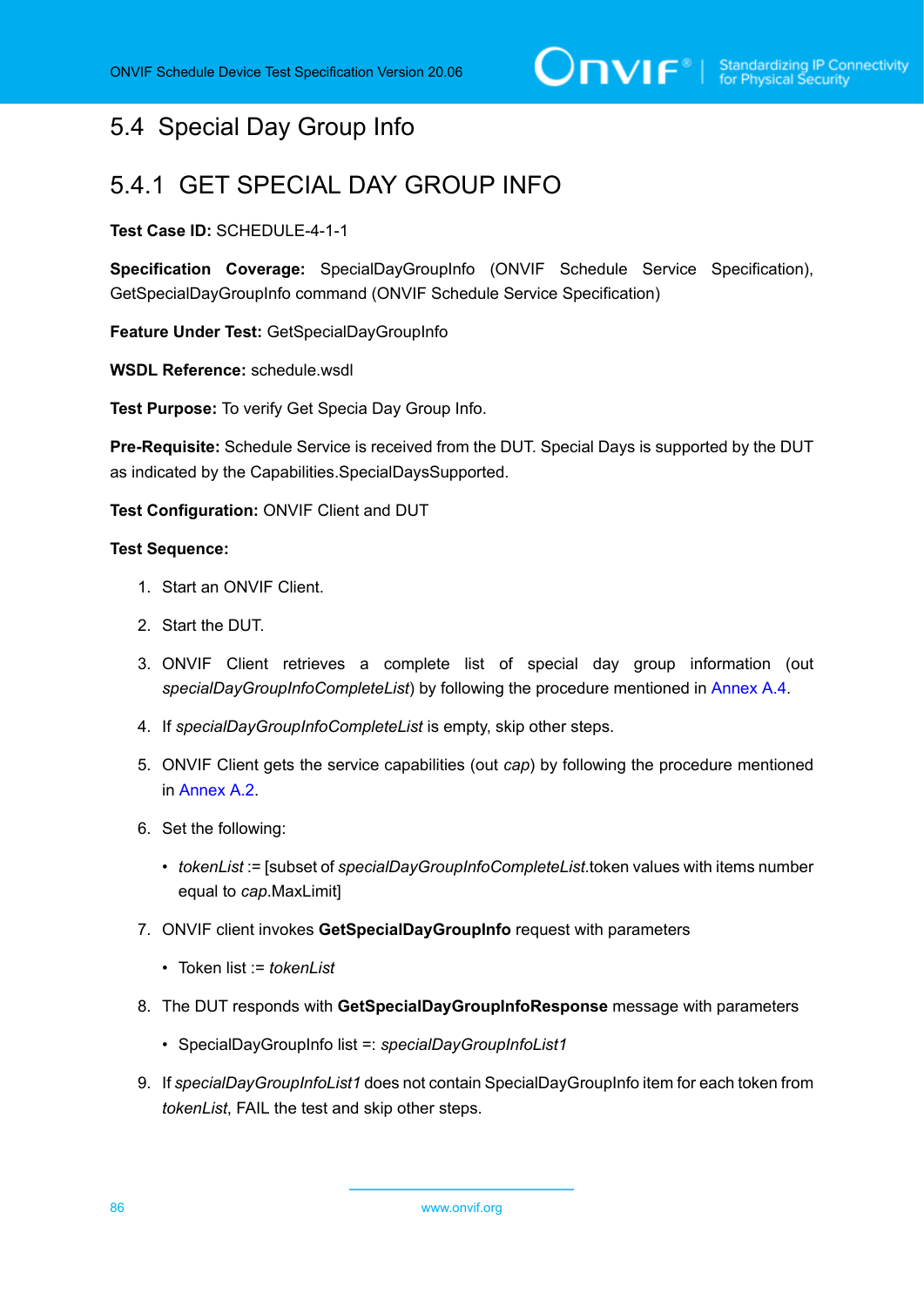## 5.4 Special Day Group Info

### 5.4.1 GET SPECIAL DAY GROUP INFO

**Test Case ID:** SCHEDULE-4-1-1

**Specification Coverage:** SpecialDayGroupInfo (ONVIF Schedule Service Specification), GetSpecialDayGroupInfo command (ONVIF Schedule Service Specification)

**Feature Under Test:** GetSpecialDayGroupInfo

**WSDL Reference:** schedule.wsdl

**Test Purpose:** To verify Get Specia Day Group Info.

**Pre-Requisite:** Schedule Service is received from the DUT. Special Days is supported by the DUT as indicated by the Capabilities.SpecialDaysSupported.

**Test Configuration:** ONVIF Client and DUT

**Test Sequence:**

1. Start an ONVIF Client.
2. Start the DUT.
3. ONVIF Client retrieves a complete list of special day group information (out *specialDayGroupInfoCompleteList*) by following the procedure mentioned in Annex A.4.
4. If *specialDayGroupInfoCompleteList* is empty, skip other steps.
5. ONVIF Client gets the service capabilities (out *cap*) by following the procedure mentioned in Annex A.2.
6. Set the following:
   - *tokenList* := [subset of *specialDayGroupInfoCompleteList*.token values with items number equal to *cap*.MaxLimit]
7. ONVIF client invokes **GetSpecialDayGroupInfo** request with parameters
   - Token list := *tokenList*
8. The DUT responds with **GetSpecialDayGroupInfoResponse** message with parameters
   - SpecialDayGroupInfo list =: *specialDayGroupInfoList1*
9. If *specialDayGroupInfoList1* does not contain SpecialDayGroupInfo item for each token from *tokenList*, FAIL the test and skip other steps.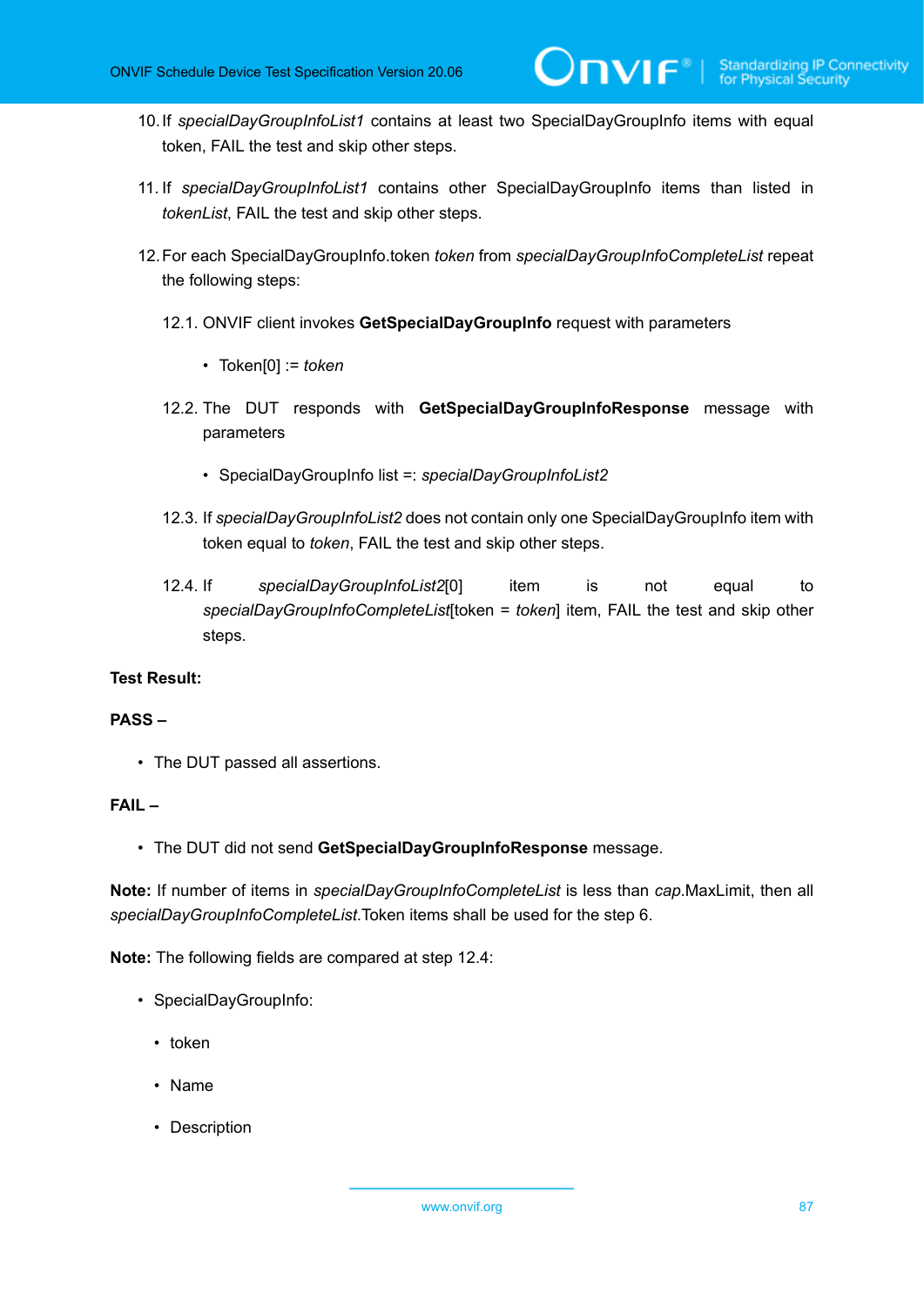10. If *specialDayGroupInfoList1* contains at least two SpecialDayGroupInfo items with equal token, FAIL the test and skip other steps.

11. If *specialDayGroupInfoList1* contains other SpecialDayGroupInfo items than listed in *tokenList*, FAIL the test and skip other steps.

12. For each SpecialDayGroupInfo.token *token* from *specialDayGroupInfoCompleteList* repeat the following steps:

    12.1. ONVIF client invokes **GetSpecialDayGroupInfo** request with parameters

    - Token[0] := *token*

    12.2. The DUT responds with **GetSpecialDayGroupInfoResponse** message with parameters

    - SpecialDayGroupInfo list =: *specialDayGroupInfoList2*

    12.3. If *specialDayGroupInfoList2* does not contain only one SpecialDayGroupInfo item with token equal to *token*, FAIL the test and skip other steps.

    12.4. If *specialDayGroupInfoList2*[0] item is not equal to *specialDayGroupInfoCompleteList*[token = *token*] item, FAIL the test and skip other steps.

**Test Result:**

**PASS –**

- The DUT passed all assertions.

**FAIL –**

- The DUT did not send **GetSpecialDayGroupInfoResponse** message.

**Note:** If number of items in *specialDayGroupInfoCompleteList* is less than *cap*.MaxLimit, then all *specialDayGroupInfoCompleteList*.Token items shall be used for the step 6.

**Note:** The following fields are compared at step 12.4:

- SpecialDayGroupInfo:
  - token
  - Name
  - Description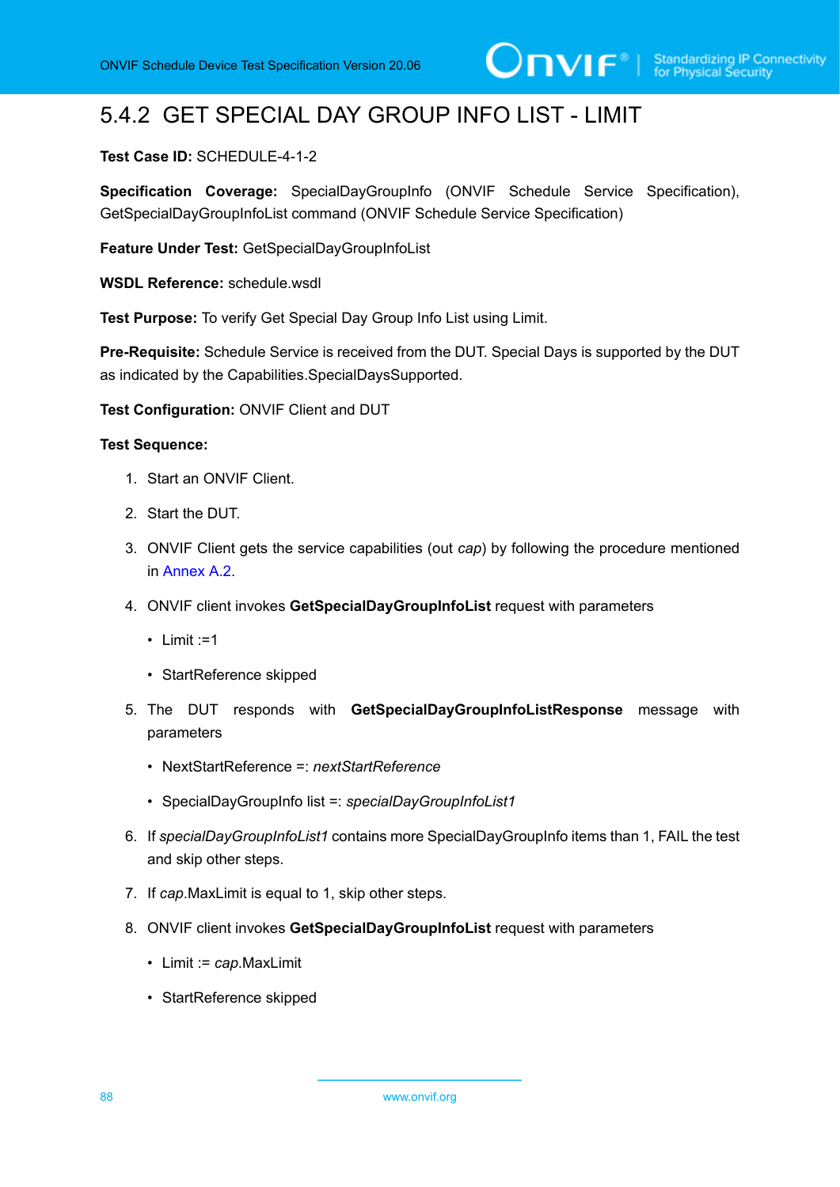### 5.4.2 GET SPECIAL DAY GROUP INFO LIST - LIMIT

**Test Case ID:** SCHEDULE-4-1-2

**Specification Coverage:** SpecialDayGroupInfo (ONVIF Schedule Service Specification), GetSpecialDayGroupInfoList command (ONVIF Schedule Service Specification)

**Feature Under Test:** GetSpecialDayGroupInfoList

**WSDL Reference:** schedule.wsdl

**Test Purpose:** To verify Get Special Day Group Info List using Limit.

**Pre-Requisite:** Schedule Service is received from the DUT. Special Days is supported by the DUT as indicated by the Capabilities.SpecialDaysSupported.

**Test Configuration:** ONVIF Client and DUT

**Test Sequence:**

1. Start an ONVIF Client.
2. Start the DUT.
3. ONVIF Client gets the service capabilities (out *cap*) by following the procedure mentioned in Annex A.2.
4. ONVIF client invokes **GetSpecialDayGroupInfoList** request with parameters
   - Limit :=1
   - StartReference skipped
5. The DUT responds with **GetSpecialDayGroupInfoListResponse** message with parameters
   - NextStartReference =: *nextStartReference*
   - SpecialDayGroupInfo list =: *specialDayGroupInfoList1*
6. If *specialDayGroupInfoList1* contains more SpecialDayGroupInfo items than 1, FAIL the test and skip other steps.
7. If *cap*.MaxLimit is equal to 1, skip other steps.
8. ONVIF client invokes **GetSpecialDayGroupInfoList** request with parameters
   - Limit := *cap*.MaxLimit
   - StartReference skipped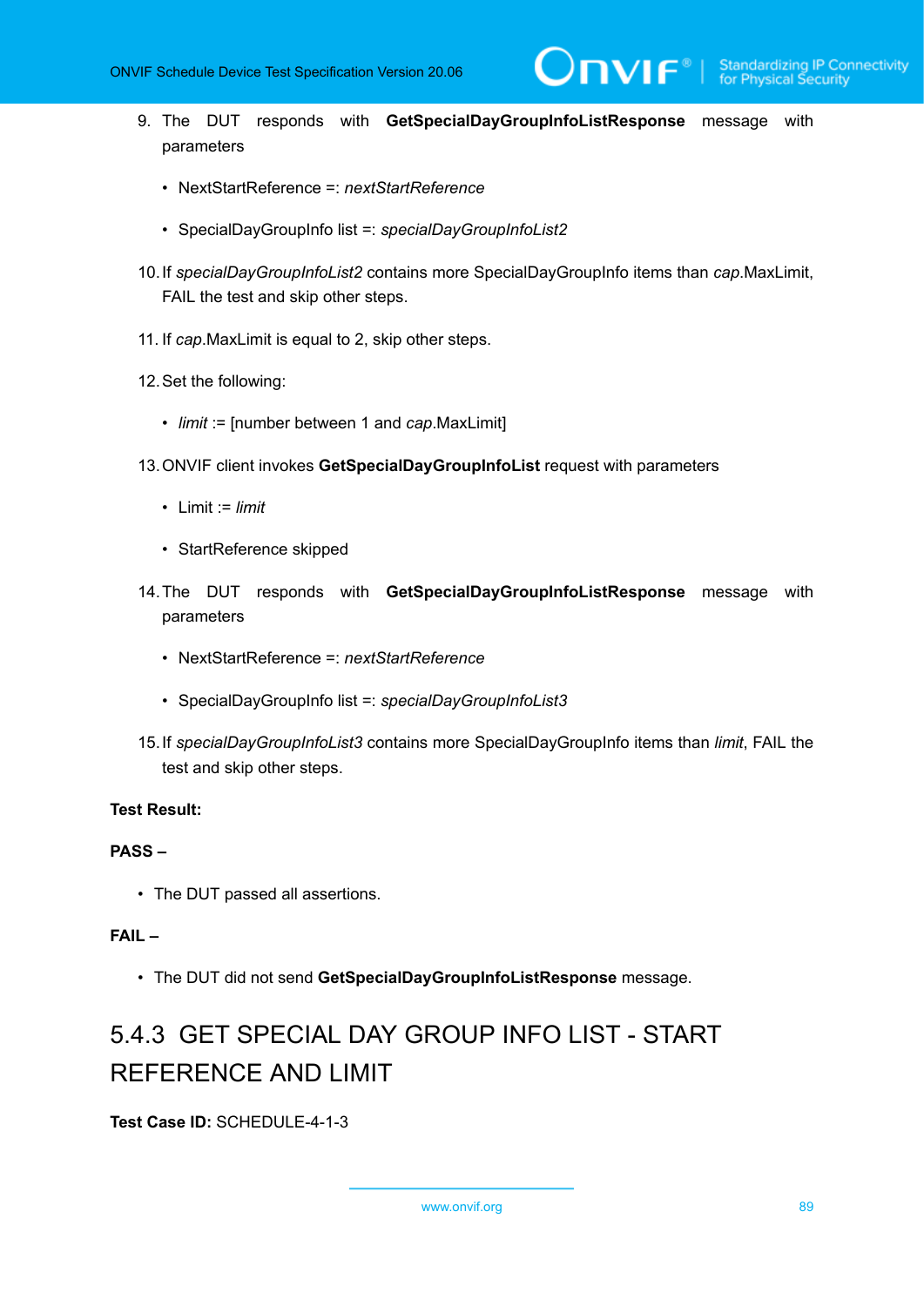9. The DUT responds with **GetSpecialDayGroupInfoListResponse** message with parameters

    - NextStartReference =: *nextStartReference*

    - SpecialDayGroupInfo list =: *specialDayGroupInfoList2*

10. If *specialDayGroupInfoList2* contains more SpecialDayGroupInfo items than *cap*.MaxLimit, FAIL the test and skip other steps.

11. If *cap*.MaxLimit is equal to 2, skip other steps.

12. Set the following:

    - *limit* := [number between 1 and *cap*.MaxLimit]

13. ONVIF client invokes **GetSpecialDayGroupInfoList** request with parameters

    - Limit := *limit*

    - StartReference skipped

14. The DUT responds with **GetSpecialDayGroupInfoListResponse** message with parameters

    - NextStartReference =: *nextStartReference*

    - SpecialDayGroupInfo list =: *specialDayGroupInfoList3*

15. If *specialDayGroupInfoList3* contains more SpecialDayGroupInfo items than *limit*, FAIL the test and skip other steps.

**Test Result:**

**PASS –**

- The DUT passed all assertions.

**FAIL –**

- The DUT did not send **GetSpecialDayGroupInfoListResponse** message.

### 5.4.3 GET SPECIAL DAY GROUP INFO LIST - START REFERENCE AND LIMIT

**Test Case ID:** SCHEDULE-4-1-3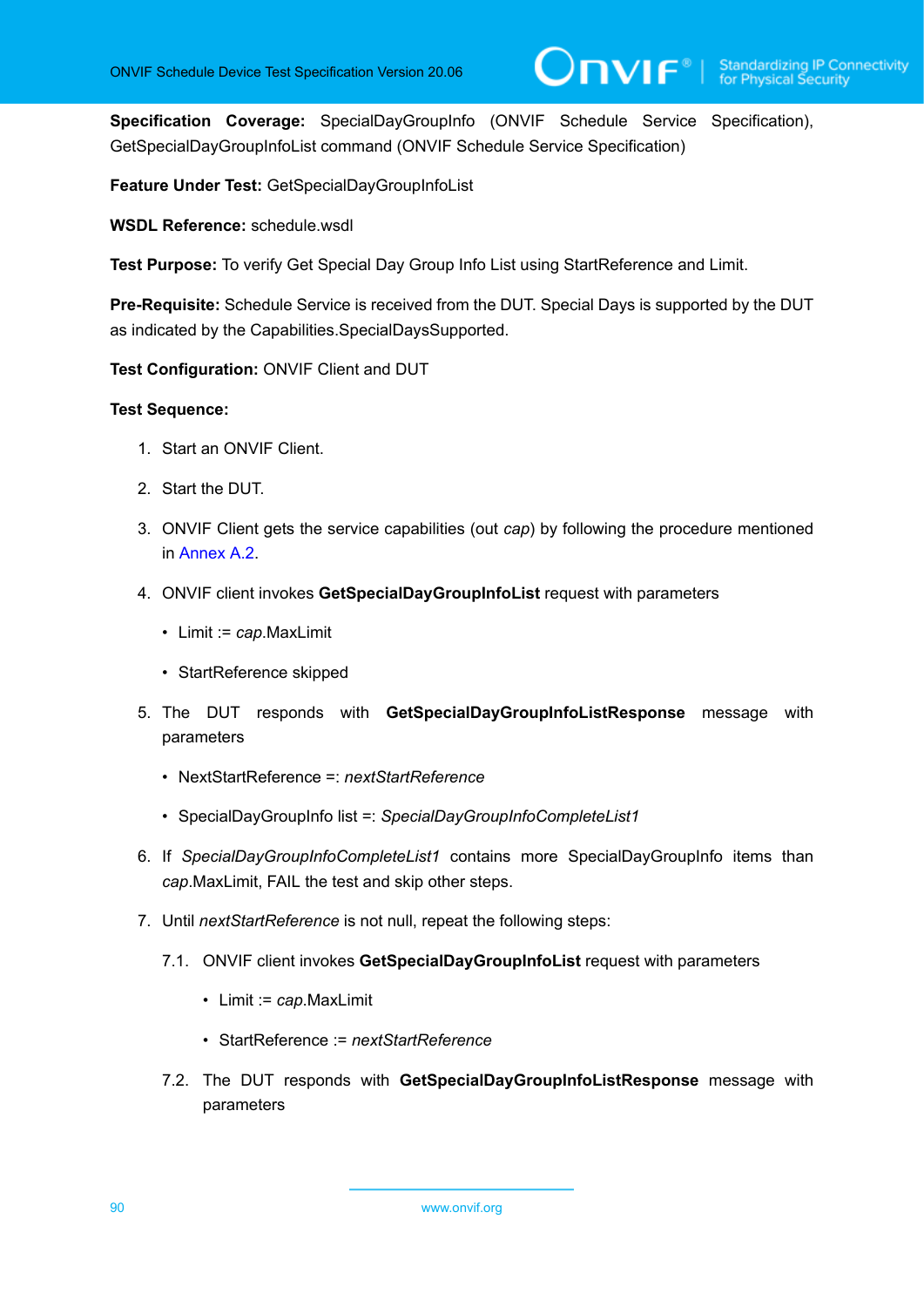**Specification Coverage:** SpecialDayGroupInfo (ONVIF Schedule Service Specification), GetSpecialDayGroupInfoList command (ONVIF Schedule Service Specification)

**Feature Under Test:** GetSpecialDayGroupInfoList

**WSDL Reference:** schedule.wsdl

**Test Purpose:** To verify Get Special Day Group Info List using StartReference and Limit.

**Pre-Requisite:** Schedule Service is received from the DUT. Special Days is supported by the DUT as indicated by the Capabilities.SpecialDaysSupported.

**Test Configuration:** ONVIF Client and DUT

**Test Sequence:**

1. Start an ONVIF Client.

2. Start the DUT.

3. ONVIF Client gets the service capabilities (out *cap*) by following the procedure mentioned in Annex A.2.

4. ONVIF client invokes **GetSpecialDayGroupInfoList** request with parameters

   - Limit := *cap*.MaxLimit

   - StartReference skipped

5. The DUT responds with **GetSpecialDayGroupInfoListResponse** message with parameters

   - NextStartReference =: *nextStartReference*

   - SpecialDayGroupInfo list =: *SpecialDayGroupInfoCompleteList1*

6. If *SpecialDayGroupInfoCompleteList1* contains more SpecialDayGroupInfo items than *cap*.MaxLimit, FAIL the test and skip other steps.

7. Until *nextStartReference* is not null, repeat the following steps:

   7.1. ONVIF client invokes **GetSpecialDayGroupInfoList** request with parameters

   - Limit := *cap*.MaxLimit

   - StartReference := *nextStartReference*

   7.2. The DUT responds with **GetSpecialDayGroupInfoListResponse** message with parameters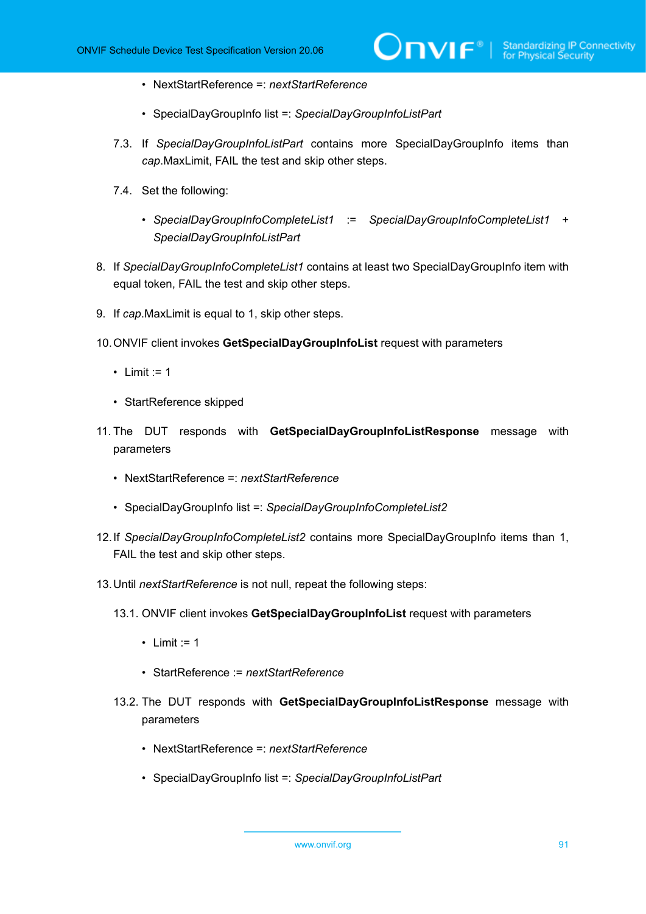- NextStartReference =: *nextStartReference*
   - SpecialDayGroupInfo list =: *SpecialDayGroupInfoListPart*

7.3. If *SpecialDayGroupInfoListPart* contains more SpecialDayGroupInfo items than *cap*.MaxLimit, FAIL the test and skip other steps.

7.4. Set the following:

   - *SpecialDayGroupInfoCompleteList1* := *SpecialDayGroupInfoCompleteList1* + *SpecialDayGroupInfoListPart*

8. If *SpecialDayGroupInfoCompleteList1* contains at least two SpecialDayGroupInfo item with equal token, FAIL the test and skip other steps.

9. If *cap*.MaxLimit is equal to 1, skip other steps.

10. ONVIF client invokes **GetSpecialDayGroupInfoList** request with parameters

   - Limit := 1
   - StartReference skipped

11. The DUT responds with **GetSpecialDayGroupInfoListResponse** message with parameters

   - NextStartReference =: *nextStartReference*
   - SpecialDayGroupInfo list =: *SpecialDayGroupInfoCompleteList2*

12. If *SpecialDayGroupInfoCompleteList2* contains more SpecialDayGroupInfo items than 1, FAIL the test and skip other steps.

13. Until *nextStartReference* is not null, repeat the following steps:

13.1. ONVIF client invokes **GetSpecialDayGroupInfoList** request with parameters

   - Limit := 1
   - StartReference := *nextStartReference*

13.2. The DUT responds with **GetSpecialDayGroupInfoListResponse** message with parameters

   - NextStartReference =: *nextStartReference*
   - SpecialDayGroupInfo list =: *SpecialDayGroupInfoListPart*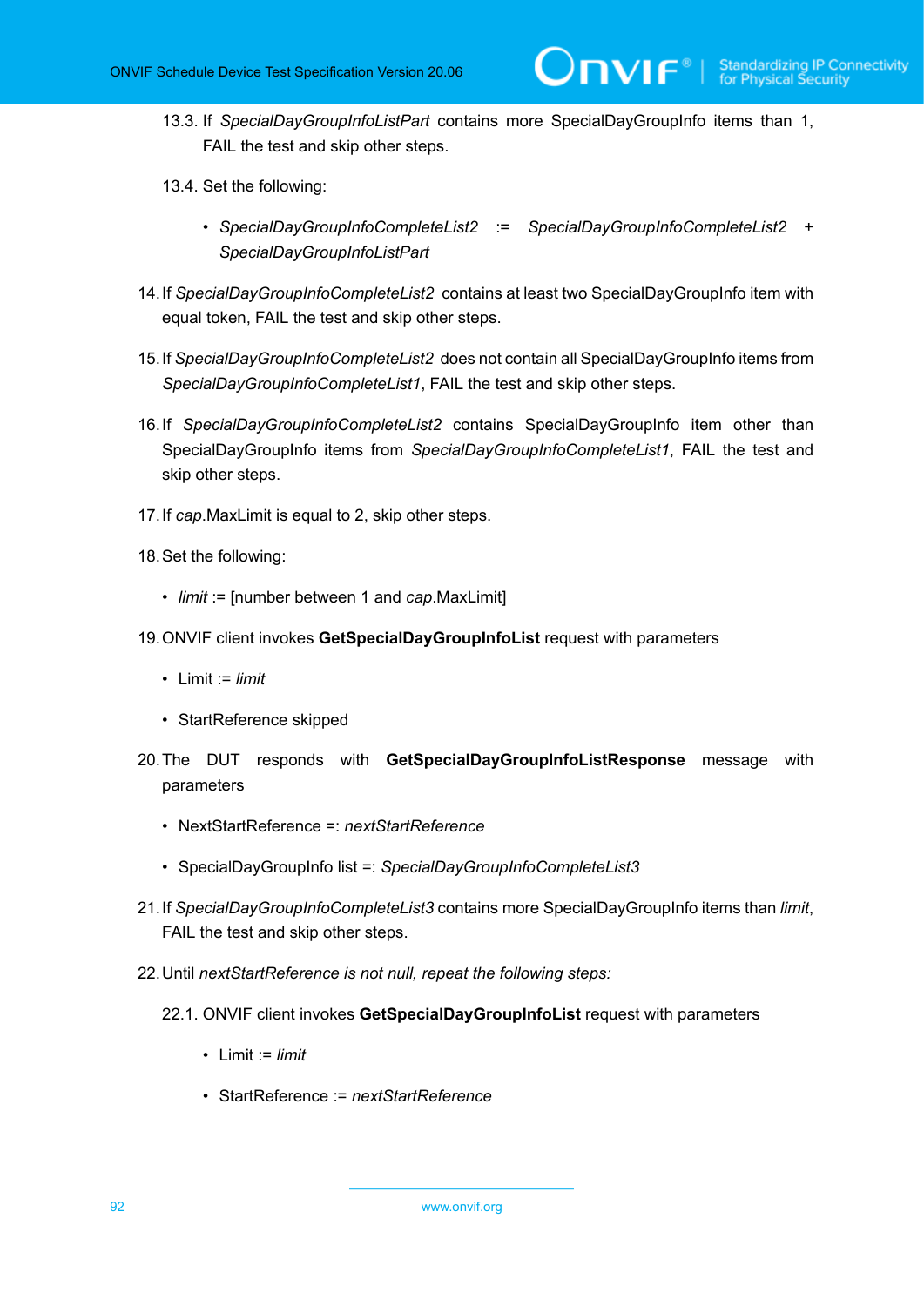13.3. If *SpecialDayGroupInfoListPart* contains more SpecialDayGroupInfo items than 1, FAIL the test and skip other steps.

13.4. Set the following:

- *SpecialDayGroupInfoCompleteList2* := *SpecialDayGroupInfoCompleteList2* + *SpecialDayGroupInfoListPart*

14. If *SpecialDayGroupInfoCompleteList2* contains at least two SpecialDayGroupInfo item with equal token, FAIL the test and skip other steps.

15. If *SpecialDayGroupInfoCompleteList2* does not contain all SpecialDayGroupInfo items from *SpecialDayGroupInfoCompleteList1*, FAIL the test and skip other steps.

16. If *SpecialDayGroupInfoCompleteList2* contains SpecialDayGroupInfo item other than SpecialDayGroupInfo items from *SpecialDayGroupInfoCompleteList1*, FAIL the test and skip other steps.

17. If *cap*.MaxLimit is equal to 2, skip other steps.

18. Set the following:

- *limit* := [number between 1 and *cap*.MaxLimit]

19. ONVIF client invokes **GetSpecialDayGroupInfoList** request with parameters

- Limit := *limit*
- StartReference skipped

20. The DUT responds with **GetSpecialDayGroupInfoListResponse** message with parameters

- NextStartReference =: *nextStartReference*
- SpecialDayGroupInfo list =: *SpecialDayGroupInfoCompleteList3*

21. If *SpecialDayGroupInfoCompleteList3* contains more SpecialDayGroupInfo items than *limit*, FAIL the test and skip other steps.

22. Until *nextStartReference is not null, repeat the following steps:*

22.1. ONVIF client invokes **GetSpecialDayGroupInfoList** request with parameters

- Limit := *limit*
- StartReference := *nextStartReference*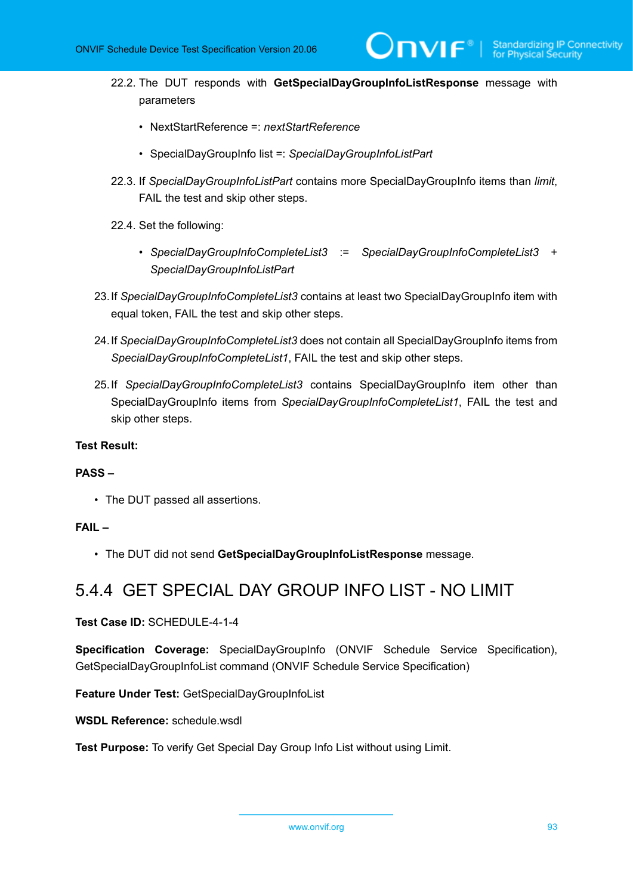22.2. The DUT responds with **GetSpecialDayGroupInfoListResponse** message with parameters

- NextStartReference =: *nextStartReference*
- SpecialDayGroupInfo list =: *SpecialDayGroupInfoListPart*

22.3. If *SpecialDayGroupInfoListPart* contains more SpecialDayGroupInfo items than *limit*, FAIL the test and skip other steps.

22.4. Set the following:

- *SpecialDayGroupInfoCompleteList3* := *SpecialDayGroupInfoCompleteList3* + *SpecialDayGroupInfoListPart*

23. If *SpecialDayGroupInfoCompleteList3* contains at least two SpecialDayGroupInfo item with equal token, FAIL the test and skip other steps.

24. If *SpecialDayGroupInfoCompleteList3* does not contain all SpecialDayGroupInfo items from *SpecialDayGroupInfoCompleteList1*, FAIL the test and skip other steps.

25. If *SpecialDayGroupInfoCompleteList3* contains SpecialDayGroupInfo item other than SpecialDayGroupInfo items from *SpecialDayGroupInfoCompleteList1*, FAIL the test and skip other steps.

**Test Result:**

**PASS –**

- The DUT passed all assertions.

**FAIL –**

- The DUT did not send **GetSpecialDayGroupInfoListResponse** message.

### 5.4.4 GET SPECIAL DAY GROUP INFO LIST - NO LIMIT

**Test Case ID:** SCHEDULE-4-1-4

**Specification Coverage:** SpecialDayGroupInfo (ONVIF Schedule Service Specification), GetSpecialDayGroupInfoList command (ONVIF Schedule Service Specification)

**Feature Under Test:** GetSpecialDayGroupInfoList

**WSDL Reference:** schedule.wsdl

**Test Purpose:** To verify Get Special Day Group Info List without using Limit.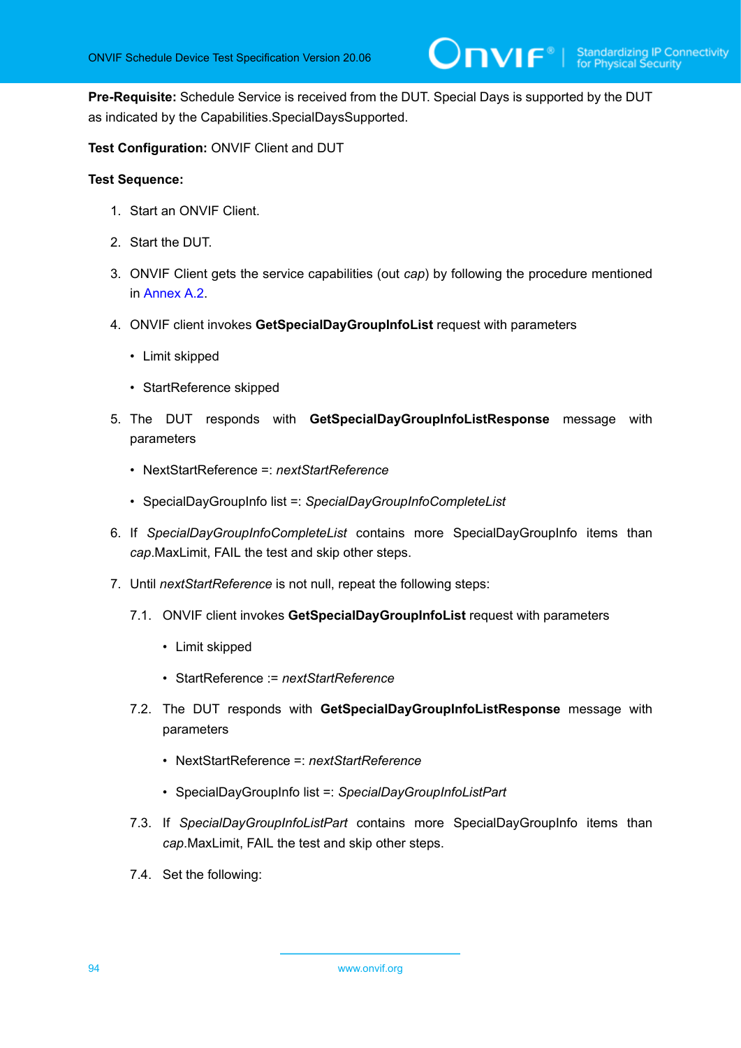**Pre-Requisite:** Schedule Service is received from the DUT. Special Days is supported by the DUT as indicated by the Capabilities.SpecialDaysSupported.

**Test Configuration:** ONVIF Client and DUT

**Test Sequence:**

1. Start an ONVIF Client.
2. Start the DUT.
3. ONVIF Client gets the service capabilities (out *cap*) by following the procedure mentioned in Annex A.2.
4. ONVIF client invokes **GetSpecialDayGroupInfoList** request with parameters
   - Limit skipped
   - StartReference skipped
5. The DUT responds with **GetSpecialDayGroupInfoListResponse** message with parameters
   - NextStartReference =: *nextStartReference*
   - SpecialDayGroupInfo list =: *SpecialDayGroupInfoCompleteList*
6. If *SpecialDayGroupInfoCompleteList* contains more SpecialDayGroupInfo items than *cap*.MaxLimit, FAIL the test and skip other steps.
7. Until *nextStartReference* is not null, repeat the following steps:

   7.1. ONVIF client invokes **GetSpecialDayGroupInfoList** request with parameters
   - Limit skipped
   - StartReference := *nextStartReference*

   7.2. The DUT responds with **GetSpecialDayGroupInfoListResponse** message with parameters
   - NextStartReference =: *nextStartReference*
   - SpecialDayGroupInfo list =: *SpecialDayGroupInfoListPart*

   7.3. If *SpecialDayGroupInfoListPart* contains more SpecialDayGroupInfo items than *cap*.MaxLimit, FAIL the test and skip other steps.

   7.4. Set the following: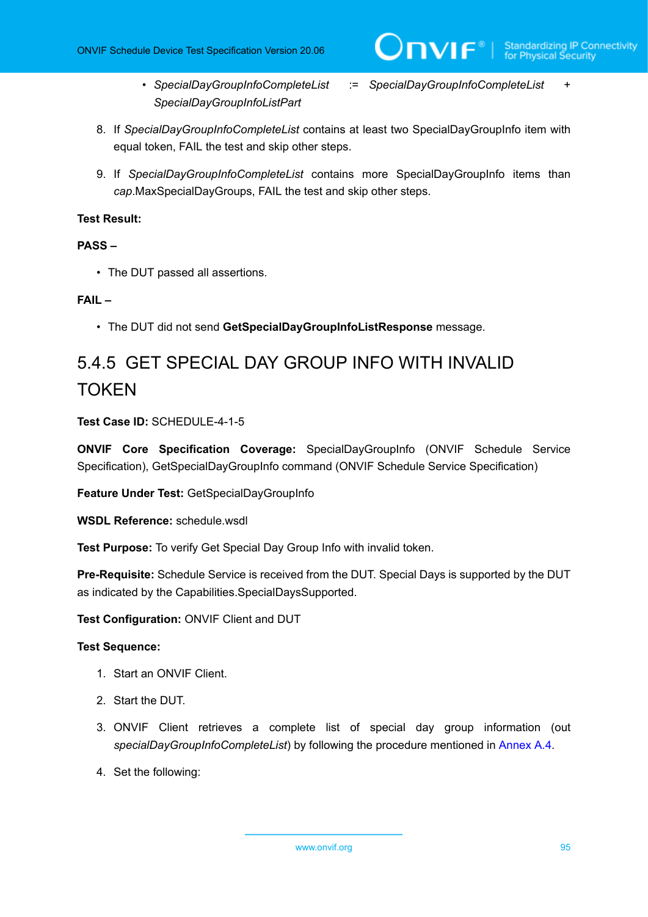- *SpecialDayGroupInfoCompleteList* := *SpecialDayGroupInfoCompleteList* + *SpecialDayGroupInfoListPart*

8. If *SpecialDayGroupInfoCompleteList* contains at least two SpecialDayGroupInfo item with equal token, FAIL the test and skip other steps.

9. If *SpecialDayGroupInfoCompleteList* contains more SpecialDayGroupInfo items than *cap*.MaxSpecialDayGroups, FAIL the test and skip other steps.

**Test Result:**

**PASS –**

- The DUT passed all assertions.

**FAIL –**

- The DUT did not send **GetSpecialDayGroupInfoListResponse** message.

## 5.4.5 GET SPECIAL DAY GROUP INFO WITH INVALID TOKEN

**Test Case ID:** SCHEDULE-4-1-5

**ONVIF Core Specification Coverage:** SpecialDayGroupInfo (ONVIF Schedule Service Specification), GetSpecialDayGroupInfo command (ONVIF Schedule Service Specification)

**Feature Under Test:** GetSpecialDayGroupInfo

**WSDL Reference:** schedule.wsdl

**Test Purpose:** To verify Get Special Day Group Info with invalid token.

**Pre-Requisite:** Schedule Service is received from the DUT. Special Days is supported by the DUT as indicated by the Capabilities.SpecialDaysSupported.

**Test Configuration:** ONVIF Client and DUT

**Test Sequence:**

1. Start an ONVIF Client.

2. Start the DUT.

3. ONVIF Client retrieves a complete list of special day group information (out *specialDayGroupInfoCompleteList*) by following the procedure mentioned in Annex A.4.

4. Set the following: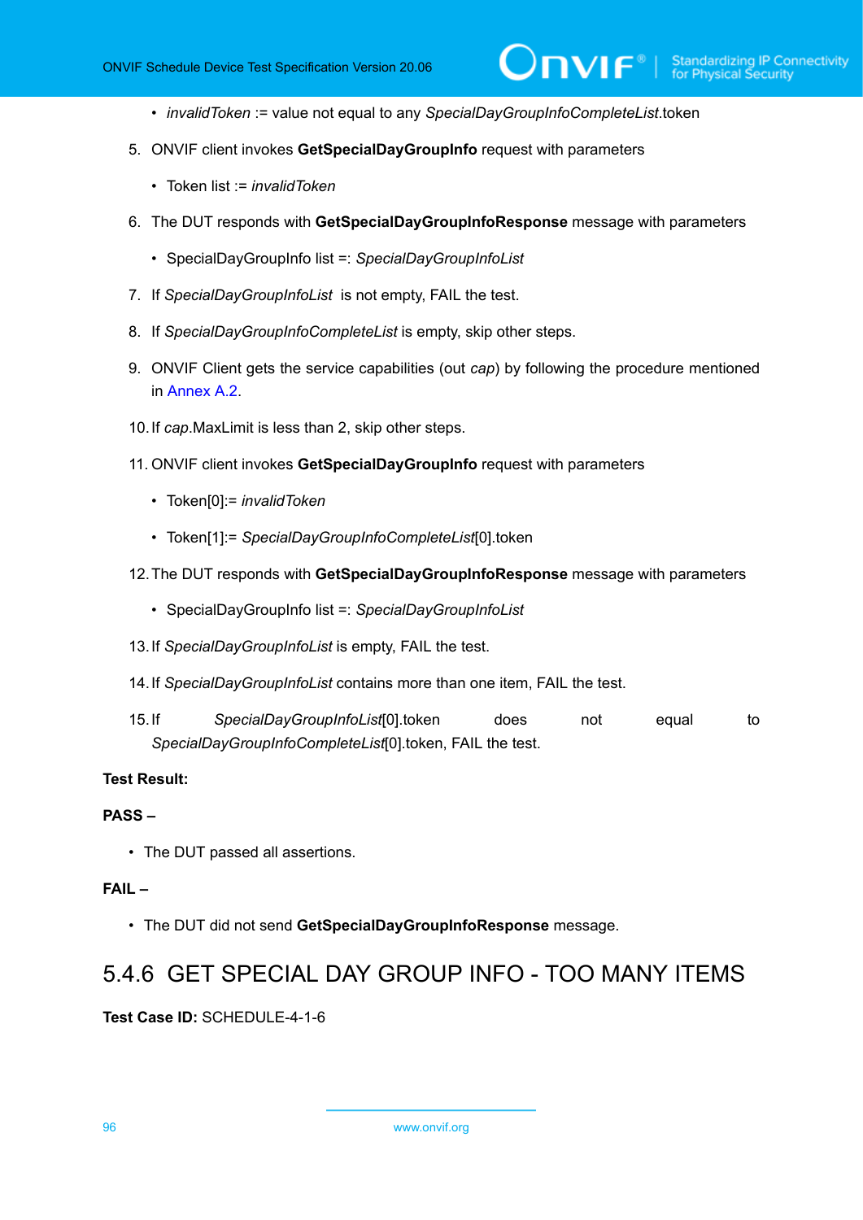- *invalidToken* := value not equal to any *SpecialDayGroupInfoCompleteList*.token

5. ONVIF client invokes **GetSpecialDayGroupInfo** request with parameters

    - Token list := *invalidToken*

6. The DUT responds with **GetSpecialDayGroupInfoResponse** message with parameters

    - SpecialDayGroupInfo list =: *SpecialDayGroupInfoList*

7. If *SpecialDayGroupInfoList* is not empty, FAIL the test.

8. If *SpecialDayGroupInfoCompleteList* is empty, skip other steps.

9. ONVIF Client gets the service capabilities (out *cap*) by following the procedure mentioned in Annex A.2.

10. If *cap*.MaxLimit is less than 2, skip other steps.

11. ONVIF client invokes **GetSpecialDayGroupInfo** request with parameters

    - Token[0]:= *invalidToken*
    - Token[1]:= *SpecialDayGroupInfoCompleteList*[0].token

12. The DUT responds with **GetSpecialDayGroupInfoResponse** message with parameters

    - SpecialDayGroupInfo list =: *SpecialDayGroupInfoList*

13. If *SpecialDayGroupInfoList* is empty, FAIL the test.

14. If *SpecialDayGroupInfoList* contains more than one item, FAIL the test.

15. If *SpecialDayGroupInfoList*[0].token does not equal to *SpecialDayGroupInfoCompleteList*[0].token, FAIL the test.

**Test Result:**

**PASS –**

- The DUT passed all assertions.

**FAIL –**

- The DUT did not send **GetSpecialDayGroupInfoResponse** message.

### 5.4.6 GET SPECIAL DAY GROUP INFO - TOO MANY ITEMS

**Test Case ID:** SCHEDULE-4-1-6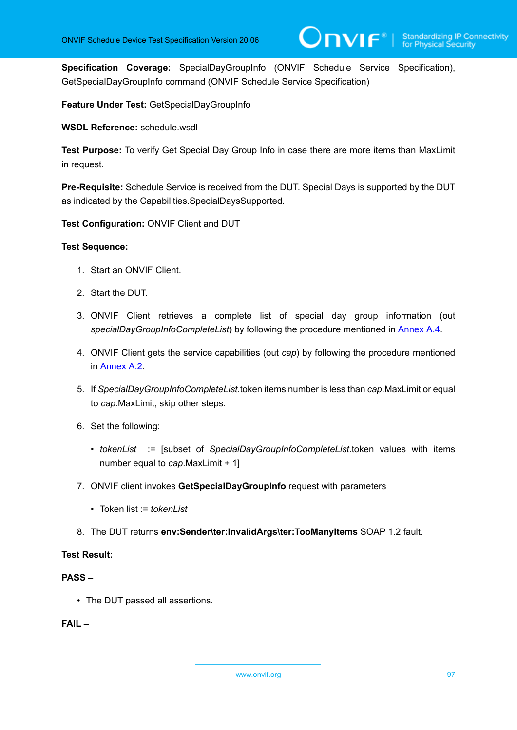**Specification Coverage:** SpecialDayGroupInfo (ONVIF Schedule Service Specification), GetSpecialDayGroupInfo command (ONVIF Schedule Service Specification)

**Feature Under Test:** GetSpecialDayGroupInfo

**WSDL Reference:** schedule.wsdl

**Test Purpose:** To verify Get Special Day Group Info in case there are more items than MaxLimit in request.

**Pre-Requisite:** Schedule Service is received from the DUT. Special Days is supported by the DUT as indicated by the Capabilities.SpecialDaysSupported.

**Test Configuration:** ONVIF Client and DUT

**Test Sequence:**

1. Start an ONVIF Client.
2. Start the DUT.
3. ONVIF Client retrieves a complete list of special day group information (out *specialDayGroupInfoCompleteList*) by following the procedure mentioned in Annex A.4.
4. ONVIF Client gets the service capabilities (out *cap*) by following the procedure mentioned in Annex A.2.
5. If *SpecialDayGroupInfoCompleteList*.token items number is less than *cap*.MaxLimit or equal to *cap*.MaxLimit, skip other steps.
6. Set the following:
   - *tokenList* := [subset of *SpecialDayGroupInfoCompleteList*.token values with items number equal to *cap*.MaxLimit + 1]
7. ONVIF client invokes **GetSpecialDayGroupInfo** request with parameters
   - Token list := *tokenList*
8. The DUT returns **env:Sender\ter:InvalidArgs\ter:TooManyItems** SOAP 1.2 fault.

**Test Result:**

**PASS –**

- The DUT passed all assertions.

**FAIL –**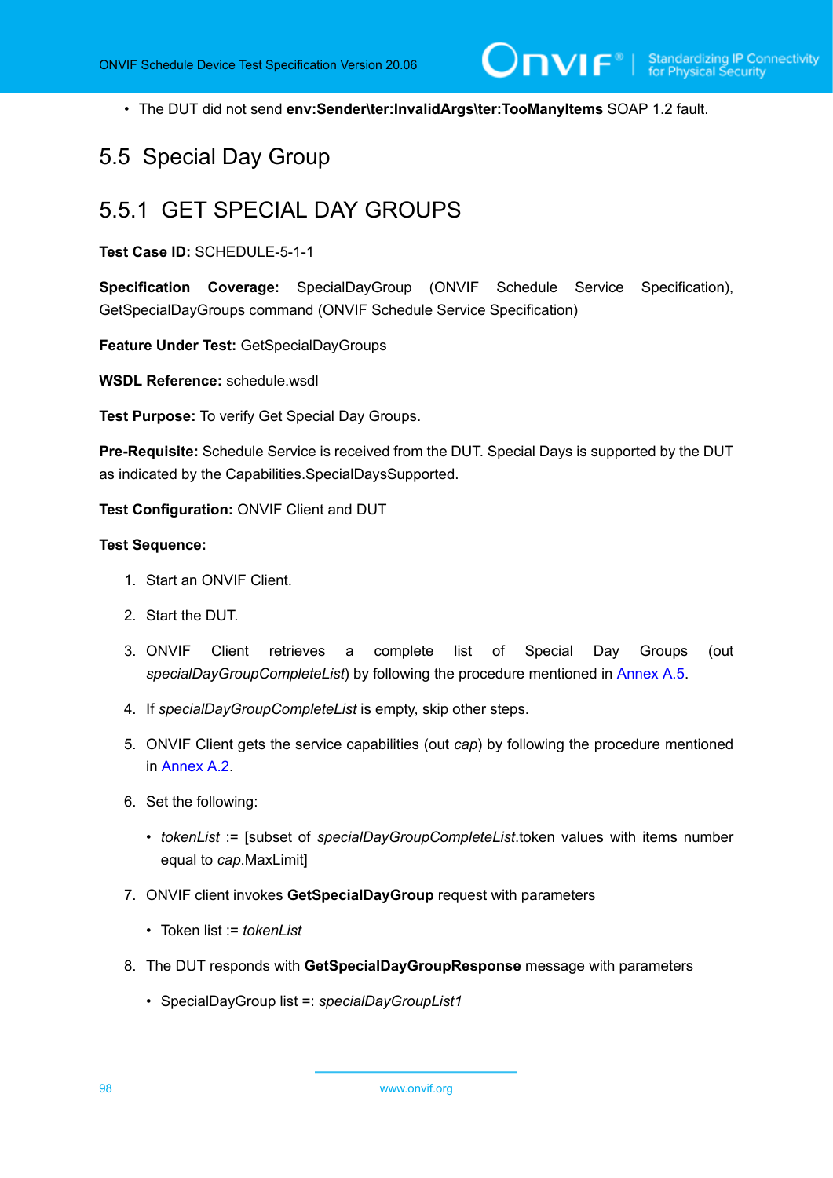- The DUT did not send **env:Sender\ter:InvalidArgs\ter:TooManyItems** SOAP 1.2 fault.

## 5.5 Special Day Group

### 5.5.1 GET SPECIAL DAY GROUPS

**Test Case ID:** SCHEDULE-5-1-1

**Specification Coverage:** SpecialDayGroup (ONVIF Schedule Service Specification), GetSpecialDayGroups command (ONVIF Schedule Service Specification)

**Feature Under Test:** GetSpecialDayGroups

**WSDL Reference:** schedule.wsdl

**Test Purpose:** To verify Get Special Day Groups.

**Pre-Requisite:** Schedule Service is received from the DUT. Special Days is supported by the DUT as indicated by the Capabilities.SpecialDaysSupported.

**Test Configuration:** ONVIF Client and DUT

**Test Sequence:**

1. Start an ONVIF Client.
2. Start the DUT.
3. ONVIF Client retrieves a complete list of Special Day Groups (out *specialDayGroupCompleteList*) by following the procedure mentioned in Annex A.5.
4. If *specialDayGroupCompleteList* is empty, skip other steps.
5. ONVIF Client gets the service capabilities (out *cap*) by following the procedure mentioned in Annex A.2.
6. Set the following:
   - *tokenList* := [subset of *specialDayGroupCompleteList*.token values with items number equal to *cap*.MaxLimit]
7. ONVIF client invokes **GetSpecialDayGroup** request with parameters
   - Token list := *tokenList*
8. The DUT responds with **GetSpecialDayGroupResponse** message with parameters
   - SpecialDayGroup list =: *specialDayGroupList1*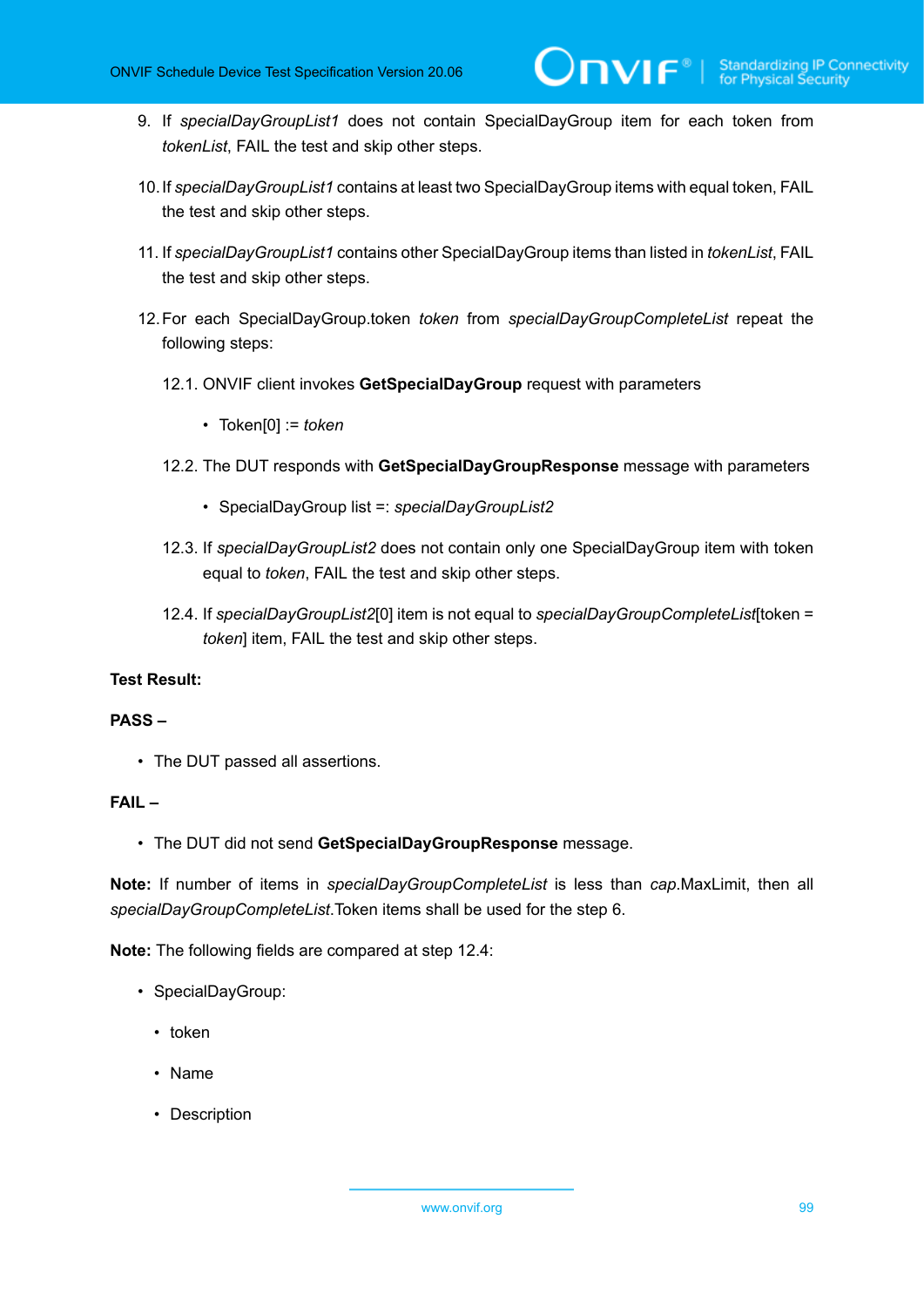9. If *specialDayGroupList1* does not contain SpecialDayGroup item for each token from *tokenList*, FAIL the test and skip other steps.

10. If *specialDayGroupList1* contains at least two SpecialDayGroup items with equal token, FAIL the test and skip other steps.

11. If *specialDayGroupList1* contains other SpecialDayGroup items than listed in *tokenList*, FAIL the test and skip other steps.

12. For each SpecialDayGroup.token *token* from *specialDayGroupCompleteList* repeat the following steps:

    12.1. ONVIF client invokes **GetSpecialDayGroup** request with parameters

    - Token[0] := *token*

    12.2. The DUT responds with **GetSpecialDayGroupResponse** message with parameters

    - SpecialDayGroup list =: *specialDayGroupList2*

    12.3. If *specialDayGroupList2* does not contain only one SpecialDayGroup item with token equal to *token*, FAIL the test and skip other steps.

    12.4. If *specialDayGroupList2*[0] item is not equal to *specialDayGroupCompleteList*[token = *token*] item, FAIL the test and skip other steps.

**Test Result:**

**PASS –**

- The DUT passed all assertions.

**FAIL –**

- The DUT did not send **GetSpecialDayGroupResponse** message.

**Note:** If number of items in *specialDayGroupCompleteList* is less than *cap*.MaxLimit, then all *specialDayGroupCompleteList*.Token items shall be used for the step 6.

**Note:** The following fields are compared at step 12.4:

- SpecialDayGroup:
  - token
  - Name
  - Description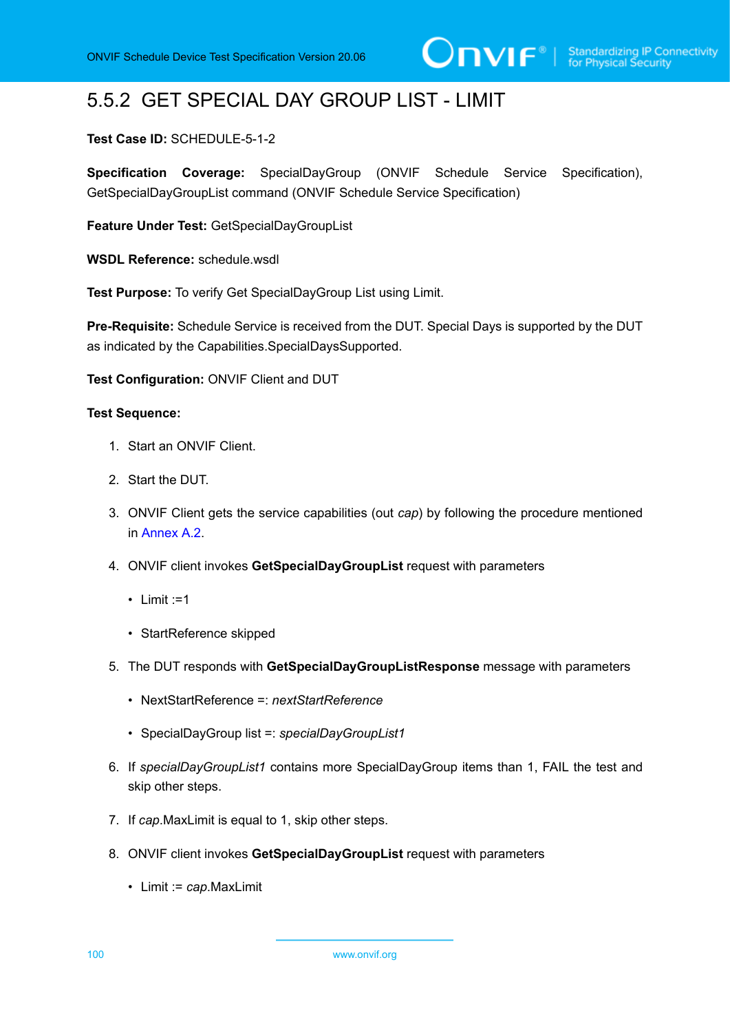### 5.5.2 GET SPECIAL DAY GROUP LIST - LIMIT

**Test Case ID:** SCHEDULE-5-1-2

**Specification Coverage:** SpecialDayGroup (ONVIF Schedule Service Specification), GetSpecialDayGroupList command (ONVIF Schedule Service Specification)

**Feature Under Test:** GetSpecialDayGroupList

**WSDL Reference:** schedule.wsdl

**Test Purpose:** To verify Get SpecialDayGroup List using Limit.

**Pre-Requisite:** Schedule Service is received from the DUT. Special Days is supported by the DUT as indicated by the Capabilities.SpecialDaysSupported.

**Test Configuration:** ONVIF Client and DUT

**Test Sequence:**

1. Start an ONVIF Client.
2. Start the DUT.
3. ONVIF Client gets the service capabilities (out *cap*) by following the procedure mentioned in Annex A.2.
4. ONVIF client invokes **GetSpecialDayGroupList** request with parameters
   - Limit :=1
   - StartReference skipped
5. The DUT responds with **GetSpecialDayGroupListResponse** message with parameters
   - NextStartReference =: *nextStartReference*
   - SpecialDayGroup list =: *specialDayGroupList1*
6. If *specialDayGroupList1* contains more SpecialDayGroup items than 1, FAIL the test and skip other steps.
7. If *cap*.MaxLimit is equal to 1, skip other steps.
8. ONVIF client invokes **GetSpecialDayGroupList** request with parameters
   - Limit := *cap*.MaxLimit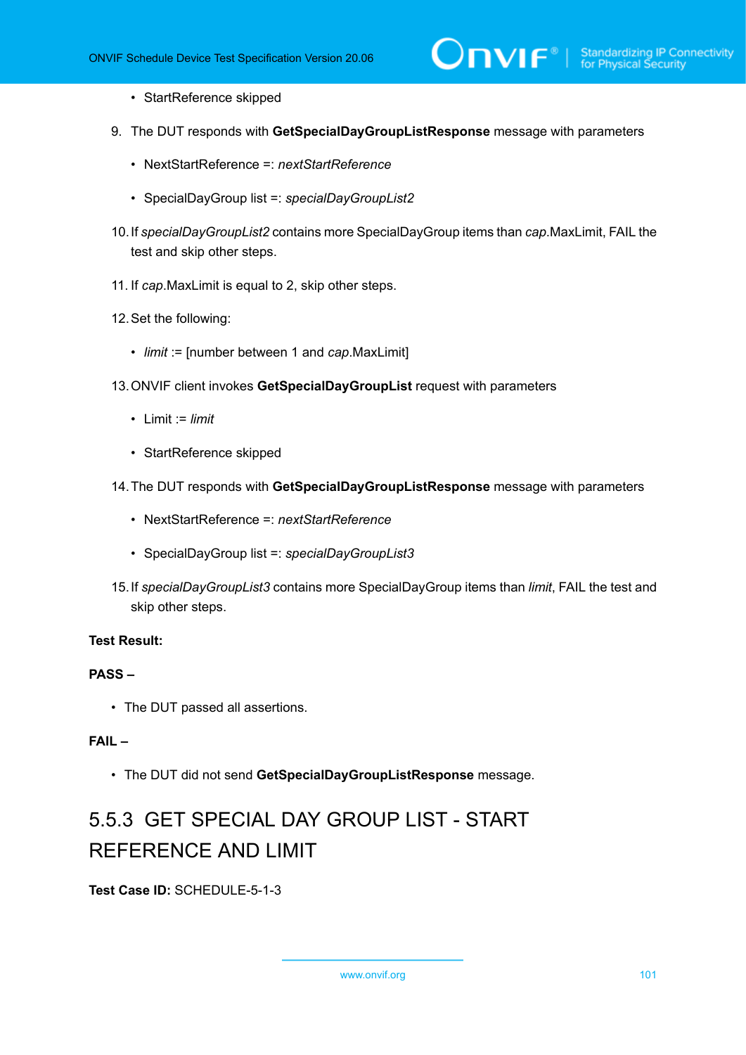- StartReference skipped

9. The DUT responds with **GetSpecialDayGroupListResponse** message with parameters

   - NextStartReference =: *nextStartReference*
   - SpecialDayGroup list =: *specialDayGroupList2*

10. If *specialDayGroupList2* contains more SpecialDayGroup items than *cap*.MaxLimit, FAIL the test and skip other steps.

11. If *cap*.MaxLimit is equal to 2, skip other steps.

12. Set the following:

   - *limit* := [number between 1 and *cap*.MaxLimit]

13. ONVIF client invokes **GetSpecialDayGroupList** request with parameters

   - Limit := *limit*
   - StartReference skipped

14. The DUT responds with **GetSpecialDayGroupListResponse** message with parameters

   - NextStartReference =: *nextStartReference*
   - SpecialDayGroup list =: *specialDayGroupList3*

15. If *specialDayGroupList3* contains more SpecialDayGroup items than *limit*, FAIL the test and skip other steps.

**Test Result:**

**PASS –**

- The DUT passed all assertions.

**FAIL –**

- The DUT did not send **GetSpecialDayGroupListResponse** message.

### 5.5.3 GET SPECIAL DAY GROUP LIST - START REFERENCE AND LIMIT

**Test Case ID:** SCHEDULE-5-1-3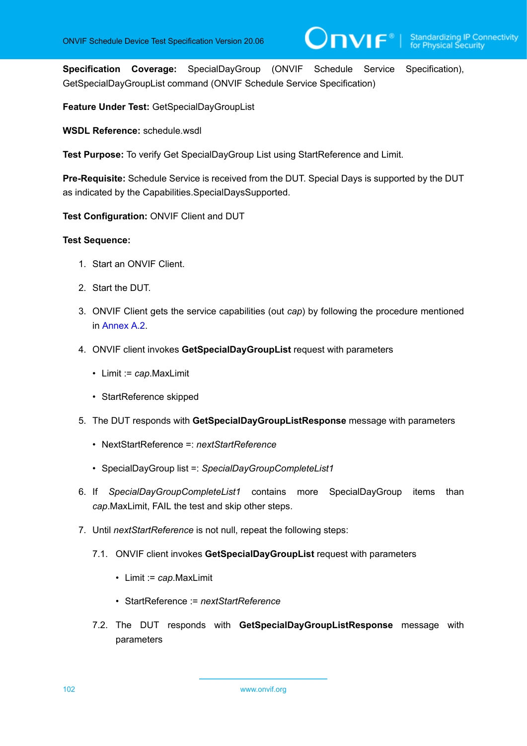**Specification Coverage:** SpecialDayGroup (ONVIF Schedule Service Specification), GetSpecialDayGroupList command (ONVIF Schedule Service Specification)

**Feature Under Test:** GetSpecialDayGroupList

**WSDL Reference:** schedule.wsdl

**Test Purpose:** To verify Get SpecialDayGroup List using StartReference and Limit.

**Pre-Requisite:** Schedule Service is received from the DUT. Special Days is supported by the DUT as indicated by the Capabilities.SpecialDaysSupported.

**Test Configuration:** ONVIF Client and DUT

**Test Sequence:**

1. Start an ONVIF Client.
2. Start the DUT.
3. ONVIF Client gets the service capabilities (out *cap*) by following the procedure mentioned in Annex A.2.
4. ONVIF client invokes **GetSpecialDayGroupList** request with parameters
   - Limit := *cap*.MaxLimit
   - StartReference skipped
5. The DUT responds with **GetSpecialDayGroupListResponse** message with parameters
   - NextStartReference =: *nextStartReference*
   - SpecialDayGroup list =: *SpecialDayGroupCompleteList1*
6. If *SpecialDayGroupCompleteList1* contains more SpecialDayGroup items than *cap*.MaxLimit, FAIL the test and skip other steps.
7. Until *nextStartReference* is not null, repeat the following steps:

   7.1. ONVIF client invokes **GetSpecialDayGroupList** request with parameters
   - Limit := *cap*.MaxLimit
   - StartReference := *nextStartReference*

   7.2. The DUT responds with **GetSpecialDayGroupListResponse** message with parameters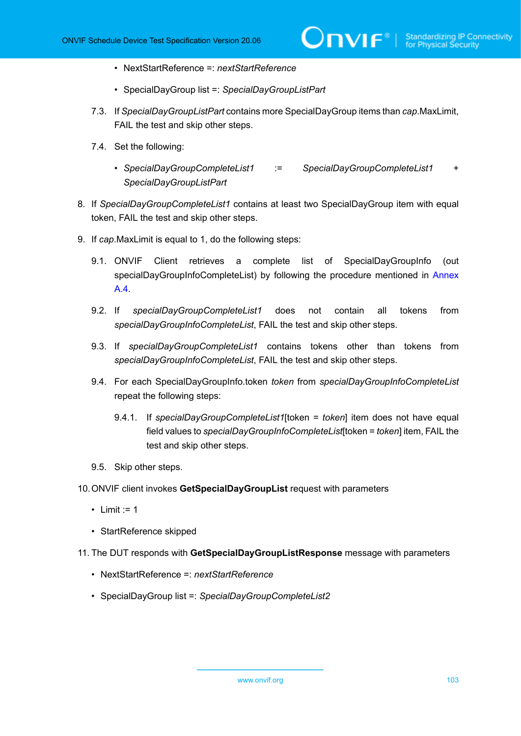- NextStartReference =: *nextStartReference*
- SpecialDayGroup list =: *SpecialDayGroupListPart*

7.3. If *SpecialDayGroupListPart* contains more SpecialDayGroup items than *cap*.MaxLimit, FAIL the test and skip other steps.

7.4. Set the following:

- *SpecialDayGroupCompleteList1* := *SpecialDayGroupCompleteList1* + *SpecialDayGroupListPart*

8. If *SpecialDayGroupCompleteList1* contains at least two SpecialDayGroup item with equal token, FAIL the test and skip other steps.

9. If *cap*.MaxLimit is equal to 1, do the following steps:

9.1. ONVIF Client retrieves a complete list of SpecialDayGroupInfo (out specialDayGroupInfoCompleteList) by following the procedure mentioned in Annex A.4.

9.2. If *specialDayGroupCompleteList1* does not contain all tokens from *specialDayGroupInfoCompleteList*, FAIL the test and skip other steps.

9.3. If *specialDayGroupCompleteList1* contains tokens other than tokens from *specialDayGroupInfoCompleteList*, FAIL the test and skip other steps.

9.4. For each SpecialDayGroupInfo.token *token* from *specialDayGroupInfoCompleteList* repeat the following steps:

9.4.1. If *specialDayGroupCompleteList1*[token = *token*] item does not have equal field values to *specialDayGroupInfoCompleteList*[token = *token*] item, FAIL the test and skip other steps.

9.5. Skip other steps.

10. ONVIF client invokes **GetSpecialDayGroupList** request with parameters

- Limit := 1
- StartReference skipped

11. The DUT responds with **GetSpecialDayGroupListResponse** message with parameters

- NextStartReference =: *nextStartReference*
- SpecialDayGroup list =: *SpecialDayGroupCompleteList2*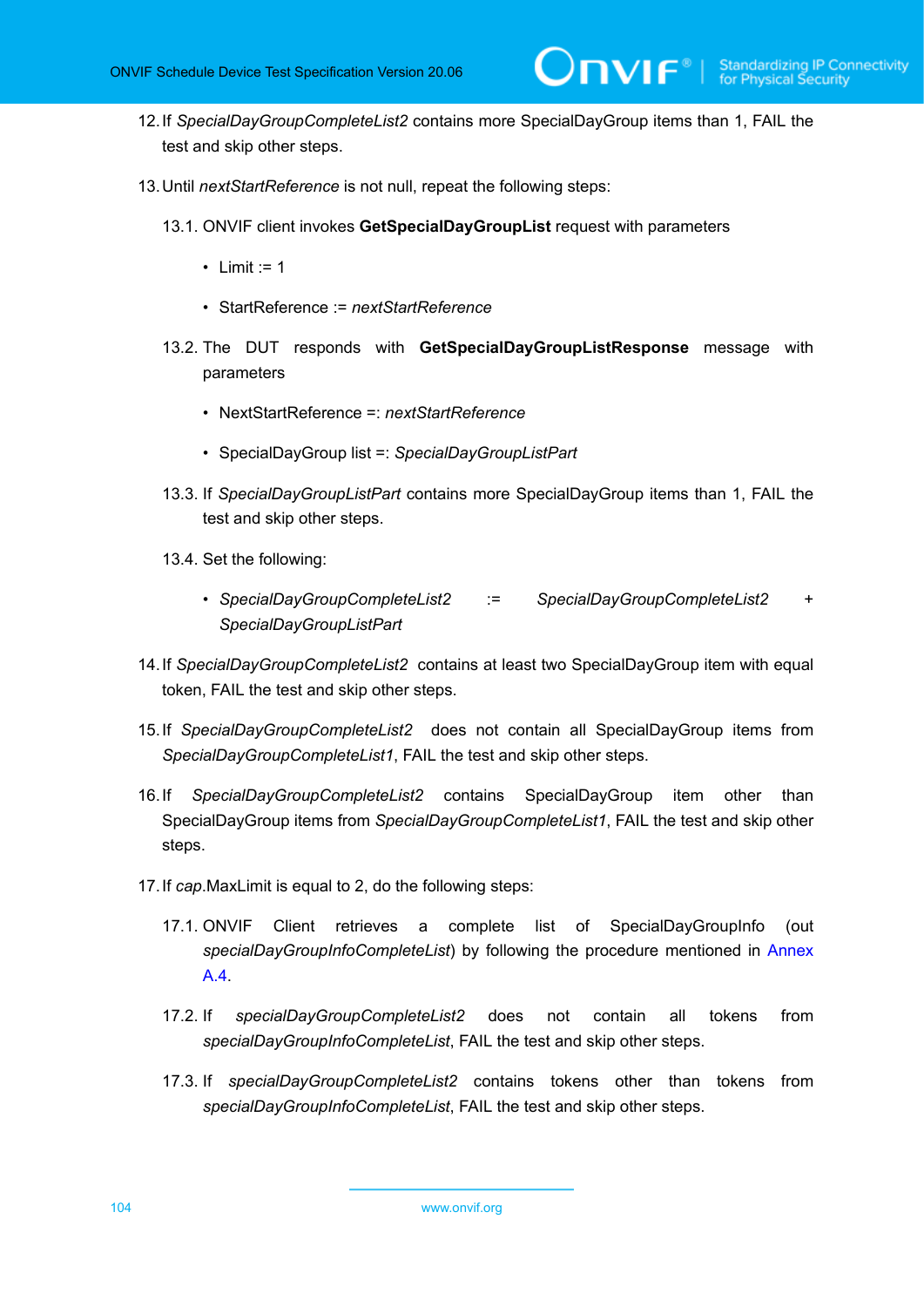12. If *SpecialDayGroupCompleteList2* contains more SpecialDayGroup items than 1, FAIL the test and skip other steps.

13. Until *nextStartReference* is not null, repeat the following steps:

    13.1. ONVIF client invokes **GetSpecialDayGroupList** request with parameters

    - Limit := 1
    - StartReference := *nextStartReference*

    13.2. The DUT responds with **GetSpecialDayGroupListResponse** message with parameters

    - NextStartReference =: *nextStartReference*
    - SpecialDayGroup list =: *SpecialDayGroupListPart*

    13.3. If *SpecialDayGroupListPart* contains more SpecialDayGroup items than 1, FAIL the test and skip other steps.

    13.4. Set the following:

    - *SpecialDayGroupCompleteList2* := *SpecialDayGroupCompleteList2* + *SpecialDayGroupListPart*

14. If *SpecialDayGroupCompleteList2* contains at least two SpecialDayGroup item with equal token, FAIL the test and skip other steps.

15. If *SpecialDayGroupCompleteList2* does not contain all SpecialDayGroup items from *SpecialDayGroupCompleteList1*, FAIL the test and skip other steps.

16. If *SpecialDayGroupCompleteList2* contains SpecialDayGroup item other than SpecialDayGroup items from *SpecialDayGroupCompleteList1*, FAIL the test and skip other steps.

17. If *cap*.MaxLimit is equal to 2, do the following steps:

    17.1. ONVIF Client retrieves a complete list of SpecialDayGroupInfo (out *specialDayGroupInfoCompleteList*) by following the procedure mentioned in Annex A.4.

    17.2. If *specialDayGroupCompleteList2* does not contain all tokens from *specialDayGroupInfoCompleteList*, FAIL the test and skip other steps.

    17.3. If *specialDayGroupCompleteList2* contains tokens other than tokens from *specialDayGroupInfoCompleteList*, FAIL the test and skip other steps.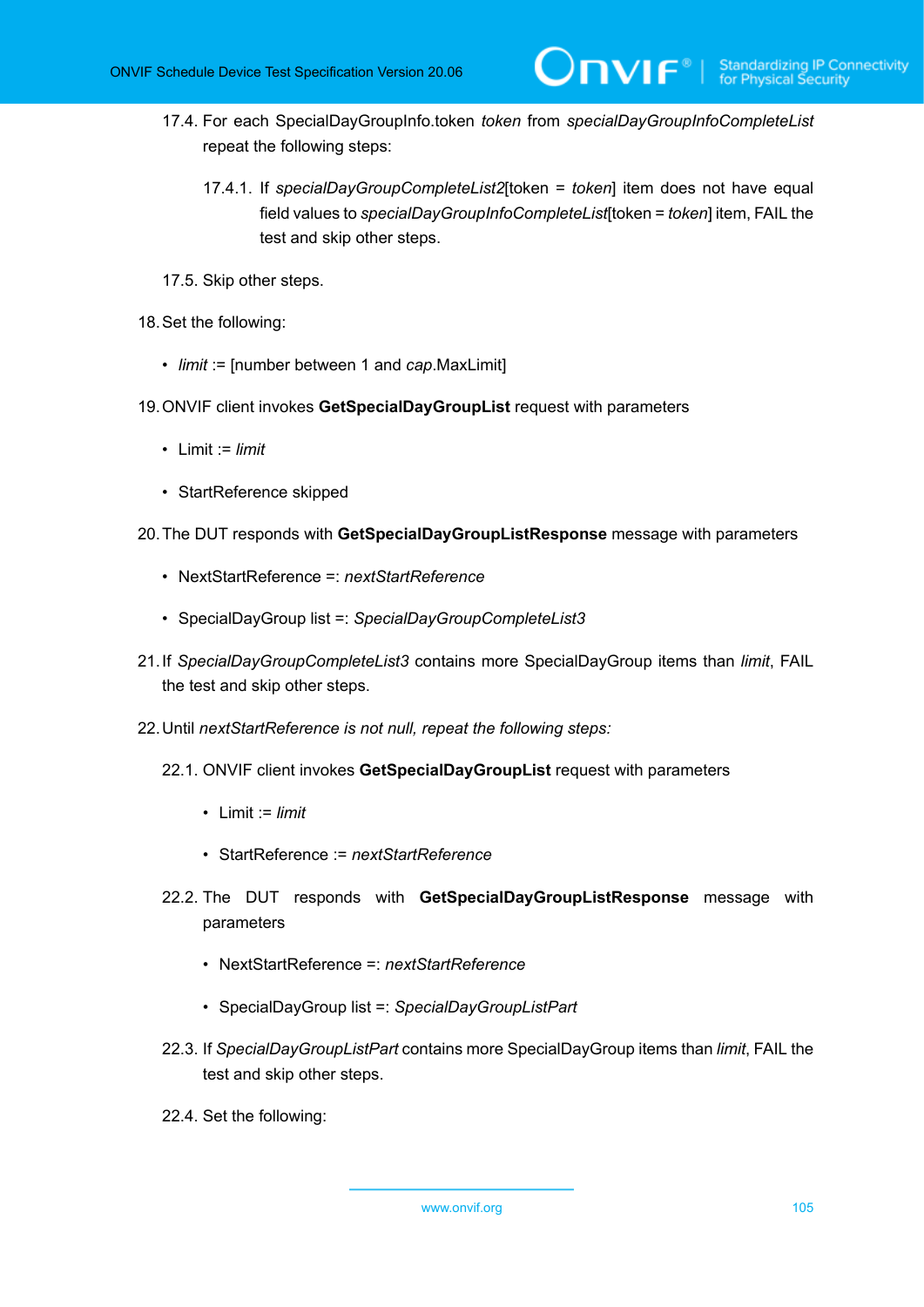17.4. For each SpecialDayGroupInfo.token *token* from *specialDayGroupInfoCompleteList* repeat the following steps:

   17.4.1. If *specialDayGroupCompleteList2*[token = *token*] item does not have equal field values to *specialDayGroupInfoCompleteList*[token = *token*] item, FAIL the test and skip other steps.

17.5. Skip other steps.

18. Set the following:

   - *limit* := [number between 1 and *cap*.MaxLimit]

19. ONVIF client invokes **GetSpecialDayGroupList** request with parameters

   - Limit := *limit*
   - StartReference skipped

20. The DUT responds with **GetSpecialDayGroupListResponse** message with parameters

   - NextStartReference =: *nextStartReference*
   - SpecialDayGroup list =: *SpecialDayGroupCompleteList3*

21. If *SpecialDayGroupCompleteList3* contains more SpecialDayGroup items than *limit*, FAIL the test and skip other steps.

22. Until *nextStartReference is not null, repeat the following steps:*

   22.1. ONVIF client invokes **GetSpecialDayGroupList** request with parameters

   - Limit := *limit*
   - StartReference := *nextStartReference*

   22.2. The DUT responds with **GetSpecialDayGroupListResponse** message with parameters

   - NextStartReference =: *nextStartReference*
   - SpecialDayGroup list =: *SpecialDayGroupListPart*

   22.3. If *SpecialDayGroupListPart* contains more SpecialDayGroup items than *limit*, FAIL the test and skip other steps.

   22.4. Set the following: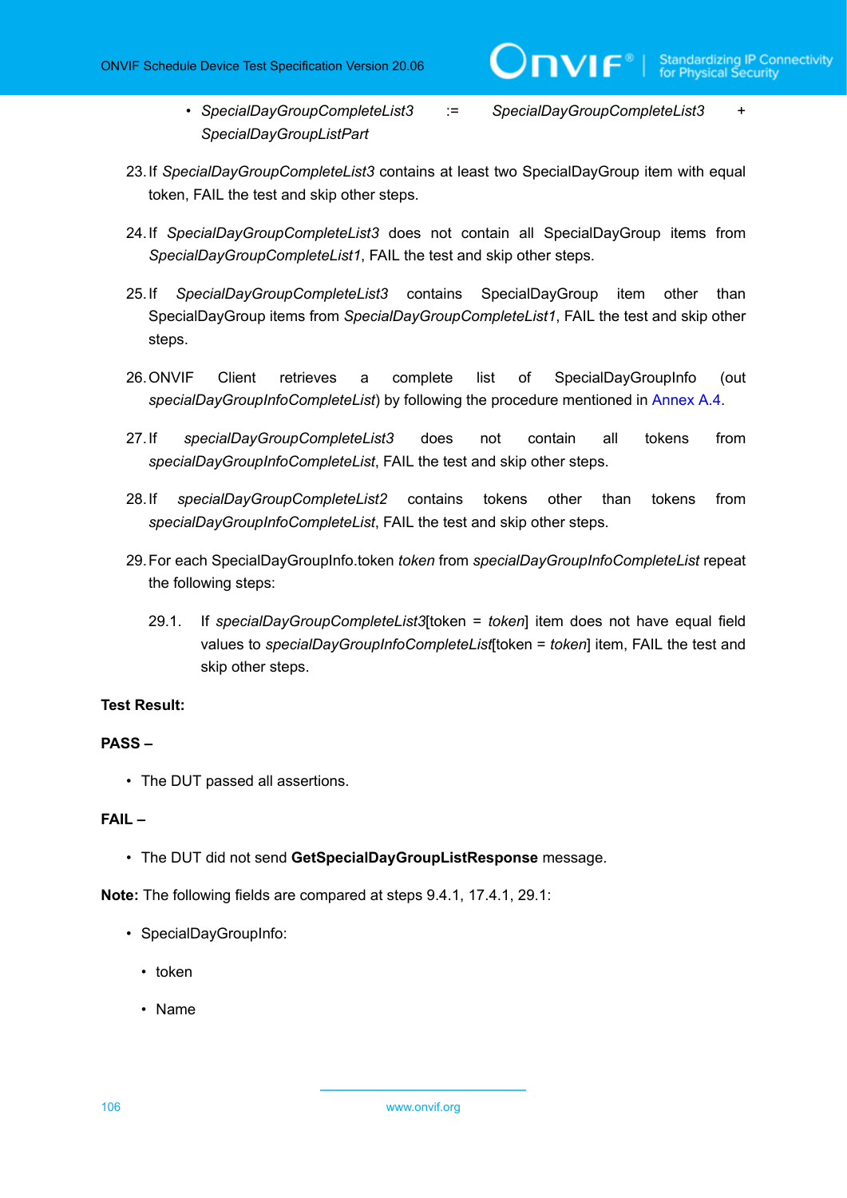- *SpecialDayGroupCompleteList3* := *SpecialDayGroupCompleteList3* + *SpecialDayGroupListPart*

23. If *SpecialDayGroupCompleteList3* contains at least two SpecialDayGroup item with equal token, FAIL the test and skip other steps.

24. If *SpecialDayGroupCompleteList3* does not contain all SpecialDayGroup items from *SpecialDayGroupCompleteList1*, FAIL the test and skip other steps.

25. If *SpecialDayGroupCompleteList3* contains SpecialDayGroup item other than SpecialDayGroup items from *SpecialDayGroupCompleteList1*, FAIL the test and skip other steps.

26. ONVIF Client retrieves a complete list of SpecialDayGroupInfo (out *specialDayGroupInfoCompleteList*) by following the procedure mentioned in Annex A.4.

27. If *specialDayGroupCompleteList3* does not contain all tokens from *specialDayGroupInfoCompleteList*, FAIL the test and skip other steps.

28. If *specialDayGroupCompleteList2* contains tokens other than tokens from *specialDayGroupInfoCompleteList*, FAIL the test and skip other steps.

29. For each SpecialDayGroupInfo.token *token* from *specialDayGroupInfoCompleteList* repeat the following steps:

    29.1. If *specialDayGroupCompleteList3*[token = *token*] item does not have equal field values to *specialDayGroupInfoCompleteList*[token = *token*] item, FAIL the test and skip other steps.

**Test Result:**

**PASS –**

- The DUT passed all assertions.

**FAIL –**

- The DUT did not send **GetSpecialDayGroupListResponse** message.

**Note:** The following fields are compared at steps 9.4.1, 17.4.1, 29.1:

- SpecialDayGroupInfo:
  - token
  - Name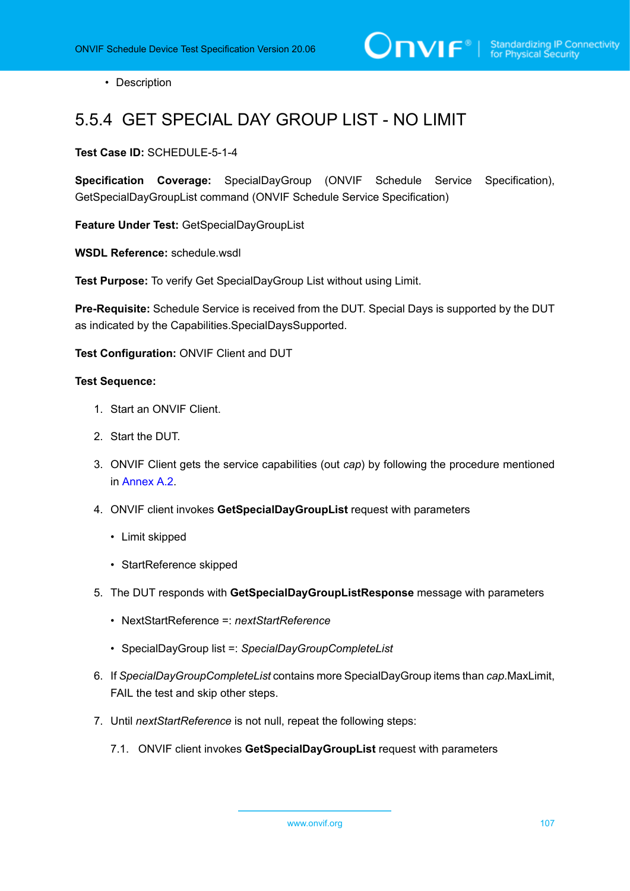- Description

## 5.5.4 GET SPECIAL DAY GROUP LIST - NO LIMIT

**Test Case ID:** SCHEDULE-5-1-4

**Specification Coverage:** SpecialDayGroup (ONVIF Schedule Service Specification), GetSpecialDayGroupList command (ONVIF Schedule Service Specification)

**Feature Under Test:** GetSpecialDayGroupList

**WSDL Reference:** schedule.wsdl

**Test Purpose:** To verify Get SpecialDayGroup List without using Limit.

**Pre-Requisite:** Schedule Service is received from the DUT. Special Days is supported by the DUT as indicated by the Capabilities.SpecialDaysSupported.

**Test Configuration:** ONVIF Client and DUT

**Test Sequence:**

1. Start an ONVIF Client.
2. Start the DUT.
3. ONVIF Client gets the service capabilities (out *cap*) by following the procedure mentioned in Annex A.2.
4. ONVIF client invokes **GetSpecialDayGroupList** request with parameters
   - Limit skipped
   - StartReference skipped
5. The DUT responds with **GetSpecialDayGroupListResponse** message with parameters
   - NextStartReference =: *nextStartReference*
   - SpecialDayGroup list =: *SpecialDayGroupCompleteList*
6. If *SpecialDayGroupCompleteList* contains more SpecialDayGroup items than *cap*.MaxLimit, FAIL the test and skip other steps.
7. Until *nextStartReference* is not null, repeat the following steps:

   7.1. ONVIF client invokes **GetSpecialDayGroupList** request with parameters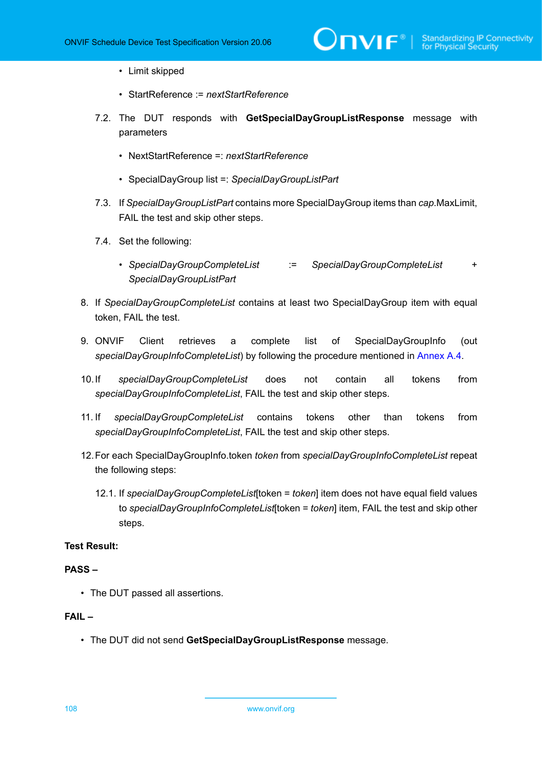- Limit skipped
    - StartReference := *nextStartReference*

7.2. The DUT responds with **GetSpecialDayGroupListResponse** message with parameters

    - NextStartReference =: *nextStartReference*
    - SpecialDayGroup list =: *SpecialDayGroupListPart*

7.3. If *SpecialDayGroupListPart* contains more SpecialDayGroup items than *cap*.MaxLimit, FAIL the test and skip other steps.

7.4. Set the following:

    - *SpecialDayGroupCompleteList* := *SpecialDayGroupCompleteList* + *SpecialDayGroupListPart*

8. If *SpecialDayGroupCompleteList* contains at least two SpecialDayGroup item with equal token, FAIL the test.

9. ONVIF Client retrieves a complete list of SpecialDayGroupInfo (out *specialDayGroupInfoCompleteList*) by following the procedure mentioned in Annex A.4.

10. If *specialDayGroupCompleteList* does not contain all tokens from *specialDayGroupInfoCompleteList*, FAIL the test and skip other steps.

11. If *specialDayGroupCompleteList* contains tokens other than tokens from *specialDayGroupInfoCompleteList*, FAIL the test and skip other steps.

12. For each SpecialDayGroupInfo.token *token* from *specialDayGroupInfoCompleteList* repeat the following steps:

    12.1. If *specialDayGroupCompleteList*[token = *token*] item does not have equal field values to *specialDayGroupInfoCompleteList*[token = *token*] item, FAIL the test and skip other steps.

**Test Result:**

**PASS –**

- The DUT passed all assertions.

**FAIL –**

- The DUT did not send **GetSpecialDayGroupListResponse** message.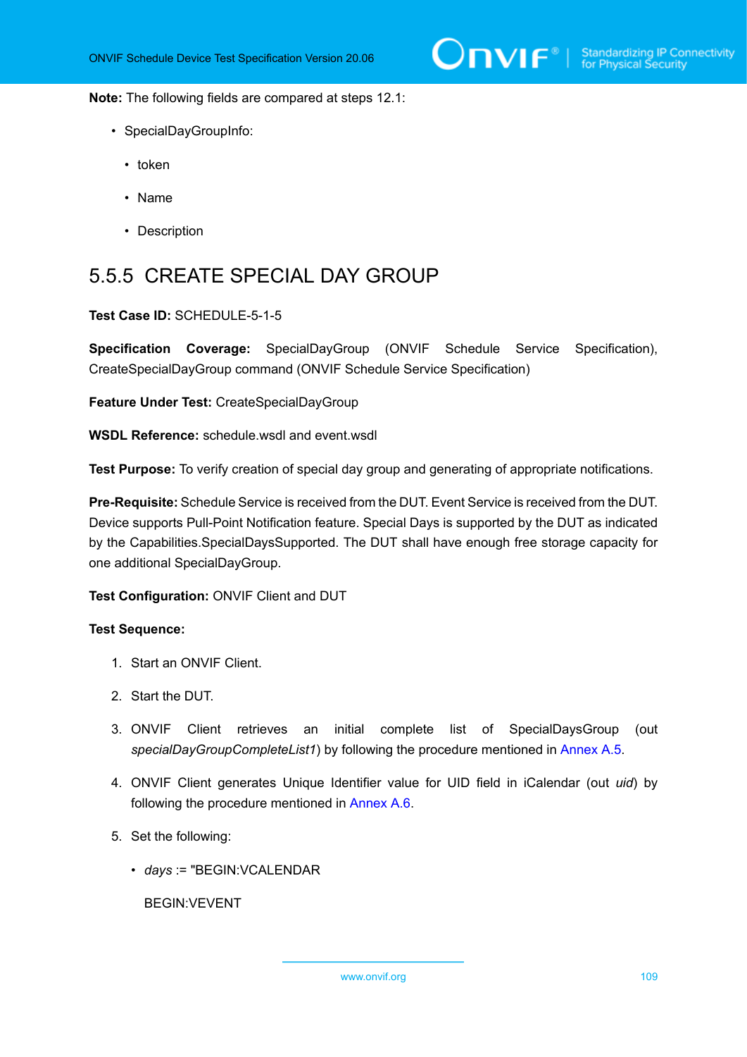**Note:** The following fields are compared at steps 12.1:

- SpecialDayGroupInfo:
  - token
  - Name
  - Description

### 5.5.5 CREATE SPECIAL DAY GROUP

**Test Case ID:** SCHEDULE-5-1-5

**Specification Coverage:** SpecialDayGroup (ONVIF Schedule Service Specification), CreateSpecialDayGroup command (ONVIF Schedule Service Specification)

**Feature Under Test:** CreateSpecialDayGroup

**WSDL Reference:** schedule.wsdl and event.wsdl

**Test Purpose:** To verify creation of special day group and generating of appropriate notifications.

**Pre-Requisite:** Schedule Service is received from the DUT. Event Service is received from the DUT. Device supports Pull-Point Notification feature. Special Days is supported by the DUT as indicated by the Capabilities.SpecialDaysSupported. The DUT shall have enough free storage capacity for one additional SpecialDayGroup.

**Test Configuration:** ONVIF Client and DUT

**Test Sequence:**

1. Start an ONVIF Client.
2. Start the DUT.
3. ONVIF Client retrieves an initial complete list of SpecialDaysGroup (out *specialDayGroupCompleteList1*) by following the procedure mentioned in Annex A.5.
4. ONVIF Client generates Unique Identifier value for UID field in iCalendar (out *uid*) by following the procedure mentioned in Annex A.6.
5. Set the following:
   - *days* := "BEGIN:VCALENDAR

     BEGIN:VEVENT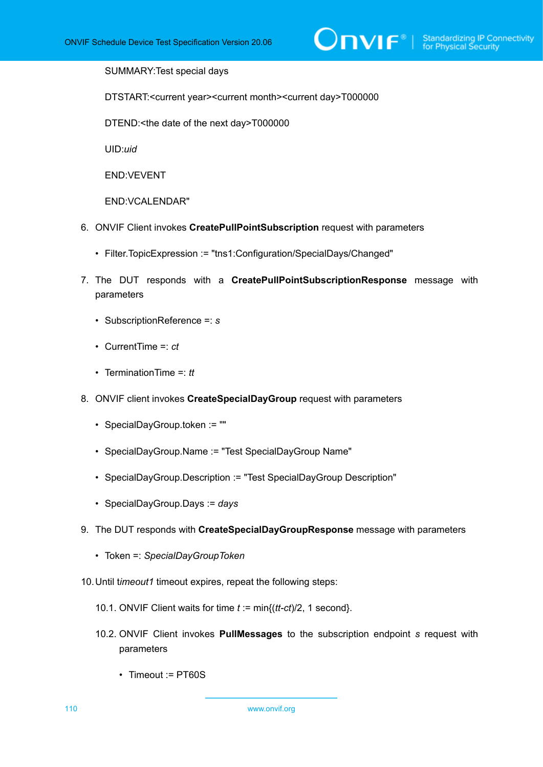SUMMARY:Test special days

DTSTART:<current year><current month><current day>T000000

DTEND:<the date of the next day>T000000

UID:*uid*

END:VEVENT

END:VCALENDAR"

6. ONVIF Client invokes **CreatePullPointSubscription** request with parameters

   • Filter.TopicExpression := "tns1:Configuration/SpecialDays/Changed"

7. The DUT responds with a **CreatePullPointSubscriptionResponse** message with parameters

   • SubscriptionReference =: *s*

   • CurrentTime =: *ct*

   • TerminationTime =: *tt*

8. ONVIF client invokes **CreateSpecialDayGroup** request with parameters

   • SpecialDayGroup.token := ""

   • SpecialDayGroup.Name := "Test SpecialDayGroup Name"

   • SpecialDayGroup.Description := "Test SpecialDayGroup Description"

   • SpecialDayGroup.Days := *days*

9. The DUT responds with **CreateSpecialDayGroupResponse** message with parameters

   • Token =: *SpecialDayGroupToken*

10. Until t*imeout1* timeout expires, repeat the following steps:

    10.1. ONVIF Client waits for time *t* := min{(*tt*-*ct*)/2, 1 second}.

    10.2. ONVIF Client invokes **PullMessages** to the subscription endpoint *s* request with parameters

    • Timeout := PT60S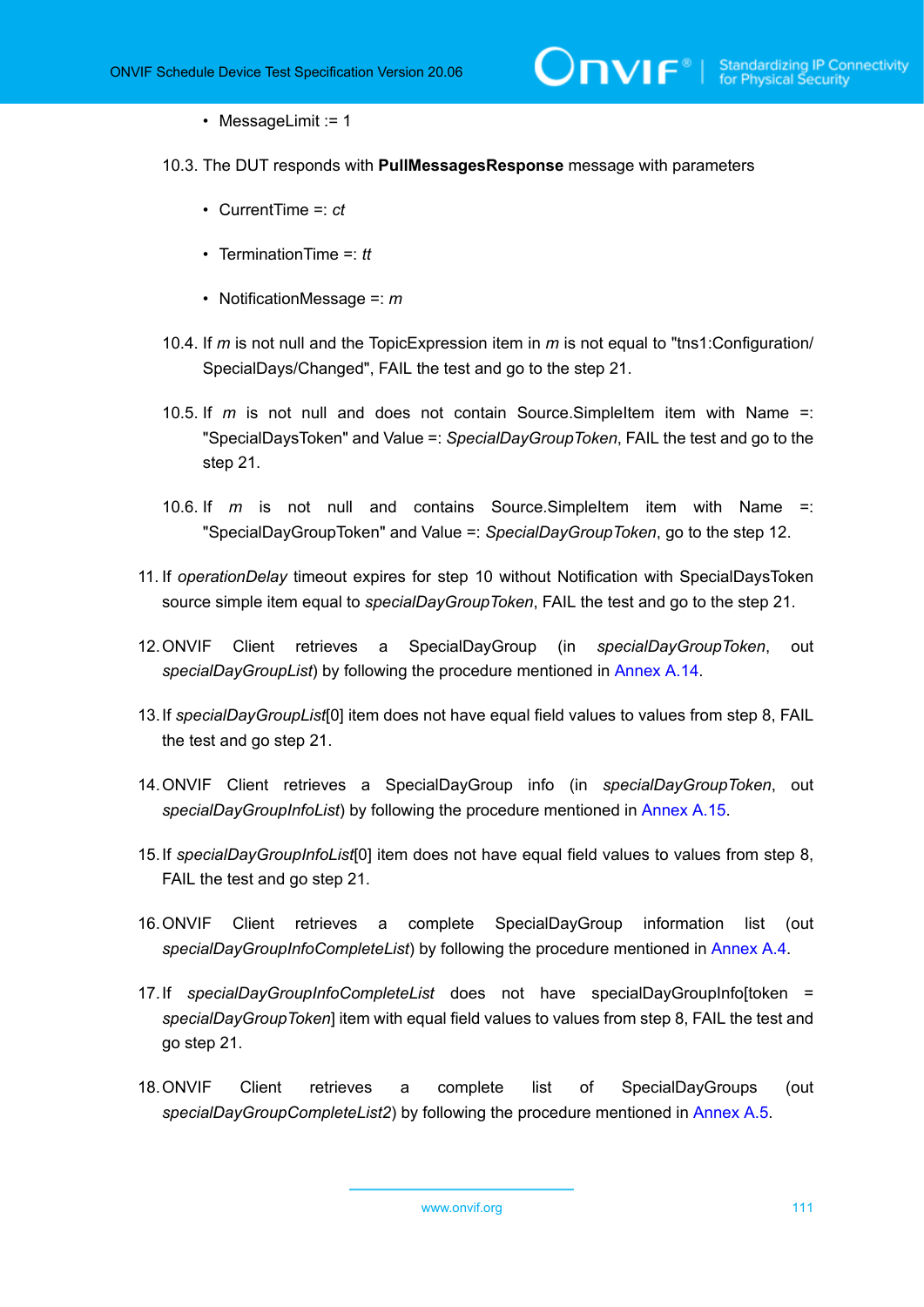- MessageLimit := 1

10.3. The DUT responds with **PullMessagesResponse** message with parameters

- CurrentTime =: *ct*
- TerminationTime =: *tt*
- NotificationMessage =: *m*

10.4. If *m* is not null and the TopicExpression item in *m* is not equal to "tns1:Configuration/SpecialDays/Changed", FAIL the test and go to the step 21.

10.5. If *m* is not null and does not contain Source.SimpleItem item with Name =: "SpecialDaysToken" and Value =: *SpecialDayGroupToken*, FAIL the test and go to the step 21.

10.6. If *m* is not null and contains Source.SimpleItem item with Name =: "SpecialDayGroupToken" and Value =: *SpecialDayGroupToken*, go to the step 12.

11. If *operationDelay* timeout expires for step 10 without Notification with SpecialDaysToken source simple item equal to *specialDayGroupToken*, FAIL the test and go to the step 21.

12. ONVIF Client retrieves a SpecialDayGroup (in *specialDayGroupToken*, out *specialDayGroupList*) by following the procedure mentioned in Annex A.14.

13. If *specialDayGroupList*[0] item does not have equal field values to values from step 8, FAIL the test and go step 21.

14. ONVIF Client retrieves a SpecialDayGroup info (in *specialDayGroupToken*, out *specialDayGroupInfoList*) by following the procedure mentioned in Annex A.15.

15. If *specialDayGroupInfoList*[0] item does not have equal field values to values from step 8, FAIL the test and go step 21.

16. ONVIF Client retrieves a complete SpecialDayGroup information list (out *specialDayGroupInfoCompleteList*) by following the procedure mentioned in Annex A.4.

17. If *specialDayGroupInfoCompleteList* does not have specialDayGroupInfo[token = *specialDayGroupToken*] item with equal field values to values from step 8, FAIL the test and go step 21.

18. ONVIF Client retrieves a complete list of SpecialDayGroups (out *specialDayGroupCompleteList2*) by following the procedure mentioned in Annex A.5.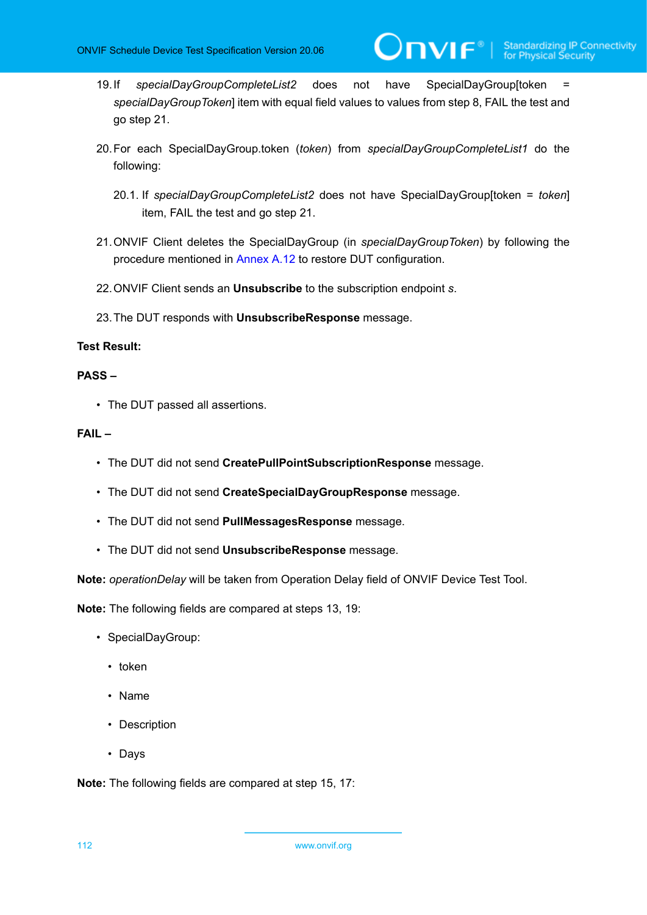19. If *specialDayGroupCompleteList2* does not have SpecialDayGroup[token = *specialDayGroupToken*] item with equal field values to values from step 8, FAIL the test and go step 21.

20. For each SpecialDayGroup.token (*token*) from *specialDayGroupCompleteList1* do the following:

    20.1. If *specialDayGroupCompleteList2* does not have SpecialDayGroup[token = *token*] item, FAIL the test and go step 21.

21. ONVIF Client deletes the SpecialDayGroup (in *specialDayGroupToken*) by following the procedure mentioned in Annex A.12 to restore DUT configuration.

22. ONVIF Client sends an **Unsubscribe** to the subscription endpoint *s*.

23. The DUT responds with **UnsubscribeResponse** message.

**Test Result:**

**PASS –**

- The DUT passed all assertions.

**FAIL –**

- The DUT did not send **CreatePullPointSubscriptionResponse** message.
- The DUT did not send **CreateSpecialDayGroupResponse** message.
- The DUT did not send **PullMessagesResponse** message.
- The DUT did not send **UnsubscribeResponse** message.

**Note:** *operationDelay* will be taken from Operation Delay field of ONVIF Device Test Tool.

**Note:** The following fields are compared at steps 13, 19:

- SpecialDayGroup:
  - token
  - Name
  - Description
  - Days

**Note:** The following fields are compared at step 15, 17: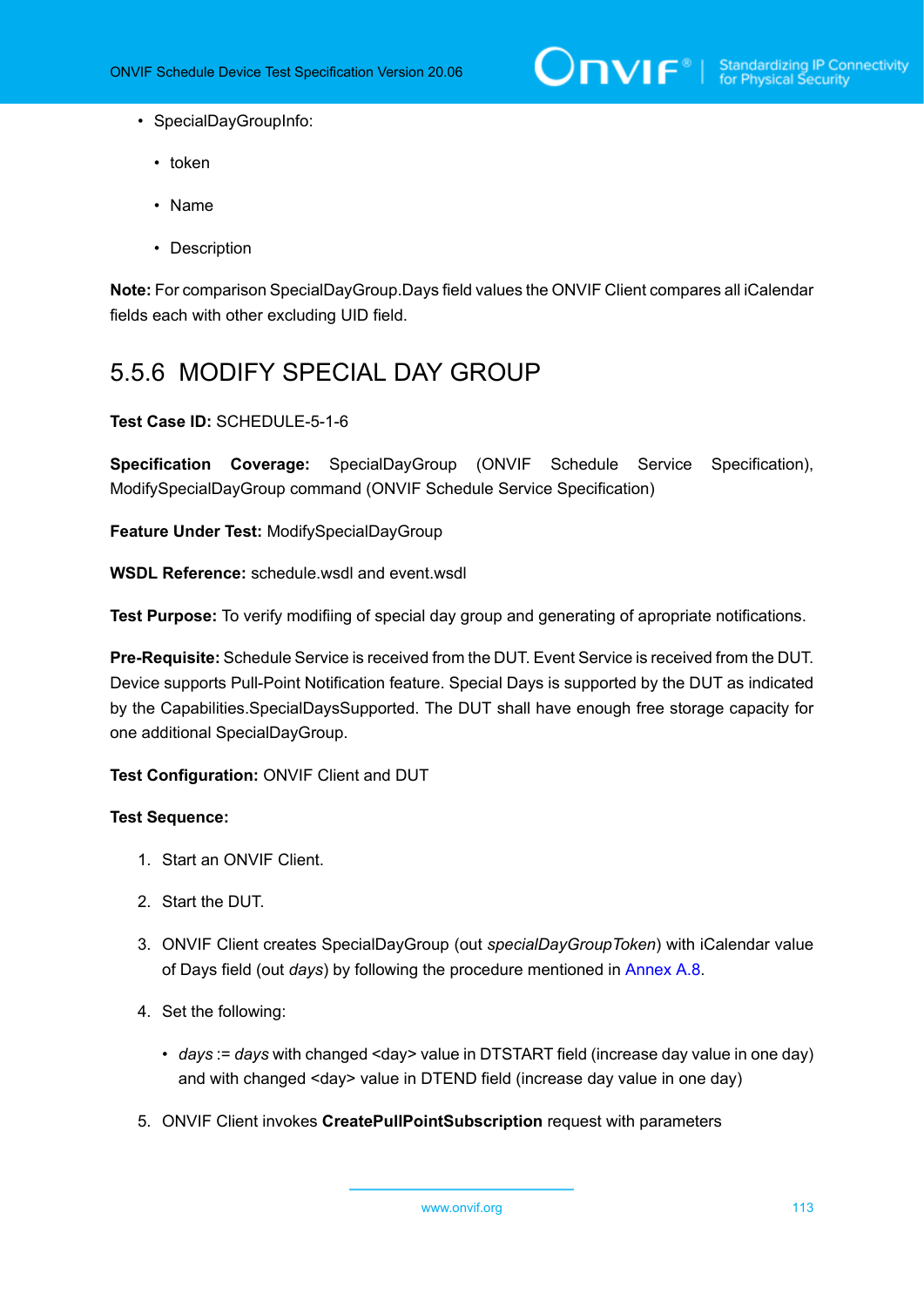- SpecialDayGroupInfo:
  - token
  - Name
  - Description

**Note:** For comparison SpecialDayGroup.Days field values the ONVIF Client compares all iCalendar fields each with other excluding UID field.

## 5.5.6 MODIFY SPECIAL DAY GROUP

**Test Case ID:** SCHEDULE-5-1-6

**Specification Coverage:** SpecialDayGroup (ONVIF Schedule Service Specification), ModifySpecialDayGroup command (ONVIF Schedule Service Specification)

**Feature Under Test:** ModifySpecialDayGroup

**WSDL Reference:** schedule.wsdl and event.wsdl

**Test Purpose:** To verify modifiing of special day group and generating of apropriate notifications.

**Pre-Requisite:** Schedule Service is received from the DUT. Event Service is received from the DUT. Device supports Pull-Point Notification feature. Special Days is supported by the DUT as indicated by the Capabilities.SpecialDaysSupported. The DUT shall have enough free storage capacity for one additional SpecialDayGroup.

**Test Configuration:** ONVIF Client and DUT

**Test Sequence:**

1. Start an ONVIF Client.
2. Start the DUT.
3. ONVIF Client creates SpecialDayGroup (out *specialDayGroupToken*) with iCalendar value of Days field (out *days*) by following the procedure mentioned in Annex A.8.
4. Set the following:
   - *days* := *days* with changed <day> value in DTSTART field (increase day value in one day) and with changed <day> value in DTEND field (increase day value in one day)
5. ONVIF Client invokes **CreatePullPointSubscription** request with parameters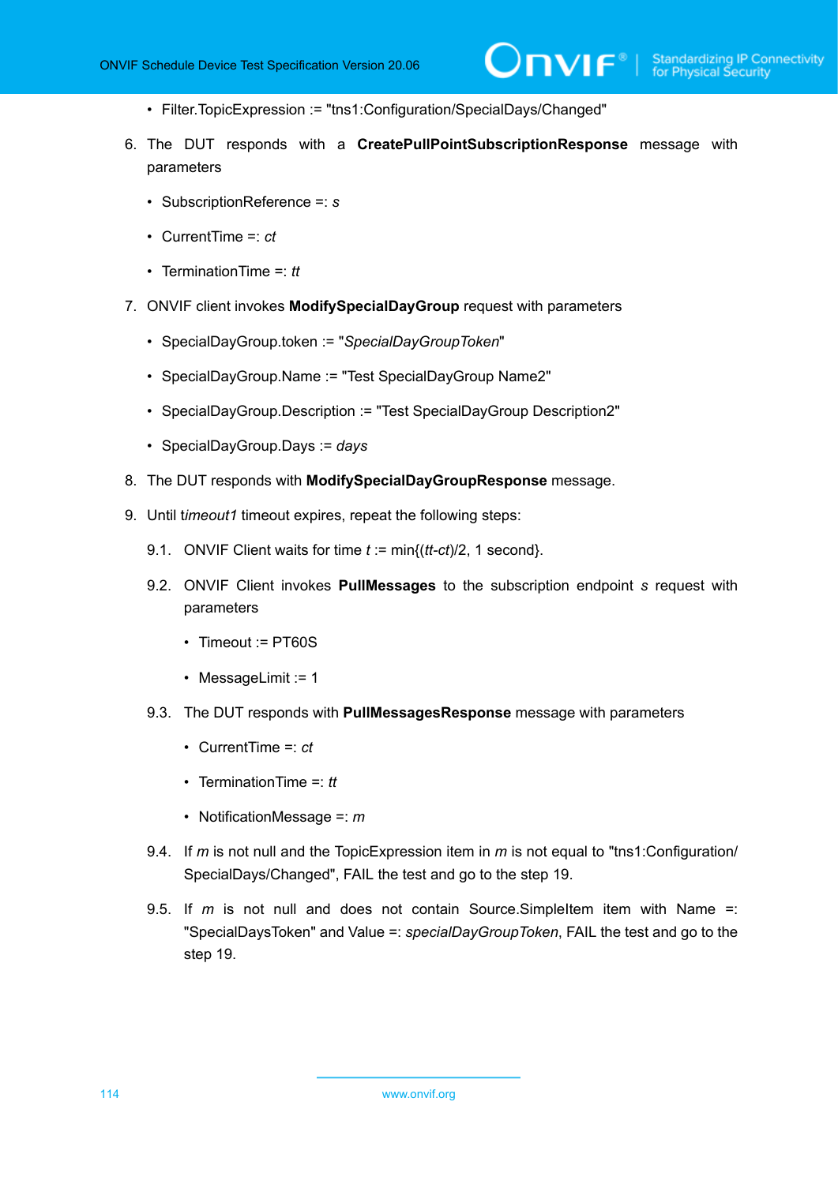- Filter.TopicExpression := "tns1:Configuration/SpecialDays/Changed"

6. The DUT responds with a **CreatePullPointSubscriptionResponse** message with parameters

   - SubscriptionReference =: *s*
   - CurrentTime =: *ct*
   - TerminationTime =: *tt*

7. ONVIF client invokes **ModifySpecialDayGroup** request with parameters

   - SpecialDayGroup.token := "*SpecialDayGroupToken*"
   - SpecialDayGroup.Name := "Test SpecialDayGroup Name2"
   - SpecialDayGroup.Description := "Test SpecialDayGroup Description2"
   - SpecialDayGroup.Days := *days*

8. The DUT responds with **ModifySpecialDayGroupResponse** message.

9. Until t*imeout1* timeout expires, repeat the following steps:

   9.1. ONVIF Client waits for time *t* := min{(*tt*-*ct*)/2, 1 second}.

   9.2. ONVIF Client invokes **PullMessages** to the subscription endpoint *s* request with parameters

   - Timeout := PT60S
   - MessageLimit := 1

   9.3. The DUT responds with **PullMessagesResponse** message with parameters

   - CurrentTime =: *ct*
   - TerminationTime =: *tt*
   - NotificationMessage =: *m*

   9.4. If *m* is not null and the TopicExpression item in *m* is not equal to "tns1:Configuration/SpecialDays/Changed", FAIL the test and go to the step 19.

   9.5. If *m* is not null and does not contain Source.SimpleItem item with Name =: "SpecialDaysToken" and Value =: *specialDayGroupToken*, FAIL the test and go to the step 19.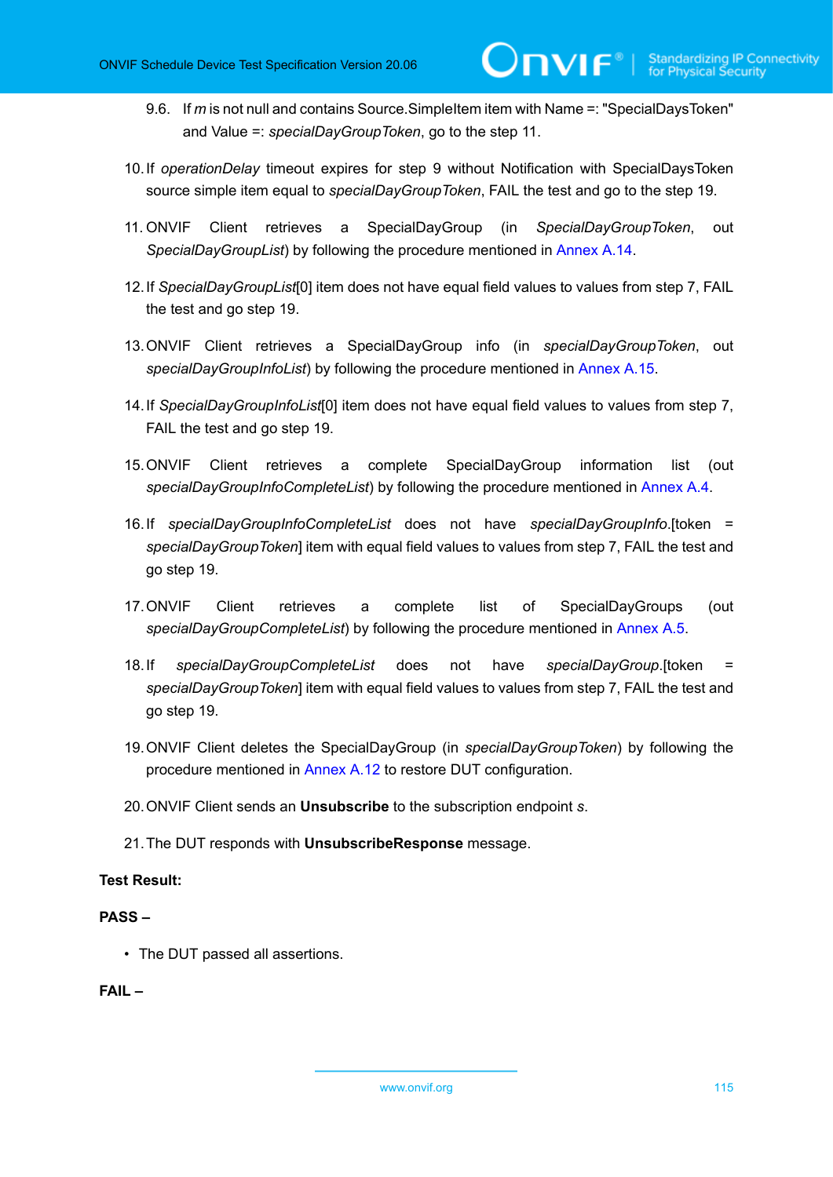9.6. If *m* is not null and contains Source.SimpleItem item with Name =: "SpecialDaysToken" and Value =: *specialDayGroupToken*, go to the step 11.

10. If *operationDelay* timeout expires for step 9 without Notification with SpecialDaysToken source simple item equal to *specialDayGroupToken*, FAIL the test and go to the step 19.

11. ONVIF Client retrieves a SpecialDayGroup (in *SpecialDayGroupToken*, out *SpecialDayGroupList*) by following the procedure mentioned in Annex A.14.

12. If *SpecialDayGroupList*[0] item does not have equal field values to values from step 7, FAIL the test and go step 19.

13. ONVIF Client retrieves a SpecialDayGroup info (in *specialDayGroupToken*, out *specialDayGroupInfoList*) by following the procedure mentioned in Annex A.15.

14. If *SpecialDayGroupInfoList*[0] item does not have equal field values to values from step 7, FAIL the test and go step 19.

15. ONVIF Client retrieves a complete SpecialDayGroup information list (out *specialDayGroupInfoCompleteList*) by following the procedure mentioned in Annex A.4.

16. If *specialDayGroupInfoCompleteList* does not have *specialDayGroupInfo*.[token = *specialDayGroupToken*] item with equal field values to values from step 7, FAIL the test and go step 19.

17. ONVIF Client retrieves a complete list of SpecialDayGroups (out *specialDayGroupCompleteList*) by following the procedure mentioned in Annex A.5.

18. If *specialDayGroupCompleteList* does not have *specialDayGroup*.[token = *specialDayGroupToken*] item with equal field values to values from step 7, FAIL the test and go step 19.

19. ONVIF Client deletes the SpecialDayGroup (in *specialDayGroupToken*) by following the procedure mentioned in Annex A.12 to restore DUT configuration.

20. ONVIF Client sends an **Unsubscribe** to the subscription endpoint *s*.

21. The DUT responds with **UnsubscribeResponse** message.

**Test Result:**

**PASS –**

- The DUT passed all assertions.

**FAIL –**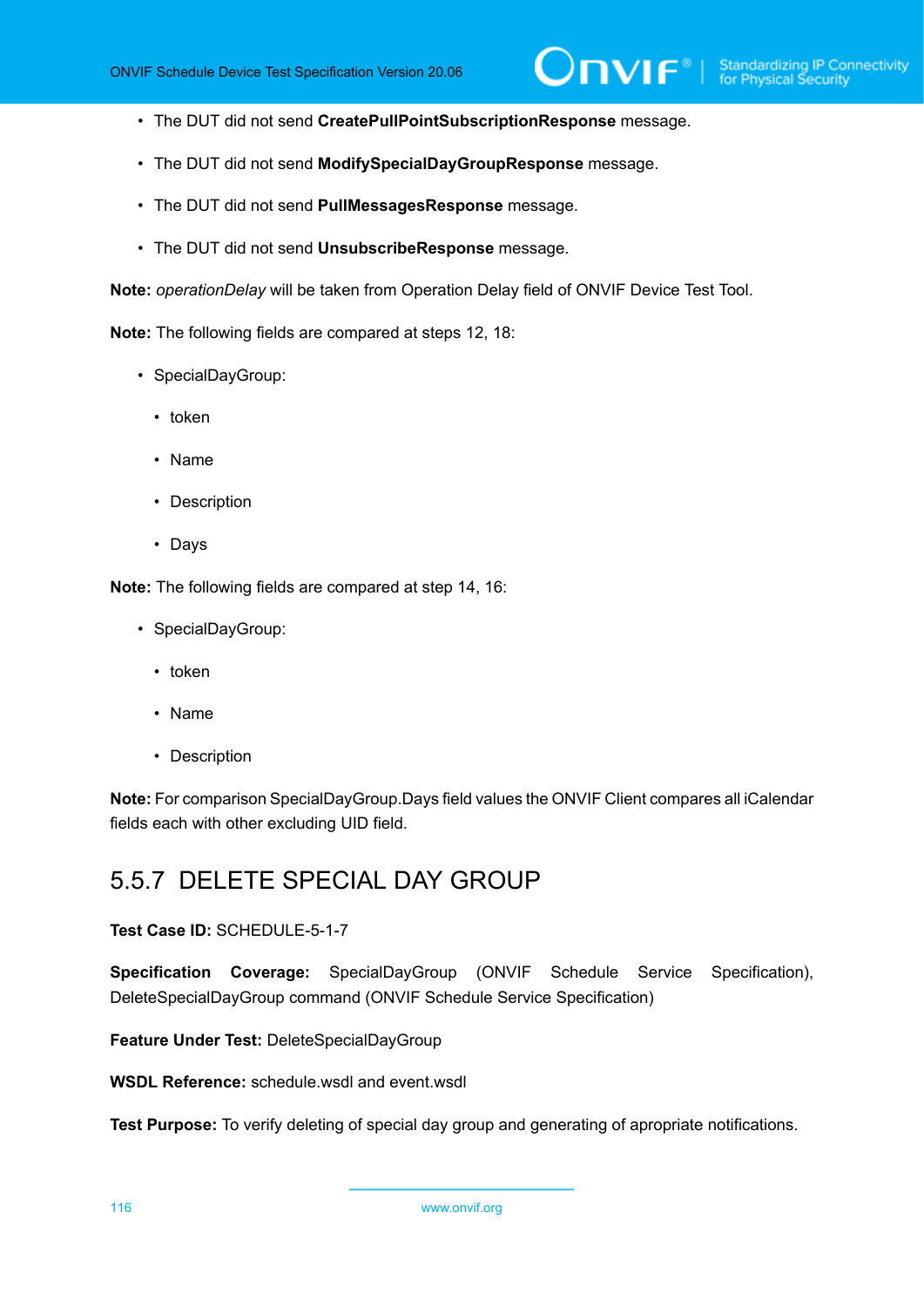- The DUT did not send **CreatePullPointSubscriptionResponse** message.
- The DUT did not send **ModifySpecialDayGroupResponse** message.
- The DUT did not send **PullMessagesResponse** message.
- The DUT did not send **UnsubscribeResponse** message.

**Note:** *operationDelay* will be taken from Operation Delay field of ONVIF Device Test Tool.

**Note:** The following fields are compared at steps 12, 18:

- SpecialDayGroup:
  - token
  - Name
  - Description
  - Days

**Note:** The following fields are compared at step 14, 16:

- SpecialDayGroup:
  - token
  - Name
  - Description

**Note:** For comparison SpecialDayGroup.Days field values the ONVIF Client compares all iCalendar fields each with other excluding UID field.

## 5.5.7 DELETE SPECIAL DAY GROUP

**Test Case ID:** SCHEDULE-5-1-7

**Specification Coverage:** SpecialDayGroup (ONVIF Schedule Service Specification), DeleteSpecialDayGroup command (ONVIF Schedule Service Specification)

**Feature Under Test:** DeleteSpecialDayGroup

**WSDL Reference:** schedule.wsdl and event.wsdl

**Test Purpose:** To verify deleting of special day group and generating of apropriate notifications.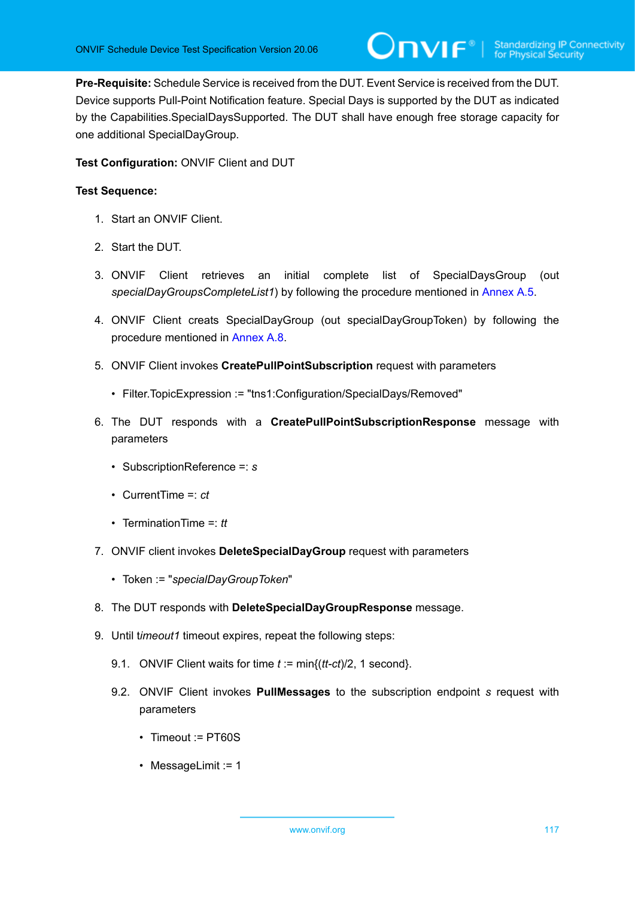**Pre-Requisite:** Schedule Service is received from the DUT. Event Service is received from the DUT. Device supports Pull-Point Notification feature. Special Days is supported by the DUT as indicated by the Capabilities.SpecialDaysSupported. The DUT shall have enough free storage capacity for one additional SpecialDayGroup.

**Test Configuration:** ONVIF Client and DUT

**Test Sequence:**

1. Start an ONVIF Client.

2. Start the DUT.

3. ONVIF Client retrieves an initial complete list of SpecialDaysGroup (out *specialDayGroupsCompleteList1*) by following the procedure mentioned in Annex A.5.

4. ONVIF Client creats SpecialDayGroup (out specialDayGroupToken) by following the procedure mentioned in Annex A.8.

5. ONVIF Client invokes **CreatePullPointSubscription** request with parameters

   - Filter.TopicExpression := "tns1:Configuration/SpecialDays/Removed"

6. The DUT responds with a **CreatePullPointSubscriptionResponse** message with parameters

   - SubscriptionReference =: *s*
   - CurrentTime =: *ct*
   - TerminationTime =: *tt*

7. ONVIF client invokes **DeleteSpecialDayGroup** request with parameters

   - Token := "*specialDayGroupToken*"

8. The DUT responds with **DeleteSpecialDayGroupResponse** message.

9. Until t*imeout1* timeout expires, repeat the following steps:

   9.1. ONVIF Client waits for time *t* := min{(*tt*-*ct*)/2, 1 second}.

   9.2. ONVIF Client invokes **PullMessages** to the subscription endpoint *s* request with parameters

   - Timeout := PT60S
   - MessageLimit := 1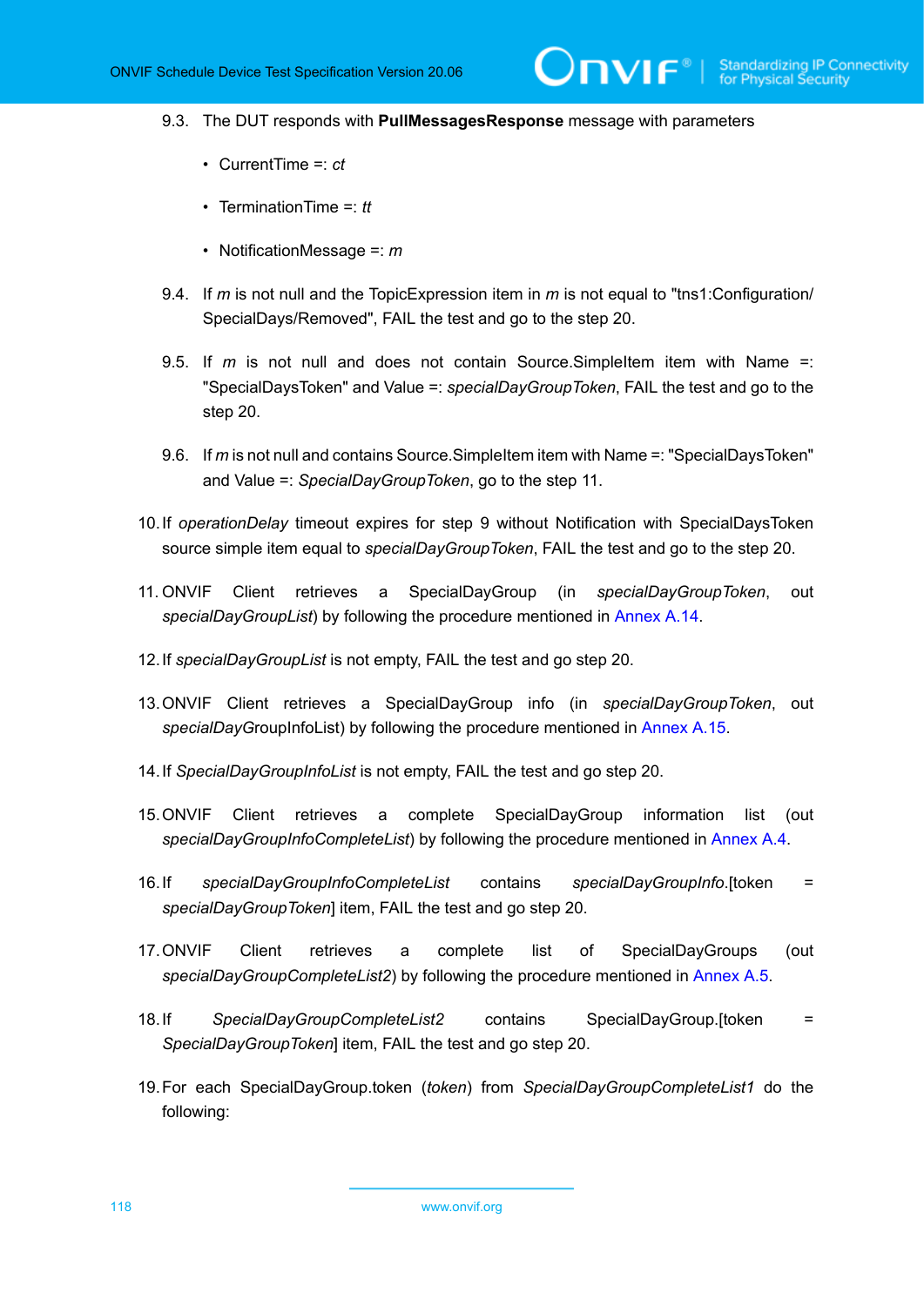9.3. The DUT responds with **PullMessagesResponse** message with parameters

- CurrentTime =: *ct*
- TerminationTime =: *tt*
- NotificationMessage =: *m*

9.4. If *m* is not null and the TopicExpression item in *m* is not equal to "tns1:Configuration/SpecialDays/Removed", FAIL the test and go to the step 20.

9.5. If *m* is not null and does not contain Source.SimpleItem item with Name =: "SpecialDaysToken" and Value =: *specialDayGroupToken*, FAIL the test and go to the step 20.

9.6. If *m* is not null and contains Source.SimpleItem item with Name =: "SpecialDaysToken" and Value =: *SpecialDayGroupToken*, go to the step 11.

10. If *operationDelay* timeout expires for step 9 without Notification with SpecialDaysToken source simple item equal to *specialDayGroupToken*, FAIL the test and go to the step 20.

11. ONVIF Client retrieves a SpecialDayGroup (in *specialDayGroupToken*, out *specialDayGroupList*) by following the procedure mentioned in Annex A.14.

12. If *specialDayGroupList* is not empty, FAIL the test and go step 20.

13. ONVIF Client retrieves a SpecialDayGroup info (in *specialDayGroupToken*, out *specialDay*GroupInfoList) by following the procedure mentioned in Annex A.15.

14. If *SpecialDayGroupInfoList* is not empty, FAIL the test and go step 20.

15. ONVIF Client retrieves a complete SpecialDayGroup information list (out *specialDayGroupInfoCompleteList*) by following the procedure mentioned in Annex A.4.

16. If *specialDayGroupInfoCompleteList* contains *specialDayGroupInfo*.[token = *specialDayGroupToken*] item, FAIL the test and go step 20.

17. ONVIF Client retrieves a complete list of SpecialDayGroups (out *specialDayGroupCompleteList2*) by following the procedure mentioned in Annex A.5.

18. If *SpecialDayGroupCompleteList2* contains SpecialDayGroup.[token = *SpecialDayGroupToken*] item, FAIL the test and go step 20.

19. For each SpecialDayGroup.token (*token*) from *SpecialDayGroupCompleteList1* do the following: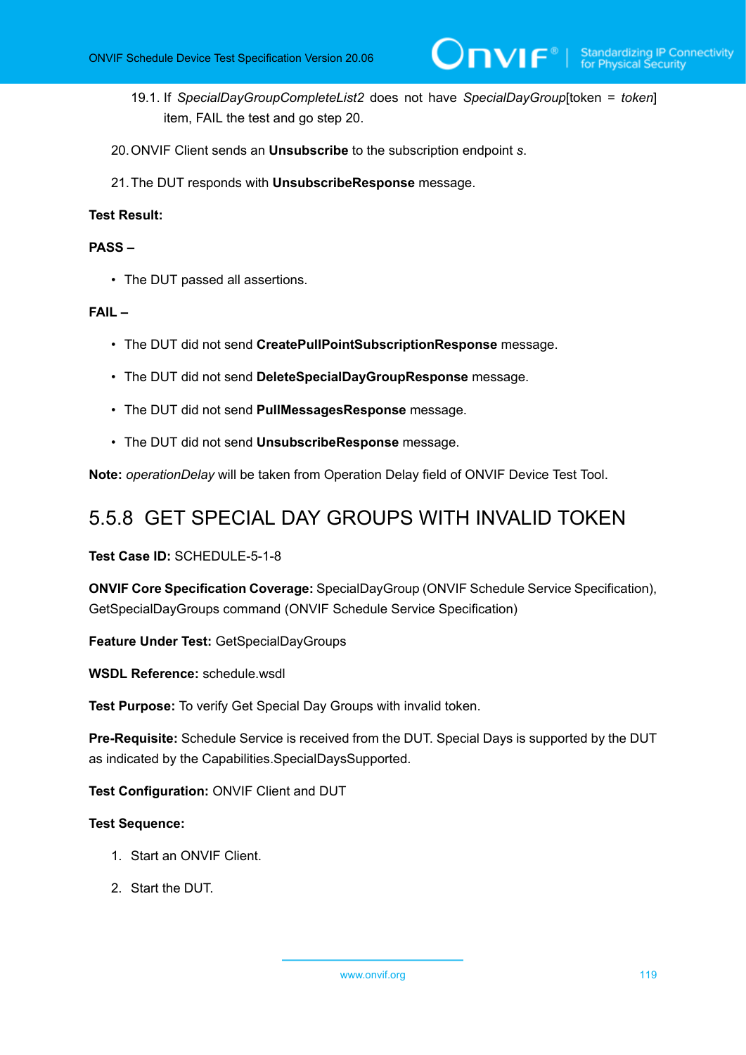19.1. If *SpecialDayGroupCompleteList2* does not have *SpecialDayGroup*[token = *token*] item, FAIL the test and go step 20.

20. ONVIF Client sends an **Unsubscribe** to the subscription endpoint *s*.

21. The DUT responds with **UnsubscribeResponse** message.

**Test Result:**

**PASS –**

- The DUT passed all assertions.

**FAIL –**

- The DUT did not send **CreatePullPointSubscriptionResponse** message.
- The DUT did not send **DeleteSpecialDayGroupResponse** message.
- The DUT did not send **PullMessagesResponse** message.
- The DUT did not send **UnsubscribeResponse** message.

**Note:** *operationDelay* will be taken from Operation Delay field of ONVIF Device Test Tool.

### 5.5.8 GET SPECIAL DAY GROUPS WITH INVALID TOKEN

**Test Case ID:** SCHEDULE-5-1-8

**ONVIF Core Specification Coverage:** SpecialDayGroup (ONVIF Schedule Service Specification), GetSpecialDayGroups command (ONVIF Schedule Service Specification)

**Feature Under Test:** GetSpecialDayGroups

**WSDL Reference:** schedule.wsdl

**Test Purpose:** To verify Get Special Day Groups with invalid token.

**Pre-Requisite:** Schedule Service is received from the DUT. Special Days is supported by the DUT as indicated by the Capabilities.SpecialDaysSupported.

**Test Configuration:** ONVIF Client and DUT

**Test Sequence:**

1. Start an ONVIF Client.
2. Start the DUT.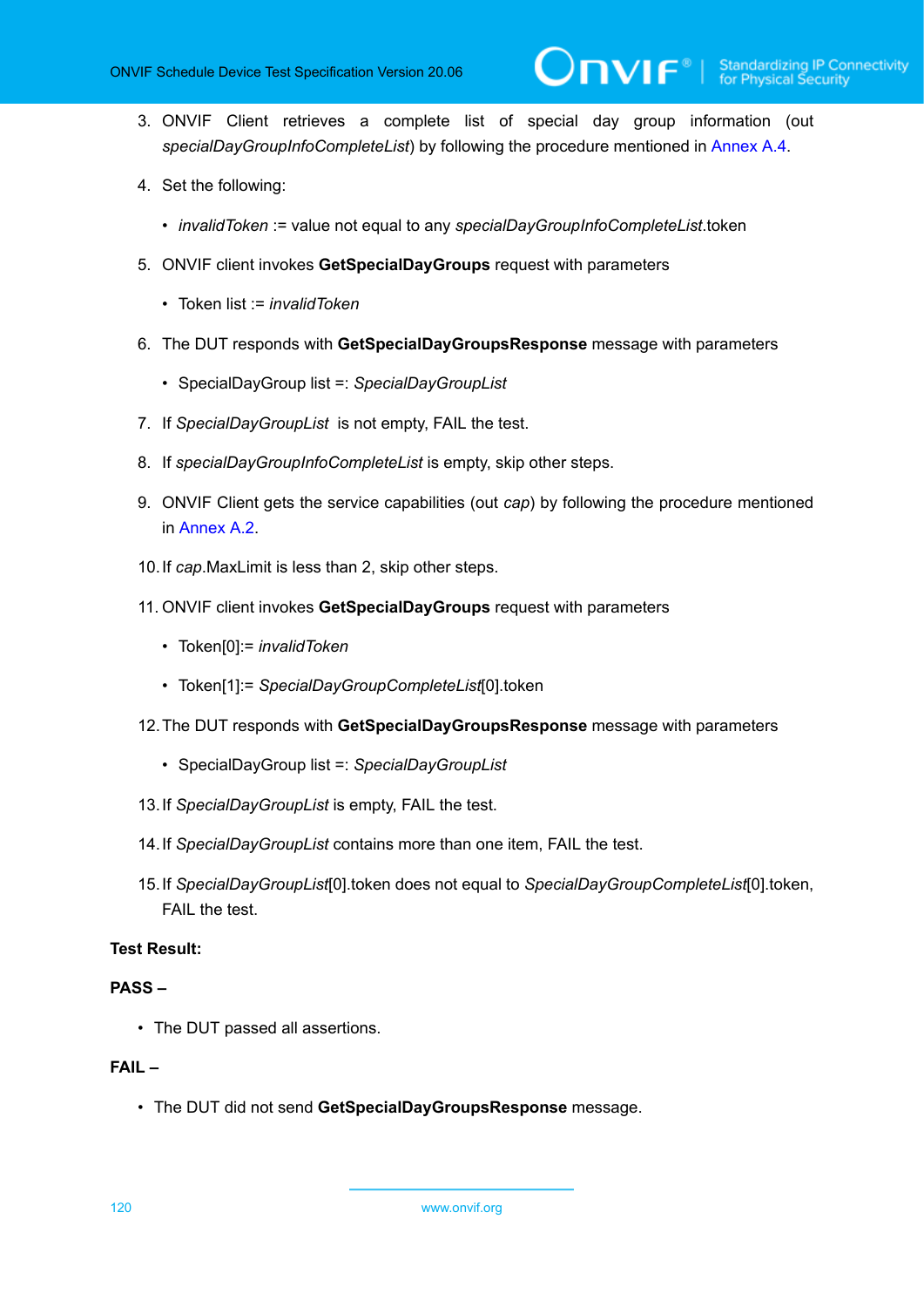3. ONVIF Client retrieves a complete list of special day group information (out *specialDayGroupInfoCompleteList*) by following the procedure mentioned in Annex A.4.

4. Set the following:

   - *invalidToken* := value not equal to any *specialDayGroupInfoCompleteList*.token

5. ONVIF client invokes **GetSpecialDayGroups** request with parameters

   - Token list := *invalidToken*

6. The DUT responds with **GetSpecialDayGroupsResponse** message with parameters

   - SpecialDayGroup list =: *SpecialDayGroupList*

7. If *SpecialDayGroupList* is not empty, FAIL the test.

8. If *specialDayGroupInfoCompleteList* is empty, skip other steps.

9. ONVIF Client gets the service capabilities (out *cap*) by following the procedure mentioned in Annex A.2.

10. If *cap*.MaxLimit is less than 2, skip other steps.

11. ONVIF client invokes **GetSpecialDayGroups** request with parameters

    - Token[0]:= *invalidToken*
    - Token[1]:= *SpecialDayGroupCompleteList*[0].token

12. The DUT responds with **GetSpecialDayGroupsResponse** message with parameters

    - SpecialDayGroup list =: *SpecialDayGroupList*

13. If *SpecialDayGroupList* is empty, FAIL the test.

14. If *SpecialDayGroupList* contains more than one item, FAIL the test.

15. If *SpecialDayGroupList*[0].token does not equal to *SpecialDayGroupCompleteList*[0].token, FAIL the test.

**Test Result:**

**PASS –**

- The DUT passed all assertions.

**FAIL –**

- The DUT did not send **GetSpecialDayGroupsResponse** message.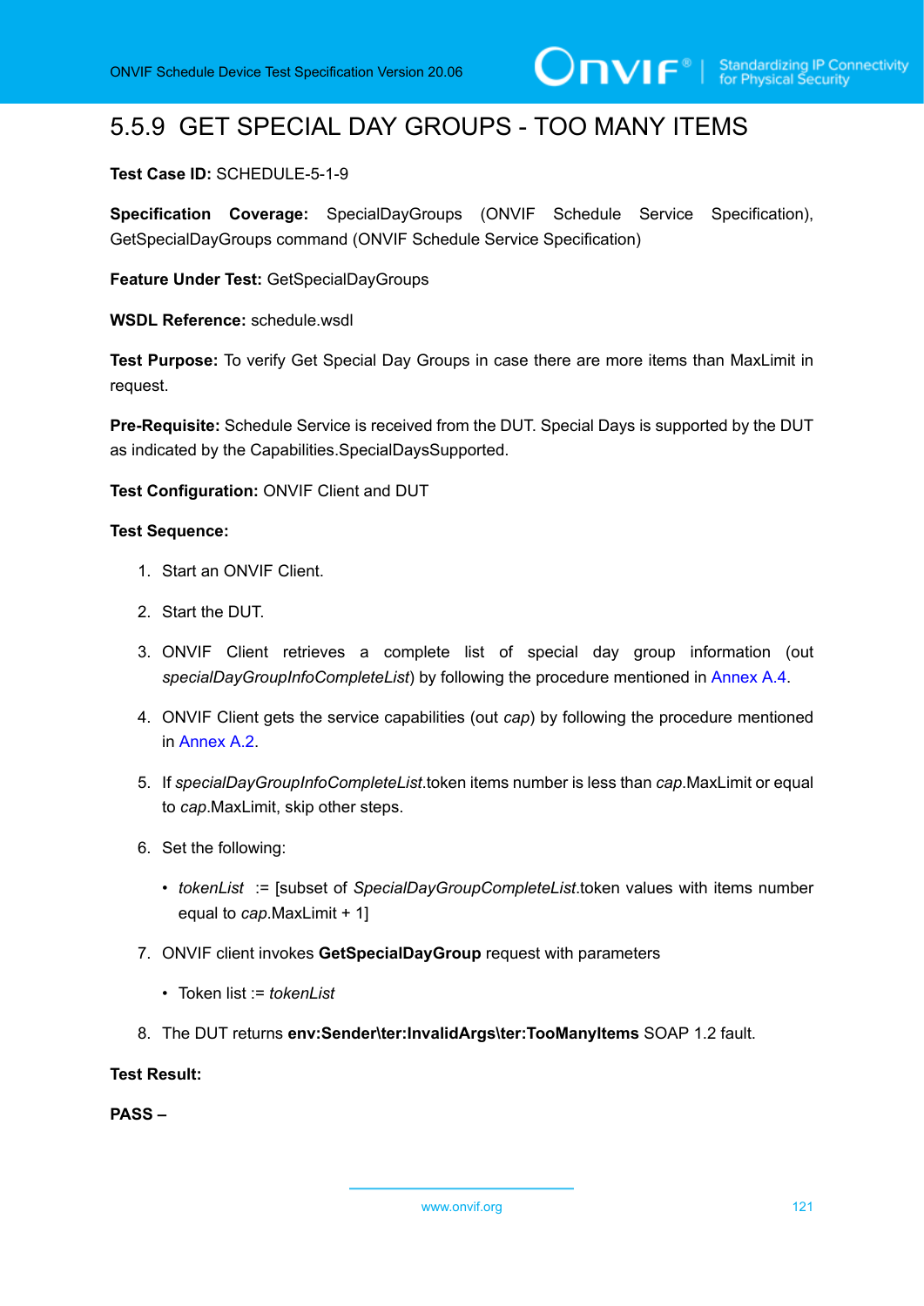### 5.5.9 GET SPECIAL DAY GROUPS - TOO MANY ITEMS

**Test Case ID:** SCHEDULE-5-1-9

**Specification Coverage:** SpecialDayGroups (ONVIF Schedule Service Specification), GetSpecialDayGroups command (ONVIF Schedule Service Specification)

**Feature Under Test:** GetSpecialDayGroups

**WSDL Reference:** schedule.wsdl

**Test Purpose:** To verify Get Special Day Groups in case there are more items than MaxLimit in request.

**Pre-Requisite:** Schedule Service is received from the DUT. Special Days is supported by the DUT as indicated by the Capabilities.SpecialDaysSupported.

**Test Configuration:** ONVIF Client and DUT

**Test Sequence:**

1. Start an ONVIF Client.
2. Start the DUT.
3. ONVIF Client retrieves a complete list of special day group information (out *specialDayGroupInfoCompleteList*) by following the procedure mentioned in Annex A.4.
4. ONVIF Client gets the service capabilities (out *cap*) by following the procedure mentioned in Annex A.2.
5. If *specialDayGroupInfoCompleteList*.token items number is less than *cap*.MaxLimit or equal to *cap*.MaxLimit, skip other steps.
6. Set the following:
   - *tokenList* := [subset of *SpecialDayGroupCompleteList*.token values with items number equal to *cap*.MaxLimit + 1]
7. ONVIF client invokes **GetSpecialDayGroup** request with parameters
   - Token list := *tokenList*
8. The DUT returns **env:Sender\ter:InvalidArgs\ter:TooManyItems** SOAP 1.2 fault.

**Test Result:**

**PASS –**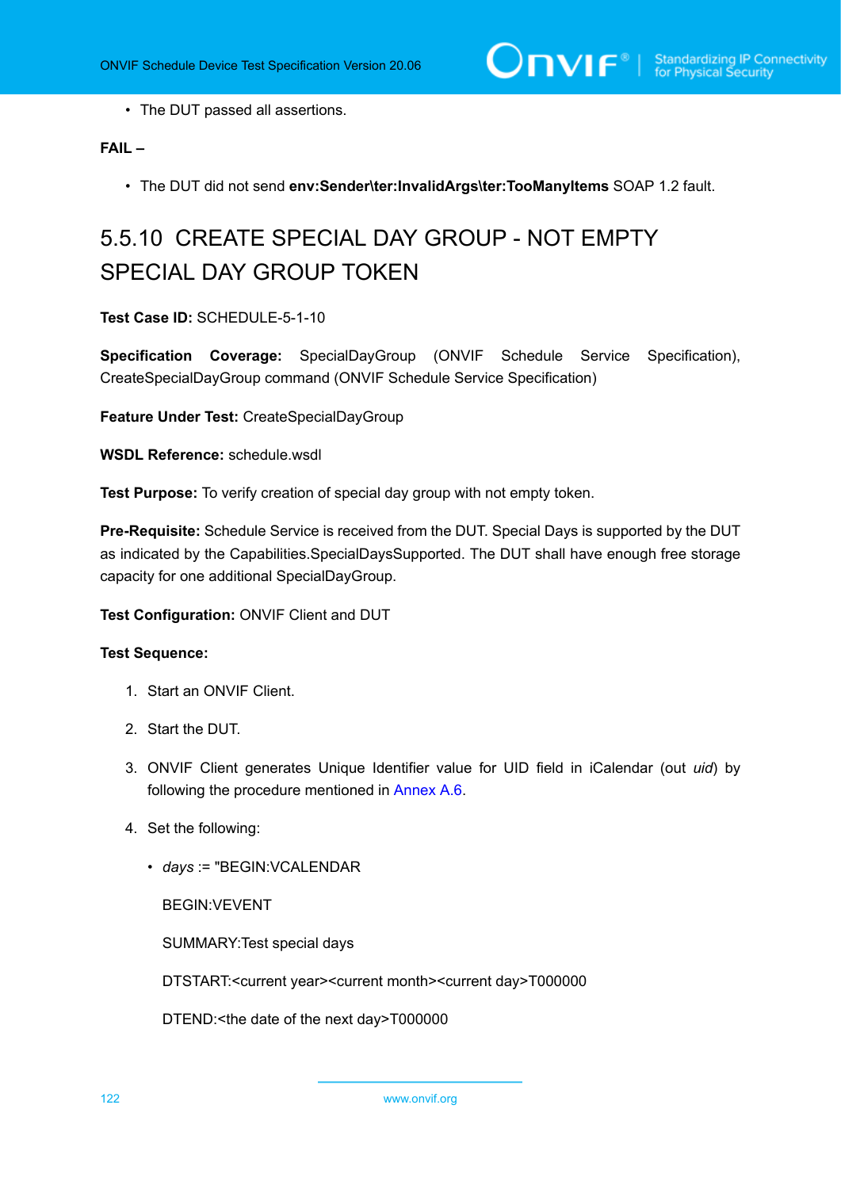- The DUT passed all assertions.

**FAIL –**

- The DUT did not send **env:Sender\ter:InvalidArgs\ter:TooManyItems** SOAP 1.2 fault.

### 5.5.10 CREATE SPECIAL DAY GROUP - NOT EMPTY SPECIAL DAY GROUP TOKEN

**Test Case ID:** SCHEDULE-5-1-10

**Specification Coverage:** SpecialDayGroup (ONVIF Schedule Service Specification), CreateSpecialDayGroup command (ONVIF Schedule Service Specification)

**Feature Under Test:** CreateSpecialDayGroup

**WSDL Reference:** schedule.wsdl

**Test Purpose:** To verify creation of special day group with not empty token.

**Pre-Requisite:** Schedule Service is received from the DUT. Special Days is supported by the DUT as indicated by the Capabilities.SpecialDaysSupported. The DUT shall have enough free storage capacity for one additional SpecialDayGroup.

**Test Configuration:** ONVIF Client and DUT

**Test Sequence:**

1. Start an ONVIF Client.
2. Start the DUT.
3. ONVIF Client generates Unique Identifier value for UID field in iCalendar (out *uid*) by following the procedure mentioned in Annex A.6.
4. Set the following:
   - *days* := "BEGIN:VCALENDAR

     BEGIN:VEVENT

     SUMMARY:Test special days

     DTSTART:<current year><current month><current day>T000000

     DTEND:<the date of the next day>T000000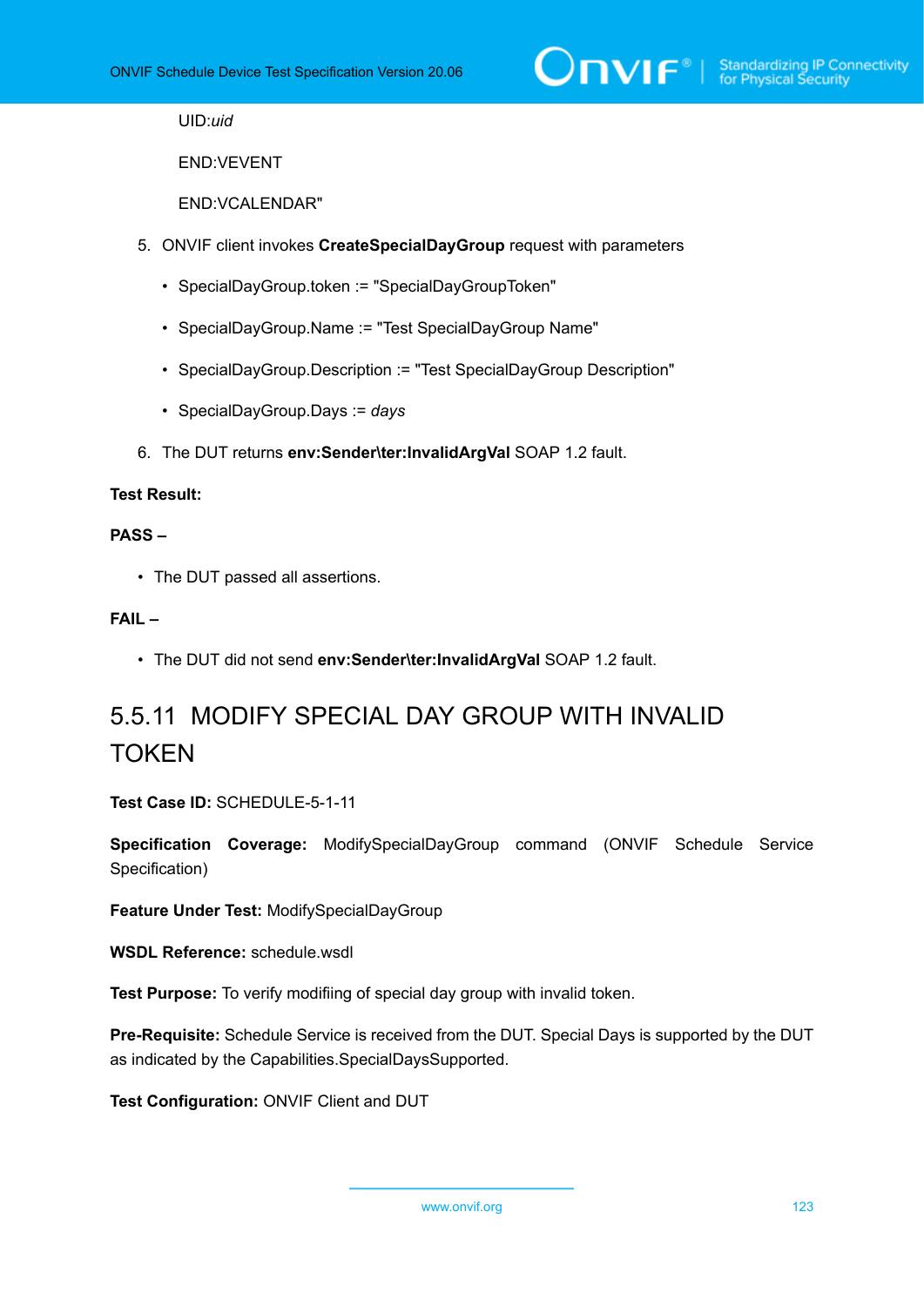UID:*uid*

END:VEVENT

END:VCALENDAR"

5. ONVIF client invokes **CreateSpecialDayGroup** request with parameters

   - SpecialDayGroup.token := "SpecialDayGroupToken"
   - SpecialDayGroup.Name := "Test SpecialDayGroup Name"
   - SpecialDayGroup.Description := "Test SpecialDayGroup Description"
   - SpecialDayGroup.Days := *days*

6. The DUT returns **env:Sender\ter:InvalidArgVal** SOAP 1.2 fault.

**Test Result:**

**PASS –**

- The DUT passed all assertions.

**FAIL –**

- The DUT did not send **env:Sender\ter:InvalidArgVal** SOAP 1.2 fault.

### 5.5.11 MODIFY SPECIAL DAY GROUP WITH INVALID TOKEN

**Test Case ID:** SCHEDULE-5-1-11

**Specification Coverage:** ModifySpecialDayGroup command (ONVIF Schedule Service Specification)

**Feature Under Test:** ModifySpecialDayGroup

**WSDL Reference:** schedule.wsdl

**Test Purpose:** To verify modifiing of special day group with invalid token.

**Pre-Requisite:** Schedule Service is received from the DUT. Special Days is supported by the DUT as indicated by the Capabilities.SpecialDaysSupported.

**Test Configuration:** ONVIF Client and DUT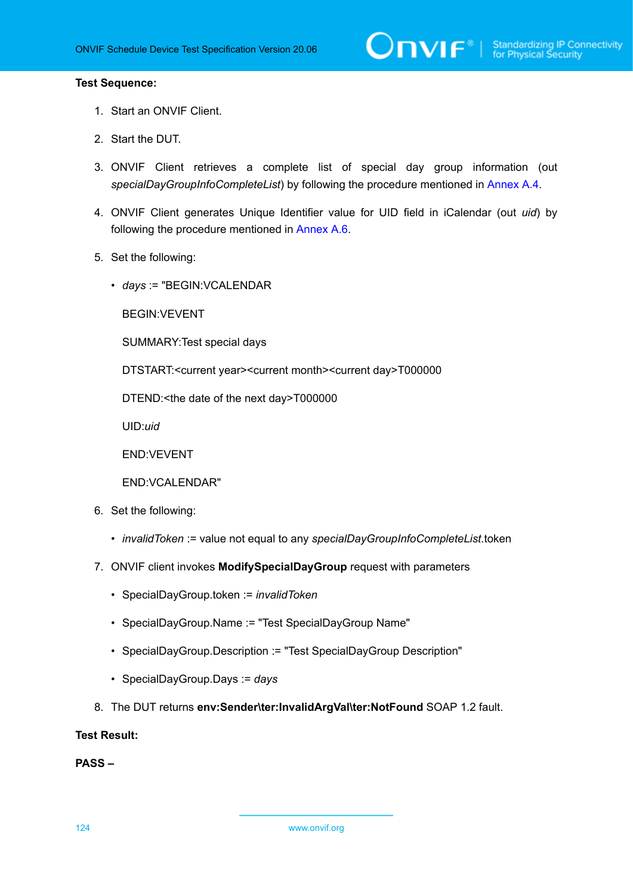**Test Sequence:**

1. Start an ONVIF Client.

2. Start the DUT.

3. ONVIF Client retrieves a complete list of special day group information (out *specialDayGroupInfoCompleteList*) by following the procedure mentioned in Annex A.4.

4. ONVIF Client generates Unique Identifier value for UID field in iCalendar (out *uid*) by following the procedure mentioned in Annex A.6.

5. Set the following:

   - *days* := "BEGIN:VCALENDAR

     BEGIN:VEVENT

     SUMMARY:Test special days

     DTSTART:<current year><current month><current day>T000000

     DTEND:<the date of the next day>T000000

     UID:*uid*

     END:VEVENT

     END:VCALENDAR"

6. Set the following:

   - *invalidToken* := value not equal to any *specialDayGroupInfoCompleteList*.token

7. ONVIF client invokes **ModifySpecialDayGroup** request with parameters

   - SpecialDayGroup.token := *invalidToken*

   - SpecialDayGroup.Name := "Test SpecialDayGroup Name"

   - SpecialDayGroup.Description := "Test SpecialDayGroup Description"

   - SpecialDayGroup.Days := *days*

8. The DUT returns **env:Sender\ter:InvalidArgVal\ter:NotFound** SOAP 1.2 fault.

**Test Result:**

**PASS –**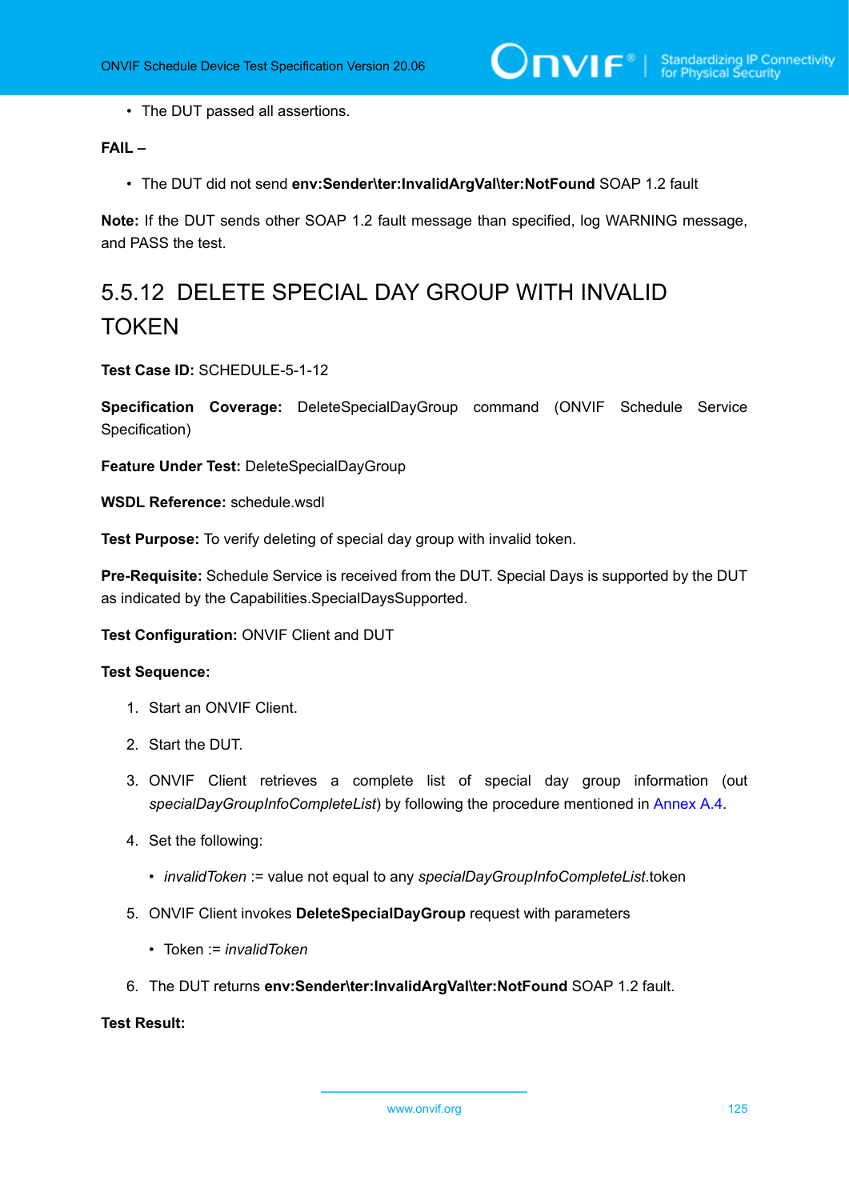- The DUT passed all assertions.

**FAIL –**

- The DUT did not send **env:Sender\ter:InvalidArgVal\ter:NotFound** SOAP 1.2 fault

**Note:** If the DUT sends other SOAP 1.2 fault message than specified, log WARNING message, and PASS the test.

## 5.5.12 DELETE SPECIAL DAY GROUP WITH INVALID TOKEN

**Test Case ID:** SCHEDULE-5-1-12

**Specification Coverage:** DeleteSpecialDayGroup command (ONVIF Schedule Service Specification)

**Feature Under Test:** DeleteSpecialDayGroup

**WSDL Reference:** schedule.wsdl

**Test Purpose:** To verify deleting of special day group with invalid token.

**Pre-Requisite:** Schedule Service is received from the DUT. Special Days is supported by the DUT as indicated by the Capabilities.SpecialDaysSupported.

**Test Configuration:** ONVIF Client and DUT

**Test Sequence:**

1. Start an ONVIF Client.
2. Start the DUT.
3. ONVIF Client retrieves a complete list of special day group information (out *specialDayGroupInfoCompleteList*) by following the procedure mentioned in Annex A.4.
4. Set the following:
   - *invalidToken* := value not equal to any *specialDayGroupInfoCompleteList*.token
5. ONVIF Client invokes **DeleteSpecialDayGroup** request with parameters
   - Token := *invalidToken*
6. The DUT returns **env:Sender\ter:InvalidArgVal\ter:NotFound** SOAP 1.2 fault.

**Test Result:**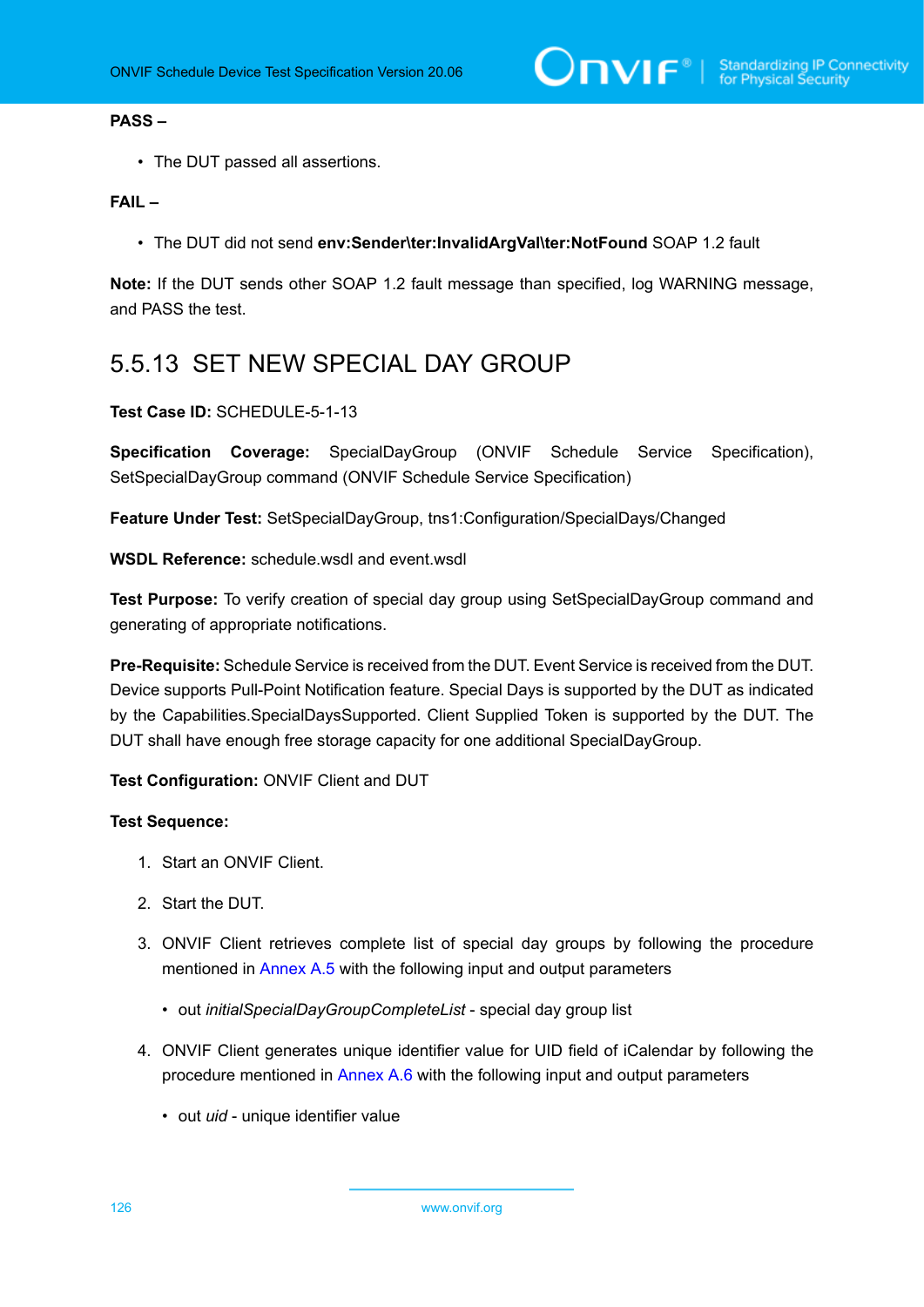**PASS –**

- The DUT passed all assertions.

**FAIL –**

- The DUT did not send **env:Sender\ter:InvalidArgVal\ter:NotFound** SOAP 1.2 fault

**Note:** If the DUT sends other SOAP 1.2 fault message than specified, log WARNING message, and PASS the test.

## 5.5.13 SET NEW SPECIAL DAY GROUP

**Test Case ID:** SCHEDULE-5-1-13

**Specification Coverage:** SpecialDayGroup (ONVIF Schedule Service Specification), SetSpecialDayGroup command (ONVIF Schedule Service Specification)

**Feature Under Test:** SetSpecialDayGroup, tns1:Configuration/SpecialDays/Changed

**WSDL Reference:** schedule.wsdl and event.wsdl

**Test Purpose:** To verify creation of special day group using SetSpecialDayGroup command and generating of appropriate notifications.

**Pre-Requisite:** Schedule Service is received from the DUT. Event Service is received from the DUT. Device supports Pull-Point Notification feature. Special Days is supported by the DUT as indicated by the Capabilities.SpecialDaysSupported. Client Supplied Token is supported by the DUT. The DUT shall have enough free storage capacity for one additional SpecialDayGroup.

**Test Configuration:** ONVIF Client and DUT

**Test Sequence:**

1. Start an ONVIF Client.
2. Start the DUT.
3. ONVIF Client retrieves complete list of special day groups by following the procedure mentioned in Annex A.5 with the following input and output parameters
   - out *initialSpecialDayGroupCompleteList* - special day group list
4. ONVIF Client generates unique identifier value for UID field of iCalendar by following the procedure mentioned in Annex A.6 with the following input and output parameters
   - out *uid* - unique identifier value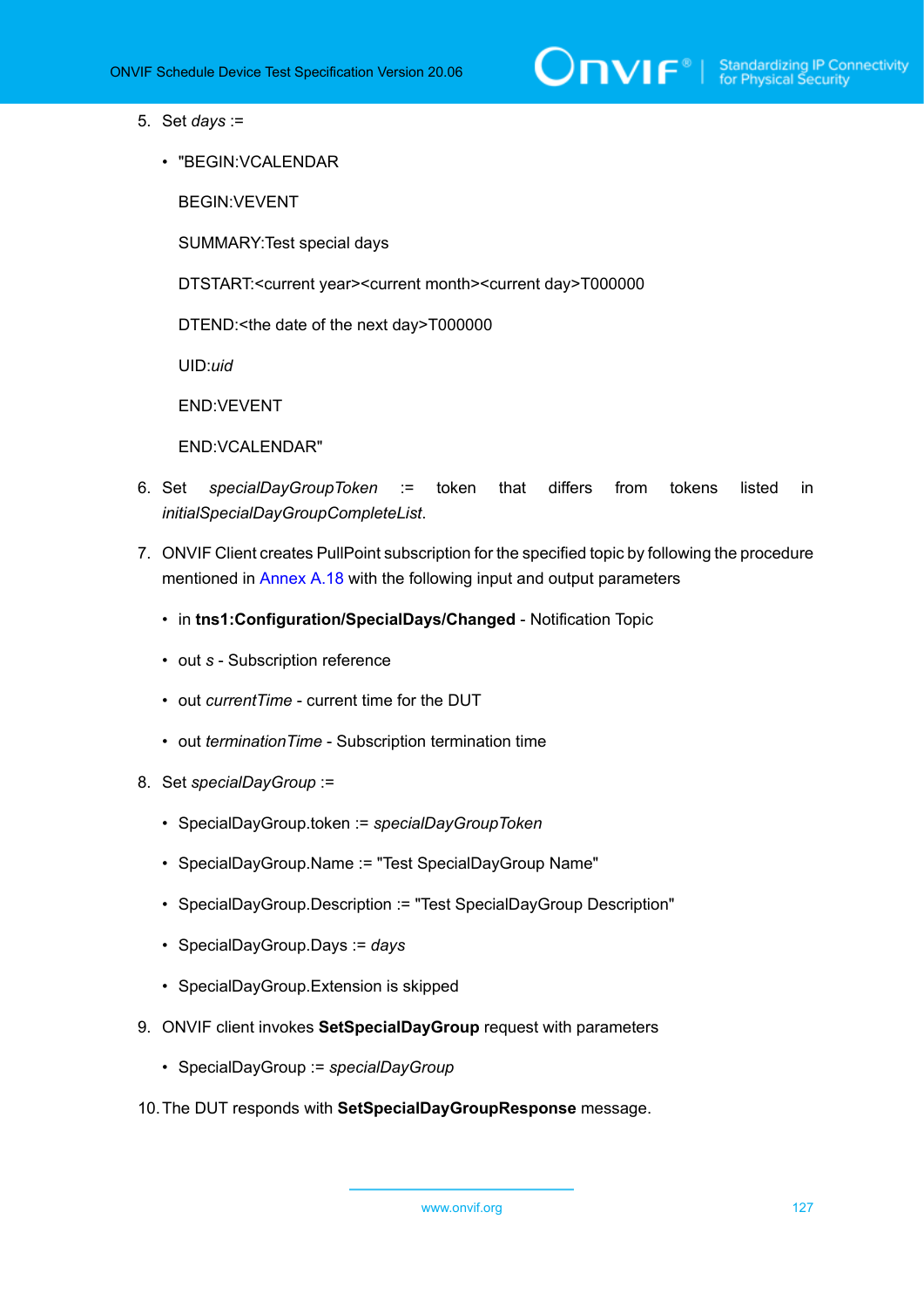5. Set *days* :=

   - "BEGIN:VCALENDAR

     BEGIN:VEVENT

     SUMMARY:Test special days

     DTSTART:<current year><current month><current day>T000000

     DTEND:<the date of the next day>T000000

     UID:*uid*

     END:VEVENT

     END:VCALENDAR"

6. Set *specialDayGroupToken* := token that differs from tokens listed in *initialSpecialDayGroupCompleteList*.

7. ONVIF Client creates PullPoint subscription for the specified topic by following the procedure mentioned in Annex A.18 with the following input and output parameters

   - in **tns1:Configuration/SpecialDays/Changed** - Notification Topic
   - out *s* - Subscription reference
   - out *currentTime* - current time for the DUT
   - out *terminationTime* - Subscription termination time

8. Set *specialDayGroup* :=

   - SpecialDayGroup.token := *specialDayGroupToken*
   - SpecialDayGroup.Name := "Test SpecialDayGroup Name"
   - SpecialDayGroup.Description := "Test SpecialDayGroup Description"
   - SpecialDayGroup.Days := *days*
   - SpecialDayGroup.Extension is skipped

9. ONVIF client invokes **SetSpecialDayGroup** request with parameters

   - SpecialDayGroup := *specialDayGroup*

10. The DUT responds with **SetSpecialDayGroupResponse** message.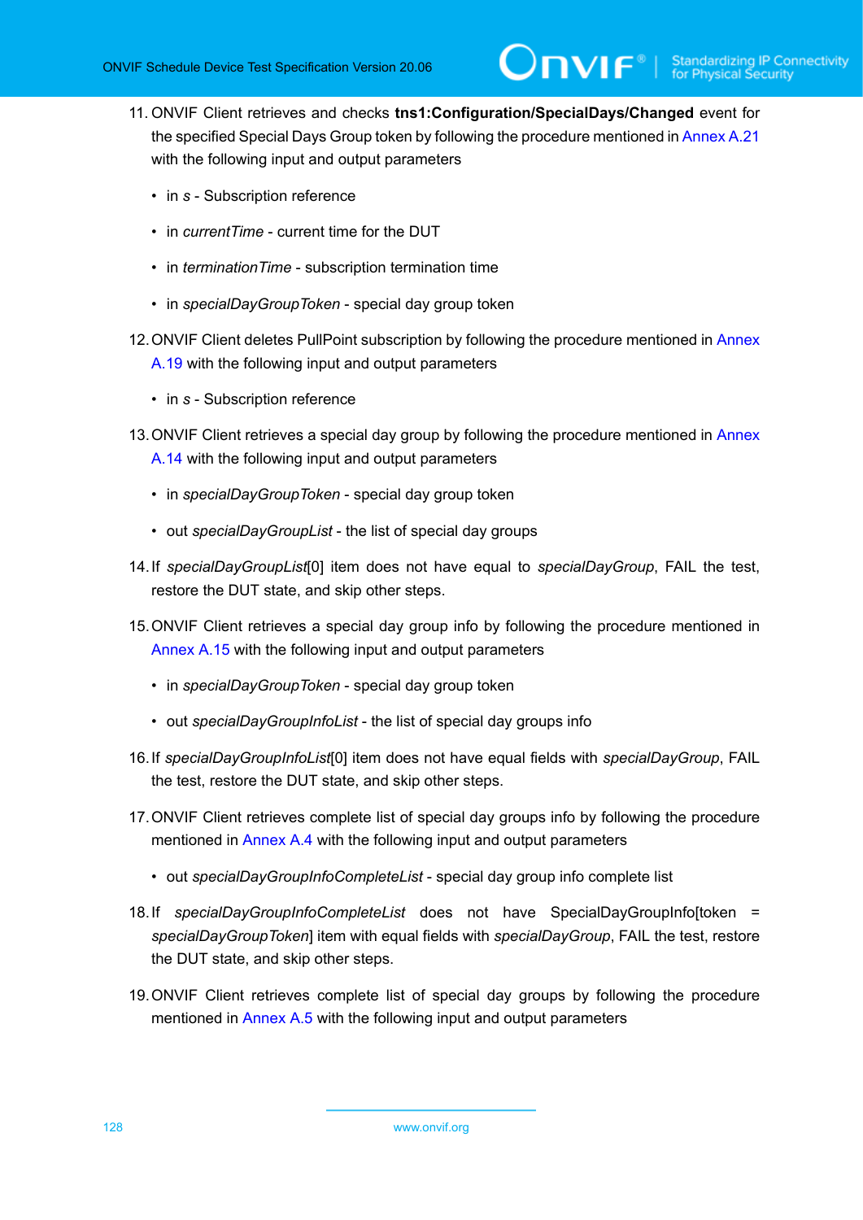11. ONVIF Client retrieves and checks **tns1:Configuration/SpecialDays/Changed** event for the specified Special Days Group token by following the procedure mentioned in Annex A.21 with the following input and output parameters

    - in *s* - Subscription reference
    - in *currentTime* - current time for the DUT
    - in *terminationTime* - subscription termination time
    - in *specialDayGroupToken* - special day group token

12. ONVIF Client deletes PullPoint subscription by following the procedure mentioned in Annex A.19 with the following input and output parameters

    - in *s* - Subscription reference

13. ONVIF Client retrieves a special day group by following the procedure mentioned in Annex A.14 with the following input and output parameters

    - in *specialDayGroupToken* - special day group token
    - out *specialDayGroupList* - the list of special day groups

14. If *specialDayGroupList*[0] item does not have equal to *specialDayGroup*, FAIL the test, restore the DUT state, and skip other steps.

15. ONVIF Client retrieves a special day group info by following the procedure mentioned in Annex A.15 with the following input and output parameters

    - in *specialDayGroupToken* - special day group token
    - out *specialDayGroupInfoList* - the list of special day groups info

16. If *specialDayGroupInfoList*[0] item does not have equal fields with *specialDayGroup*, FAIL the test, restore the DUT state, and skip other steps.

17. ONVIF Client retrieves complete list of special day groups info by following the procedure mentioned in Annex A.4 with the following input and output parameters

    - out *specialDayGroupInfoCompleteList* - special day group info complete list

18. If *specialDayGroupInfoCompleteList* does not have SpecialDayGroupInfo[token = *specialDayGroupToken*] item with equal fields with *specialDayGroup*, FAIL the test, restore the DUT state, and skip other steps.

19. ONVIF Client retrieves complete list of special day groups by following the procedure mentioned in Annex A.5 with the following input and output parameters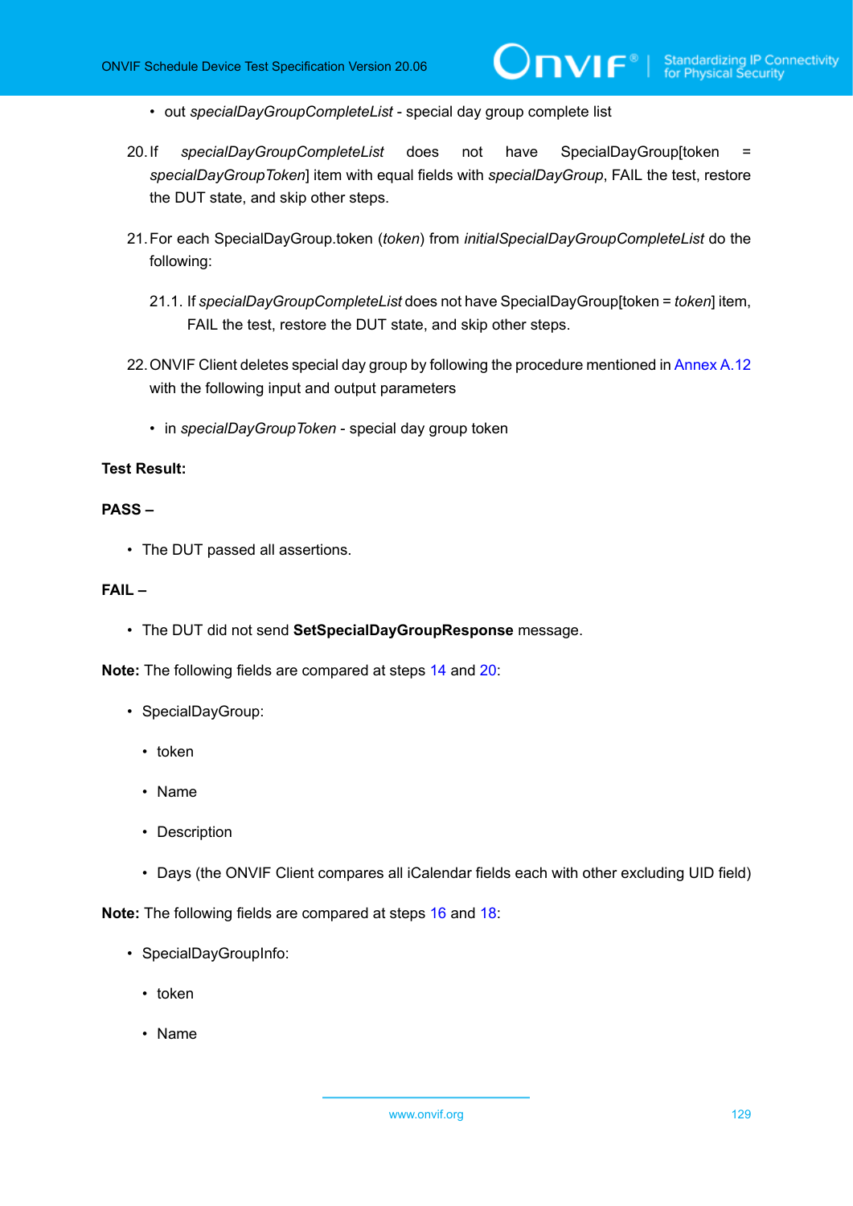- out *specialDayGroupCompleteList* - special day group complete list

20. If *specialDayGroupCompleteList* does not have SpecialDayGroup[token = *specialDayGroupToken*] item with equal fields with *specialDayGroup*, FAIL the test, restore the DUT state, and skip other steps.

21. For each SpecialDayGroup.token (*token*) from *initialSpecialDayGroupCompleteList* do the following:

    21.1. If *specialDayGroupCompleteList* does not have SpecialDayGroup[token = *token*] item, FAIL the test, restore the DUT state, and skip other steps.

22. ONVIF Client deletes special day group by following the procedure mentioned in Annex A.12 with the following input and output parameters

    - in *specialDayGroupToken* - special day group token

**Test Result:**

**PASS –**

- The DUT passed all assertions.

**FAIL –**

- The DUT did not send **SetSpecialDayGroupResponse** message.

**Note:** The following fields are compared at steps 14 and 20:

- SpecialDayGroup:
  - token
  - Name
  - Description
  - Days (the ONVIF Client compares all iCalendar fields each with other excluding UID field)

**Note:** The following fields are compared at steps 16 and 18:

- SpecialDayGroupInfo:
  - token
  - Name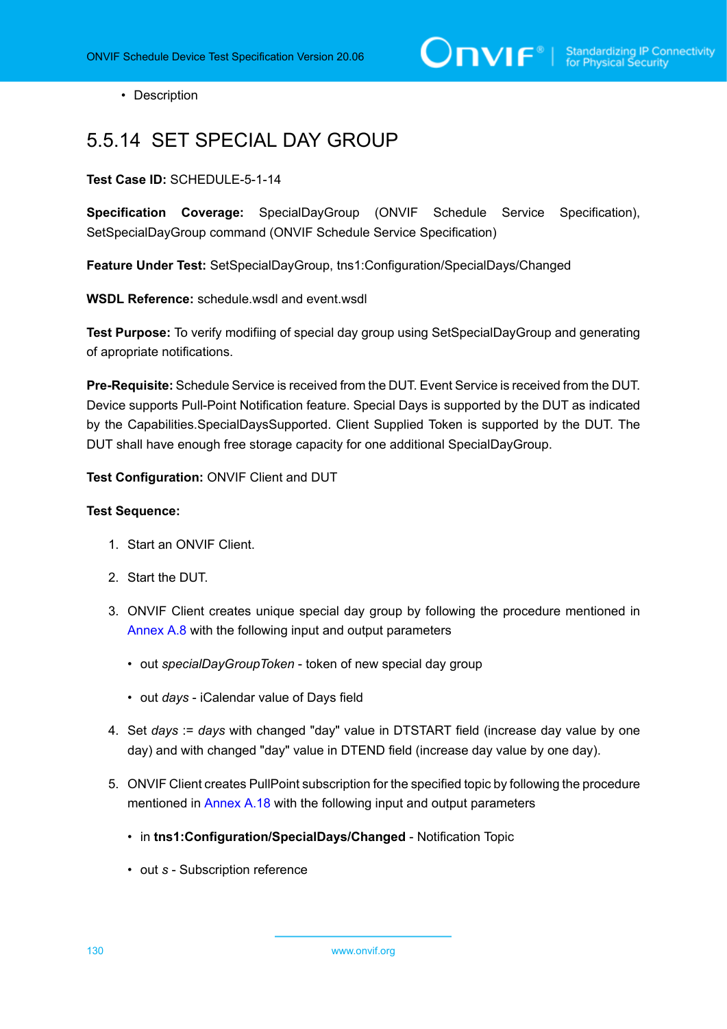- Description

## 5.5.14 SET SPECIAL DAY GROUP

**Test Case ID:** SCHEDULE-5-1-14

**Specification Coverage:** SpecialDayGroup (ONVIF Schedule Service Specification), SetSpecialDayGroup command (ONVIF Schedule Service Specification)

**Feature Under Test:** SetSpecialDayGroup, tns1:Configuration/SpecialDays/Changed

**WSDL Reference:** schedule.wsdl and event.wsdl

**Test Purpose:** To verify modifiing of special day group using SetSpecialDayGroup and generating of apropriate notifications.

**Pre-Requisite:** Schedule Service is received from the DUT. Event Service is received from the DUT. Device supports Pull-Point Notification feature. Special Days is supported by the DUT as indicated by the Capabilities.SpecialDaysSupported. Client Supplied Token is supported by the DUT. The DUT shall have enough free storage capacity for one additional SpecialDayGroup.

**Test Configuration:** ONVIF Client and DUT

**Test Sequence:**

1. Start an ONVIF Client.
2. Start the DUT.
3. ONVIF Client creates unique special day group by following the procedure mentioned in Annex A.8 with the following input and output parameters
   - out *specialDayGroupToken* - token of new special day group
   - out *days* - iCalendar value of Days field
4. Set *days* := *days* with changed "day" value in DTSTART field (increase day value by one day) and with changed "day" value in DTEND field (increase day value by one day).
5. ONVIF Client creates PullPoint subscription for the specified topic by following the procedure mentioned in Annex A.18 with the following input and output parameters
   - in **tns1:Configuration/SpecialDays/Changed** - Notification Topic
   - out *s* - Subscription reference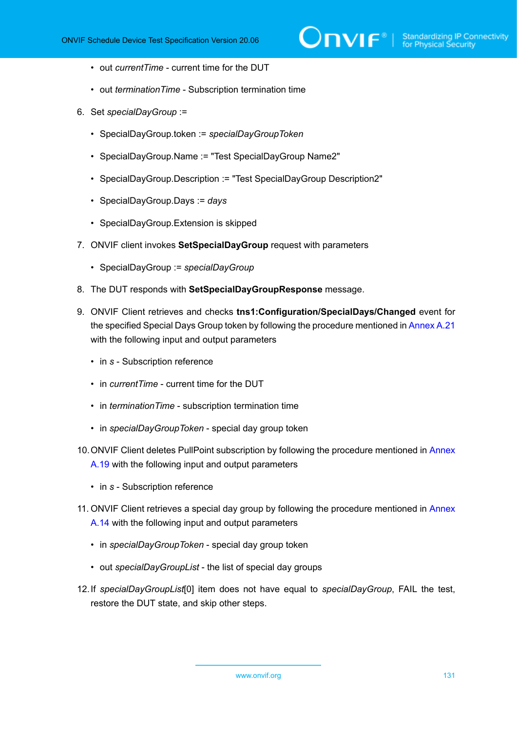- out *currentTime* - current time for the DUT

- out *terminationTime* - Subscription termination time

6. Set *specialDayGroup* :=

   - SpecialDayGroup.token := *specialDayGroupToken*

   - SpecialDayGroup.Name := "Test SpecialDayGroup Name2"

   - SpecialDayGroup.Description := "Test SpecialDayGroup Description2"

   - SpecialDayGroup.Days := *days*

   - SpecialDayGroup.Extension is skipped

7. ONVIF client invokes **SetSpecialDayGroup** request with parameters

   - SpecialDayGroup := *specialDayGroup*

8. The DUT responds with **SetSpecialDayGroupResponse** message.

9. ONVIF Client retrieves and checks **tns1:Configuration/SpecialDays/Changed** event for the specified Special Days Group token by following the procedure mentioned in Annex A.21 with the following input and output parameters

   - in *s* - Subscription reference

   - in *currentTime* - current time for the DUT

   - in *terminationTime* - subscription termination time

   - in *specialDayGroupToken* - special day group token

10. ONVIF Client deletes PullPoint subscription by following the procedure mentioned in Annex A.19 with the following input and output parameters

    - in *s* - Subscription reference

11. ONVIF Client retrieves a special day group by following the procedure mentioned in Annex A.14 with the following input and output parameters

    - in *specialDayGroupToken* - special day group token

    - out *specialDayGroupList* - the list of special day groups

12. If *specialDayGroupList*[0] item does not have equal to *specialDayGroup*, FAIL the test, restore the DUT state, and skip other steps.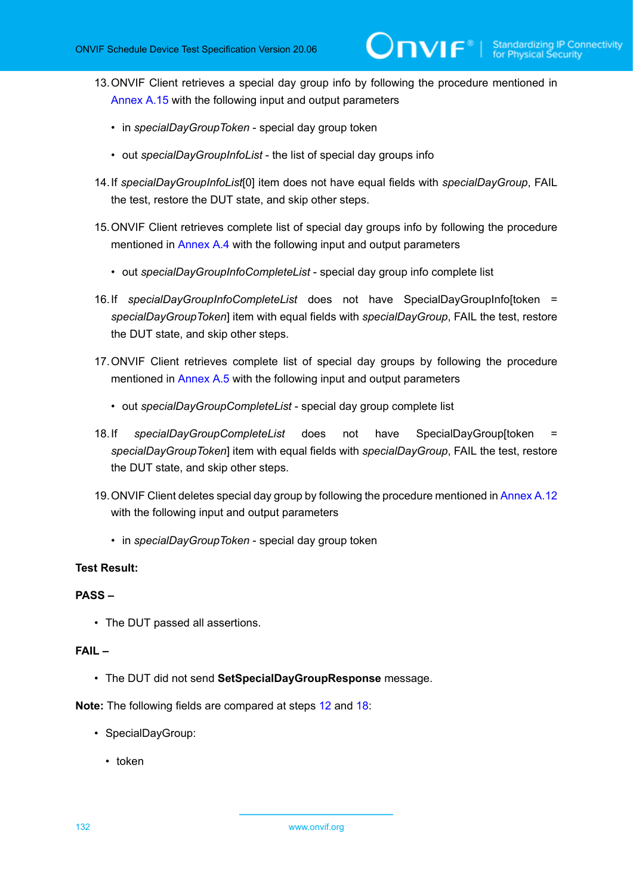13. ONVIF Client retrieves a special day group info by following the procedure mentioned in Annex A.15 with the following input and output parameters

    - in *specialDayGroupToken* - special day group token

    - out *specialDayGroupInfoList* - the list of special day groups info

14. If *specialDayGroupInfoList*[0] item does not have equal fields with *specialDayGroup*, FAIL the test, restore the DUT state, and skip other steps.

15. ONVIF Client retrieves complete list of special day groups info by following the procedure mentioned in Annex A.4 with the following input and output parameters

    - out *specialDayGroupInfoCompleteList* - special day group info complete list

16. If *specialDayGroupInfoCompleteList* does not have SpecialDayGroupInfo[token = *specialDayGroupToken*] item with equal fields with *specialDayGroup*, FAIL the test, restore the DUT state, and skip other steps.

17. ONVIF Client retrieves complete list of special day groups by following the procedure mentioned in Annex A.5 with the following input and output parameters

    - out *specialDayGroupCompleteList* - special day group complete list

18. If *specialDayGroupCompleteList* does not have SpecialDayGroup[token = *specialDayGroupToken*] item with equal fields with *specialDayGroup*, FAIL the test, restore the DUT state, and skip other steps.

19. ONVIF Client deletes special day group by following the procedure mentioned in Annex A.12 with the following input and output parameters

    - in *specialDayGroupToken* - special day group token

**Test Result:**

**PASS –**

- The DUT passed all assertions.

**FAIL –**

- The DUT did not send **SetSpecialDayGroupResponse** message.

**Note:** The following fields are compared at steps 12 and 18:

- SpecialDayGroup:

    - token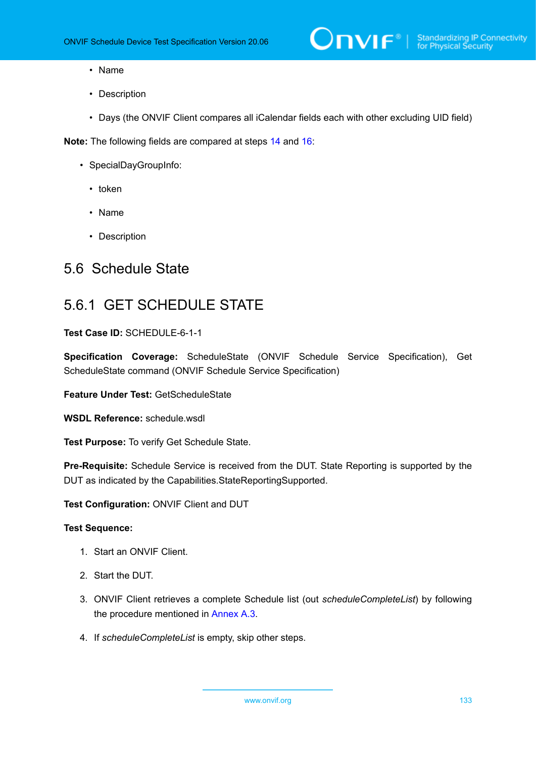- Name
- Description
- Days (the ONVIF Client compares all iCalendar fields each with other excluding UID field)

**Note:** The following fields are compared at steps 14 and 16:

- SpecialDayGroupInfo:
  - token
  - Name
  - Description

## 5.6 Schedule State

### 5.6.1 GET SCHEDULE STATE

**Test Case ID:** SCHEDULE-6-1-1

**Specification Coverage:** ScheduleState (ONVIF Schedule Service Specification), Get ScheduleState command (ONVIF Schedule Service Specification)

**Feature Under Test:** GetScheduleState

**WSDL Reference:** schedule.wsdl

**Test Purpose:** To verify Get Schedule State.

**Pre-Requisite:** Schedule Service is received from the DUT. State Reporting is supported by the DUT as indicated by the Capabilities.StateReportingSupported.

**Test Configuration:** ONVIF Client and DUT

**Test Sequence:**

1. Start an ONVIF Client.
2. Start the DUT.
3. ONVIF Client retrieves a complete Schedule list (out *scheduleCompleteList*) by following the procedure mentioned in Annex A.3.
4. If *scheduleCompleteList* is empty, skip other steps.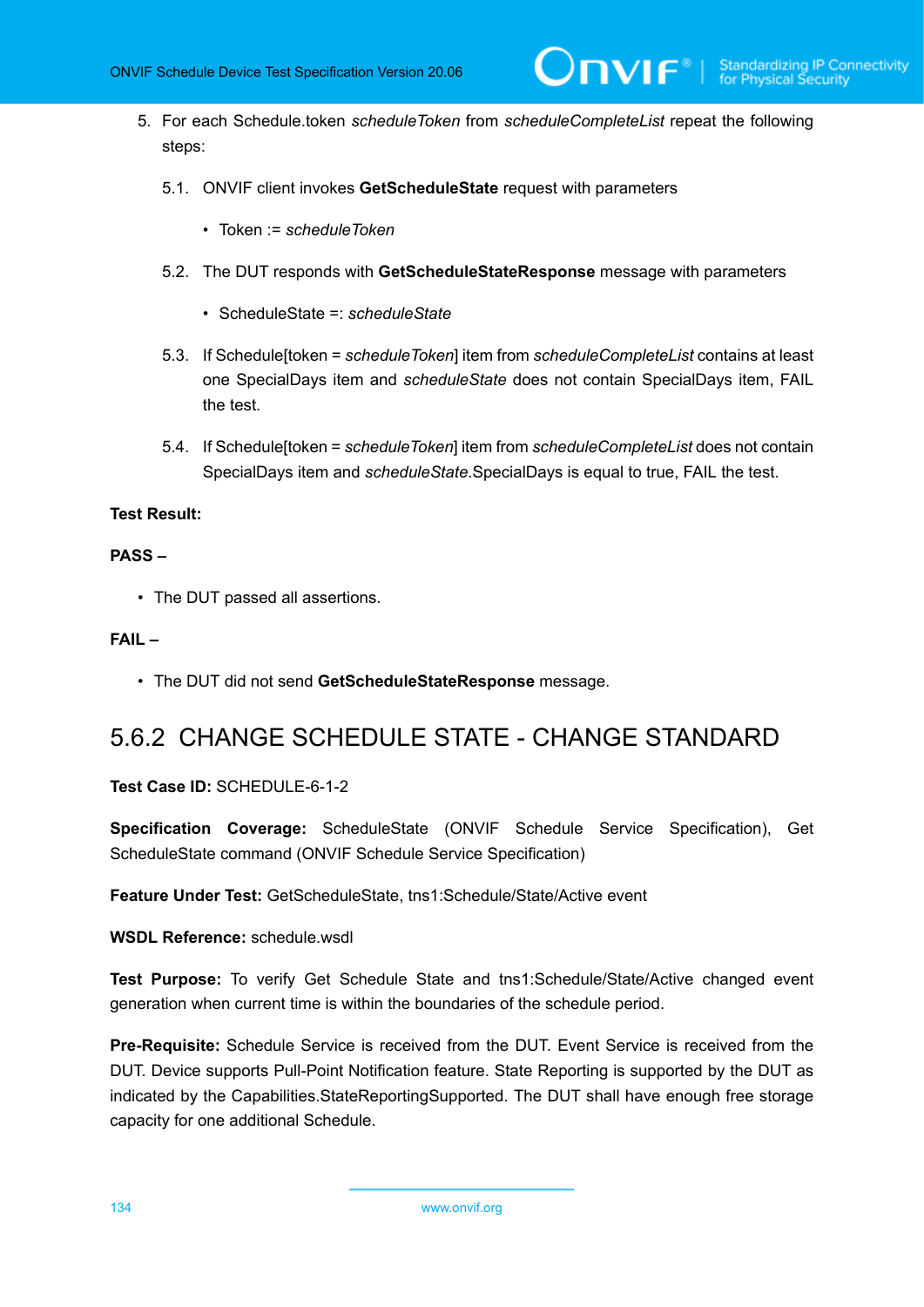5. For each Schedule.token *scheduleToken* from *scheduleCompleteList* repeat the following steps:

   5.1. ONVIF client invokes **GetScheduleState** request with parameters

   - Token := *scheduleToken*

   5.2. The DUT responds with **GetScheduleStateResponse** message with parameters

   - ScheduleState =: *scheduleState*

   5.3. If Schedule[token = *scheduleToken*] item from *scheduleCompleteList* contains at least one SpecialDays item and *scheduleState* does not contain SpecialDays item, FAIL the test.

   5.4. If Schedule[token = *scheduleToken*] item from *scheduleCompleteList* does not contain SpecialDays item and *scheduleState*.SpecialDays is equal to true, FAIL the test.

**Test Result:**

**PASS –**

- The DUT passed all assertions.

**FAIL –**

- The DUT did not send **GetScheduleStateResponse** message.

## 5.6.2 CHANGE SCHEDULE STATE - CHANGE STANDARD

**Test Case ID:** SCHEDULE-6-1-2

**Specification Coverage:** ScheduleState (ONVIF Schedule Service Specification), Get ScheduleState command (ONVIF Schedule Service Specification)

**Feature Under Test:** GetScheduleState, tns1:Schedule/State/Active event

**WSDL Reference:** schedule.wsdl

**Test Purpose:** To verify Get Schedule State and tns1:Schedule/State/Active changed event generation when current time is within the boundaries of the schedule period.

**Pre-Requisite:** Schedule Service is received from the DUT. Event Service is received from the DUT. Device supports Pull-Point Notification feature. State Reporting is supported by the DUT as indicated by the Capabilities.StateReportingSupported. The DUT shall have enough free storage capacity for one additional Schedule.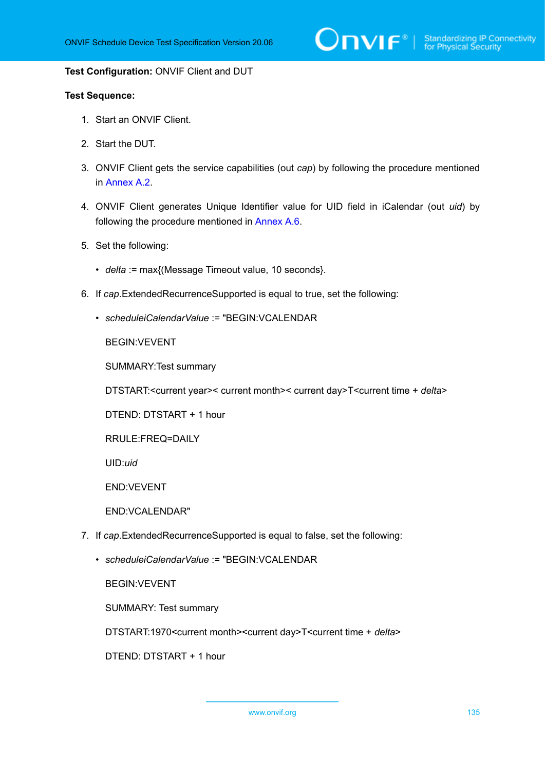**Test Configuration:** ONVIF Client and DUT

**Test Sequence:**

1. Start an ONVIF Client.

2. Start the DUT.

3. ONVIF Client gets the service capabilities (out *cap*) by following the procedure mentioned in Annex A.2.

4. ONVIF Client generates Unique Identifier value for UID field in iCalendar (out *uid*) by following the procedure mentioned in Annex A.6.

5. Set the following:

   - *delta* := max{(Message Timeout value, 10 seconds}.

6. If *cap*.ExtendedRecurrenceSupported is equal to true, set the following:

   - *scheduleiCalendarValue* := "BEGIN:VCALENDAR

     BEGIN:VEVENT

     SUMMARY:Test summary

     DTSTART:<current year>< current month>< current day>T<current time + *delta*>

     DTEND: DTSTART + 1 hour

     RRULE:FREQ=DAILY

     UID:*uid*

     END:VEVENT

     END:VCALENDAR"

7. If *cap*.ExtendedRecurrenceSupported is equal to false, set the following:

   - *scheduleiCalendarValue* := "BEGIN:VCALENDAR

     BEGIN:VEVENT

     SUMMARY: Test summary

     DTSTART:1970<current month><current day>T<current time + *delta*>

     DTEND: DTSTART + 1 hour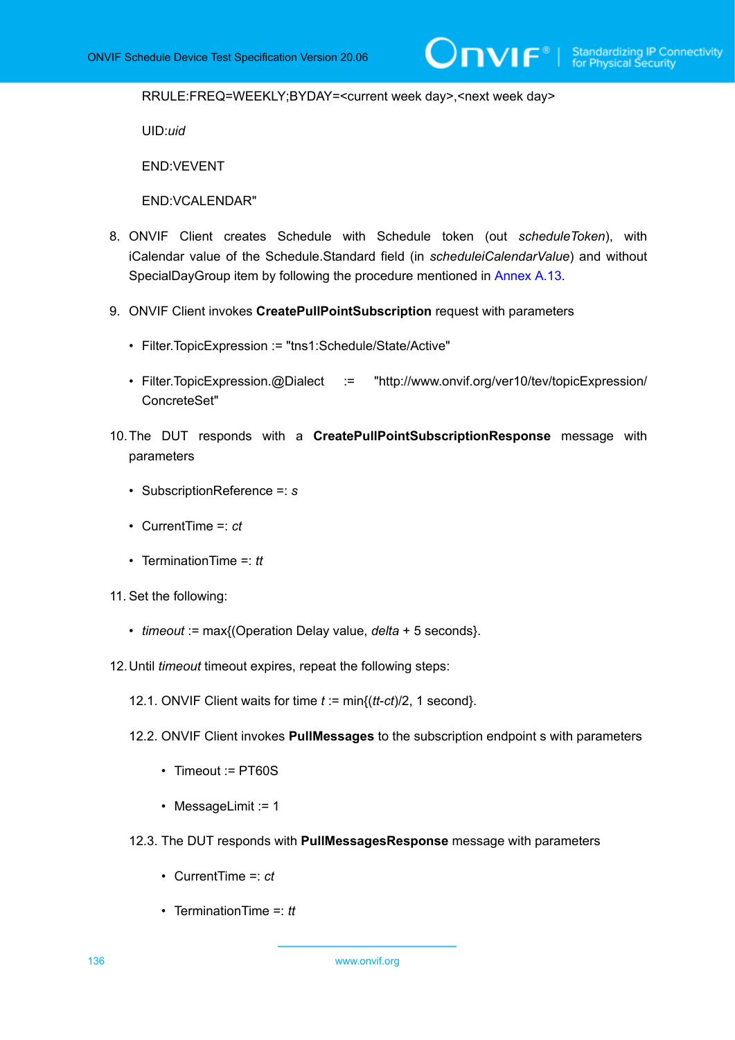RRULE:FREQ=WEEKLY;BYDAY=<current week day>,<next week day>

UID:*uid*

END:VEVENT

END:VCALENDAR"

8. ONVIF Client creates Schedule with Schedule token (out *scheduleToken*), with iCalendar value of the Schedule.Standard field (in *scheduleiCalendarValue*) and without SpecialDayGroup item by following the procedure mentioned in Annex A.13.

9. ONVIF Client invokes **CreatePullPointSubscription** request with parameters

   - Filter.TopicExpression := "tns1:Schedule/State/Active"
   - Filter.TopicExpression.@Dialect := "http://www.onvif.org/ver10/tev/topicExpression/ConcreteSet"

10. The DUT responds with a **CreatePullPointSubscriptionResponse** message with parameters

    - SubscriptionReference =: *s*
    - CurrentTime =: *ct*
    - TerminationTime =: *tt*

11. Set the following:

    - *timeout* := max{(Operation Delay value, *delta* + 5 seconds}.

12. Until *timeout* timeout expires, repeat the following steps:

    12.1. ONVIF Client waits for time *t* := min{(*tt*-*ct*)/2, 1 second}.

    12.2. ONVIF Client invokes **PullMessages** to the subscription endpoint s with parameters

    - Timeout := PT60S
    - MessageLimit := 1

    12.3. The DUT responds with **PullMessagesResponse** message with parameters

    - CurrentTime =: *ct*
    - TerminationTime =: *tt*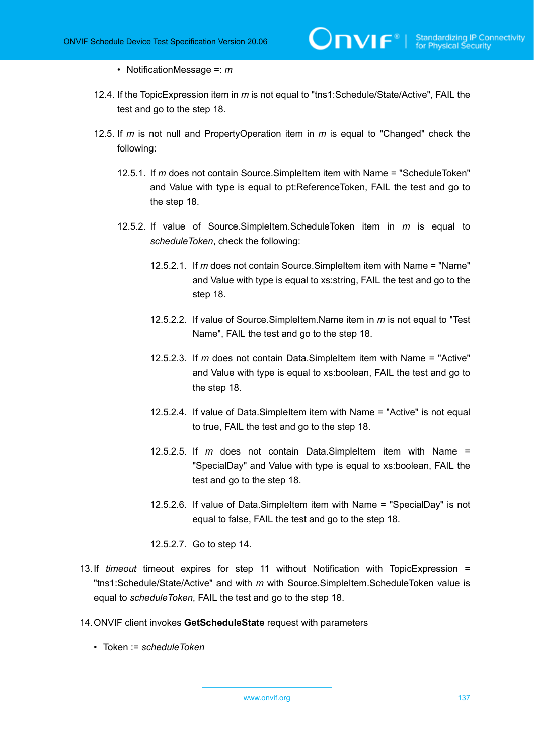- NotificationMessage =: *m*

12.4. If the TopicExpression item in *m* is not equal to "tns1:Schedule/State/Active", FAIL the test and go to the step 18.

12.5. If *m* is not null and PropertyOperation item in *m* is equal to "Changed" check the following:

12.5.1. If *m* does not contain Source.SimpleItem item with Name = "ScheduleToken" and Value with type is equal to pt:ReferenceToken, FAIL the test and go to the step 18.

12.5.2. If value of Source.SimpleItem.ScheduleToken item in *m* is equal to *scheduleToken*, check the following:

12.5.2.1. If *m* does not contain Source.SimpleItem item with Name = "Name" and Value with type is equal to xs:string, FAIL the test and go to the step 18.

12.5.2.2. If value of Source.SimpleItem.Name item in *m* is not equal to "Test Name", FAIL the test and go to the step 18.

12.5.2.3. If *m* does not contain Data.SimpleItem item with Name = "Active" and Value with type is equal to xs:boolean, FAIL the test and go to the step 18.

12.5.2.4. If value of Data.SimpleItem item with Name = "Active" is not equal to true, FAIL the test and go to the step 18.

12.5.2.5. If *m* does not contain Data.SimpleItem item with Name = "SpecialDay" and Value with type is equal to xs:boolean, FAIL the test and go to the step 18.

12.5.2.6. If value of Data.SimpleItem item with Name = "SpecialDay" is not equal to false, FAIL the test and go to the step 18.

12.5.2.7. Go to step 14.

13. If *timeout* timeout expires for step 11 without Notification with TopicExpression = "tns1:Schedule/State/Active" and with *m* with Source.SimpleItem.ScheduleToken value is equal to *scheduleToken*, FAIL the test and go to the step 18.

14. ONVIF client invokes **GetScheduleState** request with parameters

- Token := *scheduleToken*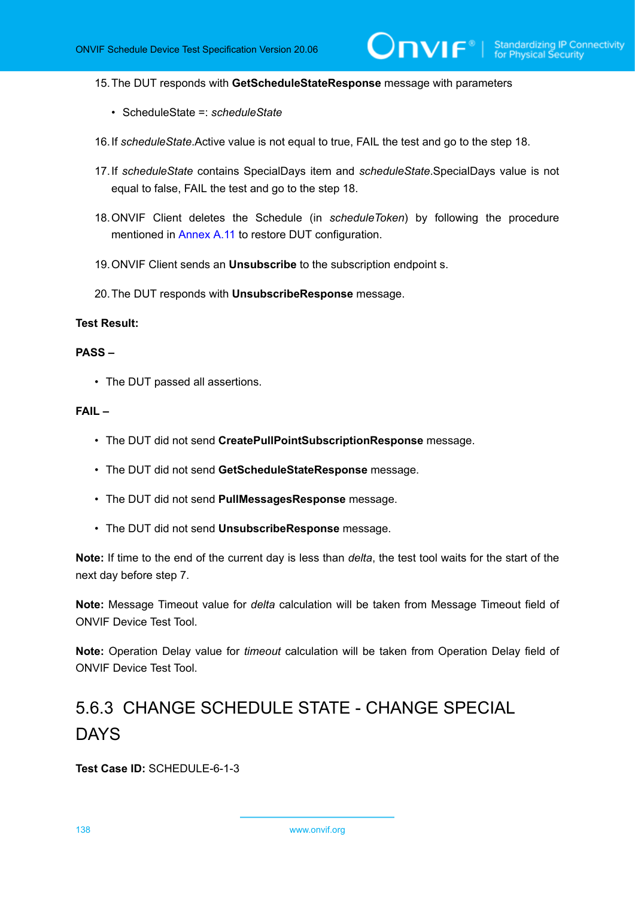15. The DUT responds with **GetScheduleStateResponse** message with parameters

    - ScheduleState =: *scheduleState*

16. If *scheduleState*.Active value is not equal to true, FAIL the test and go to the step 18.

17. If *scheduleState* contains SpecialDays item and *scheduleState*.SpecialDays value is not equal to false, FAIL the test and go to the step 18.

18. ONVIF Client deletes the Schedule (in *scheduleToken*) by following the procedure mentioned in Annex A.11 to restore DUT configuration.

19. ONVIF Client sends an **Unsubscribe** to the subscription endpoint s.

20. The DUT responds with **UnsubscribeResponse** message.

**Test Result:**

**PASS –**

- The DUT passed all assertions.

**FAIL –**

- The DUT did not send **CreatePullPointSubscriptionResponse** message.
- The DUT did not send **GetScheduleStateResponse** message.
- The DUT did not send **PullMessagesResponse** message.
- The DUT did not send **UnsubscribeResponse** message.

**Note:** If time to the end of the current day is less than *delta*, the test tool waits for the start of the next day before step 7.

**Note:** Message Timeout value for *delta* calculation will be taken from Message Timeout field of ONVIF Device Test Tool.

**Note:** Operation Delay value for *timeout* calculation will be taken from Operation Delay field of ONVIF Device Test Tool.

### 5.6.3 CHANGE SCHEDULE STATE - CHANGE SPECIAL DAYS

**Test Case ID:** SCHEDULE-6-1-3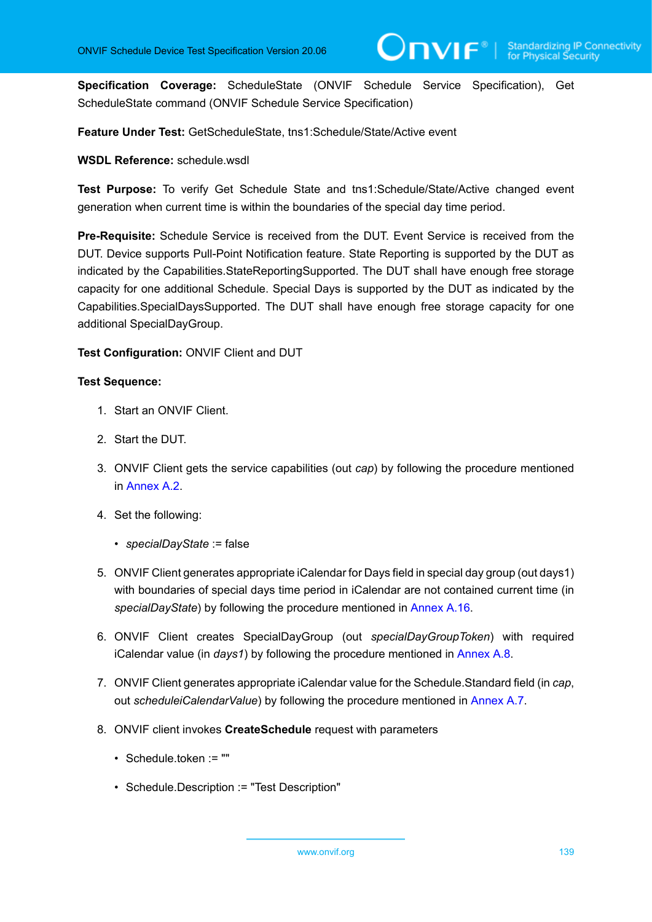**Specification Coverage:** ScheduleState (ONVIF Schedule Service Specification), Get ScheduleState command (ONVIF Schedule Service Specification)

**Feature Under Test:** GetScheduleState, tns1:Schedule/State/Active event

**WSDL Reference:** schedule.wsdl

**Test Purpose:** To verify Get Schedule State and tns1:Schedule/State/Active changed event generation when current time is within the boundaries of the special day time period.

**Pre-Requisite:** Schedule Service is received from the DUT. Event Service is received from the DUT. Device supports Pull-Point Notification feature. State Reporting is supported by the DUT as indicated by the Capabilities.StateReportingSupported. The DUT shall have enough free storage capacity for one additional Schedule. Special Days is supported by the DUT as indicated by the Capabilities.SpecialDaysSupported. The DUT shall have enough free storage capacity for one additional SpecialDayGroup.

**Test Configuration:** ONVIF Client and DUT

**Test Sequence:**

1. Start an ONVIF Client.

2. Start the DUT.

3. ONVIF Client gets the service capabilities (out *cap*) by following the procedure mentioned in Annex A.2.

4. Set the following:

   - *specialDayState* := false

5. ONVIF Client generates appropriate iCalendar for Days field in special day group (out days1) with boundaries of special days time period in iCalendar are not contained current time (in *specialDayState*) by following the procedure mentioned in Annex A.16.

6. ONVIF Client creates SpecialDayGroup (out *specialDayGroupToken*) with required iCalendar value (in *days1*) by following the procedure mentioned in Annex A.8.

7. ONVIF Client generates appropriate iCalendar value for the Schedule.Standard field (in *cap*, out *scheduleiCalendarValue*) by following the procedure mentioned in Annex A.7.

8. ONVIF client invokes **CreateSchedule** request with parameters

   - Schedule.token := ""

   - Schedule.Description := "Test Description"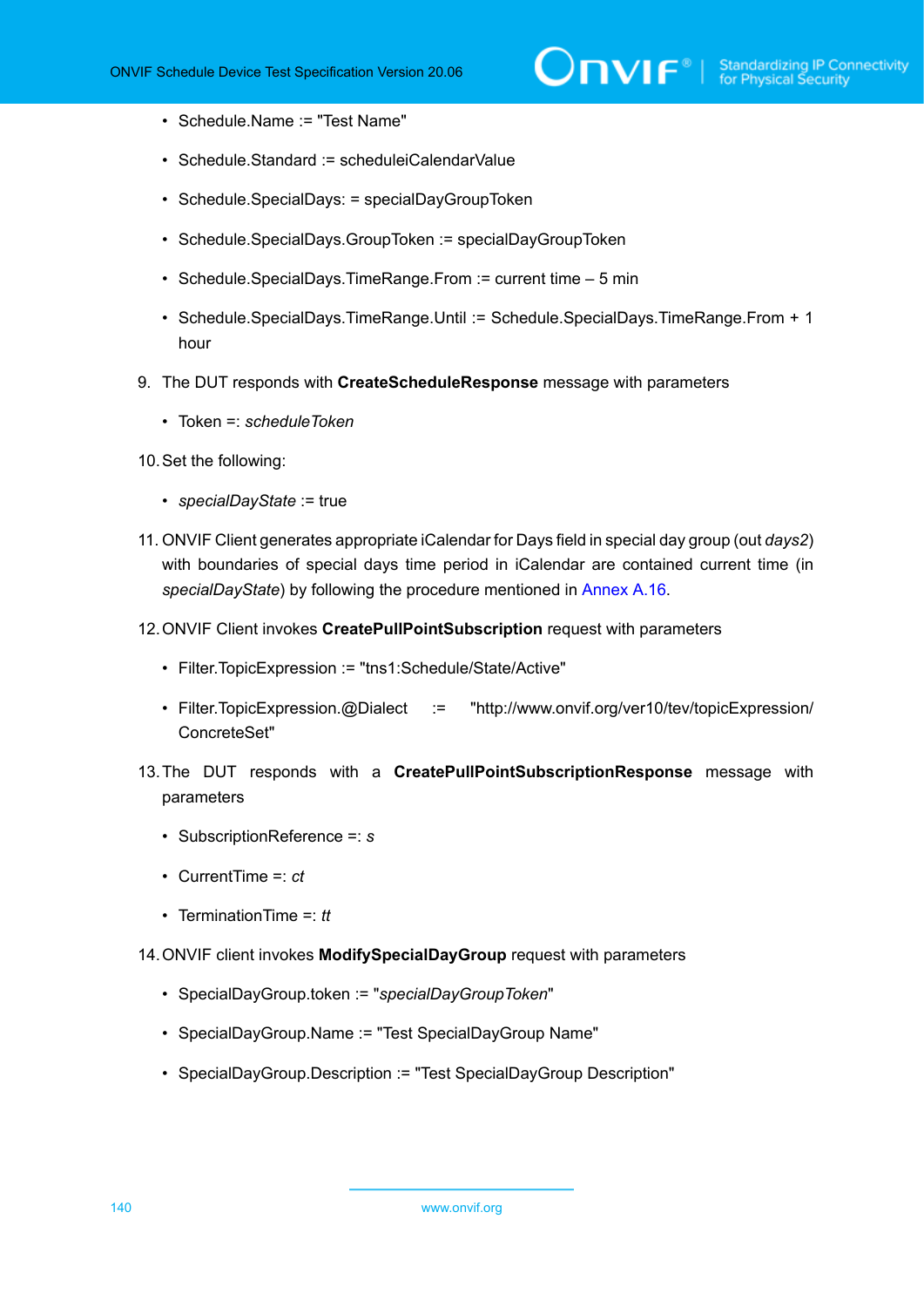- Schedule.Name := "Test Name"
- Schedule.Standard := scheduleiCalendarValue
- Schedule.SpecialDays: = specialDayGroupToken
- Schedule.SpecialDays.GroupToken := specialDayGroupToken
- Schedule.SpecialDays.TimeRange.From := current time – 5 min
- Schedule.SpecialDays.TimeRange.Until := Schedule.SpecialDays.TimeRange.From + 1 hour

9. The DUT responds with **CreateScheduleResponse** message with parameters

   - Token =: *scheduleToken*

10. Set the following:

    - *specialDayState* := true

11. ONVIF Client generates appropriate iCalendar for Days field in special day group (out *days2*) with boundaries of special days time period in iCalendar are contained current time (in *specialDayState*) by following the procedure mentioned in Annex A.16.

12. ONVIF Client invokes **CreatePullPointSubscription** request with parameters

    - Filter.TopicExpression := "tns1:Schedule/State/Active"
    - Filter.TopicExpression.@Dialect := "http://www.onvif.org/ver10/tev/topicExpression/ConcreteSet"

13. The DUT responds with a **CreatePullPointSubscriptionResponse** message with parameters

    - SubscriptionReference =: *s*
    - CurrentTime =: *ct*
    - TerminationTime =: *tt*

14. ONVIF client invokes **ModifySpecialDayGroup** request with parameters

    - SpecialDayGroup.token := "*specialDayGroupToken*"
    - SpecialDayGroup.Name := "Test SpecialDayGroup Name"
    - SpecialDayGroup.Description := "Test SpecialDayGroup Description"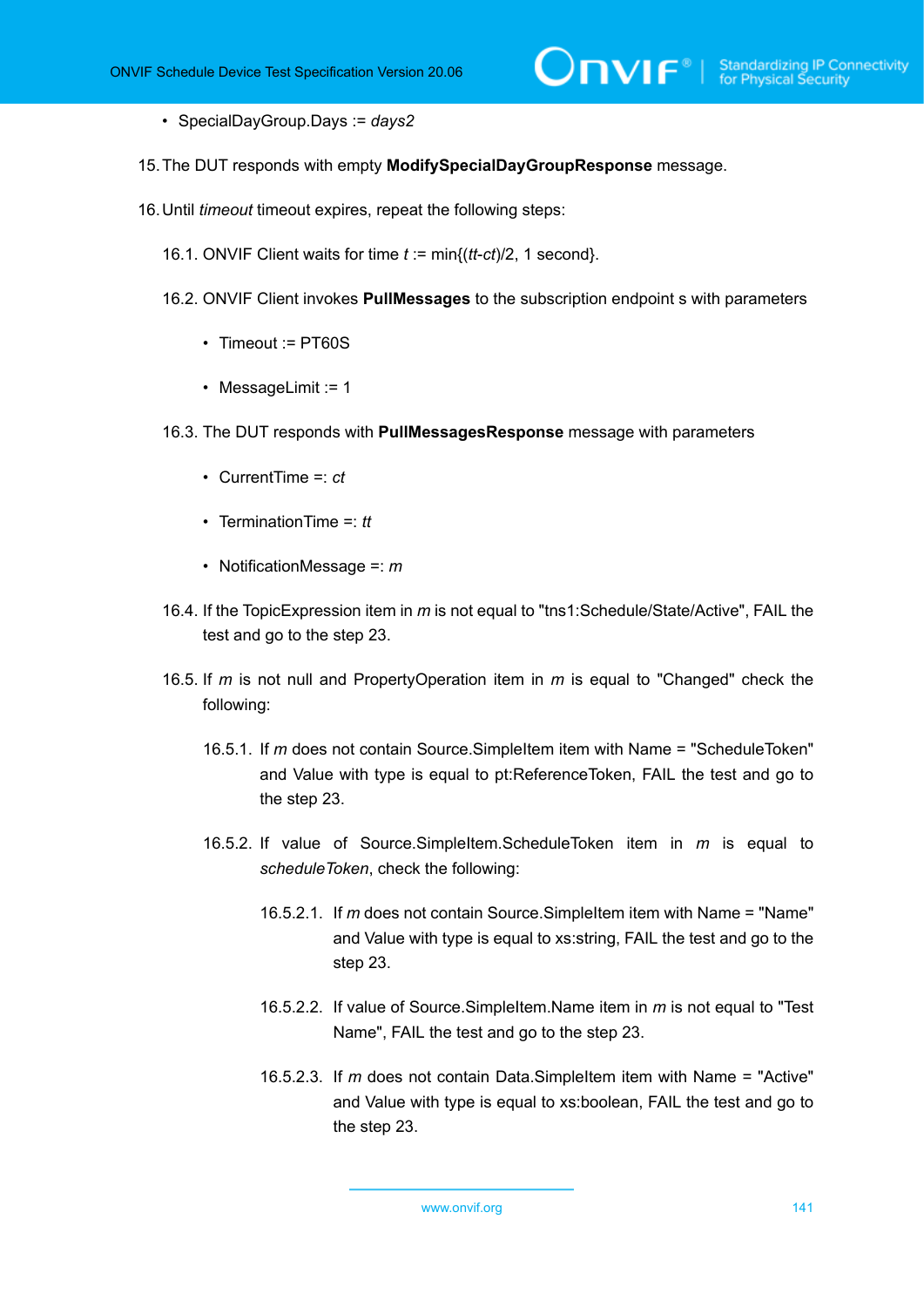- SpecialDayGroup.Days := *days2*

15. The DUT responds with empty **ModifySpecialDayGroupResponse** message.

16. Until *timeout* timeout expires, repeat the following steps:

   16.1. ONVIF Client waits for time *t* := min{(*tt*-*ct*)/2, 1 second}.

   16.2. ONVIF Client invokes **PullMessages** to the subscription endpoint s with parameters

   - Timeout := PT60S
   - MessageLimit := 1

   16.3. The DUT responds with **PullMessagesResponse** message with parameters

   - CurrentTime =: *ct*
   - TerminationTime =: *tt*
   - NotificationMessage =: *m*

   16.4. If the TopicExpression item in *m* is not equal to "tns1:Schedule/State/Active", FAIL the test and go to the step 23.

   16.5. If *m* is not null and PropertyOperation item in *m* is equal to "Changed" check the following:

      16.5.1. If *m* does not contain Source.SimpleItem item with Name = "ScheduleToken" and Value with type is equal to pt:ReferenceToken, FAIL the test and go to the step 23.

      16.5.2. If value of Source.SimpleItem.ScheduleToken item in *m* is equal to *scheduleToken*, check the following:

         16.5.2.1. If *m* does not contain Source.SimpleItem item with Name = "Name" and Value with type is equal to xs:string, FAIL the test and go to the step 23.

         16.5.2.2. If value of Source.SimpleItem.Name item in *m* is not equal to "Test Name", FAIL the test and go to the step 23.

         16.5.2.3. If *m* does not contain Data.SimpleItem item with Name = "Active" and Value with type is equal to xs:boolean, FAIL the test and go to the step 23.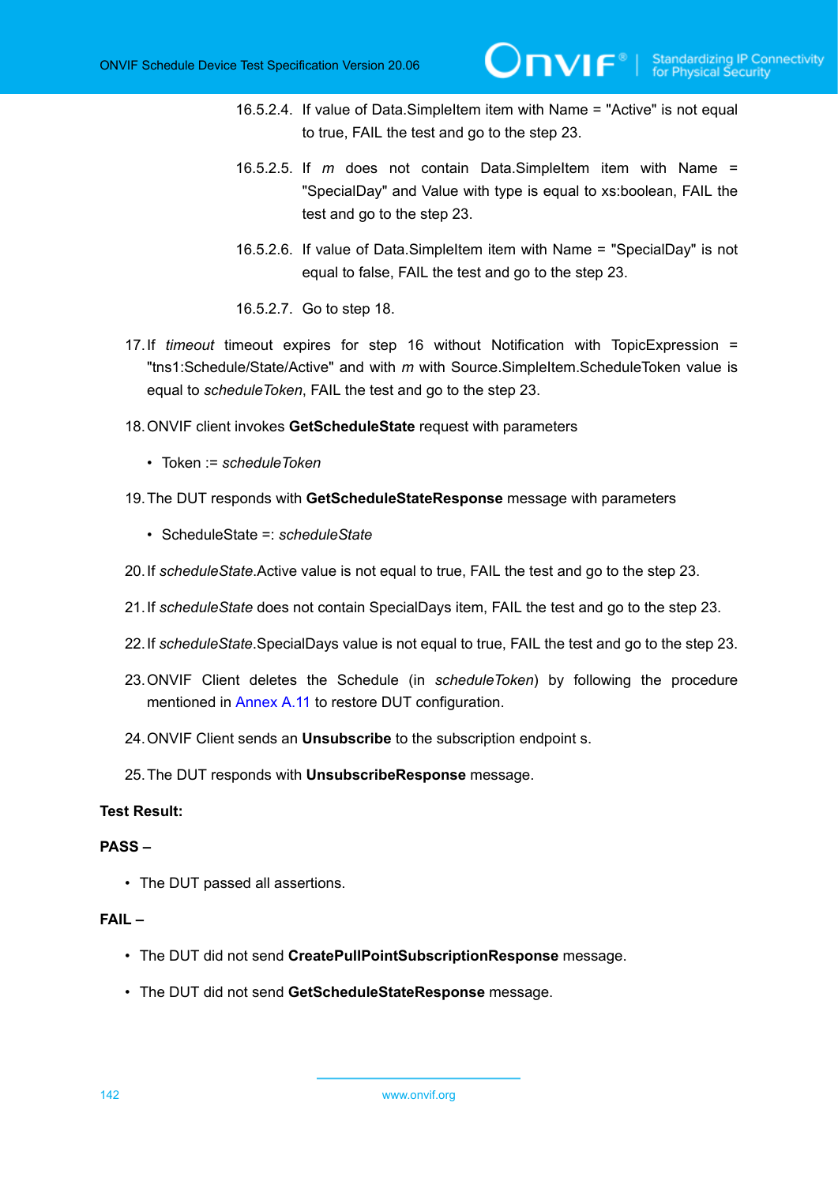16.5.2.4. If value of Data.SimpleItem item with Name = "Active" is not equal to true, FAIL the test and go to the step 23.

16.5.2.5. If *m* does not contain Data.SimpleItem item with Name = "SpecialDay" and Value with type is equal to xs:boolean, FAIL the test and go to the step 23.

16.5.2.6. If value of Data.SimpleItem item with Name = "SpecialDay" is not equal to false, FAIL the test and go to the step 23.

16.5.2.7. Go to step 18.

17. If *timeout* timeout expires for step 16 without Notification with TopicExpression = "tns1:Schedule/State/Active" and with *m* with Source.SimpleItem.ScheduleToken value is equal to *scheduleToken*, FAIL the test and go to the step 23.

18. ONVIF client invokes **GetScheduleState** request with parameters

    • Token := *scheduleToken*

19. The DUT responds with **GetScheduleStateResponse** message with parameters

    • ScheduleState =: *scheduleState*

20. If *scheduleState*.Active value is not equal to true, FAIL the test and go to the step 23.

21. If *scheduleState* does not contain SpecialDays item, FAIL the test and go to the step 23.

22. If *scheduleState*.SpecialDays value is not equal to true, FAIL the test and go to the step 23.

23. ONVIF Client deletes the Schedule (in *scheduleToken*) by following the procedure mentioned in Annex A.11 to restore DUT configuration.

24. ONVIF Client sends an **Unsubscribe** to the subscription endpoint s.

25. The DUT responds with **UnsubscribeResponse** message.

**Test Result:**

**PASS –**

• The DUT passed all assertions.

**FAIL –**

• The DUT did not send **CreatePullPointSubscriptionResponse** message.

• The DUT did not send **GetScheduleStateResponse** message.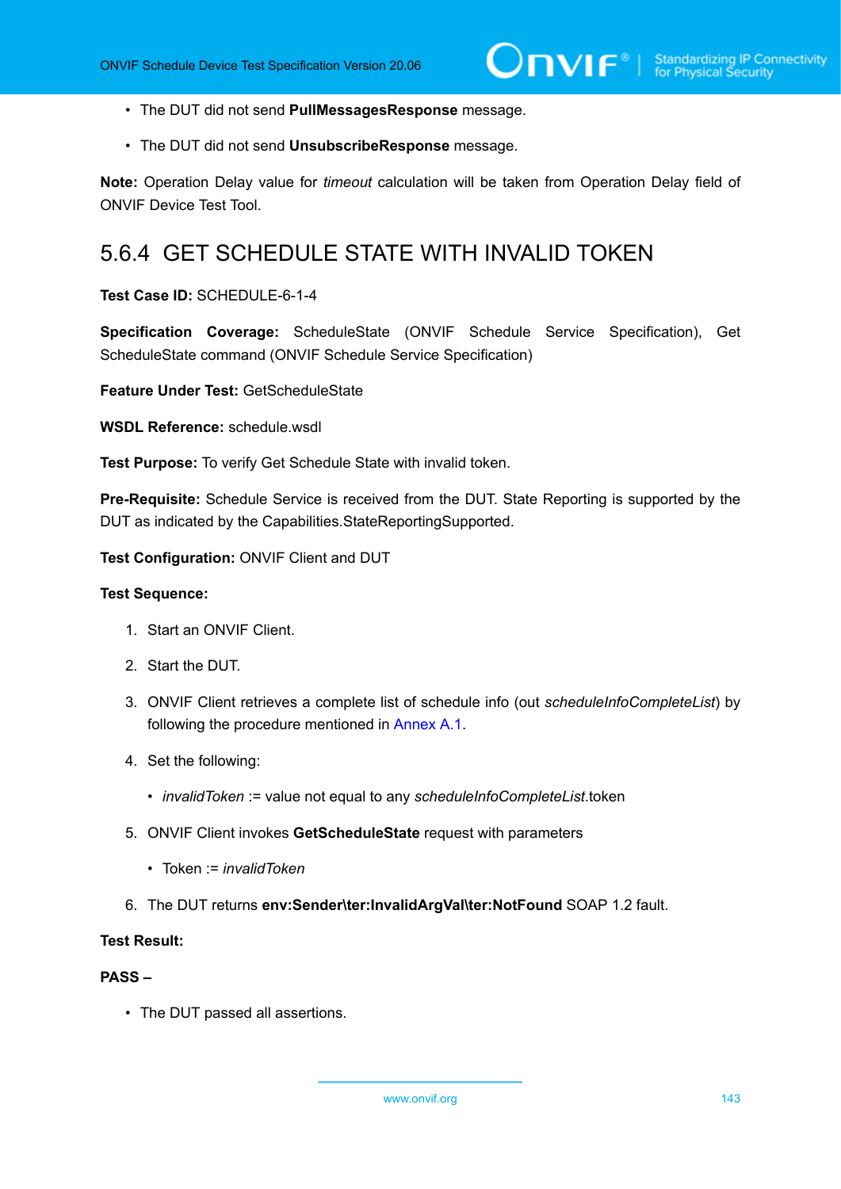- The DUT did not send **PullMessagesResponse** message.

- The DUT did not send **UnsubscribeResponse** message.

**Note:** Operation Delay value for *timeout* calculation will be taken from Operation Delay field of ONVIF Device Test Tool.

## 5.6.4 GET SCHEDULE STATE WITH INVALID TOKEN

**Test Case ID:** SCHEDULE-6-1-4

**Specification Coverage:** ScheduleState (ONVIF Schedule Service Specification), Get ScheduleState command (ONVIF Schedule Service Specification)

**Feature Under Test:** GetScheduleState

**WSDL Reference:** schedule.wsdl

**Test Purpose:** To verify Get Schedule State with invalid token.

**Pre-Requisite:** Schedule Service is received from the DUT. State Reporting is supported by the DUT as indicated by the Capabilities.StateReportingSupported.

**Test Configuration:** ONVIF Client and DUT

**Test Sequence:**

1. Start an ONVIF Client.

2. Start the DUT.

3. ONVIF Client retrieves a complete list of schedule info (out *scheduleInfoCompleteList*) by following the procedure mentioned in Annex A.1.

4. Set the following:

   - *invalidToken* := value not equal to any *scheduleInfoCompleteList*.token

5. ONVIF Client invokes **GetScheduleState** request with parameters

   - Token := *invalidToken*

6. The DUT returns **env:Sender\ter:InvalidArgVal\ter:NotFound** SOAP 1.2 fault.

**Test Result:**

**PASS –**

- The DUT passed all assertions.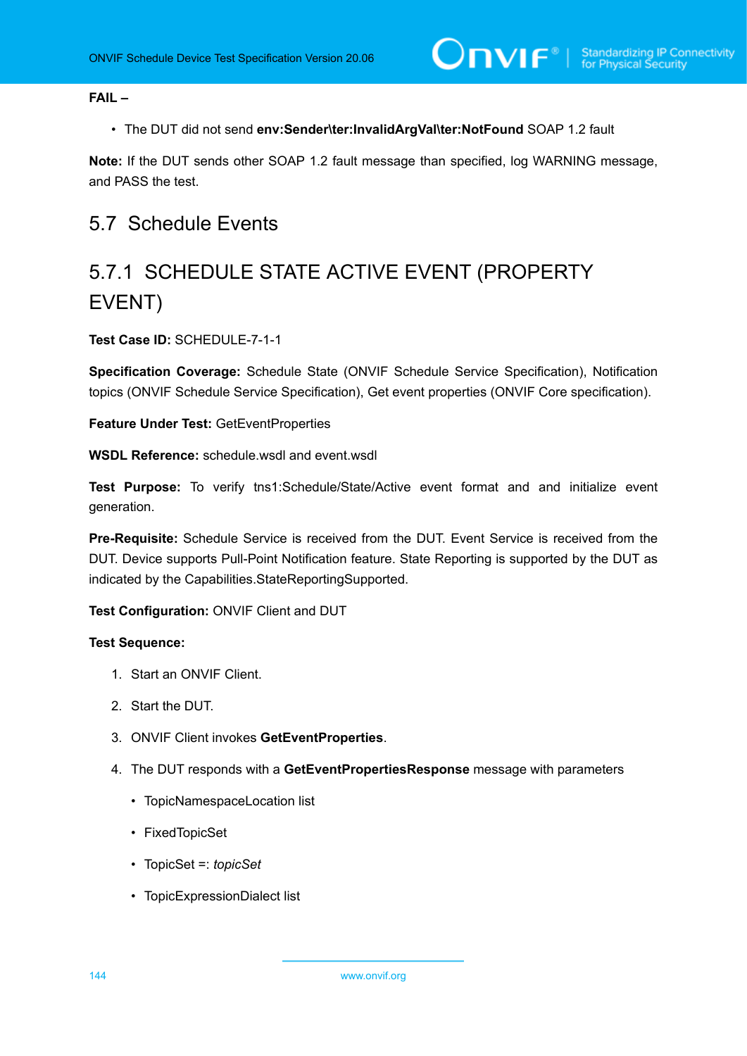**FAIL –**

- The DUT did not send **env:Sender\ter:InvalidArgVal\ter:NotFound** SOAP 1.2 fault

**Note:** If the DUT sends other SOAP 1.2 fault message than specified, log WARNING message, and PASS the test.

## 5.7 Schedule Events

### 5.7.1 SCHEDULE STATE ACTIVE EVENT (PROPERTY EVENT)

**Test Case ID:** SCHEDULE-7-1-1

**Specification Coverage:** Schedule State (ONVIF Schedule Service Specification), Notification topics (ONVIF Schedule Service Specification), Get event properties (ONVIF Core specification).

**Feature Under Test:** GetEventProperties

**WSDL Reference:** schedule.wsdl and event.wsdl

**Test Purpose:** To verify tns1:Schedule/State/Active event format and and initialize event generation.

**Pre-Requisite:** Schedule Service is received from the DUT. Event Service is received from the DUT. Device supports Pull-Point Notification feature. State Reporting is supported by the DUT as indicated by the Capabilities.StateReportingSupported.

**Test Configuration:** ONVIF Client and DUT

**Test Sequence:**

1. Start an ONVIF Client.
2. Start the DUT.
3. ONVIF Client invokes **GetEventProperties**.
4. The DUT responds with a **GetEventPropertiesResponse** message with parameters
   - TopicNamespaceLocation list
   - FixedTopicSet
   - TopicSet =: *topicSet*
   - TopicExpressionDialect list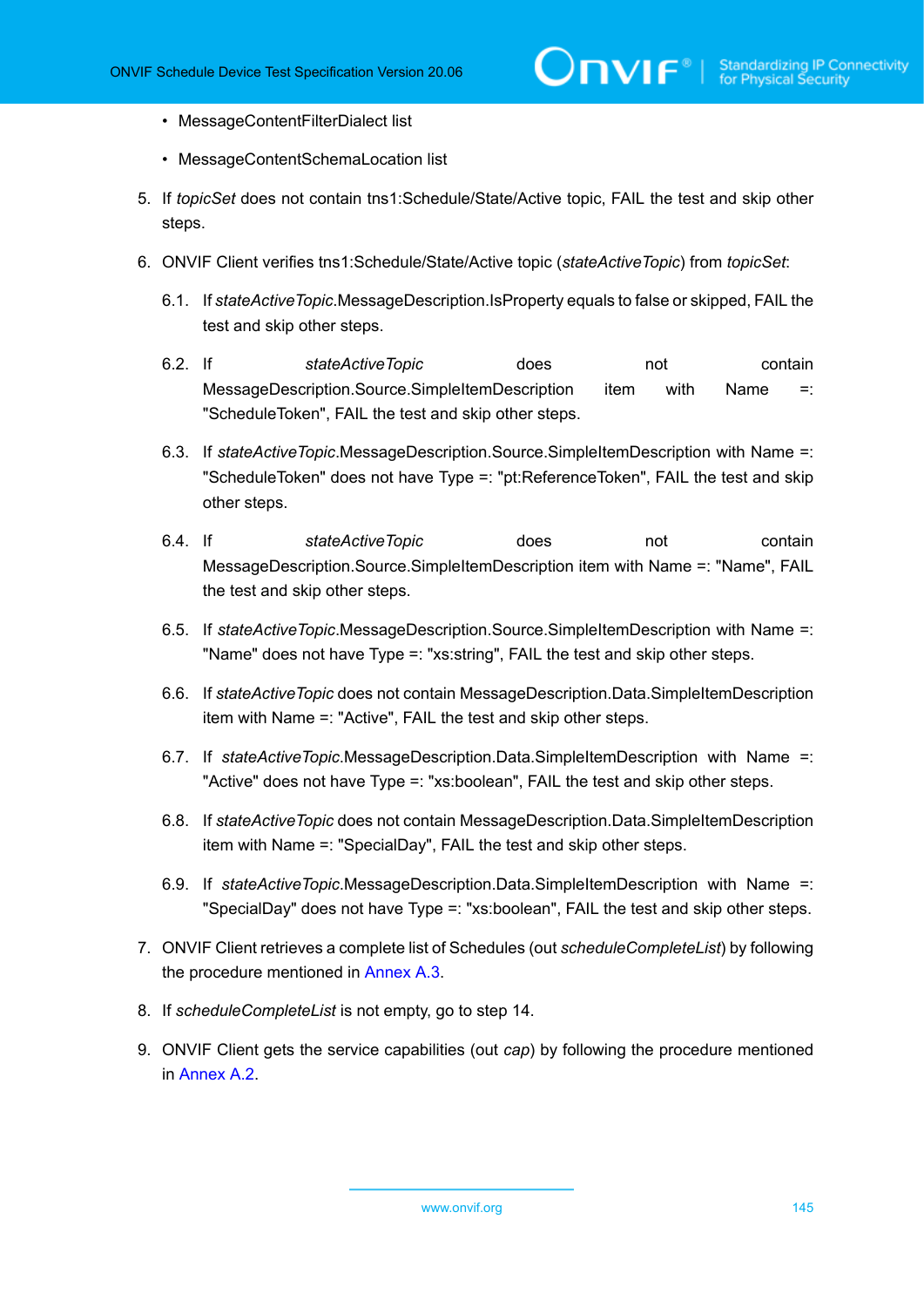- MessageContentFilterDialect list
- MessageContentSchemaLocation list

5. If *topicSet* does not contain tns1:Schedule/State/Active topic, FAIL the test and skip other steps.

6. ONVIF Client verifies tns1:Schedule/State/Active topic (*stateActiveTopic*) from *topicSet*:

   6.1. If *stateActiveTopic*.MessageDescription.IsProperty equals to false or skipped, FAIL the test and skip other steps.

   6.2. If *stateActiveTopic* does not contain MessageDescription.Source.SimpleItemDescription item with Name =: "ScheduleToken", FAIL the test and skip other steps.

   6.3. If *stateActiveTopic*.MessageDescription.Source.SimpleItemDescription with Name =: "ScheduleToken" does not have Type =: "pt:ReferenceToken", FAIL the test and skip other steps.

   6.4. If *stateActiveTopic* does not contain MessageDescription.Source.SimpleItemDescription item with Name =: "Name", FAIL the test and skip other steps.

   6.5. If *stateActiveTopic*.MessageDescription.Source.SimpleItemDescription with Name =: "Name" does not have Type =: "xs:string", FAIL the test and skip other steps.

   6.6. If *stateActiveTopic* does not contain MessageDescription.Data.SimpleItemDescription item with Name =: "Active", FAIL the test and skip other steps.

   6.7. If *stateActiveTopic*.MessageDescription.Data.SimpleItemDescription with Name =: "Active" does not have Type =: "xs:boolean", FAIL the test and skip other steps.

   6.8. If *stateActiveTopic* does not contain MessageDescription.Data.SimpleItemDescription item with Name =: "SpecialDay", FAIL the test and skip other steps.

   6.9. If *stateActiveTopic*.MessageDescription.Data.SimpleItemDescription with Name =: "SpecialDay" does not have Type =: "xs:boolean", FAIL the test and skip other steps.

7. ONVIF Client retrieves a complete list of Schedules (out *scheduleCompleteList*) by following the procedure mentioned in Annex A.3.

8. If *scheduleCompleteList* is not empty, go to step 14.

9. ONVIF Client gets the service capabilities (out *cap*) by following the procedure mentioned in Annex A.2.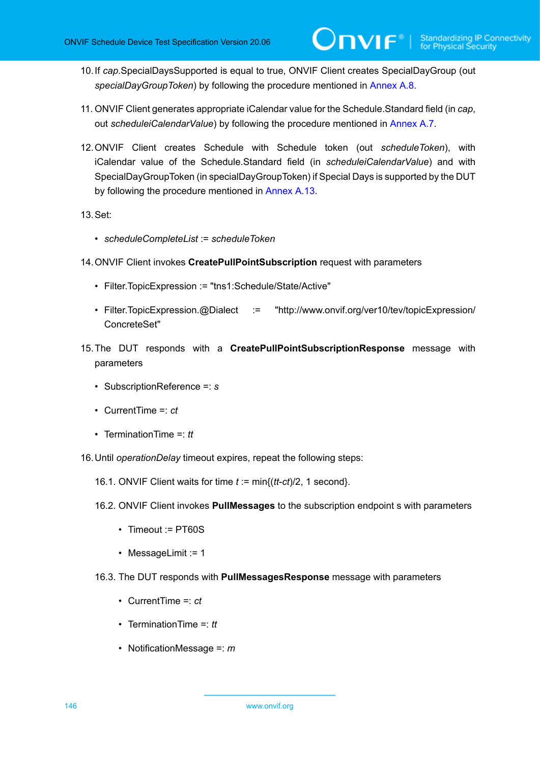10. If *cap*.SpecialDaysSupported is equal to true, ONVIF Client creates SpecialDayGroup (out *specialDayGroupToken*) by following the procedure mentioned in Annex A.8.

11. ONVIF Client generates appropriate iCalendar value for the Schedule.Standard field (in *cap*, out *scheduleiCalendarValue*) by following the procedure mentioned in Annex A.7.

12. ONVIF Client creates Schedule with Schedule token (out *scheduleToken*), with iCalendar value of the Schedule.Standard field (in *scheduleiCalendarValue*) and with SpecialDayGroupToken (in specialDayGroupToken) if Special Days is supported by the DUT by following the procedure mentioned in Annex A.13.

13. Set:

    - *scheduleCompleteList* := *scheduleToken*

14. ONVIF Client invokes **CreatePullPointSubscription** request with parameters

    - Filter.TopicExpression := "tns1:Schedule/State/Active"
    - Filter.TopicExpression.@Dialect := "http://www.onvif.org/ver10/tev/topicExpression/ConcreteSet"

15. The DUT responds with a **CreatePullPointSubscriptionResponse** message with parameters

    - SubscriptionReference =: *s*
    - CurrentTime =: *ct*
    - TerminationTime =: *tt*

16. Until *operationDelay* timeout expires, repeat the following steps:

    16.1. ONVIF Client waits for time *t* := min{(*tt*-*ct*)/2, 1 second}.

    16.2. ONVIF Client invokes **PullMessages** to the subscription endpoint s with parameters

    - Timeout := PT60S
    - MessageLimit := 1

    16.3. The DUT responds with **PullMessagesResponse** message with parameters

    - CurrentTime =: *ct*
    - TerminationTime =: *tt*
    - NotificationMessage =: *m*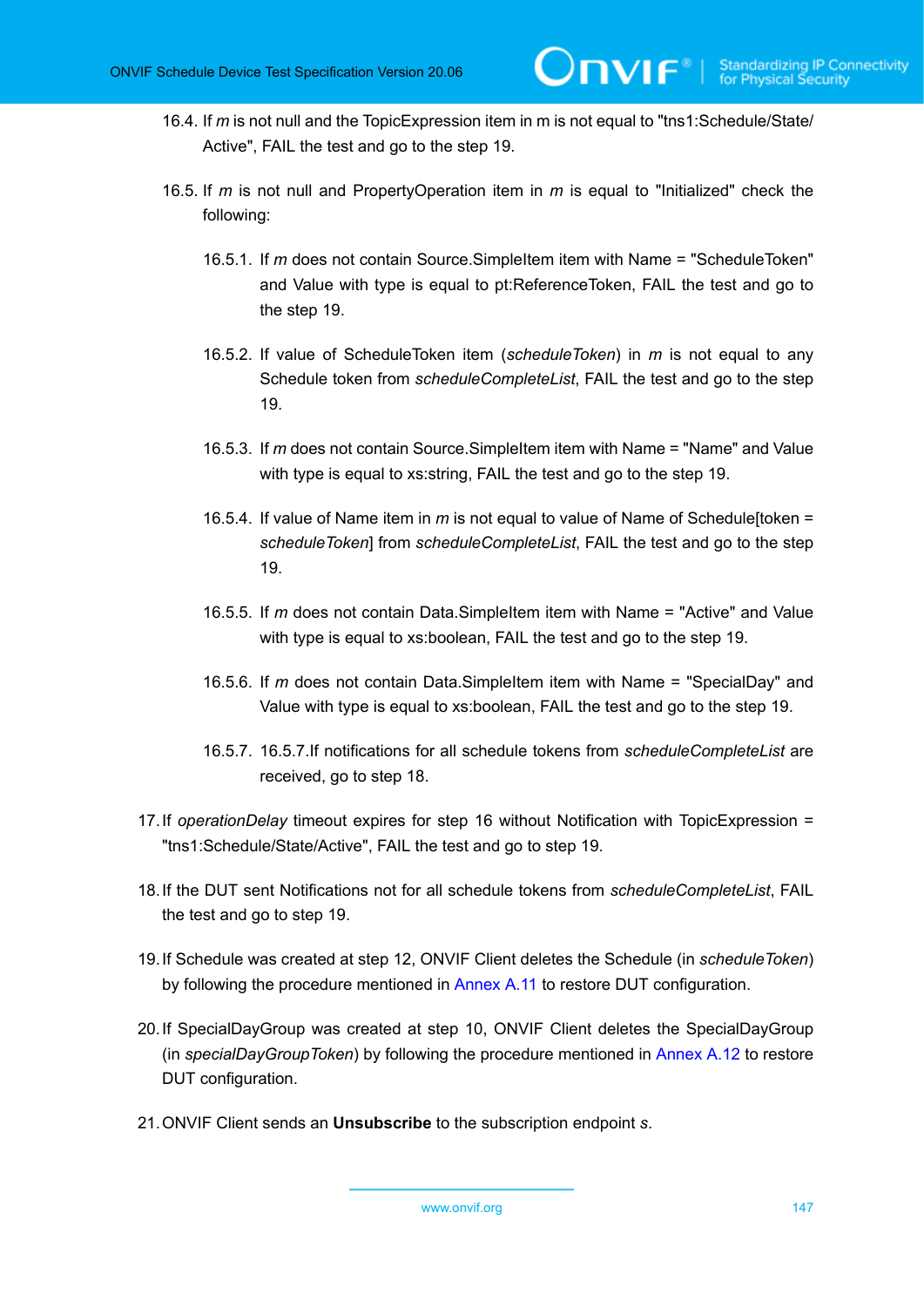16.4. If *m* is not null and the TopicExpression item in m is not equal to "tns1:Schedule/State/Active", FAIL the test and go to the step 19.

16.5. If *m* is not null and PropertyOperation item in *m* is equal to "Initialized" check the following:

16.5.1. If *m* does not contain Source.SimpleItem item with Name = "ScheduleToken" and Value with type is equal to pt:ReferenceToken, FAIL the test and go to the step 19.

16.5.2. If value of ScheduleToken item (*scheduleToken*) in *m* is not equal to any Schedule token from *scheduleCompleteList*, FAIL the test and go to the step 19.

16.5.3. If *m* does not contain Source.SimpleItem item with Name = "Name" and Value with type is equal to xs:string, FAIL the test and go to the step 19.

16.5.4. If value of Name item in *m* is not equal to value of Name of Schedule[token = *scheduleToken*] from *scheduleCompleteList*, FAIL the test and go to the step 19.

16.5.5. If *m* does not contain Data.SimpleItem item with Name = "Active" and Value with type is equal to xs:boolean, FAIL the test and go to the step 19.

16.5.6. If *m* does not contain Data.SimpleItem item with Name = "SpecialDay" and Value with type is equal to xs:boolean, FAIL the test and go to the step 19.

16.5.7. 16.5.7.If notifications for all schedule tokens from *scheduleCompleteList* are received, go to step 18.

17. If *operationDelay* timeout expires for step 16 without Notification with TopicExpression = "tns1:Schedule/State/Active", FAIL the test and go to step 19.

18. If the DUT sent Notifications not for all schedule tokens from *scheduleCompleteList*, FAIL the test and go to step 19.

19. If Schedule was created at step 12, ONVIF Client deletes the Schedule (in *scheduleToken*) by following the procedure mentioned in Annex A.11 to restore DUT configuration.

20. If SpecialDayGroup was created at step 10, ONVIF Client deletes the SpecialDayGroup (in *specialDayGroupToken*) by following the procedure mentioned in Annex A.12 to restore DUT configuration.

21. ONVIF Client sends an **Unsubscribe** to the subscription endpoint *s*.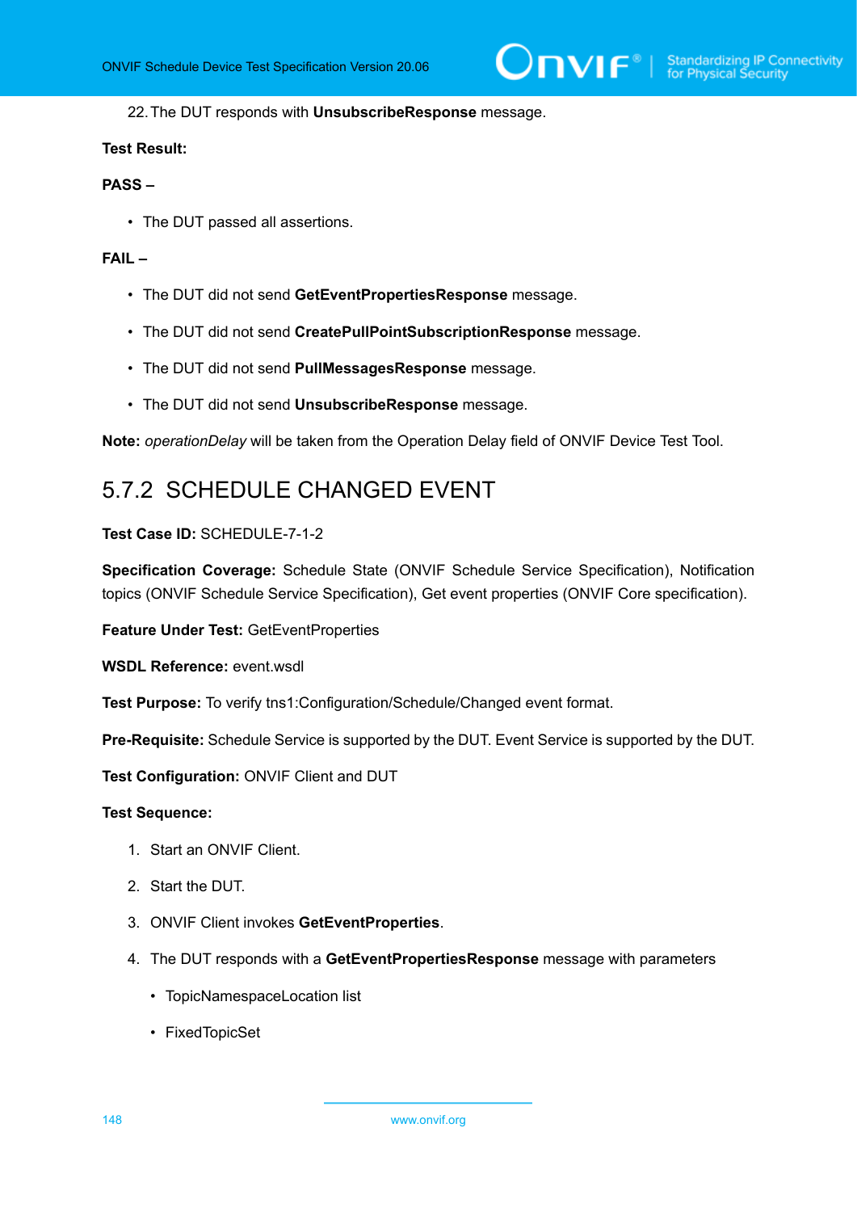22. The DUT responds with **UnsubscribeResponse** message.

**Test Result:**

**PASS –**

- The DUT passed all assertions.

**FAIL –**

- The DUT did not send **GetEventPropertiesResponse** message.
- The DUT did not send **CreatePullPointSubscriptionResponse** message.
- The DUT did not send **PullMessagesResponse** message.
- The DUT did not send **UnsubscribeResponse** message.

**Note:** *operationDelay* will be taken from the Operation Delay field of ONVIF Device Test Tool.

## 5.7.2 SCHEDULE CHANGED EVENT

**Test Case ID:** SCHEDULE-7-1-2

**Specification Coverage:** Schedule State (ONVIF Schedule Service Specification), Notification topics (ONVIF Schedule Service Specification), Get event properties (ONVIF Core specification).

**Feature Under Test:** GetEventProperties

**WSDL Reference:** event.wsdl

**Test Purpose:** To verify tns1:Configuration/Schedule/Changed event format.

**Pre-Requisite:** Schedule Service is supported by the DUT. Event Service is supported by the DUT.

**Test Configuration:** ONVIF Client and DUT

**Test Sequence:**

1. Start an ONVIF Client.
2. Start the DUT.
3. ONVIF Client invokes **GetEventProperties**.
4. The DUT responds with a **GetEventPropertiesResponse** message with parameters
   - TopicNamespaceLocation list
   - FixedTopicSet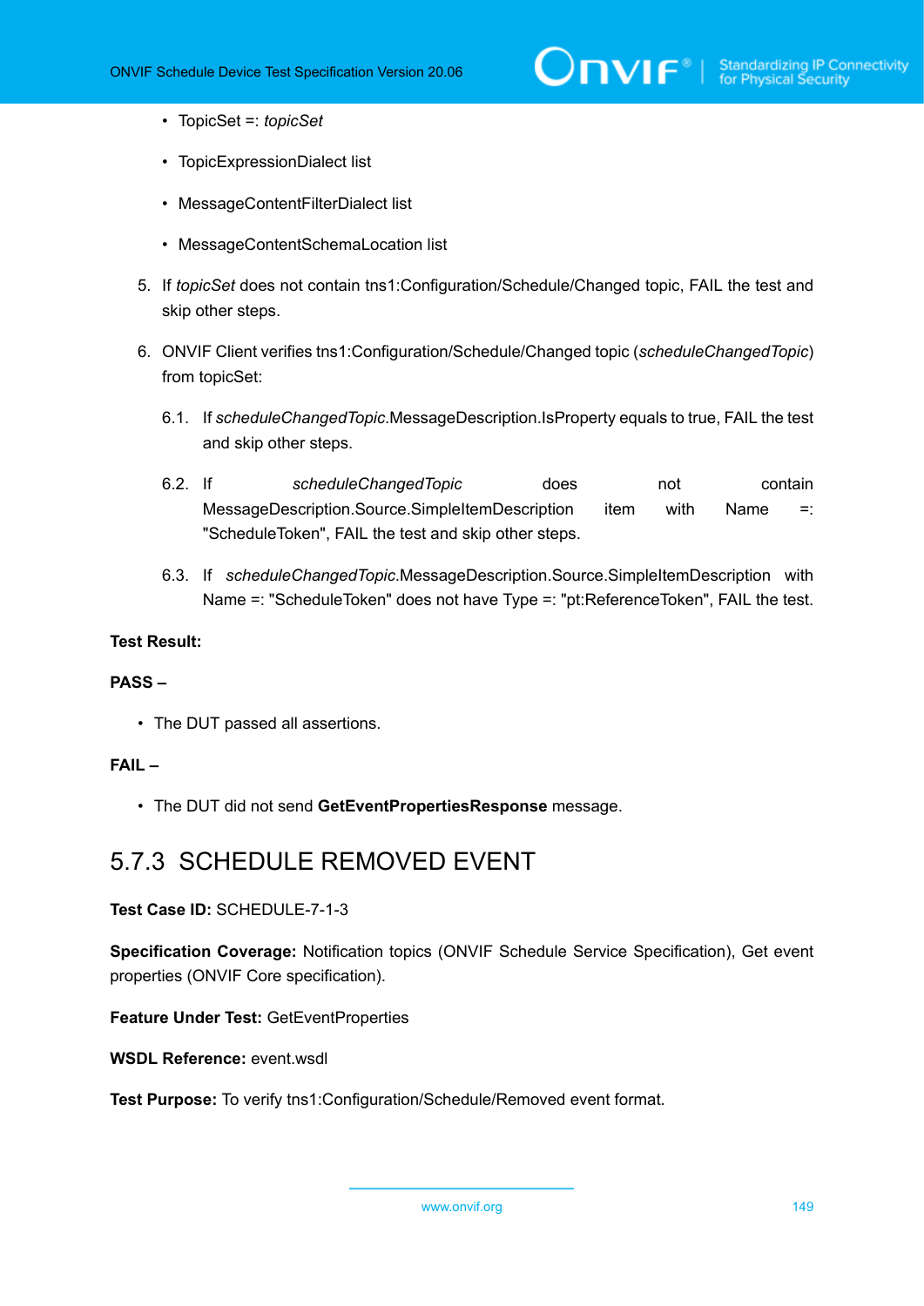- TopicSet =: *topicSet*
- TopicExpressionDialect list
- MessageContentFilterDialect list
- MessageContentSchemaLocation list

5. If *topicSet* does not contain tns1:Configuration/Schedule/Changed topic, FAIL the test and skip other steps.

6. ONVIF Client verifies tns1:Configuration/Schedule/Changed topic (*scheduleChangedTopic*) from topicSet:

   6.1. If *scheduleChangedTopic*.MessageDescription.IsProperty equals to true, FAIL the test and skip other steps.

   6.2. If *scheduleChangedTopic* does not contain MessageDescription.Source.SimpleItemDescription item with Name =: "ScheduleToken", FAIL the test and skip other steps.

   6.3. If *scheduleChangedTopic*.MessageDescription.Source.SimpleItemDescription with Name =: "ScheduleToken" does not have Type =: "pt:ReferenceToken", FAIL the test.

**Test Result:**

**PASS –**

- The DUT passed all assertions.

**FAIL –**

- The DUT did not send **GetEventPropertiesResponse** message.

## 5.7.3 SCHEDULE REMOVED EVENT

**Test Case ID:** SCHEDULE-7-1-3

**Specification Coverage:** Notification topics (ONVIF Schedule Service Specification), Get event properties (ONVIF Core specification).

**Feature Under Test:** GetEventProperties

**WSDL Reference:** event.wsdl

**Test Purpose:** To verify tns1:Configuration/Schedule/Removed event format.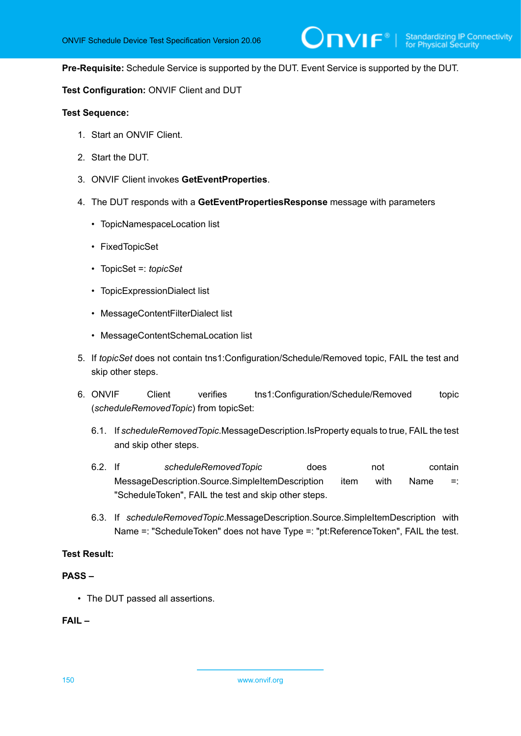**Pre-Requisite:** Schedule Service is supported by the DUT. Event Service is supported by the DUT.

**Test Configuration:** ONVIF Client and DUT

**Test Sequence:**

1. Start an ONVIF Client.
2. Start the DUT.
3. ONVIF Client invokes **GetEventProperties**.
4. The DUT responds with a **GetEventPropertiesResponse** message with parameters
   - TopicNamespaceLocation list
   - FixedTopicSet
   - TopicSet =: *topicSet*
   - TopicExpressionDialect list
   - MessageContentFilterDialect list
   - MessageContentSchemaLocation list
5. If *topicSet* does not contain tns1:Configuration/Schedule/Removed topic, FAIL the test and skip other steps.
6. ONVIF Client verifies tns1:Configuration/Schedule/Removed topic (*scheduleRemovedTopic*) from topicSet:

   6.1. If *scheduleRemovedTopic*.MessageDescription.IsProperty equals to true, FAIL the test and skip other steps.

   6.2. If *scheduleRemovedTopic* does not contain MessageDescription.Source.SimpleItemDescription item with Name =: "ScheduleToken", FAIL the test and skip other steps.

   6.3. If *scheduleRemovedTopic*.MessageDescription.Source.SimpleItemDescription with Name =: "ScheduleToken" does not have Type =: "pt:ReferenceToken", FAIL the test.

**Test Result:**

**PASS –**

- The DUT passed all assertions.

**FAIL –**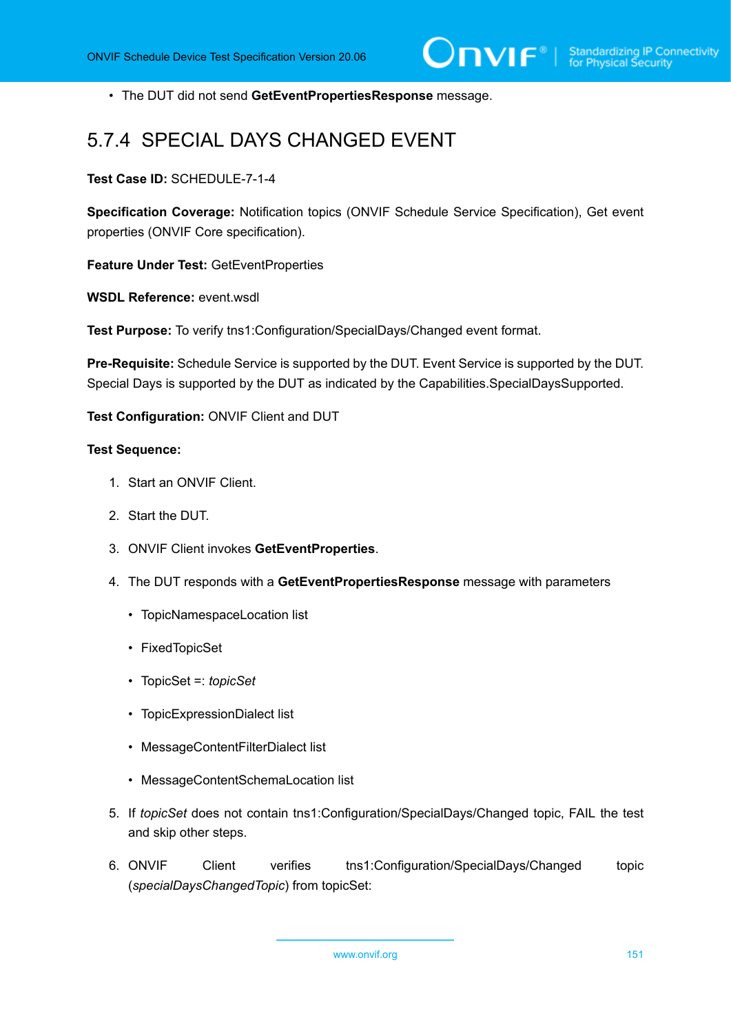- The DUT did not send **GetEventPropertiesResponse** message.

## 5.7.4 SPECIAL DAYS CHANGED EVENT

**Test Case ID:** SCHEDULE-7-1-4

**Specification Coverage:** Notification topics (ONVIF Schedule Service Specification), Get event properties (ONVIF Core specification).

**Feature Under Test:** GetEventProperties

**WSDL Reference:** event.wsdl

**Test Purpose:** To verify tns1:Configuration/SpecialDays/Changed event format.

**Pre-Requisite:** Schedule Service is supported by the DUT. Event Service is supported by the DUT. Special Days is supported by the DUT as indicated by the Capabilities.SpecialDaysSupported.

**Test Configuration:** ONVIF Client and DUT

**Test Sequence:**

1. Start an ONVIF Client.
2. Start the DUT.
3. ONVIF Client invokes **GetEventProperties**.
4. The DUT responds with a **GetEventPropertiesResponse** message with parameters
   - TopicNamespaceLocation list
   - FixedTopicSet
   - TopicSet =: *topicSet*
   - TopicExpressionDialect list
   - MessageContentFilterDialect list
   - MessageContentSchemaLocation list
5. If *topicSet* does not contain tns1:Configuration/SpecialDays/Changed topic, FAIL the test and skip other steps.
6. ONVIF Client verifies tns1:Configuration/SpecialDays/Changed topic (*specialDaysChangedTopic*) from topicSet: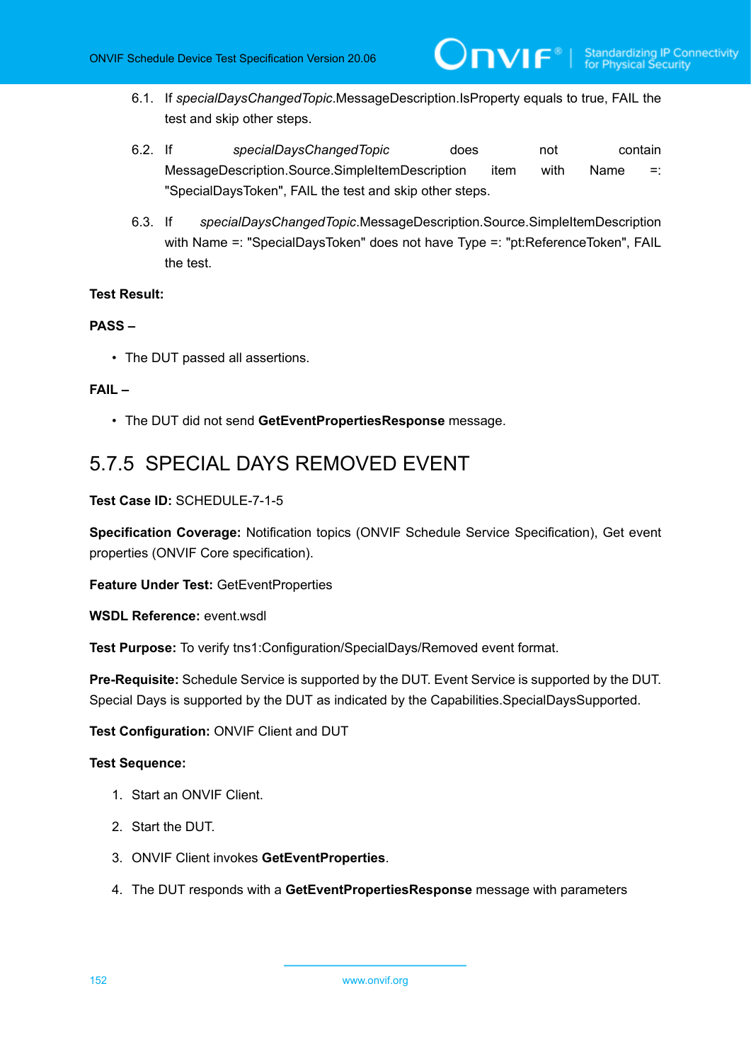6.1. If *specialDaysChangedTopic*.MessageDescription.IsProperty equals to true, FAIL the test and skip other steps.

6.2. If *specialDaysChangedTopic* does not contain MessageDescription.Source.SimpleItemDescription item with Name =: "SpecialDaysToken", FAIL the test and skip other steps.

6.3. If *specialDaysChangedTopic*.MessageDescription.Source.SimpleItemDescription with Name =: "SpecialDaysToken" does not have Type =: "pt:ReferenceToken", FAIL the test.

**Test Result:**

**PASS –**

- The DUT passed all assertions.

**FAIL –**

- The DUT did not send **GetEventPropertiesResponse** message.

### 5.7.5 SPECIAL DAYS REMOVED EVENT

**Test Case ID:** SCHEDULE-7-1-5

**Specification Coverage:** Notification topics (ONVIF Schedule Service Specification), Get event properties (ONVIF Core specification).

**Feature Under Test:** GetEventProperties

**WSDL Reference:** event.wsdl

**Test Purpose:** To verify tns1:Configuration/SpecialDays/Removed event format.

**Pre-Requisite:** Schedule Service is supported by the DUT. Event Service is supported by the DUT. Special Days is supported by the DUT as indicated by the Capabilities.SpecialDaysSupported.

**Test Configuration:** ONVIF Client and DUT

**Test Sequence:**

1. Start an ONVIF Client.
2. Start the DUT.
3. ONVIF Client invokes **GetEventProperties**.
4. The DUT responds with a **GetEventPropertiesResponse** message with parameters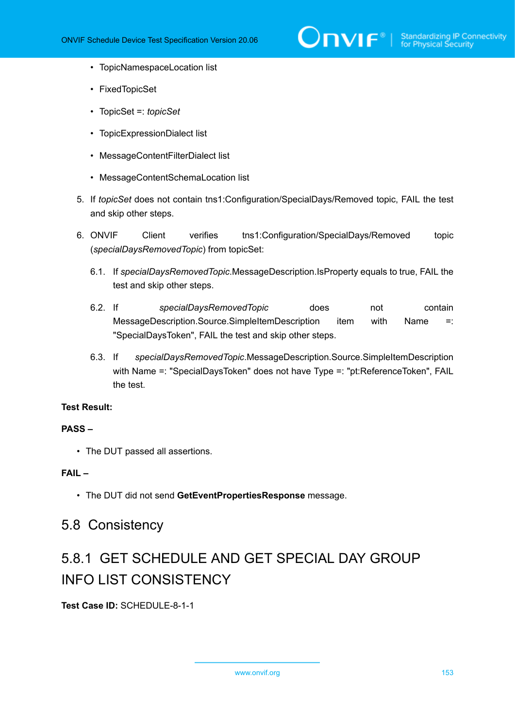- TopicNamespaceLocation list
- FixedTopicSet
- TopicSet =: *topicSet*
- TopicExpressionDialect list
- MessageContentFilterDialect list
- MessageContentSchemaLocation list

5. If *topicSet* does not contain tns1:Configuration/SpecialDays/Removed topic, FAIL the test and skip other steps.

6. ONVIF Client verifies tns1:Configuration/SpecialDays/Removed topic (*specialDaysRemovedTopic*) from topicSet:

   6.1. If *specialDaysRemovedTopic*.MessageDescription.IsProperty equals to true, FAIL the test and skip other steps.

   6.2. If *specialDaysRemovedTopic* does not contain MessageDescription.Source.SimpleItemDescription item with Name =: "SpecialDaysToken", FAIL the test and skip other steps.

   6.3. If *specialDaysRemovedTopic*.MessageDescription.Source.SimpleItemDescription with Name =: "SpecialDaysToken" does not have Type =: "pt:ReferenceToken", FAIL the test.

**Test Result:**

**PASS –**

- The DUT passed all assertions.

**FAIL –**

- The DUT did not send **GetEventPropertiesResponse** message.

## 5.8 Consistency

### 5.8.1 GET SCHEDULE AND GET SPECIAL DAY GROUP INFO LIST CONSISTENCY

**Test Case ID:** SCHEDULE-8-1-1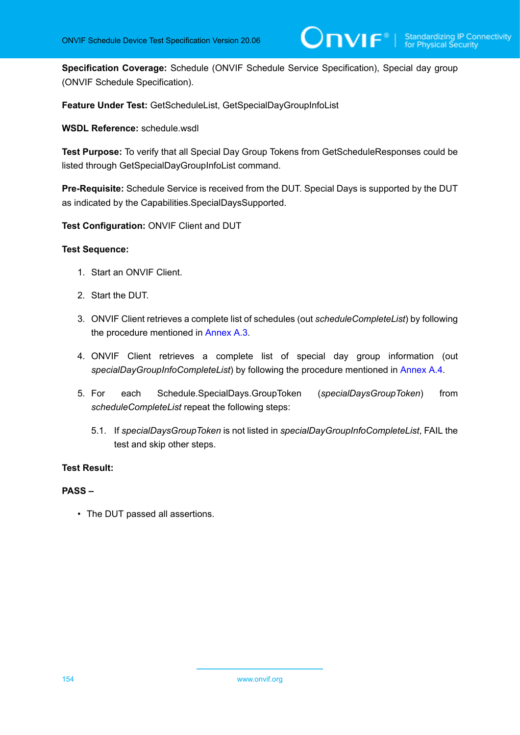**Specification Coverage:** Schedule (ONVIF Schedule Service Specification), Special day group (ONVIF Schedule Specification).

**Feature Under Test:** GetScheduleList, GetSpecialDayGroupInfoList

**WSDL Reference:** schedule.wsdl

**Test Purpose:** To verify that all Special Day Group Tokens from GetScheduleResponses could be listed through GetSpecialDayGroupInfoList command.

**Pre-Requisite:** Schedule Service is received from the DUT. Special Days is supported by the DUT as indicated by the Capabilities.SpecialDaysSupported.

**Test Configuration:** ONVIF Client and DUT

**Test Sequence:**

1. Start an ONVIF Client.
2. Start the DUT.
3. ONVIF Client retrieves a complete list of schedules (out *scheduleCompleteList*) by following the procedure mentioned in Annex A.3.
4. ONVIF Client retrieves a complete list of special day group information (out *specialDayGroupInfoCompleteList*) by following the procedure mentioned in Annex A.4.
5. For each Schedule.SpecialDays.GroupToken (*specialDaysGroupToken*) from *scheduleCompleteList* repeat the following steps:

   5.1. If *specialDaysGroupToken* is not listed in *specialDayGroupInfoCompleteList*, FAIL the test and skip other steps.

**Test Result:**

**PASS –**

- The DUT passed all assertions.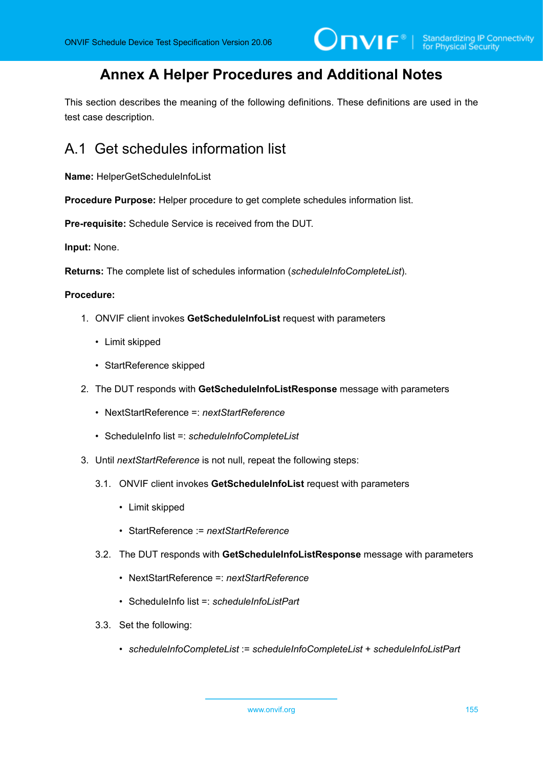# Annex A Helper Procedures and Additional Notes

This section describes the meaning of the following definitions. These definitions are used in the test case description.

## A.1 Get schedules information list

**Name:** HelperGetScheduleInfoList

**Procedure Purpose:** Helper procedure to get complete schedules information list.

**Pre-requisite:** Schedule Service is received from the DUT.

**Input:** None.

**Returns:** The complete list of schedules information (*scheduleInfoCompleteList*).

**Procedure:**

1. ONVIF client invokes **GetScheduleInfoList** request with parameters
   - Limit skipped
   - StartReference skipped
2. The DUT responds with **GetScheduleInfoListResponse** message with parameters
   - NextStartReference =: *nextStartReference*
   - ScheduleInfo list =: *scheduleInfoCompleteList*
3. Until *nextStartReference* is not null, repeat the following steps:

   3.1. ONVIF client invokes **GetScheduleInfoList** request with parameters
   - Limit skipped
   - StartReference := *nextStartReference*

   3.2. The DUT responds with **GetScheduleInfoListResponse** message with parameters
   - NextStartReference =: *nextStartReference*
   - ScheduleInfo list =: *scheduleInfoListPart*

   3.3. Set the following:
   - *scheduleInfoCompleteList* := *scheduleInfoCompleteList* + *scheduleInfoListPart*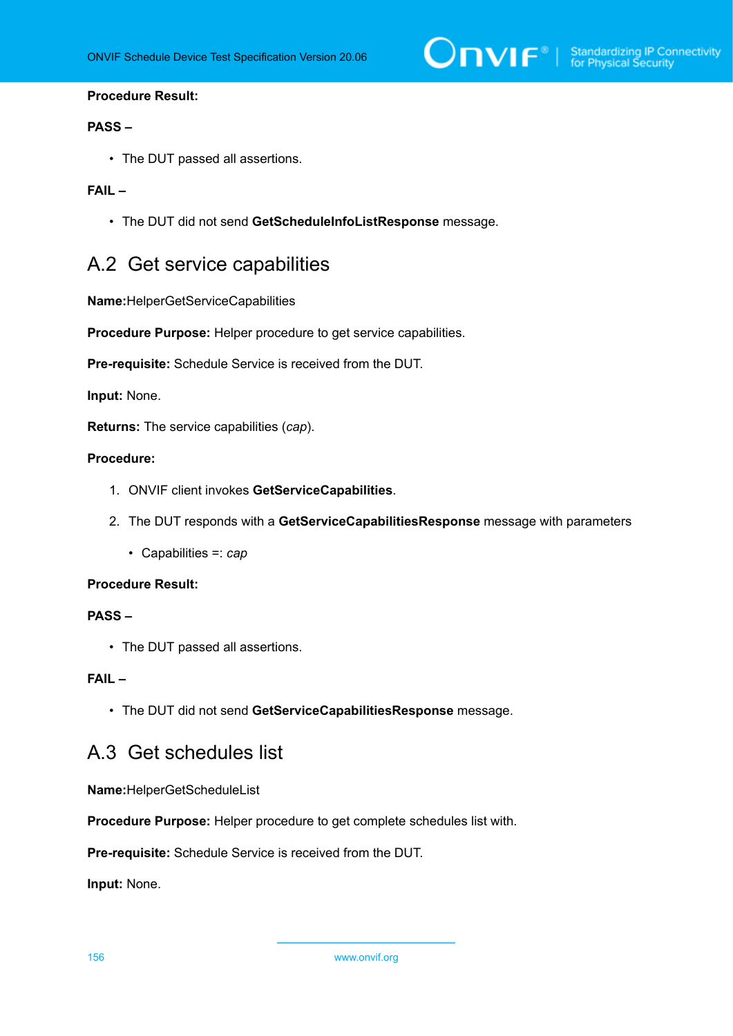**Procedure Result:**

**PASS –**

- The DUT passed all assertions.

**FAIL –**

- The DUT did not send **GetScheduleInfoListResponse** message.

## A.2 Get service capabilities

**Name:**HelperGetServiceCapabilities

**Procedure Purpose:** Helper procedure to get service capabilities.

**Pre-requisite:** Schedule Service is received from the DUT.

**Input:** None.

**Returns:** The service capabilities (*cap*).

**Procedure:**

1. ONVIF client invokes **GetServiceCapabilities**.
2. The DUT responds with a **GetServiceCapabilitiesResponse** message with parameters
   - Capabilities =: *cap*

**Procedure Result:**

**PASS –**

- The DUT passed all assertions.

**FAIL –**

- The DUT did not send **GetServiceCapabilitiesResponse** message.

## A.3 Get schedules list

**Name:**HelperGetScheduleList

**Procedure Purpose:** Helper procedure to get complete schedules list with.

**Pre-requisite:** Schedule Service is received from the DUT.

**Input:** None.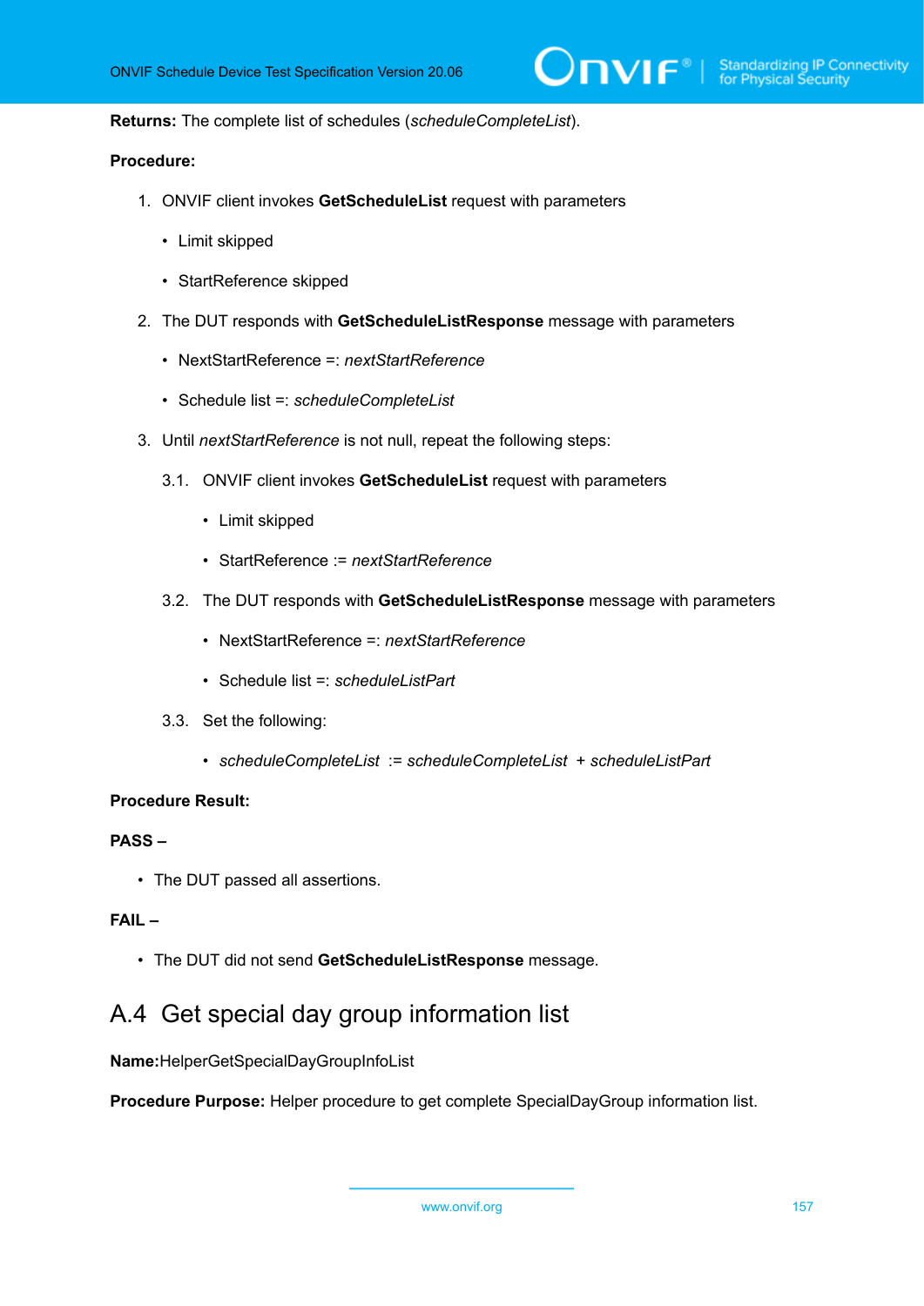**Returns:** The complete list of schedules (*scheduleCompleteList*).

**Procedure:**

1. ONVIF client invokes **GetScheduleList** request with parameters
   - Limit skipped
   - StartReference skipped
2. The DUT responds with **GetScheduleListResponse** message with parameters
   - NextStartReference =: *nextStartReference*
   - Schedule list =: *scheduleCompleteList*
3. Until *nextStartReference* is not null, repeat the following steps:

   3.1. ONVIF client invokes **GetScheduleList** request with parameters
   - Limit skipped
   - StartReference := *nextStartReference*

   3.2. The DUT responds with **GetScheduleListResponse** message with parameters
   - NextStartReference =: *nextStartReference*
   - Schedule list =: *scheduleListPart*

   3.3. Set the following:
   - *scheduleCompleteList* := *scheduleCompleteList* + *scheduleListPart*

**Procedure Result:**

**PASS –**

- The DUT passed all assertions.

**FAIL –**

- The DUT did not send **GetScheduleListResponse** message.

## A.4 Get special day group information list

**Name:**HelperGetSpecialDayGroupInfoList

**Procedure Purpose:** Helper procedure to get complete SpecialDayGroup information list.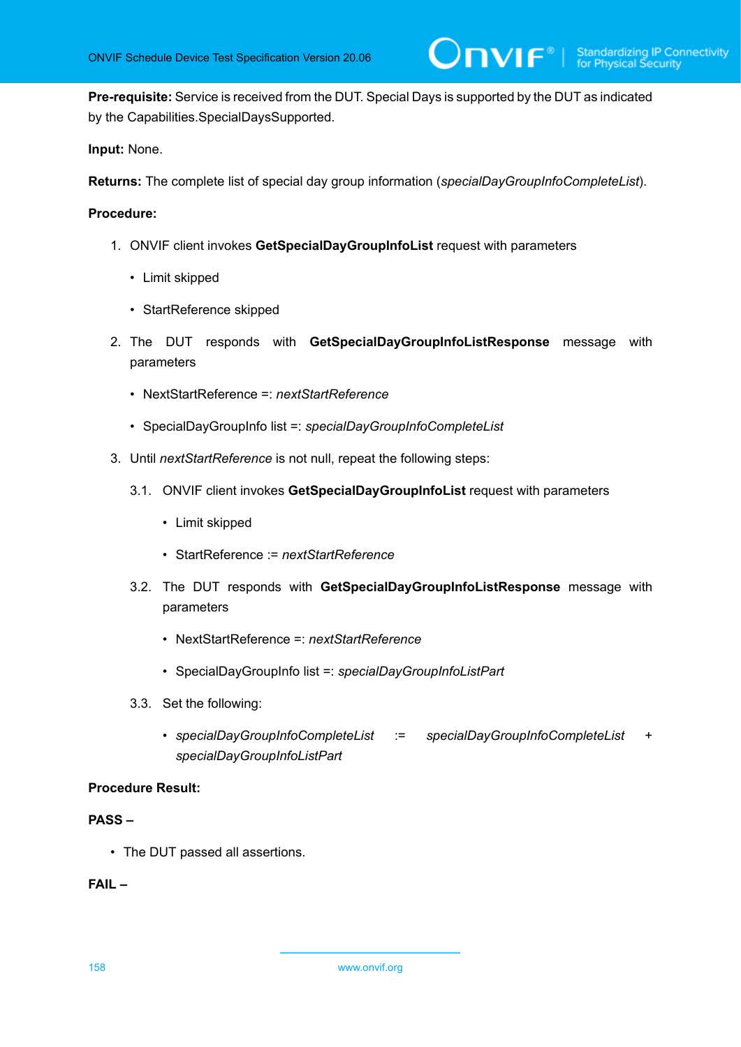**Pre-requisite:** Service is received from the DUT. Special Days is supported by the DUT as indicated by the Capabilities.SpecialDaysSupported.

**Input:** None.

**Returns:** The complete list of special day group information (*specialDayGroupInfoCompleteList*).

**Procedure:**

1. ONVIF client invokes **GetSpecialDayGroupInfoList** request with parameters
   - Limit skipped
   - StartReference skipped
2. The DUT responds with **GetSpecialDayGroupInfoListResponse** message with parameters
   - NextStartReference =: *nextStartReference*
   - SpecialDayGroupInfo list =: *specialDayGroupInfoCompleteList*
3. Until *nextStartReference* is not null, repeat the following steps:

   3.1. ONVIF client invokes **GetSpecialDayGroupInfoList** request with parameters
   - Limit skipped
   - StartReference := *nextStartReference*

   3.2. The DUT responds with **GetSpecialDayGroupInfoListResponse** message with parameters
   - NextStartReference =: *nextStartReference*
   - SpecialDayGroupInfo list =: *specialDayGroupInfoListPart*

   3.3. Set the following:
   - *specialDayGroupInfoCompleteList* := *specialDayGroupInfoCompleteList* + *specialDayGroupInfoListPart*

**Procedure Result:**

**PASS –**

- The DUT passed all assertions.

**FAIL –**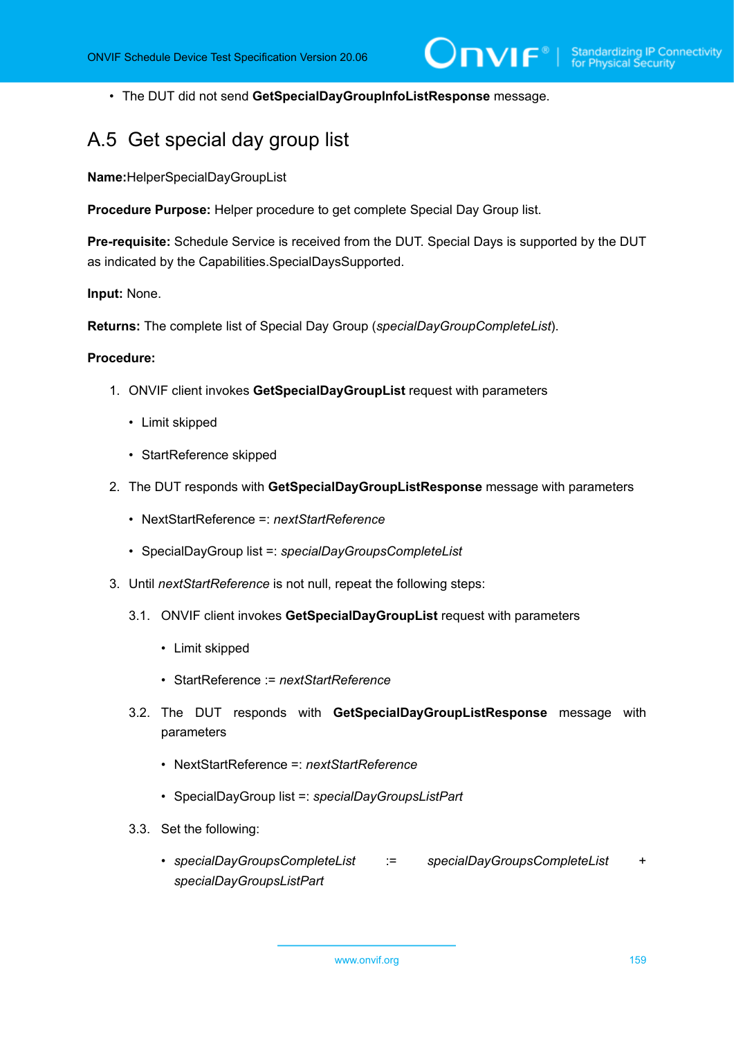- The DUT did not send **GetSpecialDayGroupInfoListResponse** message.

## A.5 Get special day group list

**Name:**HelperSpecialDayGroupList

**Procedure Purpose:** Helper procedure to get complete Special Day Group list.

**Pre-requisite:** Schedule Service is received from the DUT. Special Days is supported by the DUT as indicated by the Capabilities.SpecialDaysSupported.

**Input:** None.

**Returns:** The complete list of Special Day Group (*specialDayGroupCompleteList*).

**Procedure:**

1. ONVIF client invokes **GetSpecialDayGroupList** request with parameters
   - Limit skipped
   - StartReference skipped
2. The DUT responds with **GetSpecialDayGroupListResponse** message with parameters
   - NextStartReference =: *nextStartReference*
   - SpecialDayGroup list =: *specialDayGroupsCompleteList*
3. Until *nextStartReference* is not null, repeat the following steps:

   3.1. ONVIF client invokes **GetSpecialDayGroupList** request with parameters
   - Limit skipped
   - StartReference := *nextStartReference*

   3.2. The DUT responds with **GetSpecialDayGroupListResponse** message with parameters
   - NextStartReference =: *nextStartReference*
   - SpecialDayGroup list =: *specialDayGroupsListPart*

   3.3. Set the following:
   - *specialDayGroupsCompleteList* := *specialDayGroupsCompleteList* + *specialDayGroupsListPart*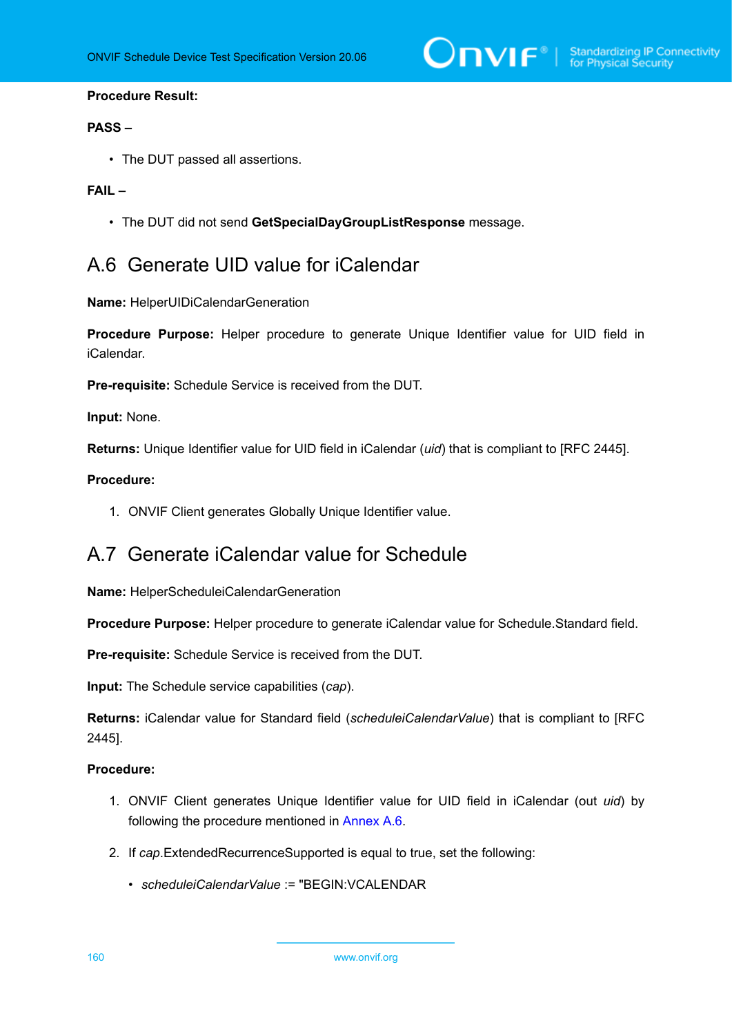**Procedure Result:**

**PASS –**

- The DUT passed all assertions.

**FAIL –**

- The DUT did not send **GetSpecialDayGroupListResponse** message.

## A.6 Generate UID value for iCalendar

**Name:** HelperUIDiCalendarGeneration

**Procedure Purpose:** Helper procedure to generate Unique Identifier value for UID field in iCalendar.

**Pre-requisite:** Schedule Service is received from the DUT.

**Input:** None.

**Returns:** Unique Identifier value for UID field in iCalendar (*uid*) that is compliant to [RFC 2445].

**Procedure:**

1. ONVIF Client generates Globally Unique Identifier value.

## A.7 Generate iCalendar value for Schedule

**Name:** HelperScheduleiCalendarGeneration

**Procedure Purpose:** Helper procedure to generate iCalendar value for Schedule.Standard field.

**Pre-requisite:** Schedule Service is received from the DUT.

**Input:** The Schedule service capabilities (*cap*).

**Returns:** iCalendar value for Standard field (*scheduleiCalendarValue*) that is compliant to [RFC 2445].

**Procedure:**

1. ONVIF Client generates Unique Identifier value for UID field in iCalendar (out *uid*) by following the procedure mentioned in Annex A.6.
2. If *cap*.ExtendedRecurrenceSupported is equal to true, set the following:
   - *scheduleiCalendarValue* := "BEGIN:VCALENDAR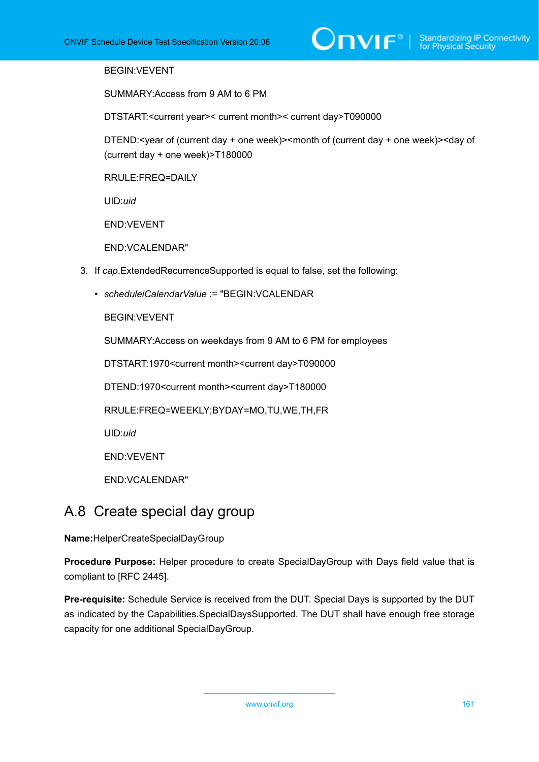BEGIN:VEVENT

SUMMARY:Access from 9 AM to 6 PM

DTSTART:<current year>< current month>< current day>T090000

DTEND:<year of (current day + one week)><month of (current day + one week)><day of (current day + one week)>T180000

RRULE:FREQ=DAILY

UID:*uid*

END:VEVENT

END:VCALENDAR"

3. If *cap*.ExtendedRecurrenceSupported is equal to false, set the following:

   - *scheduleiCalendarValue* := "BEGIN:VCALENDAR

     BEGIN:VEVENT

     SUMMARY:Access on weekdays from 9 AM to 6 PM for employees

     DTSTART:1970<current month><current day>T090000

     DTEND:1970<current month><current day>T180000

     RRULE:FREQ=WEEKLY;BYDAY=MO,TU,WE,TH,FR

     UID:*uid*

     END:VEVENT

     END:VCALENDAR"

## A.8 Create special day group

**Name:**HelperCreateSpecialDayGroup

**Procedure Purpose:** Helper procedure to create SpecialDayGroup with Days field value that is compliant to [RFC 2445].

**Pre-requisite:** Schedule Service is received from the DUT. Special Days is supported by the DUT as indicated by the Capabilities.SpecialDaysSupported. The DUT shall have enough free storage capacity for one additional SpecialDayGroup.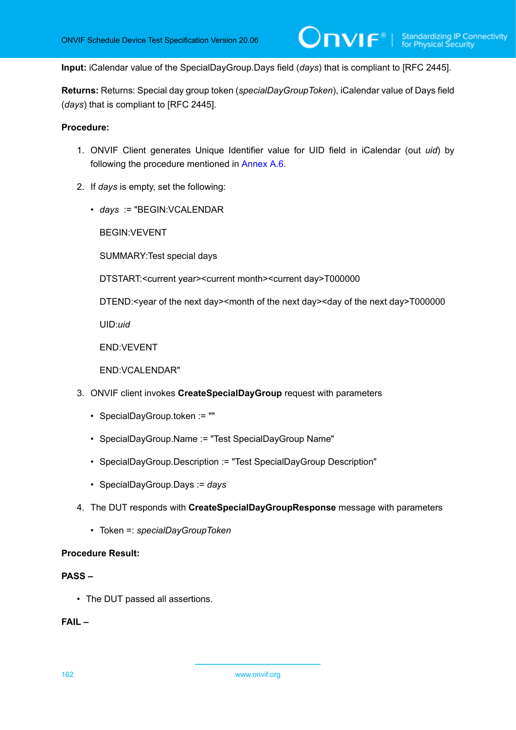**Input:** iCalendar value of the SpecialDayGroup.Days field (*days*) that is compliant to [RFC 2445].

**Returns:** Returns: Special day group token (*specialDayGroupToken*), iCalendar value of Days field (*days*) that is compliant to [RFC 2445].

**Procedure:**

1. ONVIF Client generates Unique Identifier value for UID field in iCalendar (out *uid*) by following the procedure mentioned in Annex A.6.
2. If *days* is empty, set the following:
   - *days* := "BEGIN:VCALENDAR

     BEGIN:VEVENT

     SUMMARY:Test special days

     DTSTART:<current year><current month><current day>T000000

     DTEND:<year of the next day><month of the next day><day of the next day>T000000

     UID:*uid*

     END:VEVENT

     END:VCALENDAR"
3. ONVIF client invokes **CreateSpecialDayGroup** request with parameters
   - SpecialDayGroup.token := ""
   - SpecialDayGroup.Name := "Test SpecialDayGroup Name"
   - SpecialDayGroup.Description := "Test SpecialDayGroup Description"
   - SpecialDayGroup.Days := *days*
4. The DUT responds with **CreateSpecialDayGroupResponse** message with parameters
   - Token =: *specialDayGroupToken*

**Procedure Result:**

**PASS –**

- The DUT passed all assertions.

**FAIL –**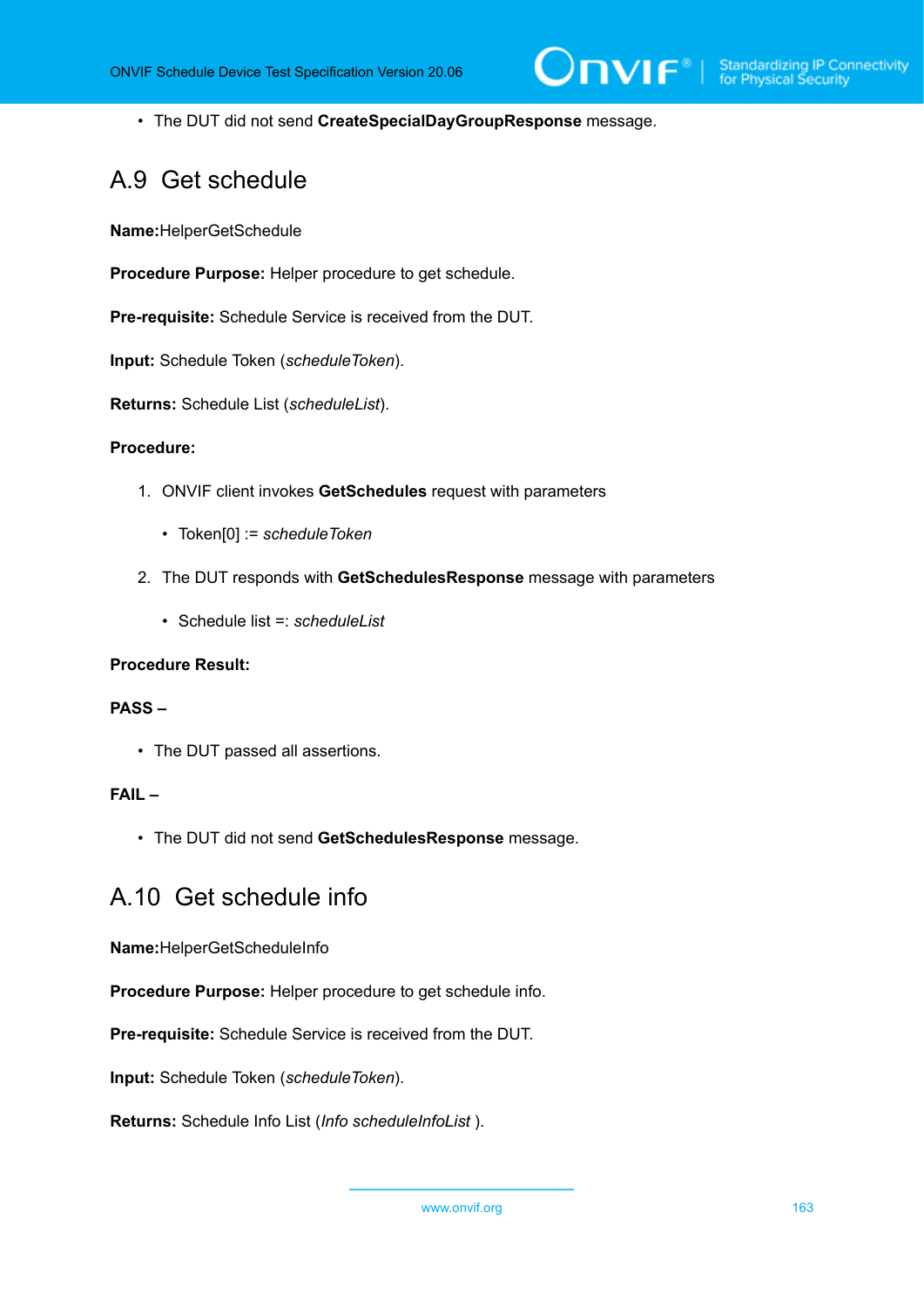- The DUT did not send **CreateSpecialDayGroupResponse** message.

## A.9 Get schedule

**Name:**HelperGetSchedule

**Procedure Purpose:** Helper procedure to get schedule.

**Pre-requisite:** Schedule Service is received from the DUT.

**Input:** Schedule Token (*scheduleToken*).

**Returns:** Schedule List (*scheduleList*).

**Procedure:**

1. ONVIF client invokes **GetSchedules** request with parameters
   - Token[0] := *scheduleToken*
2. The DUT responds with **GetSchedulesResponse** message with parameters
   - Schedule list =: *scheduleList*

**Procedure Result:**

**PASS –**

- The DUT passed all assertions.

**FAIL –**

- The DUT did not send **GetSchedulesResponse** message.

## A.10 Get schedule info

**Name:**HelperGetScheduleInfo

**Procedure Purpose:** Helper procedure to get schedule info.

**Pre-requisite:** Schedule Service is received from the DUT.

**Input:** Schedule Token (*scheduleToken*).

**Returns:** Schedule Info List (*Info scheduleInfoList* ).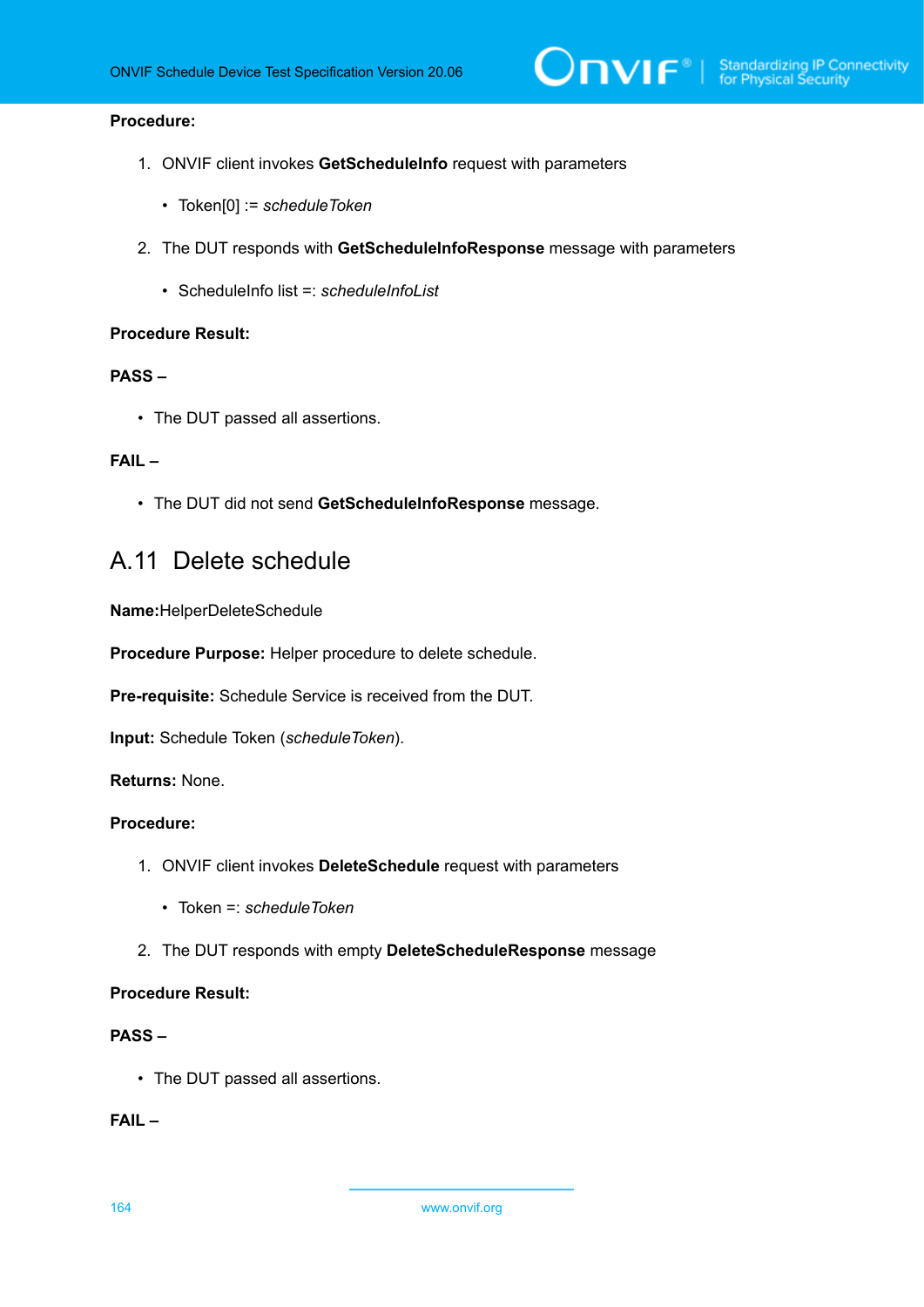**Procedure:**

1. ONVIF client invokes **GetScheduleInfo** request with parameters
   - Token[0] := *scheduleToken*
2. The DUT responds with **GetScheduleInfoResponse** message with parameters
   - ScheduleInfo list =: *scheduleInfoList*

**Procedure Result:**

**PASS –**

- The DUT passed all assertions.

**FAIL –**

- The DUT did not send **GetScheduleInfoResponse** message.

## A.11 Delete schedule

**Name:**HelperDeleteSchedule

**Procedure Purpose:** Helper procedure to delete schedule.

**Pre-requisite:** Schedule Service is received from the DUT.

**Input:** Schedule Token (*scheduleToken*).

**Returns:** None.

**Procedure:**

1. ONVIF client invokes **DeleteSchedule** request with parameters
   - Token =: *scheduleToken*
2. The DUT responds with empty **DeleteScheduleResponse** message

**Procedure Result:**

**PASS –**

- The DUT passed all assertions.

**FAIL –**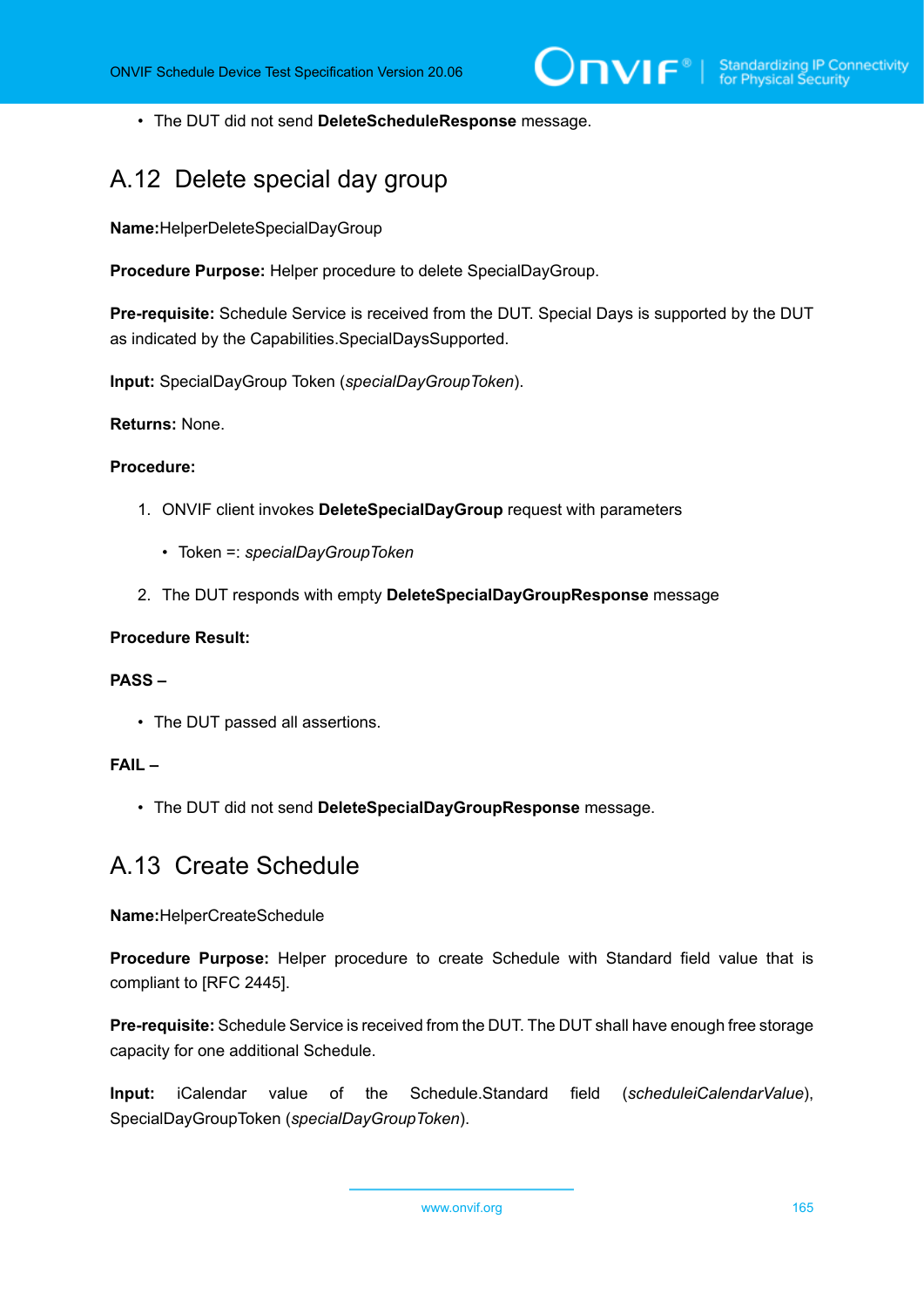- The DUT did not send **DeleteScheduleResponse** message.

## A.12 Delete special day group

**Name:**HelperDeleteSpecialDayGroup

**Procedure Purpose:** Helper procedure to delete SpecialDayGroup.

**Pre-requisite:** Schedule Service is received from the DUT. Special Days is supported by the DUT as indicated by the Capabilities.SpecialDaysSupported.

**Input:** SpecialDayGroup Token (*specialDayGroupToken*).

**Returns:** None.

**Procedure:**

1. ONVIF client invokes **DeleteSpecialDayGroup** request with parameters
   - Token =: *specialDayGroupToken*
2. The DUT responds with empty **DeleteSpecialDayGroupResponse** message

**Procedure Result:**

**PASS –**

- The DUT passed all assertions.

**FAIL –**

- The DUT did not send **DeleteSpecialDayGroupResponse** message.

## A.13 Create Schedule

**Name:**HelperCreateSchedule

**Procedure Purpose:** Helper procedure to create Schedule with Standard field value that is compliant to [RFC 2445].

**Pre-requisite:** Schedule Service is received from the DUT. The DUT shall have enough free storage capacity for one additional Schedule.

**Input:** iCalendar value of the Schedule.Standard field (*scheduleiCalendarValue*), SpecialDayGroupToken (*specialDayGroupToken*).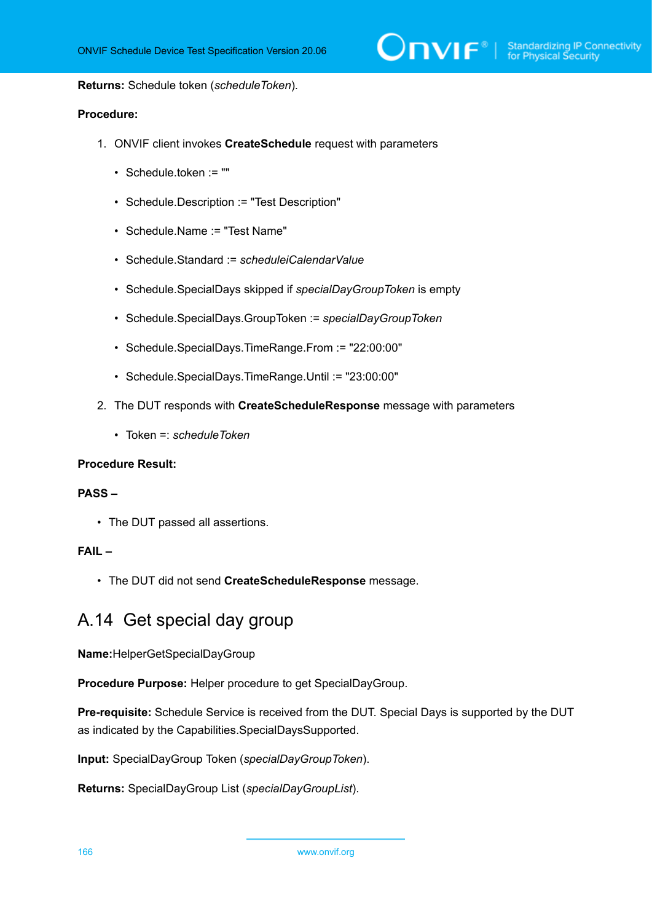**Returns:** Schedule token (*scheduleToken*).

**Procedure:**

1. ONVIF client invokes **CreateSchedule** request with parameters
   - Schedule.token := ""
   - Schedule.Description := "Test Description"
   - Schedule.Name := "Test Name"
   - Schedule.Standard := *scheduleiCalendarValue*
   - Schedule.SpecialDays skipped if *specialDayGroupToken* is empty
   - Schedule.SpecialDays.GroupToken := *specialDayGroupToken*
   - Schedule.SpecialDays.TimeRange.From := "22:00:00"
   - Schedule.SpecialDays.TimeRange.Until := "23:00:00"
2. The DUT responds with **CreateScheduleResponse** message with parameters
   - Token =: *scheduleToken*

**Procedure Result:**

**PASS –**

- The DUT passed all assertions.

**FAIL –**

- The DUT did not send **CreateScheduleResponse** message.

## A.14 Get special day group

**Name:**HelperGetSpecialDayGroup

**Procedure Purpose:** Helper procedure to get SpecialDayGroup.

**Pre-requisite:** Schedule Service is received from the DUT. Special Days is supported by the DUT as indicated by the Capabilities.SpecialDaysSupported.

**Input:** SpecialDayGroup Token (*specialDayGroupToken*).

**Returns:** SpecialDayGroup List (*specialDayGroupList*).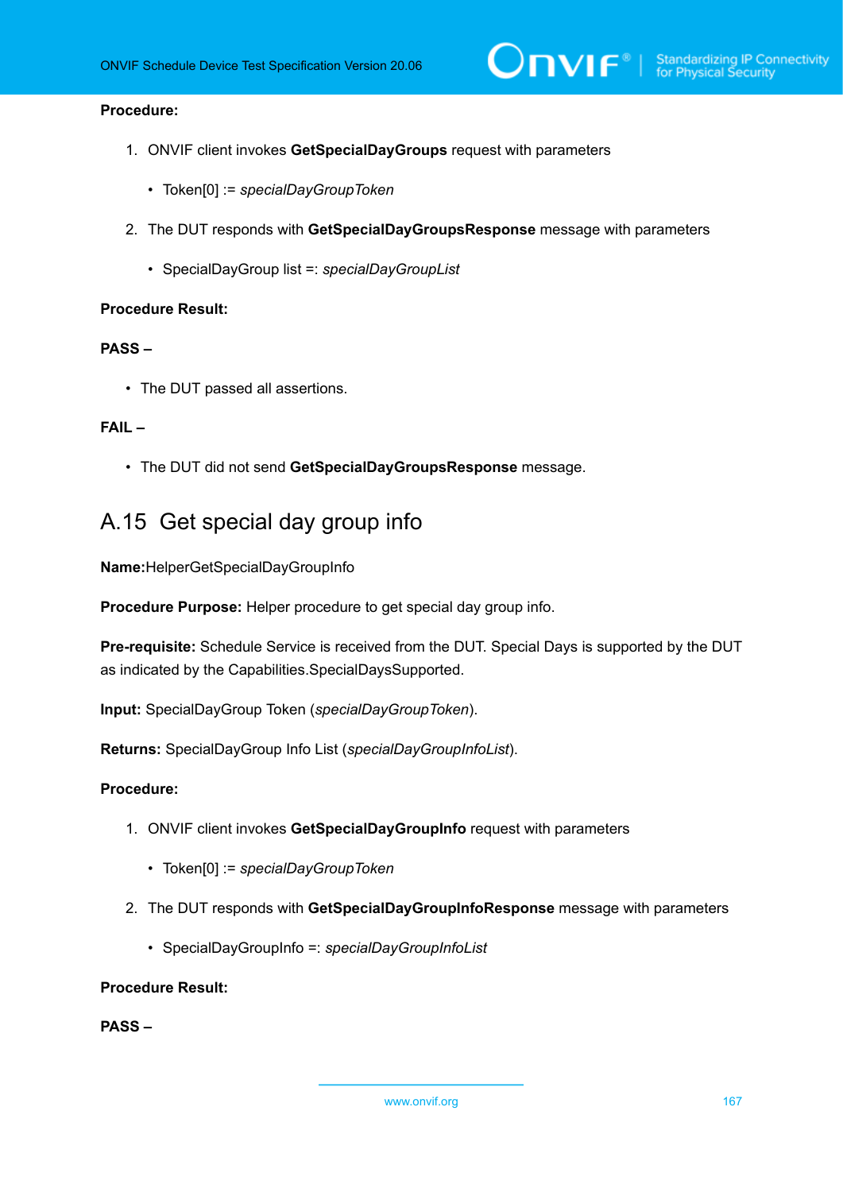**Procedure:**

1. ONVIF client invokes **GetSpecialDayGroups** request with parameters
   - Token[0] := *specialDayGroupToken*
2. The DUT responds with **GetSpecialDayGroupsResponse** message with parameters
   - SpecialDayGroup list =: *specialDayGroupList*

**Procedure Result:**

**PASS –**

- The DUT passed all assertions.

**FAIL –**

- The DUT did not send **GetSpecialDayGroupsResponse** message.

## A.15 Get special day group info

**Name:**HelperGetSpecialDayGroupInfo

**Procedure Purpose:** Helper procedure to get special day group info.

**Pre-requisite:** Schedule Service is received from the DUT. Special Days is supported by the DUT as indicated by the Capabilities.SpecialDaysSupported.

**Input:** SpecialDayGroup Token (*specialDayGroupToken*).

**Returns:** SpecialDayGroup Info List (*specialDayGroupInfoList*).

**Procedure:**

1. ONVIF client invokes **GetSpecialDayGroupInfo** request with parameters
   - Token[0] := *specialDayGroupToken*
2. The DUT responds with **GetSpecialDayGroupInfoResponse** message with parameters
   - SpecialDayGroupInfo =: *specialDayGroupInfoList*

**Procedure Result:**

**PASS –**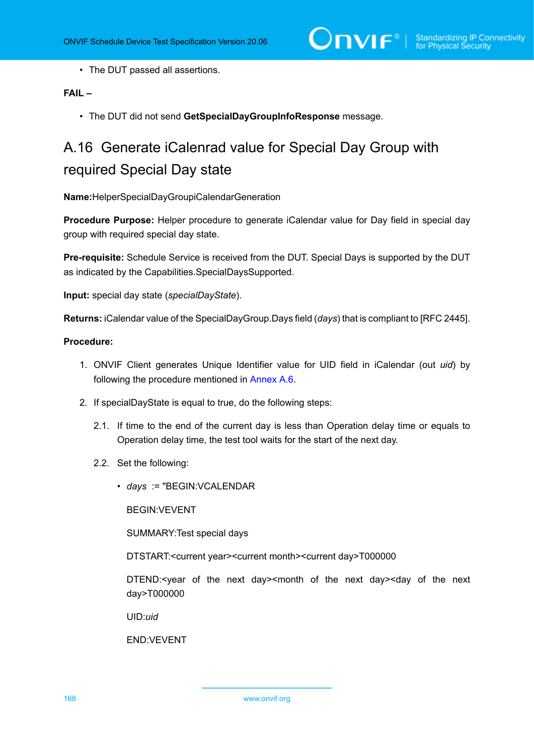- The DUT passed all assertions.

**FAIL –**

- The DUT did not send **GetSpecialDayGroupInfoResponse** message.

## A.16 Generate iCalenrad value for Special Day Group with required Special Day state

**Name:**HelperSpecialDayGroupiCalendarGeneration

**Procedure Purpose:** Helper procedure to generate iCalendar value for Day field in special day group with required special day state.

**Pre-requisite:** Schedule Service is received from the DUT. Special Days is supported by the DUT as indicated by the Capabilities.SpecialDaysSupported.

**Input:** special day state (*specialDayState*).

**Returns:** iCalendar value of the SpecialDayGroup.Days field (*days*) that is compliant to [RFC 2445].

**Procedure:**

1. ONVIF Client generates Unique Identifier value for UID field in iCalendar (out *uid*) by following the procedure mentioned in Annex A.6.
2. If specialDayState is equal to true, do the following steps:

   2.1. If time to the end of the current day is less than Operation delay time or equals to Operation delay time, the test tool waits for the start of the next day.

   2.2. Set the following:

   - *days* := "BEGIN:VCALENDAR

     BEGIN:VEVENT

     SUMMARY:Test special days

     DTSTART:<current year><current month><current day>T000000

     DTEND:<year of the next day><month of the next day><day of the next day>T000000

     UID:*uid*

     END:VEVENT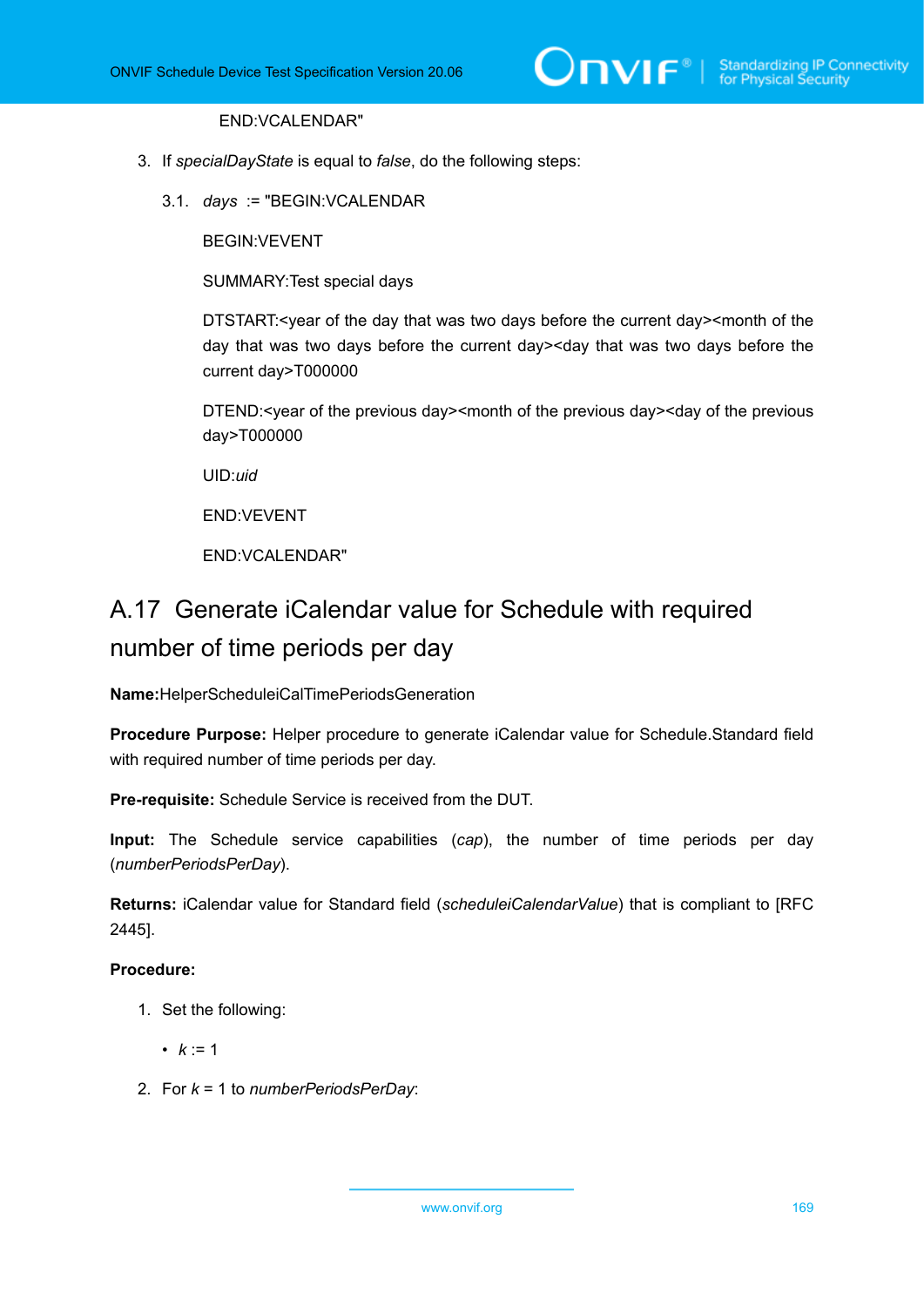END:VCALENDAR"

3. If *specialDayState* is equal to *false*, do the following steps:

   3.1. *days* := "BEGIN:VCALENDAR

   BEGIN:VEVENT

   SUMMARY:Test special days

   DTSTART:<year of the day that was two days before the current day><month of the day that was two days before the current day><day that was two days before the current day>T000000

   DTEND:<year of the previous day><month of the previous day><day of the previous day>T000000

   UID:*uid*

   END:VEVENT

   END:VCALENDAR"

## A.17 Generate iCalendar value for Schedule with required number of time periods per day

**Name:**HelperScheduleiCalTimePeriodsGeneration

**Procedure Purpose:** Helper procedure to generate iCalendar value for Schedule.Standard field with required number of time periods per day.

**Pre-requisite:** Schedule Service is received from the DUT.

**Input:** The Schedule service capabilities (*cap*), the number of time periods per day (*numberPeriodsPerDay*).

**Returns:** iCalendar value for Standard field (*scheduleiCalendarValue*) that is compliant to [RFC 2445].

**Procedure:**

1. Set the following:

   - *k* := 1

2. For *k* = 1 to *numberPeriodsPerDay*: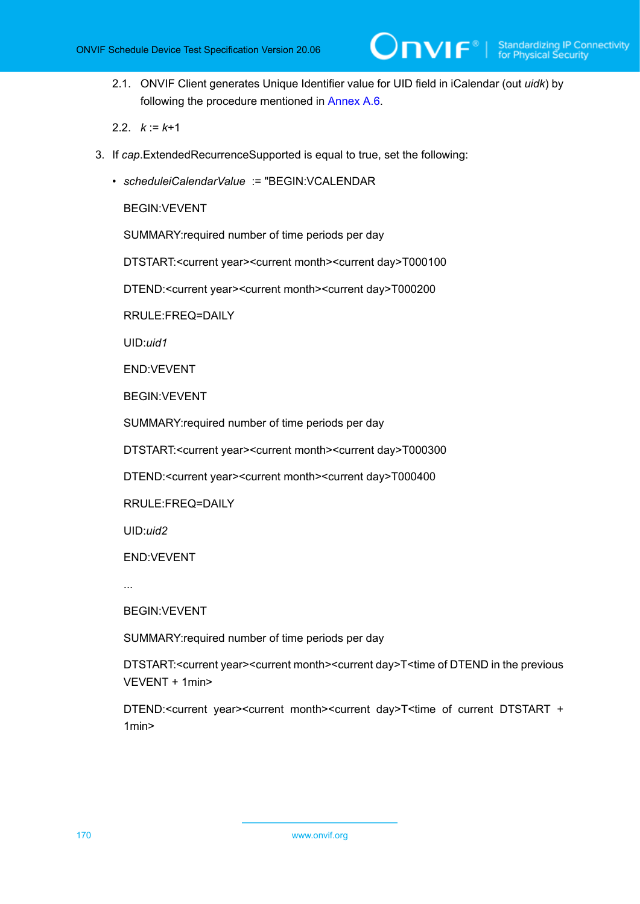2.1. ONVIF Client generates Unique Identifier value for UID field in iCalendar (out *uidk*) by following the procedure mentioned in Annex A.6.

2.2. *k* := *k*+1

3. If *cap*.ExtendedRecurrenceSupported is equal to true, set the following:

   - *scheduleiCalendarValue* := "BEGIN:VCALENDAR

     BEGIN:VEVENT

     SUMMARY:required number of time periods per day

     DTSTART:<current year><current month><current day>T000100

     DTEND:<current year><current month><current day>T000200

     RRULE:FREQ=DAILY

     UID:*uid1*

     END:VEVENT

     BEGIN:VEVENT

     SUMMARY:required number of time periods per day

     DTSTART:<current year><current month><current day>T000300

     DTEND:<current year><current month><current day>T000400

     RRULE:FREQ=DAILY

     UID:*uid2*

     END:VEVENT

     ...

     BEGIN:VEVENT

     SUMMARY:required number of time periods per day

     DTSTART:<current year><current month><current day>T<time of DTEND in the previous VEVENT + 1min>

     DTEND:<current year><current month><current day>T<time of current DTSTART + 1min>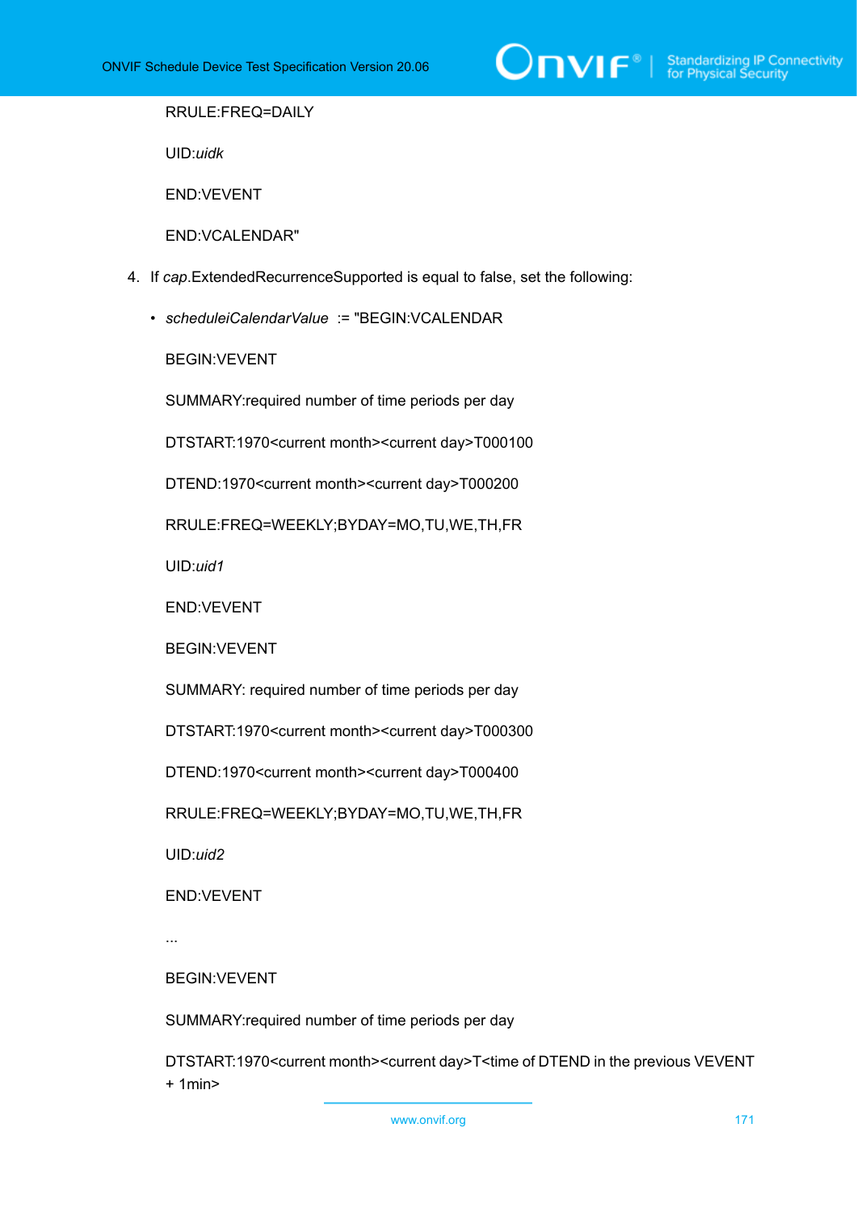RRULE:FREQ=DAILY

UID:*uidk*

END:VEVENT

END:VCALENDAR"

4. If *cap*.ExtendedRecurrenceSupported is equal to false, set the following:

   - *scheduleiCalendarValue* := "BEGIN:VCALENDAR

     BEGIN:VEVENT

     SUMMARY:required number of time periods per day

     DTSTART:1970<current month><current day>T000100

     DTEND:1970<current month><current day>T000200

     RRULE:FREQ=WEEKLY;BYDAY=MO,TU,WE,TH,FR

     UID:*uid1*

     END:VEVENT

     BEGIN:VEVENT

     SUMMARY: required number of time periods per day

     DTSTART:1970<current month><current day>T000300

     DTEND:1970<current month><current day>T000400

     RRULE:FREQ=WEEKLY;BYDAY=MO,TU,WE,TH,FR

     UID:*uid2*

     END:VEVENT

     ...

     BEGIN:VEVENT

     SUMMARY:required number of time periods per day

     DTSTART:1970<current month><current day>T<time of DTEND in the previous VEVENT + 1min>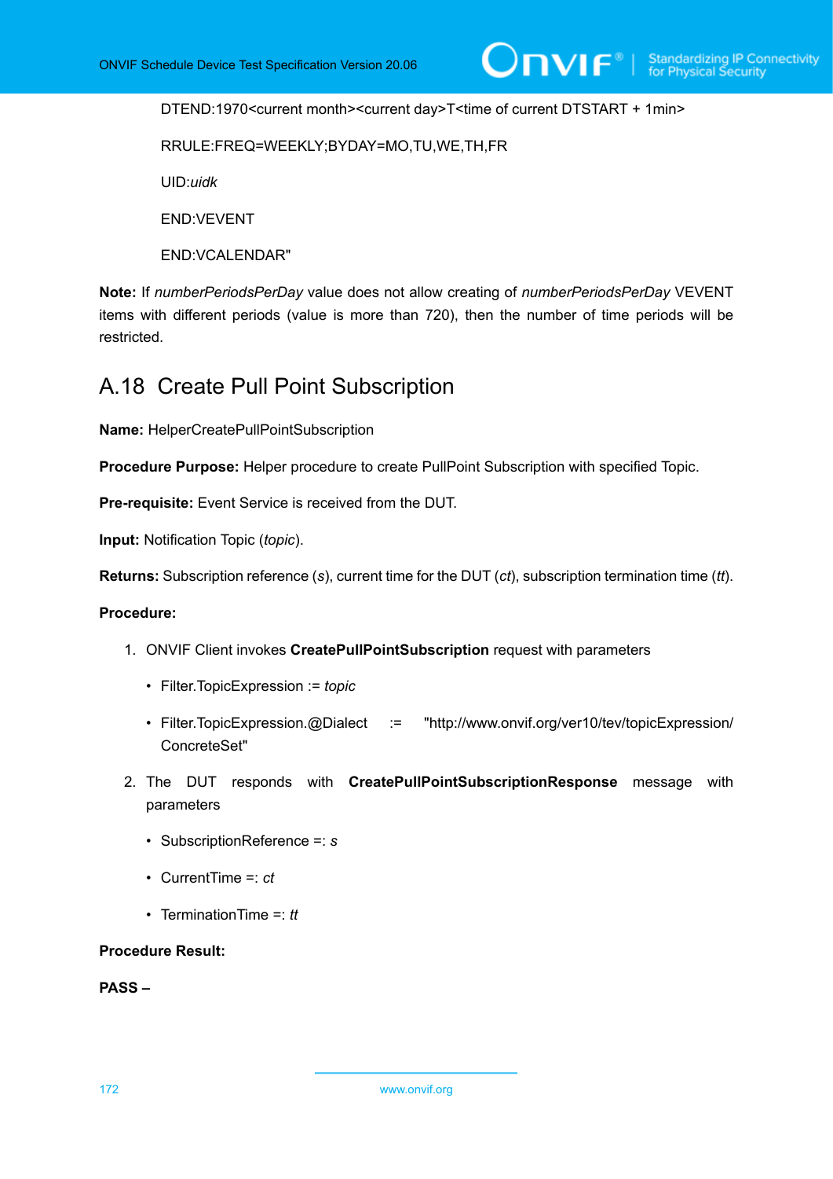DTEND:1970<current month><current day>T<time of current DTSTART + 1min>

RRULE:FREQ=WEEKLY;BYDAY=MO,TU,WE,TH,FR

UID:*uidk*

END:VEVENT

END:VCALENDAR"

**Note:** If *numberPeriodsPerDay* value does not allow creating of *numberPeriodsPerDay* VEVENT items with different periods (value is more than 720), then the number of time periods will be restricted.

## A.18 Create Pull Point Subscription

**Name:** HelperCreatePullPointSubscription

**Procedure Purpose:** Helper procedure to create PullPoint Subscription with specified Topic.

**Pre-requisite:** Event Service is received from the DUT.

**Input:** Notification Topic (*topic*).

**Returns:** Subscription reference (*s*), current time for the DUT (*ct*), subscription termination time (*tt*).

**Procedure:**

1. ONVIF Client invokes **CreatePullPointSubscription** request with parameters
   - Filter.TopicExpression := *topic*
   - Filter.TopicExpression.@Dialect := "http://www.onvif.org/ver10/tev/topicExpression/ConcreteSet"
2. The DUT responds with **CreatePullPointSubscriptionResponse** message with parameters
   - SubscriptionReference =: *s*
   - CurrentTime =: *ct*
   - TerminationTime =: *tt*

**Procedure Result:**

**PASS –**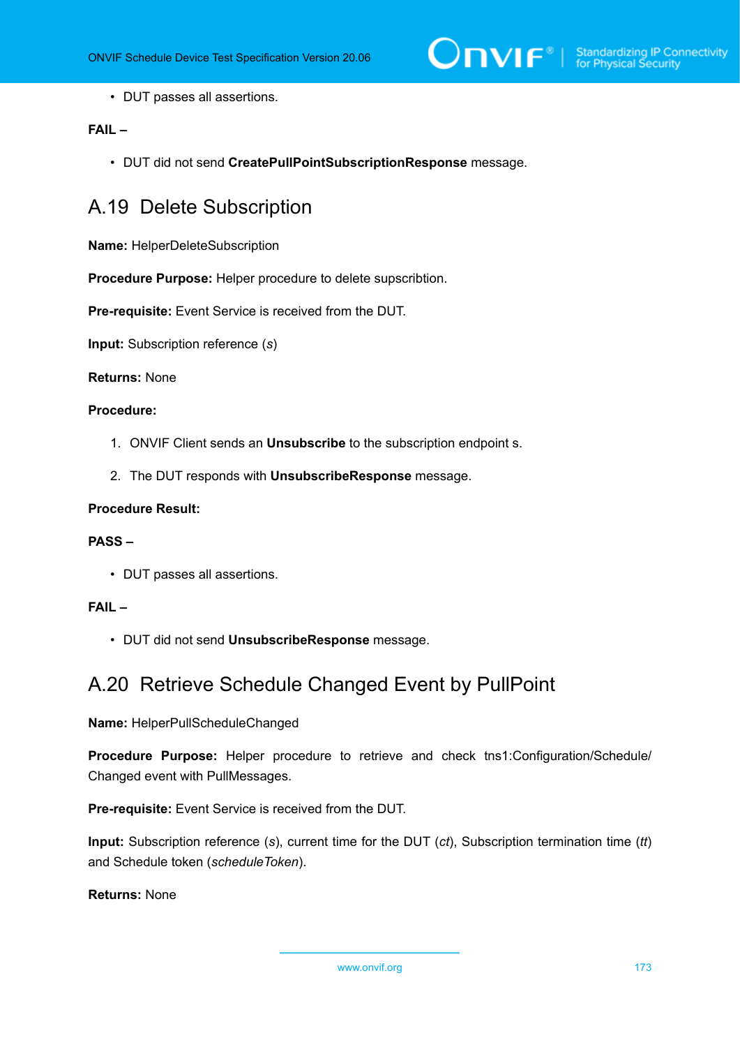- DUT passes all assertions.

**FAIL –**

- DUT did not send **CreatePullPointSubscriptionResponse** message.

## A.19 Delete Subscription

**Name:** HelperDeleteSubscription

**Procedure Purpose:** Helper procedure to delete supscribtion.

**Pre-requisite:** Event Service is received from the DUT.

**Input:** Subscription reference (*s*)

**Returns:** None

**Procedure:**

1. ONVIF Client sends an **Unsubscribe** to the subscription endpoint s.
2. The DUT responds with **UnsubscribeResponse** message.

**Procedure Result:**

**PASS –**

- DUT passes all assertions.

**FAIL –**

- DUT did not send **UnsubscribeResponse** message.

## A.20 Retrieve Schedule Changed Event by PullPoint

**Name:** HelperPullScheduleChanged

**Procedure Purpose:** Helper procedure to retrieve and check tns1:Configuration/Schedule/Changed event with PullMessages.

**Pre-requisite:** Event Service is received from the DUT.

**Input:** Subscription reference (*s*), current time for the DUT (*ct*), Subscription termination time (*tt*) and Schedule token (*scheduleToken*).

**Returns:** None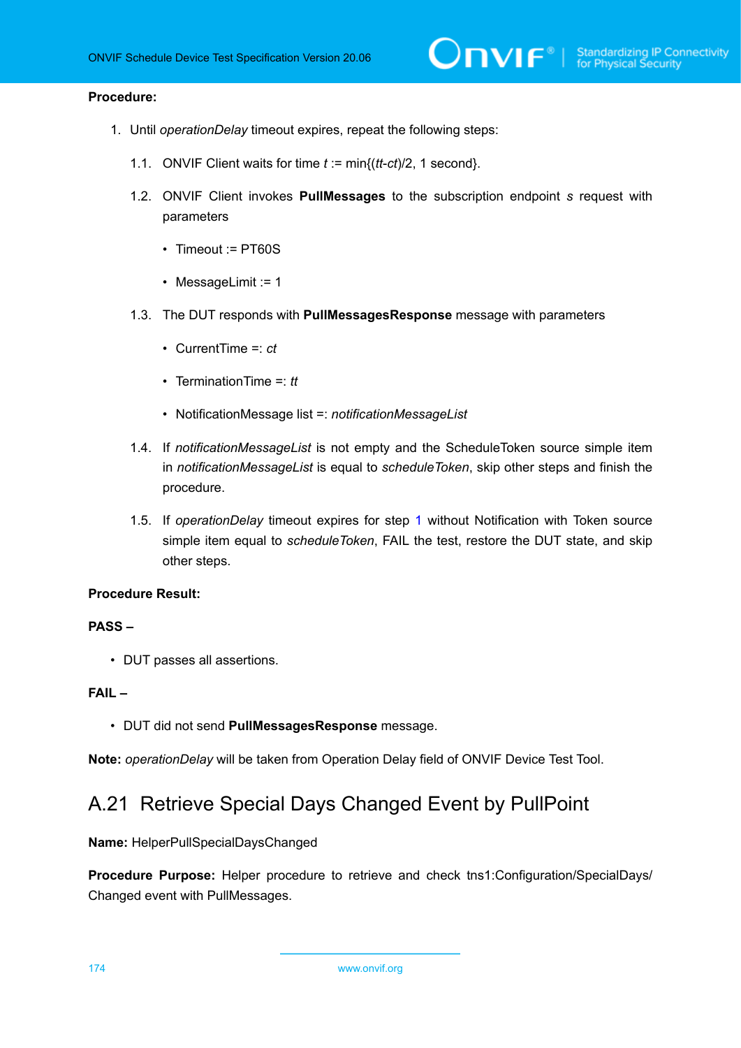**Procedure:**

1. Until *operationDelay* timeout expires, repeat the following steps:

   1.1. ONVIF Client waits for time *t* := min{(*tt*-*ct*)/2, 1 second}.

   1.2. ONVIF Client invokes **PullMessages** to the subscription endpoint *s* request with parameters

   - Timeout := PT60S
   - MessageLimit := 1

   1.3. The DUT responds with **PullMessagesResponse** message with parameters

   - CurrentTime =: *ct*
   - TerminationTime =: *tt*
   - NotificationMessage list =: *notificationMessageList*

   1.4. If *notificationMessageList* is not empty and the ScheduleToken source simple item in *notificationMessageList* is equal to *scheduleToken*, skip other steps and finish the procedure.

   1.5. If *operationDelay* timeout expires for step 1 without Notification with Token source simple item equal to *scheduleToken*, FAIL the test, restore the DUT state, and skip other steps.

**Procedure Result:**

**PASS –**

- DUT passes all assertions.

**FAIL –**

- DUT did not send **PullMessagesResponse** message.

**Note:** *operationDelay* will be taken from Operation Delay field of ONVIF Device Test Tool.

## A.21 Retrieve Special Days Changed Event by PullPoint

**Name:** HelperPullSpecialDaysChanged

**Procedure Purpose:** Helper procedure to retrieve and check tns1:Configuration/SpecialDays/Changed event with PullMessages.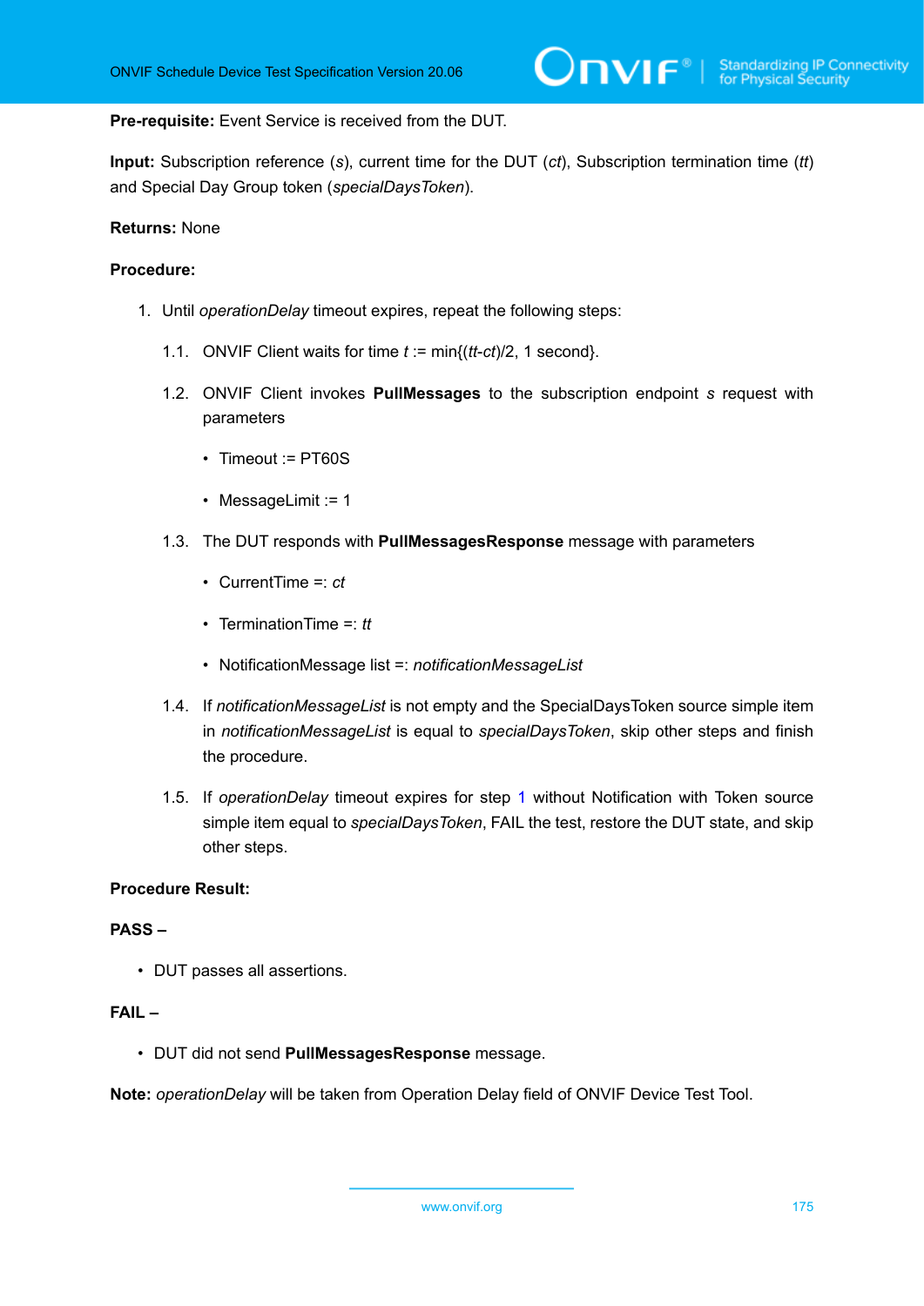**Pre-requisite:** Event Service is received from the DUT.

**Input:** Subscription reference (*s*), current time for the DUT (*ct*), Subscription termination time (*tt*) and Special Day Group token (*specialDaysToken*).

**Returns:** None

**Procedure:**

1. Until *operationDelay* timeout expires, repeat the following steps:

   1.1. ONVIF Client waits for time *t* := min{(*tt*-*ct*)/2, 1 second}.

   1.2. ONVIF Client invokes **PullMessages** to the subscription endpoint *s* request with parameters

   - Timeout := PT60S
   - MessageLimit := 1

   1.3. The DUT responds with **PullMessagesResponse** message with parameters

   - CurrentTime =: *ct*
   - TerminationTime =: *tt*
   - NotificationMessage list =: *notificationMessageList*

   1.4. If *notificationMessageList* is not empty and the SpecialDaysToken source simple item in *notificationMessageList* is equal to *specialDaysToken*, skip other steps and finish the procedure.

   1.5. If *operationDelay* timeout expires for step 1 without Notification with Token source simple item equal to *specialDaysToken*, FAIL the test, restore the DUT state, and skip other steps.

**Procedure Result:**

**PASS –**

- DUT passes all assertions.

**FAIL –**

- DUT did not send **PullMessagesResponse** message.

**Note:** *operationDelay* will be taken from Operation Delay field of ONVIF Device Test Tool.